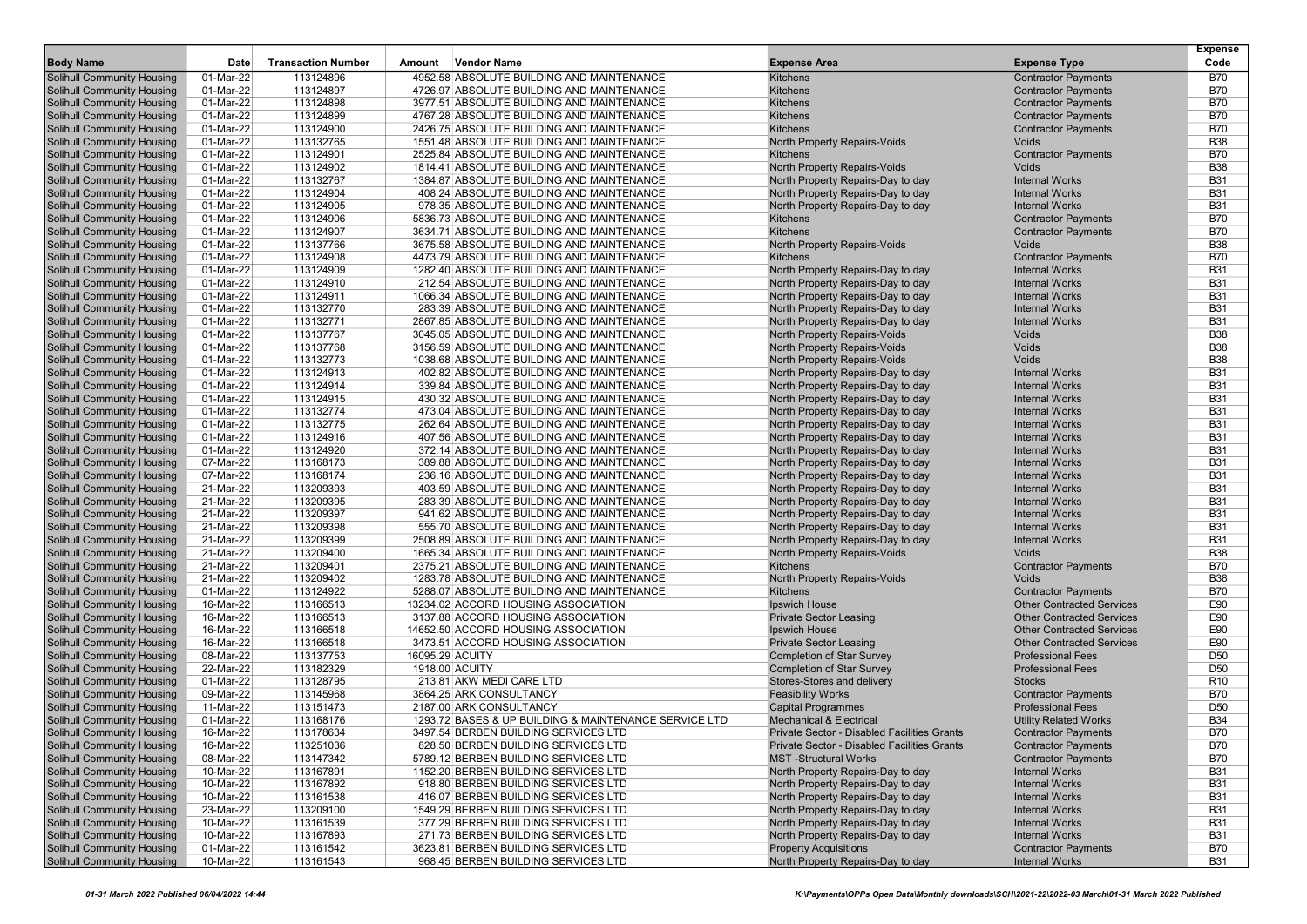| Body Name | Date | Transaction Number | Amount | Vendor Name | Expense Area | Expense Type | Expense Code |
|---|---|---|---|---|---|---|---|
| Solihull Community Housing | 01-Mar-22 | 113124896 | 4952.58 | ABSOLUTE BUILDING AND MAINTENANCE | Kitchens | Contractor Payments | B70 |
| Solihull Community Housing | 01-Mar-22 | 113124897 | 4726.97 | ABSOLUTE BUILDING AND MAINTENANCE | Kitchens | Contractor Payments | B70 |
| Solihull Community Housing | 01-Mar-22 | 113124898 | 3977.51 | ABSOLUTE BUILDING AND MAINTENANCE | Kitchens | Contractor Payments | B70 |
| Solihull Community Housing | 01-Mar-22 | 113124899 | 4767.28 | ABSOLUTE BUILDING AND MAINTENANCE | Kitchens | Contractor Payments | B70 |
| Solihull Community Housing | 01-Mar-22 | 113124900 | 2426.75 | ABSOLUTE BUILDING AND MAINTENANCE | Kitchens | Contractor Payments | B70 |
| Solihull Community Housing | 01-Mar-22 | 113132765 | 1551.48 | ABSOLUTE BUILDING AND MAINTENANCE | North Property Repairs-Voids | Voids | B38 |
| Solihull Community Housing | 01-Mar-22 | 113124901 | 2525.84 | ABSOLUTE BUILDING AND MAINTENANCE | Kitchens | Contractor Payments | B70 |
| Solihull Community Housing | 01-Mar-22 | 113124902 | 1814.41 | ABSOLUTE BUILDING AND MAINTENANCE | North Property Repairs-Voids | Voids | B38 |
| Solihull Community Housing | 01-Mar-22 | 113132767 | 1384.87 | ABSOLUTE BUILDING AND MAINTENANCE | North Property Repairs-Day to day | Internal Works | B31 |
| Solihull Community Housing | 01-Mar-22 | 113124904 | 408.24 | ABSOLUTE BUILDING AND MAINTENANCE | North Property Repairs-Day to day | Internal Works | B31 |
| Solihull Community Housing | 01-Mar-22 | 113124905 | 978.35 | ABSOLUTE BUILDING AND MAINTENANCE | North Property Repairs-Day to day | Internal Works | B31 |
| Solihull Community Housing | 01-Mar-22 | 113124906 | 5836.73 | ABSOLUTE BUILDING AND MAINTENANCE | Kitchens | Contractor Payments | B70 |
| Solihull Community Housing | 01-Mar-22 | 113124907 | 3634.71 | ABSOLUTE BUILDING AND MAINTENANCE | Kitchens | Contractor Payments | B70 |
| Solihull Community Housing | 01-Mar-22 | 113137766 | 3675.58 | ABSOLUTE BUILDING AND MAINTENANCE | North Property Repairs-Voids | Voids | B38 |
| Solihull Community Housing | 01-Mar-22 | 113124908 | 4473.79 | ABSOLUTE BUILDING AND MAINTENANCE | Kitchens | Contractor Payments | B70 |
| Solihull Community Housing | 01-Mar-22 | 113124909 | 1282.40 | ABSOLUTE BUILDING AND MAINTENANCE | North Property Repairs-Day to day | Internal Works | B31 |
| Solihull Community Housing | 01-Mar-22 | 113124910 | 212.54 | ABSOLUTE BUILDING AND MAINTENANCE | North Property Repairs-Day to day | Internal Works | B31 |
| Solihull Community Housing | 01-Mar-22 | 113124911 | 1066.34 | ABSOLUTE BUILDING AND MAINTENANCE | North Property Repairs-Day to day | Internal Works | B31 |
| Solihull Community Housing | 01-Mar-22 | 113132770 | 283.39 | ABSOLUTE BUILDING AND MAINTENANCE | North Property Repairs-Day to day | Internal Works | B31 |
| Solihull Community Housing | 01-Mar-22 | 113132771 | 2867.85 | ABSOLUTE BUILDING AND MAINTENANCE | North Property Repairs-Day to day | Internal Works | B31 |
| Solihull Community Housing | 01-Mar-22 | 113137767 | 3045.05 | ABSOLUTE BUILDING AND MAINTENANCE | North Property Repairs-Voids | Voids | B38 |
| Solihull Community Housing | 01-Mar-22 | 113137768 | 3156.59 | ABSOLUTE BUILDING AND MAINTENANCE | North Property Repairs-Voids | Voids | B38 |
| Solihull Community Housing | 01-Mar-22 | 113132773 | 1038.68 | ABSOLUTE BUILDING AND MAINTENANCE | North Property Repairs-Voids | Voids | B38 |
| Solihull Community Housing | 01-Mar-22 | 113124913 | 402.82 | ABSOLUTE BUILDING AND MAINTENANCE | North Property Repairs-Day to day | Internal Works | B31 |
| Solihull Community Housing | 01-Mar-22 | 113124914 | 339.84 | ABSOLUTE BUILDING AND MAINTENANCE | North Property Repairs-Day to day | Internal Works | B31 |
| Solihull Community Housing | 01-Mar-22 | 113124915 | 430.32 | ABSOLUTE BUILDING AND MAINTENANCE | North Property Repairs-Day to day | Internal Works | B31 |
| Solihull Community Housing | 01-Mar-22 | 113132774 | 473.04 | ABSOLUTE BUILDING AND MAINTENANCE | North Property Repairs-Day to day | Internal Works | B31 |
| Solihull Community Housing | 01-Mar-22 | 113132775 | 262.64 | ABSOLUTE BUILDING AND MAINTENANCE | North Property Repairs-Day to day | Internal Works | B31 |
| Solihull Community Housing | 01-Mar-22 | 113124916 | 407.56 | ABSOLUTE BUILDING AND MAINTENANCE | North Property Repairs-Day to day | Internal Works | B31 |
| Solihull Community Housing | 01-Mar-22 | 113124920 | 372.14 | ABSOLUTE BUILDING AND MAINTENANCE | North Property Repairs-Day to day | Internal Works | B31 |
| Solihull Community Housing | 07-Mar-22 | 113168173 | 389.88 | ABSOLUTE BUILDING AND MAINTENANCE | North Property Repairs-Day to day | Internal Works | B31 |
| Solihull Community Housing | 07-Mar-22 | 113168174 | 236.16 | ABSOLUTE BUILDING AND MAINTENANCE | North Property Repairs-Day to day | Internal Works | B31 |
| Solihull Community Housing | 21-Mar-22 | 113209393 | 403.59 | ABSOLUTE BUILDING AND MAINTENANCE | North Property Repairs-Day to day | Internal Works | B31 |
| Solihull Community Housing | 21-Mar-22 | 113209395 | 283.39 | ABSOLUTE BUILDING AND MAINTENANCE | North Property Repairs-Day to day | Internal Works | B31 |
| Solihull Community Housing | 21-Mar-22 | 113209397 | 941.62 | ABSOLUTE BUILDING AND MAINTENANCE | North Property Repairs-Day to day | Internal Works | B31 |
| Solihull Community Housing | 21-Mar-22 | 113209398 | 555.70 | ABSOLUTE BUILDING AND MAINTENANCE | North Property Repairs-Day to day | Internal Works | B31 |
| Solihull Community Housing | 21-Mar-22 | 113209399 | 2508.89 | ABSOLUTE BUILDING AND MAINTENANCE | North Property Repairs-Day to day | Internal Works | B31 |
| Solihull Community Housing | 21-Mar-22 | 113209400 | 1665.34 | ABSOLUTE BUILDING AND MAINTENANCE | North Property Repairs-Voids | Voids | B38 |
| Solihull Community Housing | 21-Mar-22 | 113209401 | 2375.21 | ABSOLUTE BUILDING AND MAINTENANCE | Kitchens | Contractor Payments | B70 |
| Solihull Community Housing | 21-Mar-22 | 113209402 | 1283.78 | ABSOLUTE BUILDING AND MAINTENANCE | North Property Repairs-Voids | Voids | B38 |
| Solihull Community Housing | 01-Mar-22 | 113124922 | 5288.07 | ABSOLUTE BUILDING AND MAINTENANCE | Kitchens | Contractor Payments | B70 |
| Solihull Community Housing | 16-Mar-22 | 113166513 | 13234.02 | ACCORD HOUSING ASSOCIATION | Ipswich House | Other Contracted Services | E90 |
| Solihull Community Housing | 16-Mar-22 | 113166513 | 3137.88 | ACCORD HOUSING ASSOCIATION | Private Sector Leasing | Other Contracted Services | E90 |
| Solihull Community Housing | 16-Mar-22 | 113166518 | 14652.50 | ACCORD HOUSING ASSOCIATION | Ipswich House | Other Contracted Services | E90 |
| Solihull Community Housing | 16-Mar-22 | 113166518 | 3473.51 | ACCORD HOUSING ASSOCIATION | Private Sector Leasing | Other Contracted Services | E90 |
| Solihull Community Housing | 08-Mar-22 | 113137753 | 16095.29 | ACUITY | Completion of Star Survey | Professional Fees | D50 |
| Solihull Community Housing | 22-Mar-22 | 113182329 | 1918.00 | ACUITY | Completion of Star Survey | Professional Fees | D50 |
| Solihull Community Housing | 01-Mar-22 | 113128795 | 213.81 | AKW MEDI CARE LTD | Stores-Stores and delivery | Stocks | R10 |
| Solihull Community Housing | 09-Mar-22 | 113145968 | 3864.25 | ARK CONSULTANCY | Feasibility Works | Contractor Payments | B70 |
| Solihull Community Housing | 11-Mar-22 | 113151473 | 2187.00 | ARK CONSULTANCY | Capital Programmes | Professional Fees | D50 |
| Solihull Community Housing | 01-Mar-22 | 113168176 | 1293.72 | BASES & UP BUILDING & MAINTENANCE SERVICE LTD | Mechanical & Electrical | Utility Related Works | B34 |
| Solihull Community Housing | 16-Mar-22 | 113178634 | 3497.54 | BERBEN BUILDING SERVICES LTD | Private Sector - Disabled Facilities Grants | Contractor Payments | B70 |
| Solihull Community Housing | 16-Mar-22 | 113251036 | 828.50 | BERBEN BUILDING SERVICES LTD | Private Sector - Disabled Facilities Grants | Contractor Payments | B70 |
| Solihull Community Housing | 08-Mar-22 | 113147342 | 5789.12 | BERBEN BUILDING SERVICES LTD | MST -Structural Works | Contractor Payments | B70 |
| Solihull Community Housing | 10-Mar-22 | 113167891 | 1152.20 | BERBEN BUILDING SERVICES LTD | North Property Repairs-Day to day | Internal Works | B31 |
| Solihull Community Housing | 10-Mar-22 | 113167892 | 918.80 | BERBEN BUILDING SERVICES LTD | North Property Repairs-Day to day | Internal Works | B31 |
| Solihull Community Housing | 10-Mar-22 | 113161538 | 416.07 | BERBEN BUILDING SERVICES LTD | North Property Repairs-Day to day | Internal Works | B31 |
| Solihull Community Housing | 23-Mar-22 | 113209100 | 1549.29 | BERBEN BUILDING SERVICES LTD | North Property Repairs-Day to day | Internal Works | B31 |
| Solihull Community Housing | 10-Mar-22 | 113161539 | 377.29 | BERBEN BUILDING SERVICES LTD | North Property Repairs-Day to day | Internal Works | B31 |
| Solihull Community Housing | 10-Mar-22 | 113167893 | 271.73 | BERBEN BUILDING SERVICES LTD | North Property Repairs-Day to day | Internal Works | B31 |
| Solihull Community Housing | 01-Mar-22 | 113161542 | 3623.81 | BERBEN BUILDING SERVICES LTD | Property Acquisitions | Contractor Payments | B70 |
| Solihull Community Housing | 10-Mar-22 | 113161543 | 968.45 | BERBEN BUILDING SERVICES LTD | North Property Repairs-Day to day | Internal Works | B31 |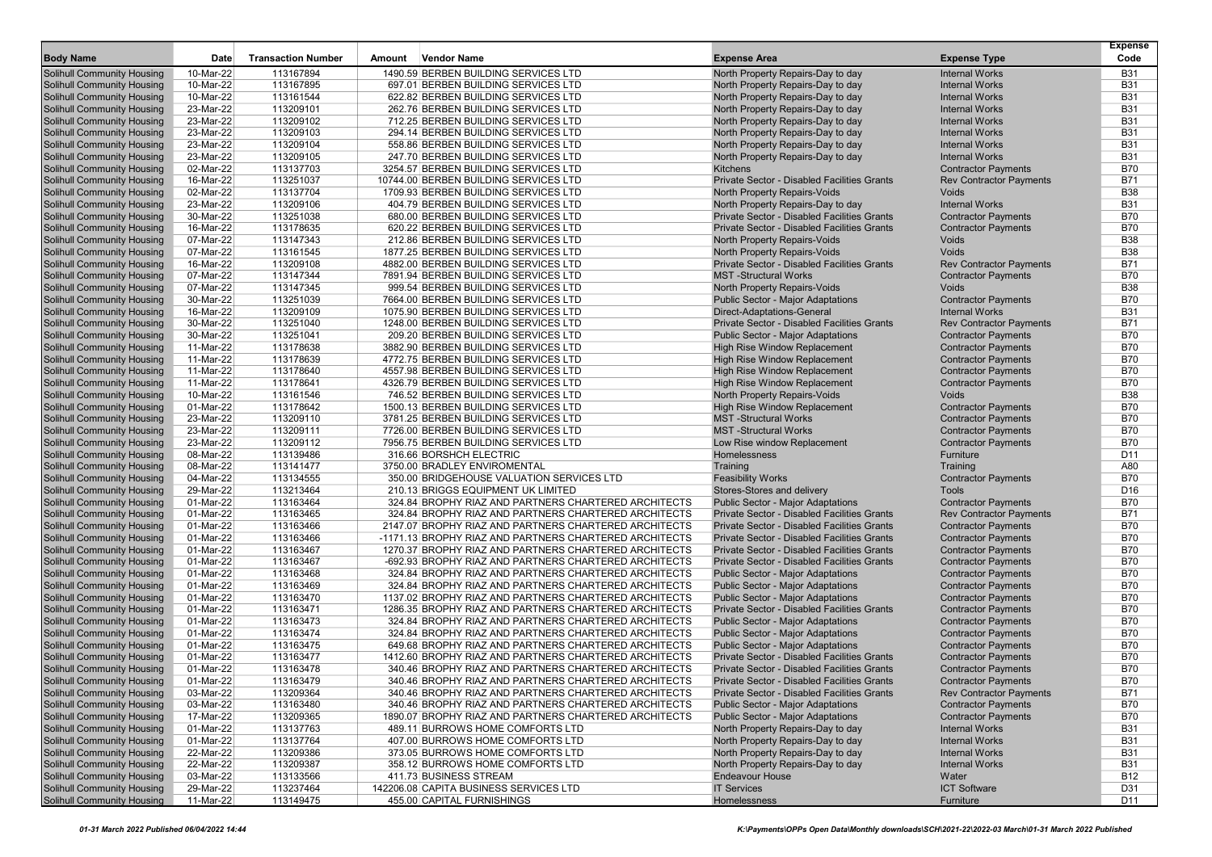| Body Name | Date | Transaction Number | Amount | Vendor Name | Expense Area | Expense Type | Expense Code |
|---|---|---|---|---|---|---|---|
| Solihull Community Housing | 10-Mar-22 | 113167894 | 1490.59 | BERBEN BUILDING SERVICES LTD | North Property Repairs-Day to day | Internal Works | B31 |
| Solihull Community Housing | 10-Mar-22 | 113167895 | 697.01 | BERBEN BUILDING SERVICES LTD | North Property Repairs-Day to day | Internal Works | B31 |
| Solihull Community Housing | 10-Mar-22 | 113161544 | 622.82 | BERBEN BUILDING SERVICES LTD | North Property Repairs-Day to day | Internal Works | B31 |
| Solihull Community Housing | 23-Mar-22 | 113209101 | 262.76 | BERBEN BUILDING SERVICES LTD | North Property Repairs-Day to day | Internal Works | B31 |
| Solihull Community Housing | 23-Mar-22 | 113209102 | 712.25 | BERBEN BUILDING SERVICES LTD | North Property Repairs-Day to day | Internal Works | B31 |
| Solihull Community Housing | 23-Mar-22 | 113209103 | 294.14 | BERBEN BUILDING SERVICES LTD | North Property Repairs-Day to day | Internal Works | B31 |
| Solihull Community Housing | 23-Mar-22 | 113209104 | 558.86 | BERBEN BUILDING SERVICES LTD | North Property Repairs-Day to day | Internal Works | B31 |
| Solihull Community Housing | 23-Mar-22 | 113209105 | 247.70 | BERBEN BUILDING SERVICES LTD | North Property Repairs-Day to day | Internal Works | B31 |
| Solihull Community Housing | 02-Mar-22 | 113137703 | 3254.57 | BERBEN BUILDING SERVICES LTD | Kitchens | Contractor Payments | B70 |
| Solihull Community Housing | 16-Mar-22 | 113251037 | 10744.00 | BERBEN BUILDING SERVICES LTD | Private Sector - Disabled Facilities Grants | Rev Contractor Payments | B71 |
| Solihull Community Housing | 02-Mar-22 | 113137704 | 1709.93 | BERBEN BUILDING SERVICES LTD | North Property Repairs-Voids | Voids | B38 |
| Solihull Community Housing | 23-Mar-22 | 113209106 | 404.79 | BERBEN BUILDING SERVICES LTD | North Property Repairs-Day to day | Internal Works | B31 |
| Solihull Community Housing | 30-Mar-22 | 113251038 | 680.00 | BERBEN BUILDING SERVICES LTD | Private Sector - Disabled Facilities Grants | Contractor Payments | B70 |
| Solihull Community Housing | 16-Mar-22 | 113178635 | 620.22 | BERBEN BUILDING SERVICES LTD | Private Sector - Disabled Facilities Grants | Contractor Payments | B70 |
| Solihull Community Housing | 07-Mar-22 | 113147343 | 212.86 | BERBEN BUILDING SERVICES LTD | North Property Repairs-Voids | Voids | B38 |
| Solihull Community Housing | 07-Mar-22 | 113161545 | 1877.25 | BERBEN BUILDING SERVICES LTD | North Property Repairs-Voids | Voids | B38 |
| Solihull Community Housing | 16-Mar-22 | 113209108 | 4882.00 | BERBEN BUILDING SERVICES LTD | Private Sector - Disabled Facilities Grants | Rev Contractor Payments | B71 |
| Solihull Community Housing | 07-Mar-22 | 113147344 | 7891.94 | BERBEN BUILDING SERVICES LTD | MST -Structural Works | Contractor Payments | B70 |
| Solihull Community Housing | 07-Mar-22 | 113147345 | 999.54 | BERBEN BUILDING SERVICES LTD | North Property Repairs-Voids | Voids | B38 |
| Solihull Community Housing | 30-Mar-22 | 113251039 | 7664.00 | BERBEN BUILDING SERVICES LTD | Public Sector - Major Adaptations | Contractor Payments | B70 |
| Solihull Community Housing | 16-Mar-22 | 113209109 | 1075.90 | BERBEN BUILDING SERVICES LTD | Direct-Adaptations-General | Internal Works | B31 |
| Solihull Community Housing | 30-Mar-22 | 113251040 | 1248.00 | BERBEN BUILDING SERVICES LTD | Private Sector - Disabled Facilities Grants | Rev Contractor Payments | B71 |
| Solihull Community Housing | 30-Mar-22 | 113251041 | 209.20 | BERBEN BUILDING SERVICES LTD | Public Sector - Major Adaptations | Contractor Payments | B70 |
| Solihull Community Housing | 11-Mar-22 | 113178638 | 3882.90 | BERBEN BUILDING SERVICES LTD | High Rise Window Replacement | Contractor Payments | B70 |
| Solihull Community Housing | 11-Mar-22 | 113178639 | 4772.75 | BERBEN BUILDING SERVICES LTD | High Rise Window Replacement | Contractor Payments | B70 |
| Solihull Community Housing | 11-Mar-22 | 113178640 | 4557.98 | BERBEN BUILDING SERVICES LTD | High Rise Window Replacement | Contractor Payments | B70 |
| Solihull Community Housing | 11-Mar-22 | 113178641 | 4326.79 | BERBEN BUILDING SERVICES LTD | High Rise Window Replacement | Contractor Payments | B70 |
| Solihull Community Housing | 10-Mar-22 | 113161546 | 746.52 | BERBEN BUILDING SERVICES LTD | North Property Repairs-Voids | Voids | B38 |
| Solihull Community Housing | 01-Mar-22 | 113178642 | 1500.13 | BERBEN BUILDING SERVICES LTD | High Rise Window Replacement | Contractor Payments | B70 |
| Solihull Community Housing | 23-Mar-22 | 113209110 | 3781.25 | BERBEN BUILDING SERVICES LTD | MST -Structural Works | Contractor Payments | B70 |
| Solihull Community Housing | 23-Mar-22 | 113209111 | 7726.00 | BERBEN BUILDING SERVICES LTD | MST -Structural Works | Contractor Payments | B70 |
| Solihull Community Housing | 23-Mar-22 | 113209112 | 7956.75 | BERBEN BUILDING SERVICES LTD | Low Rise window Replacement | Contractor Payments | B70 |
| Solihull Community Housing | 08-Mar-22 | 113139486 | 316.66 | BORSHCH ELECTRIC | Homelessness | Furniture | D11 |
| Solihull Community Housing | 08-Mar-22 | 113141477 | 3750.00 | BRADLEY ENVIROMENTAL | Training | Training | A80 |
| Solihull Community Housing | 04-Mar-22 | 113134555 | 350.00 | BRIDGEHOUSE VALUATION SERVICES LTD | Feasibility Works | Contractor Payments | B70 |
| Solihull Community Housing | 29-Mar-22 | 113213464 | 210.13 | BRIGGS EQUIPMENT UK LIMITED | Stores-Stores and delivery | Tools | D16 |
| Solihull Community Housing | 01-Mar-22 | 113163464 | 324.84 | BROPHY RIAZ AND PARTNERS CHARTERED ARCHITECTS | Public Sector - Major Adaptations | Contractor Payments | B70 |
| Solihull Community Housing | 01-Mar-22 | 113163465 | 324.84 | BROPHY RIAZ AND PARTNERS CHARTERED ARCHITECTS | Private Sector - Disabled Facilities Grants | Rev Contractor Payments | B71 |
| Solihull Community Housing | 01-Mar-22 | 113163466 | 2147.07 | BROPHY RIAZ AND PARTNERS CHARTERED ARCHITECTS | Private Sector - Disabled Facilities Grants | Contractor Payments | B70 |
| Solihull Community Housing | 01-Mar-22 | 113163466 | -1171.13 | BROPHY RIAZ AND PARTNERS CHARTERED ARCHITECTS | Private Sector - Disabled Facilities Grants | Contractor Payments | B70 |
| Solihull Community Housing | 01-Mar-22 | 113163467 | 1270.37 | BROPHY RIAZ AND PARTNERS CHARTERED ARCHITECTS | Private Sector - Disabled Facilities Grants | Contractor Payments | B70 |
| Solihull Community Housing | 01-Mar-22 | 113163467 | -692.93 | BROPHY RIAZ AND PARTNERS CHARTERED ARCHITECTS | Private Sector - Disabled Facilities Grants | Contractor Payments | B70 |
| Solihull Community Housing | 01-Mar-22 | 113163468 | 324.84 | BROPHY RIAZ AND PARTNERS CHARTERED ARCHITECTS | Public Sector - Major Adaptations | Contractor Payments | B70 |
| Solihull Community Housing | 01-Mar-22 | 113163469 | 324.84 | BROPHY RIAZ AND PARTNERS CHARTERED ARCHITECTS | Public Sector - Major Adaptations | Contractor Payments | B70 |
| Solihull Community Housing | 01-Mar-22 | 113163470 | 1137.02 | BROPHY RIAZ AND PARTNERS CHARTERED ARCHITECTS | Public Sector - Major Adaptations | Contractor Payments | B70 |
| Solihull Community Housing | 01-Mar-22 | 113163471 | 1286.35 | BROPHY RIAZ AND PARTNERS CHARTERED ARCHITECTS | Private Sector - Disabled Facilities Grants | Contractor Payments | B70 |
| Solihull Community Housing | 01-Mar-22 | 113163473 | 324.84 | BROPHY RIAZ AND PARTNERS CHARTERED ARCHITECTS | Public Sector - Major Adaptations | Contractor Payments | B70 |
| Solihull Community Housing | 01-Mar-22 | 113163474 | 324.84 | BROPHY RIAZ AND PARTNERS CHARTERED ARCHITECTS | Public Sector - Major Adaptations | Contractor Payments | B70 |
| Solihull Community Housing | 01-Mar-22 | 113163475 | 649.68 | BROPHY RIAZ AND PARTNERS CHARTERED ARCHITECTS | Public Sector - Major Adaptations | Contractor Payments | B70 |
| Solihull Community Housing | 01-Mar-22 | 113163477 | 1412.60 | BROPHY RIAZ AND PARTNERS CHARTERED ARCHITECTS | Private Sector - Disabled Facilities Grants | Contractor Payments | B70 |
| Solihull Community Housing | 01-Mar-22 | 113163478 | 340.46 | BROPHY RIAZ AND PARTNERS CHARTERED ARCHITECTS | Private Sector - Disabled Facilities Grants | Contractor Payments | B70 |
| Solihull Community Housing | 01-Mar-22 | 113163479 | 340.46 | BROPHY RIAZ AND PARTNERS CHARTERED ARCHITECTS | Private Sector - Disabled Facilities Grants | Contractor Payments | B70 |
| Solihull Community Housing | 03-Mar-22 | 113209364 | 340.46 | BROPHY RIAZ AND PARTNERS CHARTERED ARCHITECTS | Private Sector - Disabled Facilities Grants | Rev Contractor Payments | B71 |
| Solihull Community Housing | 03-Mar-22 | 113163480 | 340.46 | BROPHY RIAZ AND PARTNERS CHARTERED ARCHITECTS | Public Sector - Major Adaptations | Contractor Payments | B70 |
| Solihull Community Housing | 17-Mar-22 | 113209365 | 1890.07 | BROPHY RIAZ AND PARTNERS CHARTERED ARCHITECTS | Public Sector - Major Adaptations | Contractor Payments | B70 |
| Solihull Community Housing | 01-Mar-22 | 113137763 | 489.11 | BURROWS HOME COMFORTS LTD | North Property Repairs-Day to day | Internal Works | B31 |
| Solihull Community Housing | 01-Mar-22 | 113137764 | 407.00 | BURROWS HOME COMFORTS LTD | North Property Repairs-Day to day | Internal Works | B31 |
| Solihull Community Housing | 22-Mar-22 | 113209386 | 373.05 | BURROWS HOME COMFORTS LTD | North Property Repairs-Day to day | Internal Works | B31 |
| Solihull Community Housing | 22-Mar-22 | 113209387 | 358.12 | BURROWS HOME COMFORTS LTD | North Property Repairs-Day to day | Internal Works | B31 |
| Solihull Community Housing | 03-Mar-22 | 113133566 | 411.73 | BUSINESS STREAM | Endeavour House | Water | B12 |
| Solihull Community Housing | 29-Mar-22 | 113237464 | 142206.08 | CAPITA BUSINESS SERVICES LTD | IT Services | ICT Software | D31 |
| Solihull Community Housing | 11-Mar-22 | 113149475 | 455.00 | CAPITAL FURNISHINGS | Homelessness | Furniture | D11 |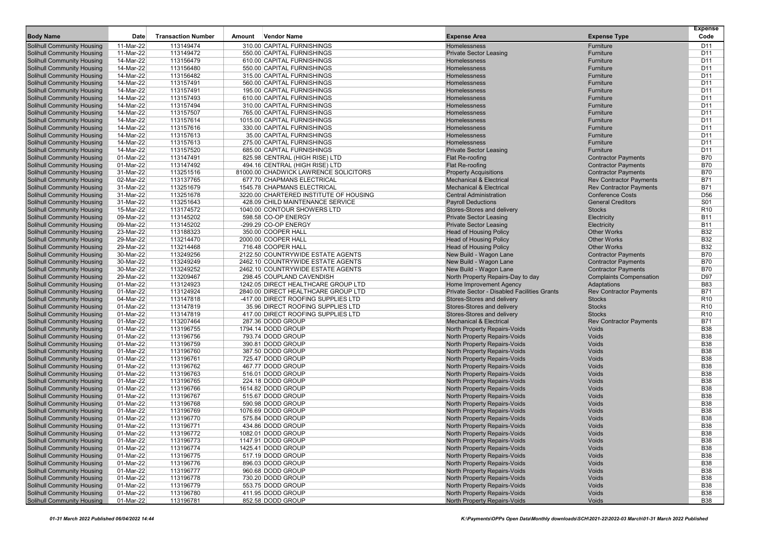| Body Name | Date | Transaction Number | Amount | Vendor Name | Expense Area | Expense Type | Expense Code |
|---|---|---|---|---|---|---|---|
| Solihull Community Housing | 11-Mar-22 | 113149474 | 310.00 | CAPITAL FURNISHINGS | Homelessness | Furniture | D11 |
| Solihull Community Housing | 11-Mar-22 | 113149472 | 550.00 | CAPITAL FURNISHINGS | Private Sector Leasing | Furniture | D11 |
| Solihull Community Housing | 14-Mar-22 | 113156479 | 610.00 | CAPITAL FURNISHINGS | Homelessness | Furniture | D11 |
| Solihull Community Housing | 14-Mar-22 | 113156480 | 550.00 | CAPITAL FURNISHINGS | Homelessness | Furniture | D11 |
| Solihull Community Housing | 14-Mar-22 | 113156482 | 315.00 | CAPITAL FURNISHINGS | Homelessness | Furniture | D11 |
| Solihull Community Housing | 14-Mar-22 | 113157491 | 560.00 | CAPITAL FURNISHINGS | Homelessness | Furniture | D11 |
| Solihull Community Housing | 14-Mar-22 | 113157491 | 195.00 | CAPITAL FURNISHINGS | Homelessness | Furniture | D11 |
| Solihull Community Housing | 14-Mar-22 | 113157493 | 610.00 | CAPITAL FURNISHINGS | Homelessness | Furniture | D11 |
| Solihull Community Housing | 14-Mar-22 | 113157494 | 310.00 | CAPITAL FURNISHINGS | Homelessness | Furniture | D11 |
| Solihull Community Housing | 14-Mar-22 | 113157507 | 765.00 | CAPITAL FURNISHINGS | Homelessness | Furniture | D11 |
| Solihull Community Housing | 14-Mar-22 | 113157614 | 1015.00 | CAPITAL FURNISHINGS | Homelessness | Furniture | D11 |
| Solihull Community Housing | 14-Mar-22 | 113157616 | 330.00 | CAPITAL FURNISHINGS | Homelessness | Furniture | D11 |
| Solihull Community Housing | 14-Mar-22 | 113157613 | 35.00 | CAPITAL FURNISHINGS | Homelessness | Furniture | D11 |
| Solihull Community Housing | 14-Mar-22 | 113157613 | 275.00 | CAPITAL FURNISHINGS | Homelessness | Furniture | D11 |
| Solihull Community Housing | 14-Mar-22 | 113157520 | 685.00 | CAPITAL FURNISHINGS | Private Sector Leasing | Furniture | D11 |
| Solihull Community Housing | 01-Mar-22 | 113147491 | 825.98 | CENTRAL (HIGH RISE) LTD | Flat Re-roofing | Contractor Payments | B70 |
| Solihull Community Housing | 01-Mar-22 | 113147492 | 494.16 | CENTRAL (HIGH RISE) LTD | Flat Re-roofing | Contractor Payments | B70 |
| Solihull Community Housing | 31-Mar-22 | 113251516 | 81000.00 | CHADWICK LAWRENCE SOLICITORS | Property Acquisitions | Contractor Payments | B70 |
| Solihull Community Housing | 02-Mar-22 | 113137765 | 677.70 | CHAPMANS ELECTRICAL | Mechanical & Electrical | Rev Contractor Payments | B71 |
| Solihull Community Housing | 31-Mar-22 | 113251679 | 1545.78 | CHAPMANS ELECTRICAL | Mechanical & Electrical | Rev Contractor Payments | B71 |
| Solihull Community Housing | 31-Mar-22 | 113251678 | 3220.00 | CHARTERED INSTITUTE OF HOUSING | Central Administration | Conference Costs | D56 |
| Solihull Community Housing | 31-Mar-22 | 113251643 | 428.09 | CHILD MAINTENANCE SERVICE | Payroll Deductions | General Creditors | S01 |
| Solihull Community Housing | 15-Mar-22 | 113174572 | 1040.00 | CONTOUR SHOWERS LTD | Stores-Stores and delivery | Stocks | R10 |
| Solihull Community Housing | 09-Mar-22 | 113145202 | 598.58 | CO-OP ENERGY | Private Sector Leasing | Electricity | B11 |
| Solihull Community Housing | 09-Mar-22 | 113145202 | -299.29 | CO-OP ENERGY | Private Sector Leasing | Electricity | B11 |
| Solihull Community Housing | 23-Mar-22 | 113188323 | 350.00 | COOPER HALL | Head of Housing Policy | Other Works | B32 |
| Solihull Community Housing | 29-Mar-22 | 113214470 | 2000.00 | COOPER HALL | Head of Housing Policy | Other Works | B32 |
| Solihull Community Housing | 29-Mar-22 | 113214468 | 716.48 | COOPER HALL | Head of Housing Policy | Other Works | B32 |
| Solihull Community Housing | 30-Mar-22 | 113249256 | 2122.50 | COUNTRYWIDE ESTATE AGENTS | New Build - Wagon Lane | Contractor Payments | B70 |
| Solihull Community Housing | 30-Mar-22 | 113249249 | 2462.10 | COUNTRYWIDE ESTATE AGENTS | New Build - Wagon Lane | Contractor Payments | B70 |
| Solihull Community Housing | 30-Mar-22 | 113249252 | 2462.10 | COUNTRYWIDE ESTATE AGENTS | New Build - Wagon Lane | Contractor Payments | B70 |
| Solihull Community Housing | 29-Mar-22 | 113209467 | 298.45 | COUPLAND CAVENDISH | North Property Repairs-Day to day | Complaints Compensation | D97 |
| Solihull Community Housing | 01-Mar-22 | 113124923 | 1242.05 | DIRECT HEALTHCARE GROUP LTD | Home Improvement Agency | Adaptations | B83 |
| Solihull Community Housing | 01-Mar-22 | 113124924 | 2840.00 | DIRECT HEALTHCARE GROUP LTD | Private Sector - Disabled Facilities Grants | Rev Contractor Payments | B71 |
| Solihull Community Housing | 04-Mar-22 | 113147818 | -417.00 | DIRECT ROOFING SUPPLIES LTD | Stores-Stores and delivery | Stocks | R10 |
| Solihull Community Housing | 01-Mar-22 | 113147819 | 35.96 | DIRECT ROOFING SUPPLIES LTD | Stores-Stores and delivery | Stocks | R10 |
| Solihull Community Housing | 01-Mar-22 | 113147819 | 417.00 | DIRECT ROOFING SUPPLIES LTD | Stores-Stores and delivery | Stocks | R10 |
| Solihull Community Housing | 01-Mar-22 | 113207464 | 287.36 | DODD GROUP | Mechanical & Electrical | Rev Contractor Payments | B71 |
| Solihull Community Housing | 01-Mar-22 | 113196755 | 1794.14 | DODD GROUP | North Property Repairs-Voids | Voids | B38 |
| Solihull Community Housing | 01-Mar-22 | 113196756 | 793.74 | DODD GROUP | North Property Repairs-Voids | Voids | B38 |
| Solihull Community Housing | 01-Mar-22 | 113196759 | 390.81 | DODD GROUP | North Property Repairs-Voids | Voids | B38 |
| Solihull Community Housing | 01-Mar-22 | 113196760 | 387.50 | DODD GROUP | North Property Repairs-Voids | Voids | B38 |
| Solihull Community Housing | 01-Mar-22 | 113196761 | 725.47 | DODD GROUP | North Property Repairs-Voids | Voids | B38 |
| Solihull Community Housing | 01-Mar-22 | 113196762 | 467.77 | DODD GROUP | North Property Repairs-Voids | Voids | B38 |
| Solihull Community Housing | 01-Mar-22 | 113196763 | 516.01 | DODD GROUP | North Property Repairs-Voids | Voids | B38 |
| Solihull Community Housing | 01-Mar-22 | 113196765 | 224.18 | DODD GROUP | North Property Repairs-Voids | Voids | B38 |
| Solihull Community Housing | 01-Mar-22 | 113196766 | 1614.82 | DODD GROUP | North Property Repairs-Voids | Voids | B38 |
| Solihull Community Housing | 01-Mar-22 | 113196767 | 515.67 | DODD GROUP | North Property Repairs-Voids | Voids | B38 |
| Solihull Community Housing | 01-Mar-22 | 113196768 | 590.98 | DODD GROUP | North Property Repairs-Voids | Voids | B38 |
| Solihull Community Housing | 01-Mar-22 | 113196769 | 1076.69 | DODD GROUP | North Property Repairs-Voids | Voids | B38 |
| Solihull Community Housing | 01-Mar-22 | 113196770 | 575.84 | DODD GROUP | North Property Repairs-Voids | Voids | B38 |
| Solihull Community Housing | 01-Mar-22 | 113196771 | 434.86 | DODD GROUP | North Property Repairs-Voids | Voids | B38 |
| Solihull Community Housing | 01-Mar-22 | 113196772 | 1082.01 | DODD GROUP | North Property Repairs-Voids | Voids | B38 |
| Solihull Community Housing | 01-Mar-22 | 113196773 | 1147.91 | DODD GROUP | North Property Repairs-Voids | Voids | B38 |
| Solihull Community Housing | 01-Mar-22 | 113196774 | 1425.41 | DODD GROUP | North Property Repairs-Voids | Voids | B38 |
| Solihull Community Housing | 01-Mar-22 | 113196775 | 517.19 | DODD GROUP | North Property Repairs-Voids | Voids | B38 |
| Solihull Community Housing | 01-Mar-22 | 113196776 | 896.03 | DODD GROUP | North Property Repairs-Voids | Voids | B38 |
| Solihull Community Housing | 01-Mar-22 | 113196777 | 960.68 | DODD GROUP | North Property Repairs-Voids | Voids | B38 |
| Solihull Community Housing | 01-Mar-22 | 113196778 | 730.20 | DODD GROUP | North Property Repairs-Voids | Voids | B38 |
| Solihull Community Housing | 01-Mar-22 | 113196779 | 553.75 | DODD GROUP | North Property Repairs-Voids | Voids | B38 |
| Solihull Community Housing | 01-Mar-22 | 113196780 | 411.95 | DODD GROUP | North Property Repairs-Voids | Voids | B38 |
| Solihull Community Housing | 01-Mar-22 | 113196781 | 852.58 | DODD GROUP | North Property Repairs-Voids | Voids | B38 |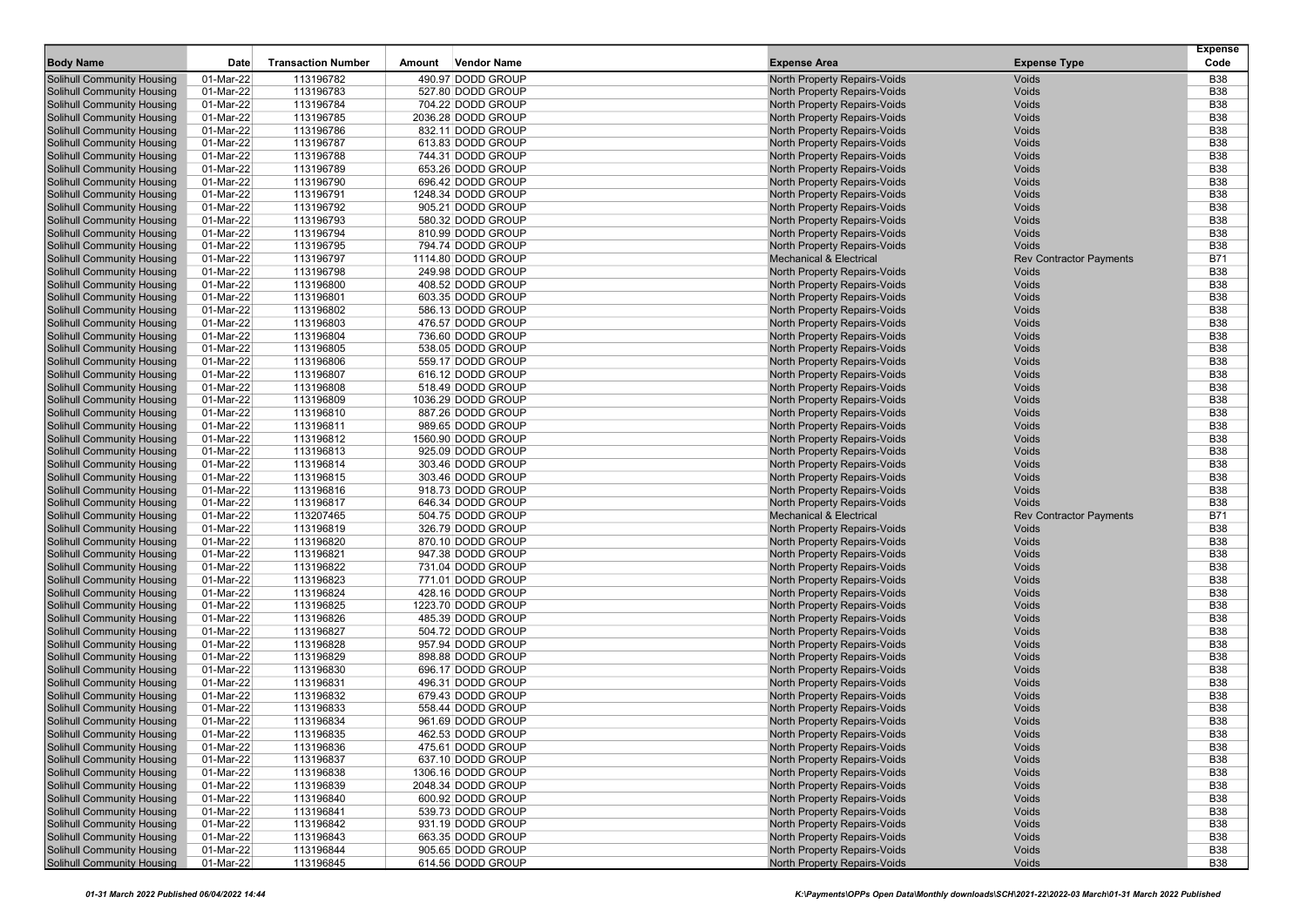| Body Name | Date | Transaction Number | Amount | Vendor Name | Expense Area | Expense Type | Expense Code |
|---|---|---|---|---|---|---|---|
| Solihull Community Housing | 01-Mar-22 | 113196782 | 490.97 | DODD GROUP | North Property Repairs-Voids | Voids | B38 |
| Solihull Community Housing | 01-Mar-22 | 113196783 | 527.80 | DODD GROUP | North Property Repairs-Voids | Voids | B38 |
| Solihull Community Housing | 01-Mar-22 | 113196784 | 704.22 | DODD GROUP | North Property Repairs-Voids | Voids | B38 |
| Solihull Community Housing | 01-Mar-22 | 113196785 | 2036.28 | DODD GROUP | North Property Repairs-Voids | Voids | B38 |
| Solihull Community Housing | 01-Mar-22 | 113196786 | 832.11 | DODD GROUP | North Property Repairs-Voids | Voids | B38 |
| Solihull Community Housing | 01-Mar-22 | 113196787 | 613.83 | DODD GROUP | North Property Repairs-Voids | Voids | B38 |
| Solihull Community Housing | 01-Mar-22 | 113196788 | 744.31 | DODD GROUP | North Property Repairs-Voids | Voids | B38 |
| Solihull Community Housing | 01-Mar-22 | 113196789 | 653.26 | DODD GROUP | North Property Repairs-Voids | Voids | B38 |
| Solihull Community Housing | 01-Mar-22 | 113196790 | 696.42 | DODD GROUP | North Property Repairs-Voids | Voids | B38 |
| Solihull Community Housing | 01-Mar-22 | 113196791 | 1248.34 | DODD GROUP | North Property Repairs-Voids | Voids | B38 |
| Solihull Community Housing | 01-Mar-22 | 113196792 | 905.21 | DODD GROUP | North Property Repairs-Voids | Voids | B38 |
| Solihull Community Housing | 01-Mar-22 | 113196793 | 580.32 | DODD GROUP | North Property Repairs-Voids | Voids | B38 |
| Solihull Community Housing | 01-Mar-22 | 113196794 | 810.99 | DODD GROUP | North Property Repairs-Voids | Voids | B38 |
| Solihull Community Housing | 01-Mar-22 | 113196795 | 794.74 | DODD GROUP | North Property Repairs-Voids | Voids | B38 |
| Solihull Community Housing | 01-Mar-22 | 113196797 | 1114.80 | DODD GROUP | Mechanical & Electrical | Rev Contractor Payments | B71 |
| Solihull Community Housing | 01-Mar-22 | 113196798 | 249.98 | DODD GROUP | North Property Repairs-Voids | Voids | B38 |
| Solihull Community Housing | 01-Mar-22 | 113196800 | 408.52 | DODD GROUP | North Property Repairs-Voids | Voids | B38 |
| Solihull Community Housing | 01-Mar-22 | 113196801 | 603.35 | DODD GROUP | North Property Repairs-Voids | Voids | B38 |
| Solihull Community Housing | 01-Mar-22 | 113196802 | 586.13 | DODD GROUP | North Property Repairs-Voids | Voids | B38 |
| Solihull Community Housing | 01-Mar-22 | 113196803 | 476.57 | DODD GROUP | North Property Repairs-Voids | Voids | B38 |
| Solihull Community Housing | 01-Mar-22 | 113196804 | 736.60 | DODD GROUP | North Property Repairs-Voids | Voids | B38 |
| Solihull Community Housing | 01-Mar-22 | 113196805 | 538.05 | DODD GROUP | North Property Repairs-Voids | Voids | B38 |
| Solihull Community Housing | 01-Mar-22 | 113196806 | 559.17 | DODD GROUP | North Property Repairs-Voids | Voids | B38 |
| Solihull Community Housing | 01-Mar-22 | 113196807 | 616.12 | DODD GROUP | North Property Repairs-Voids | Voids | B38 |
| Solihull Community Housing | 01-Mar-22 | 113196808 | 518.49 | DODD GROUP | North Property Repairs-Voids | Voids | B38 |
| Solihull Community Housing | 01-Mar-22 | 113196809 | 1036.29 | DODD GROUP | North Property Repairs-Voids | Voids | B38 |
| Solihull Community Housing | 01-Mar-22 | 113196810 | 887.26 | DODD GROUP | North Property Repairs-Voids | Voids | B38 |
| Solihull Community Housing | 01-Mar-22 | 113196811 | 989.65 | DODD GROUP | North Property Repairs-Voids | Voids | B38 |
| Solihull Community Housing | 01-Mar-22 | 113196812 | 1560.90 | DODD GROUP | North Property Repairs-Voids | Voids | B38 |
| Solihull Community Housing | 01-Mar-22 | 113196813 | 925.09 | DODD GROUP | North Property Repairs-Voids | Voids | B38 |
| Solihull Community Housing | 01-Mar-22 | 113196814 | 303.46 | DODD GROUP | North Property Repairs-Voids | Voids | B38 |
| Solihull Community Housing | 01-Mar-22 | 113196815 | 303.46 | DODD GROUP | North Property Repairs-Voids | Voids | B38 |
| Solihull Community Housing | 01-Mar-22 | 113196816 | 918.73 | DODD GROUP | North Property Repairs-Voids | Voids | B38 |
| Solihull Community Housing | 01-Mar-22 | 113196817 | 646.34 | DODD GROUP | North Property Repairs-Voids | Voids | B38 |
| Solihull Community Housing | 01-Mar-22 | 113207465 | 504.75 | DODD GROUP | Mechanical & Electrical | Rev Contractor Payments | B71 |
| Solihull Community Housing | 01-Mar-22 | 113196819 | 326.79 | DODD GROUP | North Property Repairs-Voids | Voids | B38 |
| Solihull Community Housing | 01-Mar-22 | 113196820 | 870.10 | DODD GROUP | North Property Repairs-Voids | Voids | B38 |
| Solihull Community Housing | 01-Mar-22 | 113196821 | 947.38 | DODD GROUP | North Property Repairs-Voids | Voids | B38 |
| Solihull Community Housing | 01-Mar-22 | 113196822 | 731.04 | DODD GROUP | North Property Repairs-Voids | Voids | B38 |
| Solihull Community Housing | 01-Mar-22 | 113196823 | 771.01 | DODD GROUP | North Property Repairs-Voids | Voids | B38 |
| Solihull Community Housing | 01-Mar-22 | 113196824 | 428.16 | DODD GROUP | North Property Repairs-Voids | Voids | B38 |
| Solihull Community Housing | 01-Mar-22 | 113196825 | 1223.70 | DODD GROUP | North Property Repairs-Voids | Voids | B38 |
| Solihull Community Housing | 01-Mar-22 | 113196826 | 485.39 | DODD GROUP | North Property Repairs-Voids | Voids | B38 |
| Solihull Community Housing | 01-Mar-22 | 113196827 | 504.72 | DODD GROUP | North Property Repairs-Voids | Voids | B38 |
| Solihull Community Housing | 01-Mar-22 | 113196828 | 957.94 | DODD GROUP | North Property Repairs-Voids | Voids | B38 |
| Solihull Community Housing | 01-Mar-22 | 113196829 | 898.88 | DODD GROUP | North Property Repairs-Voids | Voids | B38 |
| Solihull Community Housing | 01-Mar-22 | 113196830 | 696.17 | DODD GROUP | North Property Repairs-Voids | Voids | B38 |
| Solihull Community Housing | 01-Mar-22 | 113196831 | 496.31 | DODD GROUP | North Property Repairs-Voids | Voids | B38 |
| Solihull Community Housing | 01-Mar-22 | 113196832 | 679.43 | DODD GROUP | North Property Repairs-Voids | Voids | B38 |
| Solihull Community Housing | 01-Mar-22 | 113196833 | 558.44 | DODD GROUP | North Property Repairs-Voids | Voids | B38 |
| Solihull Community Housing | 01-Mar-22 | 113196834 | 961.69 | DODD GROUP | North Property Repairs-Voids | Voids | B38 |
| Solihull Community Housing | 01-Mar-22 | 113196835 | 462.53 | DODD GROUP | North Property Repairs-Voids | Voids | B38 |
| Solihull Community Housing | 01-Mar-22 | 113196836 | 475.61 | DODD GROUP | North Property Repairs-Voids | Voids | B38 |
| Solihull Community Housing | 01-Mar-22 | 113196837 | 637.10 | DODD GROUP | North Property Repairs-Voids | Voids | B38 |
| Solihull Community Housing | 01-Mar-22 | 113196838 | 1306.16 | DODD GROUP | North Property Repairs-Voids | Voids | B38 |
| Solihull Community Housing | 01-Mar-22 | 113196839 | 2048.34 | DODD GROUP | North Property Repairs-Voids | Voids | B38 |
| Solihull Community Housing | 01-Mar-22 | 113196840 | 600.92 | DODD GROUP | North Property Repairs-Voids | Voids | B38 |
| Solihull Community Housing | 01-Mar-22 | 113196841 | 539.73 | DODD GROUP | North Property Repairs-Voids | Voids | B38 |
| Solihull Community Housing | 01-Mar-22 | 113196842 | 931.19 | DODD GROUP | North Property Repairs-Voids | Voids | B38 |
| Solihull Community Housing | 01-Mar-22 | 113196843 | 663.35 | DODD GROUP | North Property Repairs-Voids | Voids | B38 |
| Solihull Community Housing | 01-Mar-22 | 113196844 | 905.65 | DODD GROUP | North Property Repairs-Voids | Voids | B38 |
| Solihull Community Housing | 01-Mar-22 | 113196845 | 614.56 | DODD GROUP | North Property Repairs-Voids | Voids | B38 |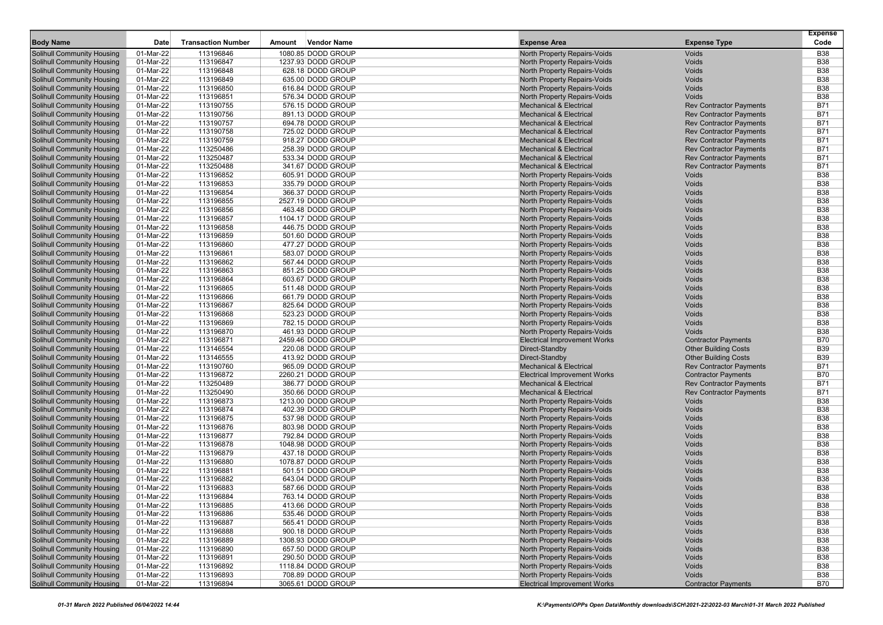| Body Name | Date | Transaction Number | Amount | Vendor Name | Expense Area | Expense Type | Expense Code |
|---|---|---|---|---|---|---|---|
| Solihull Community Housing | 01-Mar-22 | 113196846 | 1080.85 | DODD GROUP | North Property Repairs-Voids | Voids | B38 |
| Solihull Community Housing | 01-Mar-22 | 113196847 | 1237.93 | DODD GROUP | North Property Repairs-Voids | Voids | B38 |
| Solihull Community Housing | 01-Mar-22 | 113196848 | 628.18 | DODD GROUP | North Property Repairs-Voids | Voids | B38 |
| Solihull Community Housing | 01-Mar-22 | 113196849 | 635.00 | DODD GROUP | North Property Repairs-Voids | Voids | B38 |
| Solihull Community Housing | 01-Mar-22 | 113196850 | 616.84 | DODD GROUP | North Property Repairs-Voids | Voids | B38 |
| Solihull Community Housing | 01-Mar-22 | 113196851 | 576.34 | DODD GROUP | North Property Repairs-Voids | Voids | B38 |
| Solihull Community Housing | 01-Mar-22 | 113190755 | 576.15 | DODD GROUP | Mechanical & Electrical | Rev Contractor Payments | B71 |
| Solihull Community Housing | 01-Mar-22 | 113190756 | 891.13 | DODD GROUP | Mechanical & Electrical | Rev Contractor Payments | B71 |
| Solihull Community Housing | 01-Mar-22 | 113190757 | 694.78 | DODD GROUP | Mechanical & Electrical | Rev Contractor Payments | B71 |
| Solihull Community Housing | 01-Mar-22 | 113190758 | 725.02 | DODD GROUP | Mechanical & Electrical | Rev Contractor Payments | B71 |
| Solihull Community Housing | 01-Mar-22 | 113190759 | 918.27 | DODD GROUP | Mechanical & Electrical | Rev Contractor Payments | B71 |
| Solihull Community Housing | 01-Mar-22 | 113250486 | 258.39 | DODD GROUP | Mechanical & Electrical | Rev Contractor Payments | B71 |
| Solihull Community Housing | 01-Mar-22 | 113250487 | 533.34 | DODD GROUP | Mechanical & Electrical | Rev Contractor Payments | B71 |
| Solihull Community Housing | 01-Mar-22 | 113250488 | 341.67 | DODD GROUP | Mechanical & Electrical | Rev Contractor Payments | B71 |
| Solihull Community Housing | 01-Mar-22 | 113196852 | 605.91 | DODD GROUP | North Property Repairs-Voids | Voids | B38 |
| Solihull Community Housing | 01-Mar-22 | 113196853 | 335.79 | DODD GROUP | North Property Repairs-Voids | Voids | B38 |
| Solihull Community Housing | 01-Mar-22 | 113196854 | 366.37 | DODD GROUP | North Property Repairs-Voids | Voids | B38 |
| Solihull Community Housing | 01-Mar-22 | 113196855 | 2527.19 | DODD GROUP | North Property Repairs-Voids | Voids | B38 |
| Solihull Community Housing | 01-Mar-22 | 113196856 | 463.48 | DODD GROUP | North Property Repairs-Voids | Voids | B38 |
| Solihull Community Housing | 01-Mar-22 | 113196857 | 1104.17 | DODD GROUP | North Property Repairs-Voids | Voids | B38 |
| Solihull Community Housing | 01-Mar-22 | 113196858 | 446.75 | DODD GROUP | North Property Repairs-Voids | Voids | B38 |
| Solihull Community Housing | 01-Mar-22 | 113196859 | 501.60 | DODD GROUP | North Property Repairs-Voids | Voids | B38 |
| Solihull Community Housing | 01-Mar-22 | 113196860 | 477.27 | DODD GROUP | North Property Repairs-Voids | Voids | B38 |
| Solihull Community Housing | 01-Mar-22 | 113196861 | 583.07 | DODD GROUP | North Property Repairs-Voids | Voids | B38 |
| Solihull Community Housing | 01-Mar-22 | 113196862 | 567.44 | DODD GROUP | North Property Repairs-Voids | Voids | B38 |
| Solihull Community Housing | 01-Mar-22 | 113196863 | 851.25 | DODD GROUP | North Property Repairs-Voids | Voids | B38 |
| Solihull Community Housing | 01-Mar-22 | 113196864 | 603.67 | DODD GROUP | North Property Repairs-Voids | Voids | B38 |
| Solihull Community Housing | 01-Mar-22 | 113196865 | 511.48 | DODD GROUP | North Property Repairs-Voids | Voids | B38 |
| Solihull Community Housing | 01-Mar-22 | 113196866 | 661.79 | DODD GROUP | North Property Repairs-Voids | Voids | B38 |
| Solihull Community Housing | 01-Mar-22 | 113196867 | 825.64 | DODD GROUP | North Property Repairs-Voids | Voids | B38 |
| Solihull Community Housing | 01-Mar-22 | 113196868 | 523.23 | DODD GROUP | North Property Repairs-Voids | Voids | B38 |
| Solihull Community Housing | 01-Mar-22 | 113196869 | 782.15 | DODD GROUP | North Property Repairs-Voids | Voids | B38 |
| Solihull Community Housing | 01-Mar-22 | 113196870 | 461.93 | DODD GROUP | North Property Repairs-Voids | Voids | B38 |
| Solihull Community Housing | 01-Mar-22 | 113196871 | 2459.46 | DODD GROUP | Electrical Improvement Works | Contractor Payments | B70 |
| Solihull Community Housing | 01-Mar-22 | 113146554 | 220.08 | DODD GROUP | Direct-Standby | Other Building Costs | B39 |
| Solihull Community Housing | 01-Mar-22 | 113146555 | 413.92 | DODD GROUP | Direct-Standby | Other Building Costs | B39 |
| Solihull Community Housing | 01-Mar-22 | 113190760 | 965.09 | DODD GROUP | Mechanical & Electrical | Rev Contractor Payments | B71 |
| Solihull Community Housing | 01-Mar-22 | 113196872 | 2260.21 | DODD GROUP | Electrical Improvement Works | Contractor Payments | B70 |
| Solihull Community Housing | 01-Mar-22 | 113250489 | 386.77 | DODD GROUP | Mechanical & Electrical | Rev Contractor Payments | B71 |
| Solihull Community Housing | 01-Mar-22 | 113250490 | 350.66 | DODD GROUP | Mechanical & Electrical | Rev Contractor Payments | B71 |
| Solihull Community Housing | 01-Mar-22 | 113196873 | 1213.00 | DODD GROUP | North Property Repairs-Voids | Voids | B38 |
| Solihull Community Housing | 01-Mar-22 | 113196874 | 402.39 | DODD GROUP | North Property Repairs-Voids | Voids | B38 |
| Solihull Community Housing | 01-Mar-22 | 113196875 | 537.98 | DODD GROUP | North Property Repairs-Voids | Voids | B38 |
| Solihull Community Housing | 01-Mar-22 | 113196876 | 803.98 | DODD GROUP | North Property Repairs-Voids | Voids | B38 |
| Solihull Community Housing | 01-Mar-22 | 113196877 | 792.84 | DODD GROUP | North Property Repairs-Voids | Voids | B38 |
| Solihull Community Housing | 01-Mar-22 | 113196878 | 1048.98 | DODD GROUP | North Property Repairs-Voids | Voids | B38 |
| Solihull Community Housing | 01-Mar-22 | 113196879 | 437.18 | DODD GROUP | North Property Repairs-Voids | Voids | B38 |
| Solihull Community Housing | 01-Mar-22 | 113196880 | 1078.87 | DODD GROUP | North Property Repairs-Voids | Voids | B38 |
| Solihull Community Housing | 01-Mar-22 | 113196881 | 501.51 | DODD GROUP | North Property Repairs-Voids | Voids | B38 |
| Solihull Community Housing | 01-Mar-22 | 113196882 | 643.04 | DODD GROUP | North Property Repairs-Voids | Voids | B38 |
| Solihull Community Housing | 01-Mar-22 | 113196883 | 587.66 | DODD GROUP | North Property Repairs-Voids | Voids | B38 |
| Solihull Community Housing | 01-Mar-22 | 113196884 | 763.14 | DODD GROUP | North Property Repairs-Voids | Voids | B38 |
| Solihull Community Housing | 01-Mar-22 | 113196885 | 413.66 | DODD GROUP | North Property Repairs-Voids | Voids | B38 |
| Solihull Community Housing | 01-Mar-22 | 113196886 | 535.46 | DODD GROUP | North Property Repairs-Voids | Voids | B38 |
| Solihull Community Housing | 01-Mar-22 | 113196887 | 565.41 | DODD GROUP | North Property Repairs-Voids | Voids | B38 |
| Solihull Community Housing | 01-Mar-22 | 113196888 | 900.18 | DODD GROUP | North Property Repairs-Voids | Voids | B38 |
| Solihull Community Housing | 01-Mar-22 | 113196889 | 1308.93 | DODD GROUP | North Property Repairs-Voids | Voids | B38 |
| Solihull Community Housing | 01-Mar-22 | 113196890 | 657.50 | DODD GROUP | North Property Repairs-Voids | Voids | B38 |
| Solihull Community Housing | 01-Mar-22 | 113196891 | 290.50 | DODD GROUP | North Property Repairs-Voids | Voids | B38 |
| Solihull Community Housing | 01-Mar-22 | 113196892 | 1118.84 | DODD GROUP | North Property Repairs-Voids | Voids | B38 |
| Solihull Community Housing | 01-Mar-22 | 113196893 | 708.89 | DODD GROUP | North Property Repairs-Voids | Voids | B38 |
| Solihull Community Housing | 01-Mar-22 | 113196894 | 3065.61 | DODD GROUP | Electrical Improvement Works | Contractor Payments | B70 |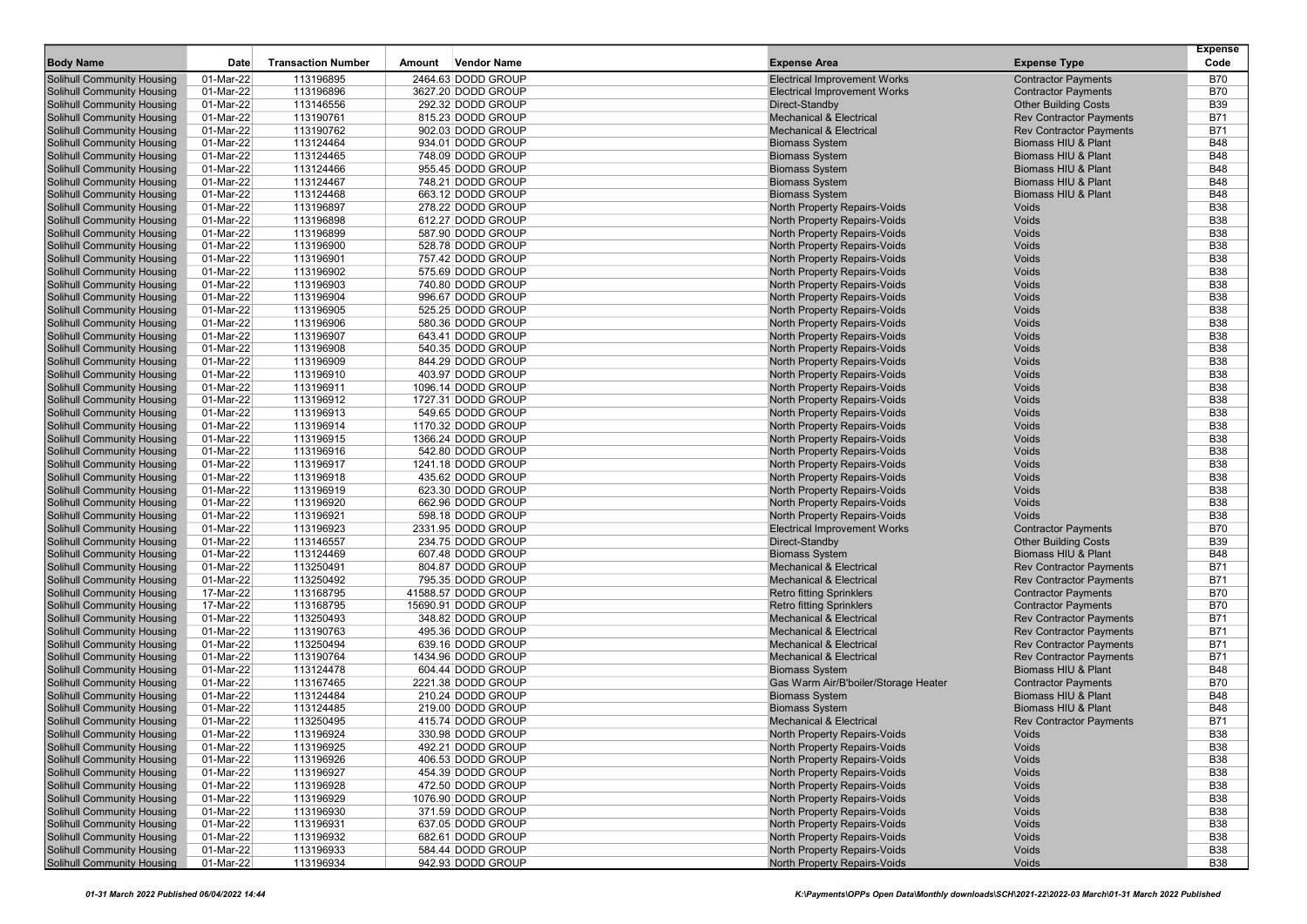| Body Name | Date | Transaction Number | Amount | Vendor Name | Expense Area | Expense Type | Expense Code |
|---|---|---|---|---|---|---|---|
| Solihull Community Housing | 01-Mar-22 | 113196895 | 2464.63 | DODD GROUP | Electrical Improvement Works | Contractor Payments | B70 |
| Solihull Community Housing | 01-Mar-22 | 113196896 | 3627.20 | DODD GROUP | Electrical Improvement Works | Contractor Payments | B70 |
| Solihull Community Housing | 01-Mar-22 | 113146556 | 292.32 | DODD GROUP | Direct-Standby | Other Building Costs | B39 |
| Solihull Community Housing | 01-Mar-22 | 113190761 | 815.23 | DODD GROUP | Mechanical & Electrical | Rev Contractor Payments | B71 |
| Solihull Community Housing | 01-Mar-22 | 113190762 | 902.03 | DODD GROUP | Mechanical & Electrical | Rev Contractor Payments | B71 |
| Solihull Community Housing | 01-Mar-22 | 113124464 | 934.01 | DODD GROUP | Biomass System | Biomass HIU & Plant | B48 |
| Solihull Community Housing | 01-Mar-22 | 113124465 | 748.09 | DODD GROUP | Biomass System | Biomass HIU & Plant | B48 |
| Solihull Community Housing | 01-Mar-22 | 113124466 | 955.45 | DODD GROUP | Biomass System | Biomass HIU & Plant | B48 |
| Solihull Community Housing | 01-Mar-22 | 113124467 | 748.21 | DODD GROUP | Biomass System | Biomass HIU & Plant | B48 |
| Solihull Community Housing | 01-Mar-22 | 113124468 | 663.12 | DODD GROUP | Biomass System | Biomass HIU & Plant | B48 |
| Solihull Community Housing | 01-Mar-22 | 113196897 | 278.22 | DODD GROUP | North Property Repairs-Voids | Voids | B38 |
| Solihull Community Housing | 01-Mar-22 | 113196898 | 612.27 | DODD GROUP | North Property Repairs-Voids | Voids | B38 |
| Solihull Community Housing | 01-Mar-22 | 113196899 | 587.90 | DODD GROUP | North Property Repairs-Voids | Voids | B38 |
| Solihull Community Housing | 01-Mar-22 | 113196900 | 528.78 | DODD GROUP | North Property Repairs-Voids | Voids | B38 |
| Solihull Community Housing | 01-Mar-22 | 113196901 | 757.42 | DODD GROUP | North Property Repairs-Voids | Voids | B38 |
| Solihull Community Housing | 01-Mar-22 | 113196902 | 575.69 | DODD GROUP | North Property Repairs-Voids | Voids | B38 |
| Solihull Community Housing | 01-Mar-22 | 113196903 | 740.80 | DODD GROUP | North Property Repairs-Voids | Voids | B38 |
| Solihull Community Housing | 01-Mar-22 | 113196904 | 996.67 | DODD GROUP | North Property Repairs-Voids | Voids | B38 |
| Solihull Community Housing | 01-Mar-22 | 113196905 | 525.25 | DODD GROUP | North Property Repairs-Voids | Voids | B38 |
| Solihull Community Housing | 01-Mar-22 | 113196906 | 580.36 | DODD GROUP | North Property Repairs-Voids | Voids | B38 |
| Solihull Community Housing | 01-Mar-22 | 113196907 | 643.41 | DODD GROUP | North Property Repairs-Voids | Voids | B38 |
| Solihull Community Housing | 01-Mar-22 | 113196908 | 540.35 | DODD GROUP | North Property Repairs-Voids | Voids | B38 |
| Solihull Community Housing | 01-Mar-22 | 113196909 | 844.29 | DODD GROUP | North Property Repairs-Voids | Voids | B38 |
| Solihull Community Housing | 01-Mar-22 | 113196910 | 403.97 | DODD GROUP | North Property Repairs-Voids | Voids | B38 |
| Solihull Community Housing | 01-Mar-22 | 113196911 | 1096.14 | DODD GROUP | North Property Repairs-Voids | Voids | B38 |
| Solihull Community Housing | 01-Mar-22 | 113196912 | 1727.31 | DODD GROUP | North Property Repairs-Voids | Voids | B38 |
| Solihull Community Housing | 01-Mar-22 | 113196913 | 549.65 | DODD GROUP | North Property Repairs-Voids | Voids | B38 |
| Solihull Community Housing | 01-Mar-22 | 113196914 | 1170.32 | DODD GROUP | North Property Repairs-Voids | Voids | B38 |
| Solihull Community Housing | 01-Mar-22 | 113196915 | 1366.24 | DODD GROUP | North Property Repairs-Voids | Voids | B38 |
| Solihull Community Housing | 01-Mar-22 | 113196916 | 542.80 | DODD GROUP | North Property Repairs-Voids | Voids | B38 |
| Solihull Community Housing | 01-Mar-22 | 113196917 | 1241.18 | DODD GROUP | North Property Repairs-Voids | Voids | B38 |
| Solihull Community Housing | 01-Mar-22 | 113196918 | 435.62 | DODD GROUP | North Property Repairs-Voids | Voids | B38 |
| Solihull Community Housing | 01-Mar-22 | 113196919 | 623.30 | DODD GROUP | North Property Repairs-Voids | Voids | B38 |
| Solihull Community Housing | 01-Mar-22 | 113196920 | 662.96 | DODD GROUP | North Property Repairs-Voids | Voids | B38 |
| Solihull Community Housing | 01-Mar-22 | 113196921 | 598.18 | DODD GROUP | North Property Repairs-Voids | Voids | B38 |
| Solihull Community Housing | 01-Mar-22 | 113196923 | 2331.95 | DODD GROUP | Electrical Improvement Works | Contractor Payments | B70 |
| Solihull Community Housing | 01-Mar-22 | 113146557 | 234.75 | DODD GROUP | Direct-Standby | Other Building Costs | B39 |
| Solihull Community Housing | 01-Mar-22 | 113124469 | 607.48 | DODD GROUP | Biomass System | Biomass HIU & Plant | B48 |
| Solihull Community Housing | 01-Mar-22 | 113250491 | 804.87 | DODD GROUP | Mechanical & Electrical | Rev Contractor Payments | B71 |
| Solihull Community Housing | 01-Mar-22 | 113250492 | 795.35 | DODD GROUP | Mechanical & Electrical | Rev Contractor Payments | B71 |
| Solihull Community Housing | 17-Mar-22 | 113168795 | 41588.57 | DODD GROUP | Retro fitting Sprinklers | Contractor Payments | B70 |
| Solihull Community Housing | 17-Mar-22 | 113168795 | 15690.91 | DODD GROUP | Retro fitting Sprinklers | Contractor Payments | B70 |
| Solihull Community Housing | 01-Mar-22 | 113250493 | 348.82 | DODD GROUP | Mechanical & Electrical | Rev Contractor Payments | B71 |
| Solihull Community Housing | 01-Mar-22 | 113190763 | 495.36 | DODD GROUP | Mechanical & Electrical | Rev Contractor Payments | B71 |
| Solihull Community Housing | 01-Mar-22 | 113250494 | 639.16 | DODD GROUP | Mechanical & Electrical | Rev Contractor Payments | B71 |
| Solihull Community Housing | 01-Mar-22 | 113190764 | 1434.96 | DODD GROUP | Mechanical & Electrical | Rev Contractor Payments | B71 |
| Solihull Community Housing | 01-Mar-22 | 113124478 | 604.44 | DODD GROUP | Biomass System | Biomass HIU & Plant | B48 |
| Solihull Community Housing | 01-Mar-22 | 113167465 | 2221.38 | DODD GROUP | Gas Warm Air/B'boiler/Storage Heater | Contractor Payments | B70 |
| Solihull Community Housing | 01-Mar-22 | 113124484 | 210.24 | DODD GROUP | Biomass System | Biomass HIU & Plant | B48 |
| Solihull Community Housing | 01-Mar-22 | 113124485 | 219.00 | DODD GROUP | Biomass System | Biomass HIU & Plant | B48 |
| Solihull Community Housing | 01-Mar-22 | 113250495 | 415.74 | DODD GROUP | Mechanical & Electrical | Rev Contractor Payments | B71 |
| Solihull Community Housing | 01-Mar-22 | 113196924 | 330.98 | DODD GROUP | North Property Repairs-Voids | Voids | B38 |
| Solihull Community Housing | 01-Mar-22 | 113196925 | 492.21 | DODD GROUP | North Property Repairs-Voids | Voids | B38 |
| Solihull Community Housing | 01-Mar-22 | 113196926 | 406.53 | DODD GROUP | North Property Repairs-Voids | Voids | B38 |
| Solihull Community Housing | 01-Mar-22 | 113196927 | 454.39 | DODD GROUP | North Property Repairs-Voids | Voids | B38 |
| Solihull Community Housing | 01-Mar-22 | 113196928 | 472.50 | DODD GROUP | North Property Repairs-Voids | Voids | B38 |
| Solihull Community Housing | 01-Mar-22 | 113196929 | 1076.90 | DODD GROUP | North Property Repairs-Voids | Voids | B38 |
| Solihull Community Housing | 01-Mar-22 | 113196930 | 371.59 | DODD GROUP | North Property Repairs-Voids | Voids | B38 |
| Solihull Community Housing | 01-Mar-22 | 113196931 | 637.05 | DODD GROUP | North Property Repairs-Voids | Voids | B38 |
| Solihull Community Housing | 01-Mar-22 | 113196932 | 682.61 | DODD GROUP | North Property Repairs-Voids | Voids | B38 |
| Solihull Community Housing | 01-Mar-22 | 113196933 | 584.44 | DODD GROUP | North Property Repairs-Voids | Voids | B38 |
| Solihull Community Housing | 01-Mar-22 | 113196934 | 942.93 | DODD GROUP | North Property Repairs-Voids | Voids | B38 |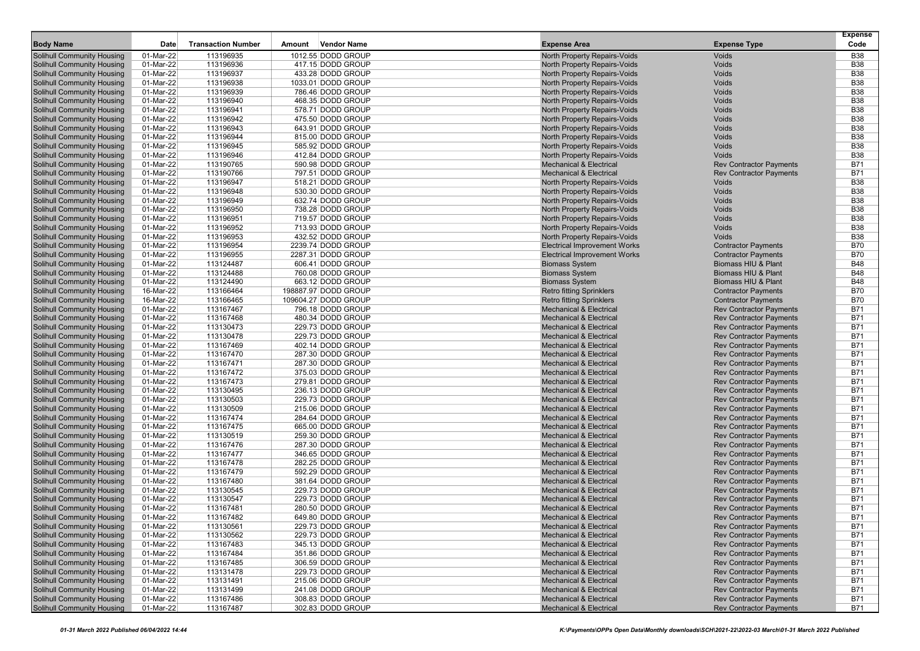| Body Name | Date | Transaction Number | Amount | Vendor Name | Expense Area | Expense Type | Expense Code |
|---|---|---|---|---|---|---|---|
| Solihull Community Housing | 01-Mar-22 | 113196935 | 1012.55 | DODD GROUP | North Property Repairs-Voids | Voids | B38 |
| Solihull Community Housing | 01-Mar-22 | 113196936 | 417.15 | DODD GROUP | North Property Repairs-Voids | Voids | B38 |
| Solihull Community Housing | 01-Mar-22 | 113196937 | 433.28 | DODD GROUP | North Property Repairs-Voids | Voids | B38 |
| Solihull Community Housing | 01-Mar-22 | 113196938 | 1033.01 | DODD GROUP | North Property Repairs-Voids | Voids | B38 |
| Solihull Community Housing | 01-Mar-22 | 113196939 | 786.46 | DODD GROUP | North Property Repairs-Voids | Voids | B38 |
| Solihull Community Housing | 01-Mar-22 | 113196940 | 468.35 | DODD GROUP | North Property Repairs-Voids | Voids | B38 |
| Solihull Community Housing | 01-Mar-22 | 113196941 | 578.71 | DODD GROUP | North Property Repairs-Voids | Voids | B38 |
| Solihull Community Housing | 01-Mar-22 | 113196942 | 475.50 | DODD GROUP | North Property Repairs-Voids | Voids | B38 |
| Solihull Community Housing | 01-Mar-22 | 113196943 | 643.91 | DODD GROUP | North Property Repairs-Voids | Voids | B38 |
| Solihull Community Housing | 01-Mar-22 | 113196944 | 815.00 | DODD GROUP | North Property Repairs-Voids | Voids | B38 |
| Solihull Community Housing | 01-Mar-22 | 113196945 | 585.92 | DODD GROUP | North Property Repairs-Voids | Voids | B38 |
| Solihull Community Housing | 01-Mar-22 | 113196946 | 412.84 | DODD GROUP | North Property Repairs-Voids | Voids | B38 |
| Solihull Community Housing | 01-Mar-22 | 113190765 | 590.98 | DODD GROUP | Mechanical & Electrical | Rev Contractor Payments | B71 |
| Solihull Community Housing | 01-Mar-22 | 113190766 | 797.51 | DODD GROUP | Mechanical & Electrical | Rev Contractor Payments | B71 |
| Solihull Community Housing | 01-Mar-22 | 113196947 | 518.21 | DODD GROUP | North Property Repairs-Voids | Voids | B38 |
| Solihull Community Housing | 01-Mar-22 | 113196948 | 530.30 | DODD GROUP | North Property Repairs-Voids | Voids | B38 |
| Solihull Community Housing | 01-Mar-22 | 113196949 | 632.74 | DODD GROUP | North Property Repairs-Voids | Voids | B38 |
| Solihull Community Housing | 01-Mar-22 | 113196950 | 738.28 | DODD GROUP | North Property Repairs-Voids | Voids | B38 |
| Solihull Community Housing | 01-Mar-22 | 113196951 | 719.57 | DODD GROUP | North Property Repairs-Voids | Voids | B38 |
| Solihull Community Housing | 01-Mar-22 | 113196952 | 713.93 | DODD GROUP | North Property Repairs-Voids | Voids | B38 |
| Solihull Community Housing | 01-Mar-22 | 113196953 | 432.52 | DODD GROUP | North Property Repairs-Voids | Voids | B38 |
| Solihull Community Housing | 01-Mar-22 | 113196954 | 2239.74 | DODD GROUP | Electrical Improvement Works | Contractor Payments | B70 |
| Solihull Community Housing | 01-Mar-22 | 113196955 | 2287.31 | DODD GROUP | Electrical Improvement Works | Contractor Payments | B70 |
| Solihull Community Housing | 01-Mar-22 | 113124487 | 606.41 | DODD GROUP | Biomass System | Biomass HIU & Plant | B48 |
| Solihull Community Housing | 01-Mar-22 | 113124488 | 760.08 | DODD GROUP | Biomass System | Biomass HIU & Plant | B48 |
| Solihull Community Housing | 01-Mar-22 | 113124490 | 663.12 | DODD GROUP | Biomass System | Biomass HIU & Plant | B48 |
| Solihull Community Housing | 16-Mar-22 | 113166464 | 198887.97 | DODD GROUP | Retro fitting Sprinklers | Contractor Payments | B70 |
| Solihull Community Housing | 16-Mar-22 | 113166465 | 109604.27 | DODD GROUP | Retro fitting Sprinklers | Contractor Payments | B70 |
| Solihull Community Housing | 01-Mar-22 | 113167467 | 796.18 | DODD GROUP | Mechanical & Electrical | Rev Contractor Payments | B71 |
| Solihull Community Housing | 01-Mar-22 | 113167468 | 480.34 | DODD GROUP | Mechanical & Electrical | Rev Contractor Payments | B71 |
| Solihull Community Housing | 01-Mar-22 | 113130473 | 229.73 | DODD GROUP | Mechanical & Electrical | Rev Contractor Payments | B71 |
| Solihull Community Housing | 01-Mar-22 | 113130478 | 229.73 | DODD GROUP | Mechanical & Electrical | Rev Contractor Payments | B71 |
| Solihull Community Housing | 01-Mar-22 | 113167469 | 402.14 | DODD GROUP | Mechanical & Electrical | Rev Contractor Payments | B71 |
| Solihull Community Housing | 01-Mar-22 | 113167470 | 287.30 | DODD GROUP | Mechanical & Electrical | Rev Contractor Payments | B71 |
| Solihull Community Housing | 01-Mar-22 | 113167471 | 287.30 | DODD GROUP | Mechanical & Electrical | Rev Contractor Payments | B71 |
| Solihull Community Housing | 01-Mar-22 | 113167472 | 375.03 | DODD GROUP | Mechanical & Electrical | Rev Contractor Payments | B71 |
| Solihull Community Housing | 01-Mar-22 | 113167473 | 279.81 | DODD GROUP | Mechanical & Electrical | Rev Contractor Payments | B71 |
| Solihull Community Housing | 01-Mar-22 | 113130495 | 236.13 | DODD GROUP | Mechanical & Electrical | Rev Contractor Payments | B71 |
| Solihull Community Housing | 01-Mar-22 | 113130503 | 229.73 | DODD GROUP | Mechanical & Electrical | Rev Contractor Payments | B71 |
| Solihull Community Housing | 01-Mar-22 | 113130509 | 215.06 | DODD GROUP | Mechanical & Electrical | Rev Contractor Payments | B71 |
| Solihull Community Housing | 01-Mar-22 | 113167474 | 284.64 | DODD GROUP | Mechanical & Electrical | Rev Contractor Payments | B71 |
| Solihull Community Housing | 01-Mar-22 | 113167475 | 665.00 | DODD GROUP | Mechanical & Electrical | Rev Contractor Payments | B71 |
| Solihull Community Housing | 01-Mar-22 | 113130519 | 259.30 | DODD GROUP | Mechanical & Electrical | Rev Contractor Payments | B71 |
| Solihull Community Housing | 01-Mar-22 | 113167476 | 287.30 | DODD GROUP | Mechanical & Electrical | Rev Contractor Payments | B71 |
| Solihull Community Housing | 01-Mar-22 | 113167477 | 346.65 | DODD GROUP | Mechanical & Electrical | Rev Contractor Payments | B71 |
| Solihull Community Housing | 01-Mar-22 | 113167478 | 282.25 | DODD GROUP | Mechanical & Electrical | Rev Contractor Payments | B71 |
| Solihull Community Housing | 01-Mar-22 | 113167479 | 592.29 | DODD GROUP | Mechanical & Electrical | Rev Contractor Payments | B71 |
| Solihull Community Housing | 01-Mar-22 | 113167480 | 381.64 | DODD GROUP | Mechanical & Electrical | Rev Contractor Payments | B71 |
| Solihull Community Housing | 01-Mar-22 | 113130545 | 229.73 | DODD GROUP | Mechanical & Electrical | Rev Contractor Payments | B71 |
| Solihull Community Housing | 01-Mar-22 | 113130547 | 229.73 | DODD GROUP | Mechanical & Electrical | Rev Contractor Payments | B71 |
| Solihull Community Housing | 01-Mar-22 | 113167481 | 280.50 | DODD GROUP | Mechanical & Electrical | Rev Contractor Payments | B71 |
| Solihull Community Housing | 01-Mar-22 | 113167482 | 649.80 | DODD GROUP | Mechanical & Electrical | Rev Contractor Payments | B71 |
| Solihull Community Housing | 01-Mar-22 | 113130561 | 229.73 | DODD GROUP | Mechanical & Electrical | Rev Contractor Payments | B71 |
| Solihull Community Housing | 01-Mar-22 | 113130562 | 229.73 | DODD GROUP | Mechanical & Electrical | Rev Contractor Payments | B71 |
| Solihull Community Housing | 01-Mar-22 | 113167483 | 345.13 | DODD GROUP | Mechanical & Electrical | Rev Contractor Payments | B71 |
| Solihull Community Housing | 01-Mar-22 | 113167484 | 351.86 | DODD GROUP | Mechanical & Electrical | Rev Contractor Payments | B71 |
| Solihull Community Housing | 01-Mar-22 | 113167485 | 306.59 | DODD GROUP | Mechanical & Electrical | Rev Contractor Payments | B71 |
| Solihull Community Housing | 01-Mar-22 | 113131478 | 229.73 | DODD GROUP | Mechanical & Electrical | Rev Contractor Payments | B71 |
| Solihull Community Housing | 01-Mar-22 | 113131491 | 215.06 | DODD GROUP | Mechanical & Electrical | Rev Contractor Payments | B71 |
| Solihull Community Housing | 01-Mar-22 | 113131499 | 241.08 | DODD GROUP | Mechanical & Electrical | Rev Contractor Payments | B71 |
| Solihull Community Housing | 01-Mar-22 | 113167486 | 308.83 | DODD GROUP | Mechanical & Electrical | Rev Contractor Payments | B71 |
| Solihull Community Housing | 01-Mar-22 | 113167487 | 302.83 | DODD GROUP | Mechanical & Electrical | Rev Contractor Payments | B71 |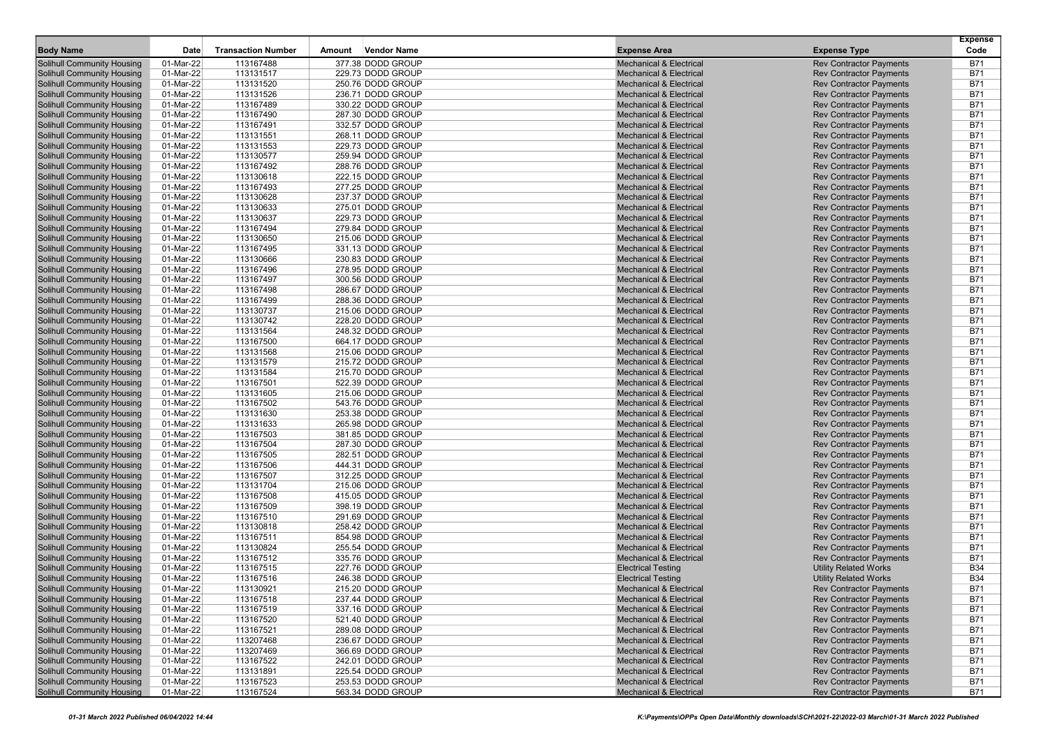| Body Name | Date | Transaction Number | Amount | Vendor Name | Expense Area | Expense Type | Expense Code |
|---|---|---|---|---|---|---|---|
| Solihull Community Housing | 01-Mar-22 | 113167488 | 377.38 | DODD GROUP | Mechanical & Electrical | Rev Contractor Payments | B71 |
| Solihull Community Housing | 01-Mar-22 | 113131517 | 229.73 | DODD GROUP | Mechanical & Electrical | Rev Contractor Payments | B71 |
| Solihull Community Housing | 01-Mar-22 | 113131520 | 250.76 | DODD GROUP | Mechanical & Electrical | Rev Contractor Payments | B71 |
| Solihull Community Housing | 01-Mar-22 | 113131526 | 236.71 | DODD GROUP | Mechanical & Electrical | Rev Contractor Payments | B71 |
| Solihull Community Housing | 01-Mar-22 | 113167489 | 330.22 | DODD GROUP | Mechanical & Electrical | Rev Contractor Payments | B71 |
| Solihull Community Housing | 01-Mar-22 | 113167490 | 287.30 | DODD GROUP | Mechanical & Electrical | Rev Contractor Payments | B71 |
| Solihull Community Housing | 01-Mar-22 | 113167491 | 332.57 | DODD GROUP | Mechanical & Electrical | Rev Contractor Payments | B71 |
| Solihull Community Housing | 01-Mar-22 | 113131551 | 268.11 | DODD GROUP | Mechanical & Electrical | Rev Contractor Payments | B71 |
| Solihull Community Housing | 01-Mar-22 | 113131553 | 229.73 | DODD GROUP | Mechanical & Electrical | Rev Contractor Payments | B71 |
| Solihull Community Housing | 01-Mar-22 | 113130577 | 259.94 | DODD GROUP | Mechanical & Electrical | Rev Contractor Payments | B71 |
| Solihull Community Housing | 01-Mar-22 | 113167492 | 288.76 | DODD GROUP | Mechanical & Electrical | Rev Contractor Payments | B71 |
| Solihull Community Housing | 01-Mar-22 | 113130618 | 222.15 | DODD GROUP | Mechanical & Electrical | Rev Contractor Payments | B71 |
| Solihull Community Housing | 01-Mar-22 | 113167493 | 277.25 | DODD GROUP | Mechanical & Electrical | Rev Contractor Payments | B71 |
| Solihull Community Housing | 01-Mar-22 | 113130628 | 237.37 | DODD GROUP | Mechanical & Electrical | Rev Contractor Payments | B71 |
| Solihull Community Housing | 01-Mar-22 | 113130633 | 275.01 | DODD GROUP | Mechanical & Electrical | Rev Contractor Payments | B71 |
| Solihull Community Housing | 01-Mar-22 | 113130637 | 229.73 | DODD GROUP | Mechanical & Electrical | Rev Contractor Payments | B71 |
| Solihull Community Housing | 01-Mar-22 | 113167494 | 279.84 | DODD GROUP | Mechanical & Electrical | Rev Contractor Payments | B71 |
| Solihull Community Housing | 01-Mar-22 | 113130650 | 215.06 | DODD GROUP | Mechanical & Electrical | Rev Contractor Payments | B71 |
| Solihull Community Housing | 01-Mar-22 | 113167495 | 331.13 | DODD GROUP | Mechanical & Electrical | Rev Contractor Payments | B71 |
| Solihull Community Housing | 01-Mar-22 | 113130666 | 230.83 | DODD GROUP | Mechanical & Electrical | Rev Contractor Payments | B71 |
| Solihull Community Housing | 01-Mar-22 | 113167496 | 278.95 | DODD GROUP | Mechanical & Electrical | Rev Contractor Payments | B71 |
| Solihull Community Housing | 01-Mar-22 | 113167497 | 300.56 | DODD GROUP | Mechanical & Electrical | Rev Contractor Payments | B71 |
| Solihull Community Housing | 01-Mar-22 | 113167498 | 286.67 | DODD GROUP | Mechanical & Electrical | Rev Contractor Payments | B71 |
| Solihull Community Housing | 01-Mar-22 | 113167499 | 288.36 | DODD GROUP | Mechanical & Electrical | Rev Contractor Payments | B71 |
| Solihull Community Housing | 01-Mar-22 | 113130737 | 215.06 | DODD GROUP | Mechanical & Electrical | Rev Contractor Payments | B71 |
| Solihull Community Housing | 01-Mar-22 | 113130742 | 228.20 | DODD GROUP | Mechanical & Electrical | Rev Contractor Payments | B71 |
| Solihull Community Housing | 01-Mar-22 | 113131564 | 248.32 | DODD GROUP | Mechanical & Electrical | Rev Contractor Payments | B71 |
| Solihull Community Housing | 01-Mar-22 | 113167500 | 664.17 | DODD GROUP | Mechanical & Electrical | Rev Contractor Payments | B71 |
| Solihull Community Housing | 01-Mar-22 | 113131568 | 215.06 | DODD GROUP | Mechanical & Electrical | Rev Contractor Payments | B71 |
| Solihull Community Housing | 01-Mar-22 | 113131579 | 215.72 | DODD GROUP | Mechanical & Electrical | Rev Contractor Payments | B71 |
| Solihull Community Housing | 01-Mar-22 | 113131584 | 215.70 | DODD GROUP | Mechanical & Electrical | Rev Contractor Payments | B71 |
| Solihull Community Housing | 01-Mar-22 | 113167501 | 522.39 | DODD GROUP | Mechanical & Electrical | Rev Contractor Payments | B71 |
| Solihull Community Housing | 01-Mar-22 | 113131605 | 215.06 | DODD GROUP | Mechanical & Electrical | Rev Contractor Payments | B71 |
| Solihull Community Housing | 01-Mar-22 | 113167502 | 543.76 | DODD GROUP | Mechanical & Electrical | Rev Contractor Payments | B71 |
| Solihull Community Housing | 01-Mar-22 | 113131630 | 253.38 | DODD GROUP | Mechanical & Electrical | Rev Contractor Payments | B71 |
| Solihull Community Housing | 01-Mar-22 | 113131633 | 265.98 | DODD GROUP | Mechanical & Electrical | Rev Contractor Payments | B71 |
| Solihull Community Housing | 01-Mar-22 | 113167503 | 381.85 | DODD GROUP | Mechanical & Electrical | Rev Contractor Payments | B71 |
| Solihull Community Housing | 01-Mar-22 | 113167504 | 287.30 | DODD GROUP | Mechanical & Electrical | Rev Contractor Payments | B71 |
| Solihull Community Housing | 01-Mar-22 | 113167505 | 282.51 | DODD GROUP | Mechanical & Electrical | Rev Contractor Payments | B71 |
| Solihull Community Housing | 01-Mar-22 | 113167506 | 444.31 | DODD GROUP | Mechanical & Electrical | Rev Contractor Payments | B71 |
| Solihull Community Housing | 01-Mar-22 | 113167507 | 312.25 | DODD GROUP | Mechanical & Electrical | Rev Contractor Payments | B71 |
| Solihull Community Housing | 01-Mar-22 | 113131704 | 215.06 | DODD GROUP | Mechanical & Electrical | Rev Contractor Payments | B71 |
| Solihull Community Housing | 01-Mar-22 | 113167508 | 415.05 | DODD GROUP | Mechanical & Electrical | Rev Contractor Payments | B71 |
| Solihull Community Housing | 01-Mar-22 | 113167509 | 398.19 | DODD GROUP | Mechanical & Electrical | Rev Contractor Payments | B71 |
| Solihull Community Housing | 01-Mar-22 | 113167510 | 291.69 | DODD GROUP | Mechanical & Electrical | Rev Contractor Payments | B71 |
| Solihull Community Housing | 01-Mar-22 | 113130818 | 258.42 | DODD GROUP | Mechanical & Electrical | Rev Contractor Payments | B71 |
| Solihull Community Housing | 01-Mar-22 | 113167511 | 854.98 | DODD GROUP | Mechanical & Electrical | Rev Contractor Payments | B71 |
| Solihull Community Housing | 01-Mar-22 | 113130824 | 255.54 | DODD GROUP | Mechanical & Electrical | Rev Contractor Payments | B71 |
| Solihull Community Housing | 01-Mar-22 | 113167512 | 335.76 | DODD GROUP | Mechanical & Electrical | Rev Contractor Payments | B71 |
| Solihull Community Housing | 01-Mar-22 | 113167515 | 227.76 | DODD GROUP | Electrical Testing | Utility Related Works | B34 |
| Solihull Community Housing | 01-Mar-22 | 113167516 | 246.38 | DODD GROUP | Electrical Testing | Utility Related Works | B34 |
| Solihull Community Housing | 01-Mar-22 | 113130921 | 215.20 | DODD GROUP | Mechanical & Electrical | Rev Contractor Payments | B71 |
| Solihull Community Housing | 01-Mar-22 | 113167518 | 237.44 | DODD GROUP | Mechanical & Electrical | Rev Contractor Payments | B71 |
| Solihull Community Housing | 01-Mar-22 | 113167519 | 337.16 | DODD GROUP | Mechanical & Electrical | Rev Contractor Payments | B71 |
| Solihull Community Housing | 01-Mar-22 | 113167520 | 521.40 | DODD GROUP | Mechanical & Electrical | Rev Contractor Payments | B71 |
| Solihull Community Housing | 01-Mar-22 | 113167521 | 289.08 | DODD GROUP | Mechanical & Electrical | Rev Contractor Payments | B71 |
| Solihull Community Housing | 01-Mar-22 | 113207468 | 236.67 | DODD GROUP | Mechanical & Electrical | Rev Contractor Payments | B71 |
| Solihull Community Housing | 01-Mar-22 | 113207469 | 366.69 | DODD GROUP | Mechanical & Electrical | Rev Contractor Payments | B71 |
| Solihull Community Housing | 01-Mar-22 | 113167522 | 242.01 | DODD GROUP | Mechanical & Electrical | Rev Contractor Payments | B71 |
| Solihull Community Housing | 01-Mar-22 | 113131891 | 225.54 | DODD GROUP | Mechanical & Electrical | Rev Contractor Payments | B71 |
| Solihull Community Housing | 01-Mar-22 | 113167523 | 253.53 | DODD GROUP | Mechanical & Electrical | Rev Contractor Payments | B71 |
| Solihull Community Housing | 01-Mar-22 | 113167524 | 563.34 | DODD GROUP | Mechanical & Electrical | Rev Contractor Payments | B71 |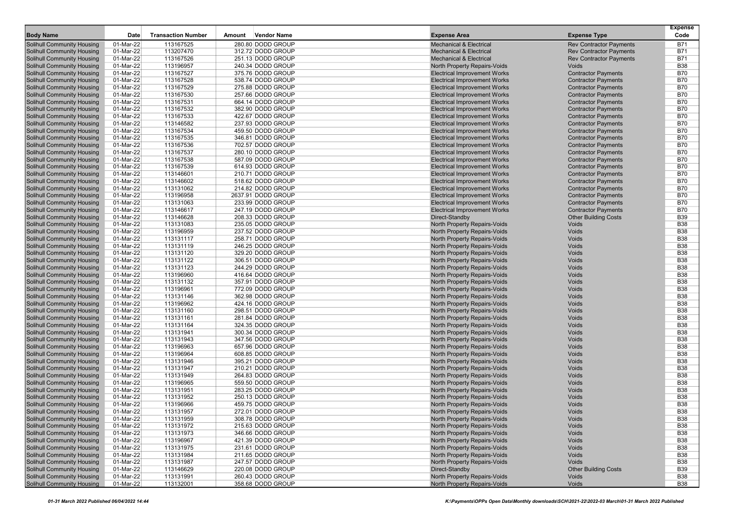| Body Name | Date | Transaction Number | Amount | Vendor Name | Expense Area | Expense Type | Expense Code |
|---|---|---|---|---|---|---|---|
| Solihull Community Housing | 01-Mar-22 | 113167525 | 280.80 | DODD GROUP | Mechanical & Electrical | Rev Contractor Payments | B71 |
| Solihull Community Housing | 01-Mar-22 | 113207470 | 312.72 | DODD GROUP | Mechanical & Electrical | Rev Contractor Payments | B71 |
| Solihull Community Housing | 01-Mar-22 | 113167526 | 251.13 | DODD GROUP | Mechanical & Electrical | Rev Contractor Payments | B71 |
| Solihull Community Housing | 01-Mar-22 | 113196957 | 240.34 | DODD GROUP | North Property Repairs-Voids | Voids | B38 |
| Solihull Community Housing | 01-Mar-22 | 113167527 | 375.76 | DODD GROUP | Electrical Improvement Works | Contractor Payments | B70 |
| Solihull Community Housing | 01-Mar-22 | 113167528 | 538.74 | DODD GROUP | Electrical Improvement Works | Contractor Payments | B70 |
| Solihull Community Housing | 01-Mar-22 | 113167529 | 275.88 | DODD GROUP | Electrical Improvement Works | Contractor Payments | B70 |
| Solihull Community Housing | 01-Mar-22 | 113167530 | 257.66 | DODD GROUP | Electrical Improvement Works | Contractor Payments | B70 |
| Solihull Community Housing | 01-Mar-22 | 113167531 | 664.14 | DODD GROUP | Electrical Improvement Works | Contractor Payments | B70 |
| Solihull Community Housing | 01-Mar-22 | 113167532 | 382.90 | DODD GROUP | Electrical Improvement Works | Contractor Payments | B70 |
| Solihull Community Housing | 01-Mar-22 | 113167533 | 422.67 | DODD GROUP | Electrical Improvement Works | Contractor Payments | B70 |
| Solihull Community Housing | 01-Mar-22 | 113146582 | 237.93 | DODD GROUP | Electrical Improvement Works | Contractor Payments | B70 |
| Solihull Community Housing | 01-Mar-22 | 113167534 | 459.50 | DODD GROUP | Electrical Improvement Works | Contractor Payments | B70 |
| Solihull Community Housing | 01-Mar-22 | 113167535 | 346.81 | DODD GROUP | Electrical Improvement Works | Contractor Payments | B70 |
| Solihull Community Housing | 01-Mar-22 | 113167536 | 702.57 | DODD GROUP | Electrical Improvement Works | Contractor Payments | B70 |
| Solihull Community Housing | 01-Mar-22 | 113167537 | 280.10 | DODD GROUP | Electrical Improvement Works | Contractor Payments | B70 |
| Solihull Community Housing | 01-Mar-22 | 113167538 | 587.09 | DODD GROUP | Electrical Improvement Works | Contractor Payments | B70 |
| Solihull Community Housing | 01-Mar-22 | 113167539 | 614.93 | DODD GROUP | Electrical Improvement Works | Contractor Payments | B70 |
| Solihull Community Housing | 01-Mar-22 | 113146601 | 210.71 | DODD GROUP | Electrical Improvement Works | Contractor Payments | B70 |
| Solihull Community Housing | 01-Mar-22 | 113146602 | 518.62 | DODD GROUP | Electrical Improvement Works | Contractor Payments | B70 |
| Solihull Community Housing | 01-Mar-22 | 113131062 | 214.82 | DODD GROUP | Electrical Improvement Works | Contractor Payments | B70 |
| Solihull Community Housing | 01-Mar-22 | 113196958 | 2637.91 | DODD GROUP | Electrical Improvement Works | Contractor Payments | B70 |
| Solihull Community Housing | 01-Mar-22 | 113131063 | 233.99 | DODD GROUP | Electrical Improvement Works | Contractor Payments | B70 |
| Solihull Community Housing | 01-Mar-22 | 113146617 | 247.19 | DODD GROUP | Electrical Improvement Works | Contractor Payments | B70 |
| Solihull Community Housing | 01-Mar-22 | 113146628 | 208.33 | DODD GROUP | Direct-Standby | Other Building Costs | B39 |
| Solihull Community Housing | 01-Mar-22 | 113131083 | 235.05 | DODD GROUP | North Property Repairs-Voids | Voids | B38 |
| Solihull Community Housing | 01-Mar-22 | 113196959 | 237.52 | DODD GROUP | North Property Repairs-Voids | Voids | B38 |
| Solihull Community Housing | 01-Mar-22 | 113131117 | 258.71 | DODD GROUP | North Property Repairs-Voids | Voids | B38 |
| Solihull Community Housing | 01-Mar-22 | 113131119 | 246.25 | DODD GROUP | North Property Repairs-Voids | Voids | B38 |
| Solihull Community Housing | 01-Mar-22 | 113131120 | 329.20 | DODD GROUP | North Property Repairs-Voids | Voids | B38 |
| Solihull Community Housing | 01-Mar-22 | 113131122 | 306.51 | DODD GROUP | North Property Repairs-Voids | Voids | B38 |
| Solihull Community Housing | 01-Mar-22 | 113131123 | 244.29 | DODD GROUP | North Property Repairs-Voids | Voids | B38 |
| Solihull Community Housing | 01-Mar-22 | 113196960 | 416.64 | DODD GROUP | North Property Repairs-Voids | Voids | B38 |
| Solihull Community Housing | 01-Mar-22 | 113131132 | 357.91 | DODD GROUP | North Property Repairs-Voids | Voids | B38 |
| Solihull Community Housing | 01-Mar-22 | 113196961 | 772.09 | DODD GROUP | North Property Repairs-Voids | Voids | B38 |
| Solihull Community Housing | 01-Mar-22 | 113131146 | 362.98 | DODD GROUP | North Property Repairs-Voids | Voids | B38 |
| Solihull Community Housing | 01-Mar-22 | 113196962 | 424.16 | DODD GROUP | North Property Repairs-Voids | Voids | B38 |
| Solihull Community Housing | 01-Mar-22 | 113131160 | 298.51 | DODD GROUP | North Property Repairs-Voids | Voids | B38 |
| Solihull Community Housing | 01-Mar-22 | 113131161 | 281.84 | DODD GROUP | North Property Repairs-Voids | Voids | B38 |
| Solihull Community Housing | 01-Mar-22 | 113131164 | 324.35 | DODD GROUP | North Property Repairs-Voids | Voids | B38 |
| Solihull Community Housing | 01-Mar-22 | 113131941 | 300.34 | DODD GROUP | North Property Repairs-Voids | Voids | B38 |
| Solihull Community Housing | 01-Mar-22 | 113131943 | 347.56 | DODD GROUP | North Property Repairs-Voids | Voids | B38 |
| Solihull Community Housing | 01-Mar-22 | 113196963 | 657.96 | DODD GROUP | North Property Repairs-Voids | Voids | B38 |
| Solihull Community Housing | 01-Mar-22 | 113196964 | 608.85 | DODD GROUP | North Property Repairs-Voids | Voids | B38 |
| Solihull Community Housing | 01-Mar-22 | 113131946 | 395.21 | DODD GROUP | North Property Repairs-Voids | Voids | B38 |
| Solihull Community Housing | 01-Mar-22 | 113131947 | 210.21 | DODD GROUP | North Property Repairs-Voids | Voids | B38 |
| Solihull Community Housing | 01-Mar-22 | 113131949 | 264.83 | DODD GROUP | North Property Repairs-Voids | Voids | B38 |
| Solihull Community Housing | 01-Mar-22 | 113196965 | 559.50 | DODD GROUP | North Property Repairs-Voids | Voids | B38 |
| Solihull Community Housing | 01-Mar-22 | 113131951 | 283.25 | DODD GROUP | North Property Repairs-Voids | Voids | B38 |
| Solihull Community Housing | 01-Mar-22 | 113131952 | 250.13 | DODD GROUP | North Property Repairs-Voids | Voids | B38 |
| Solihull Community Housing | 01-Mar-22 | 113196966 | 459.75 | DODD GROUP | North Property Repairs-Voids | Voids | B38 |
| Solihull Community Housing | 01-Mar-22 | 113131957 | 272.01 | DODD GROUP | North Property Repairs-Voids | Voids | B38 |
| Solihull Community Housing | 01-Mar-22 | 113131959 | 308.78 | DODD GROUP | North Property Repairs-Voids | Voids | B38 |
| Solihull Community Housing | 01-Mar-22 | 113131972 | 215.63 | DODD GROUP | North Property Repairs-Voids | Voids | B38 |
| Solihull Community Housing | 01-Mar-22 | 113131973 | 346.66 | DODD GROUP | North Property Repairs-Voids | Voids | B38 |
| Solihull Community Housing | 01-Mar-22 | 113196967 | 421.39 | DODD GROUP | North Property Repairs-Voids | Voids | B38 |
| Solihull Community Housing | 01-Mar-22 | 113131975 | 231.61 | DODD GROUP | North Property Repairs-Voids | Voids | B38 |
| Solihull Community Housing | 01-Mar-22 | 113131984 | 211.65 | DODD GROUP | North Property Repairs-Voids | Voids | B38 |
| Solihull Community Housing | 01-Mar-22 | 113131987 | 247.57 | DODD GROUP | North Property Repairs-Voids | Voids | B38 |
| Solihull Community Housing | 01-Mar-22 | 113146629 | 220.08 | DODD GROUP | Direct-Standby | Other Building Costs | B39 |
| Solihull Community Housing | 01-Mar-22 | 113131991 | 260.43 | DODD GROUP | North Property Repairs-Voids | Voids | B38 |
| Solihull Community Housing | 01-Mar-22 | 113132001 | 358.68 | DODD GROUP | North Property Repairs-Voids | Voids | B38 |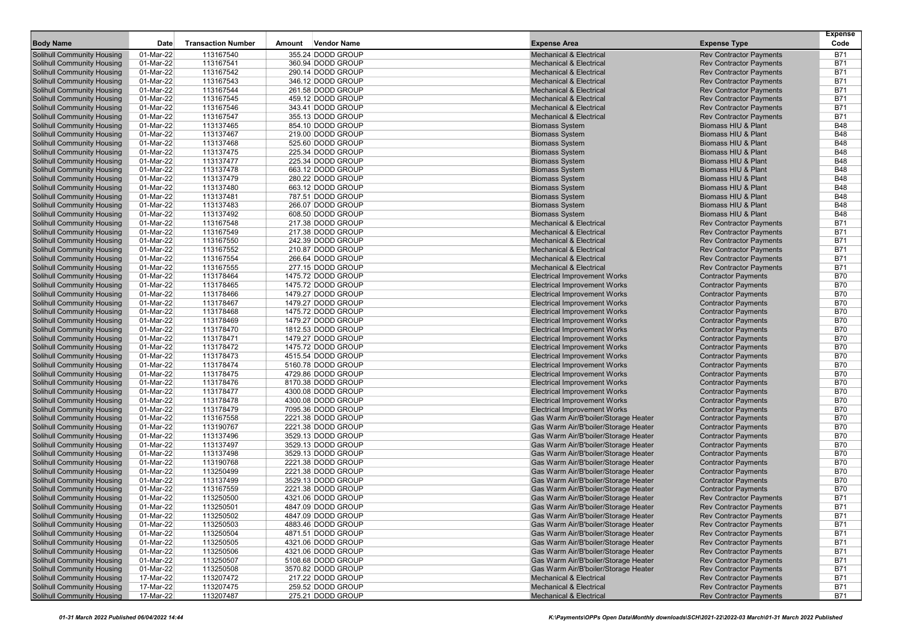| Body Name | Date | Transaction Number | Amount | Vendor Name | Expense Area | Expense Type | Expense Code |
|---|---|---|---|---|---|---|---|
| Solihull Community Housing | 01-Mar-22 | 113167540 | 355.24 | DODD GROUP | Mechanical & Electrical | Rev Contractor Payments | B71 |
| Solihull Community Housing | 01-Mar-22 | 113167541 | 360.94 | DODD GROUP | Mechanical & Electrical | Rev Contractor Payments | B71 |
| Solihull Community Housing | 01-Mar-22 | 113167542 | 290.14 | DODD GROUP | Mechanical & Electrical | Rev Contractor Payments | B71 |
| Solihull Community Housing | 01-Mar-22 | 113167543 | 346.12 | DODD GROUP | Mechanical & Electrical | Rev Contractor Payments | B71 |
| Solihull Community Housing | 01-Mar-22 | 113167544 | 261.58 | DODD GROUP | Mechanical & Electrical | Rev Contractor Payments | B71 |
| Solihull Community Housing | 01-Mar-22 | 113167545 | 459.12 | DODD GROUP | Mechanical & Electrical | Rev Contractor Payments | B71 |
| Solihull Community Housing | 01-Mar-22 | 113167546 | 343.41 | DODD GROUP | Mechanical & Electrical | Rev Contractor Payments | B71 |
| Solihull Community Housing | 01-Mar-22 | 113167547 | 355.13 | DODD GROUP | Mechanical & Electrical | Rev Contractor Payments | B71 |
| Solihull Community Housing | 01-Mar-22 | 113137465 | 854.10 | DODD GROUP | Biomass System | Biomass HIU & Plant | B48 |
| Solihull Community Housing | 01-Mar-22 | 113137467 | 219.00 | DODD GROUP | Biomass System | Biomass HIU & Plant | B48 |
| Solihull Community Housing | 01-Mar-22 | 113137468 | 525.60 | DODD GROUP | Biomass System | Biomass HIU & Plant | B48 |
| Solihull Community Housing | 01-Mar-22 | 113137475 | 225.34 | DODD GROUP | Biomass System | Biomass HIU & Plant | B48 |
| Solihull Community Housing | 01-Mar-22 | 113137477 | 225.34 | DODD GROUP | Biomass System | Biomass HIU & Plant | B48 |
| Solihull Community Housing | 01-Mar-22 | 113137478 | 663.12 | DODD GROUP | Biomass System | Biomass HIU & Plant | B48 |
| Solihull Community Housing | 01-Mar-22 | 113137479 | 280.22 | DODD GROUP | Biomass System | Biomass HIU & Plant | B48 |
| Solihull Community Housing | 01-Mar-22 | 113137480 | 663.12 | DODD GROUP | Biomass System | Biomass HIU & Plant | B48 |
| Solihull Community Housing | 01-Mar-22 | 113137481 | 787.51 | DODD GROUP | Biomass System | Biomass HIU & Plant | B48 |
| Solihull Community Housing | 01-Mar-22 | 113137483 | 266.07 | DODD GROUP | Biomass System | Biomass HIU & Plant | B48 |
| Solihull Community Housing | 01-Mar-22 | 113137492 | 608.50 | DODD GROUP | Biomass System | Biomass HIU & Plant | B48 |
| Solihull Community Housing | 01-Mar-22 | 113167548 | 217.38 | DODD GROUP | Mechanical & Electrical | Rev Contractor Payments | B71 |
| Solihull Community Housing | 01-Mar-22 | 113167549 | 217.38 | DODD GROUP | Mechanical & Electrical | Rev Contractor Payments | B71 |
| Solihull Community Housing | 01-Mar-22 | 113167550 | 242.39 | DODD GROUP | Mechanical & Electrical | Rev Contractor Payments | B71 |
| Solihull Community Housing | 01-Mar-22 | 113167552 | 210.87 | DODD GROUP | Mechanical & Electrical | Rev Contractor Payments | B71 |
| Solihull Community Housing | 01-Mar-22 | 113167554 | 266.64 | DODD GROUP | Mechanical & Electrical | Rev Contractor Payments | B71 |
| Solihull Community Housing | 01-Mar-22 | 113167555 | 277.15 | DODD GROUP | Mechanical & Electrical | Rev Contractor Payments | B71 |
| Solihull Community Housing | 01-Mar-22 | 113178464 | 1475.72 | DODD GROUP | Electrical Improvement Works | Contractor Payments | B70 |
| Solihull Community Housing | 01-Mar-22 | 113178465 | 1475.72 | DODD GROUP | Electrical Improvement Works | Contractor Payments | B70 |
| Solihull Community Housing | 01-Mar-22 | 113178466 | 1479.27 | DODD GROUP | Electrical Improvement Works | Contractor Payments | B70 |
| Solihull Community Housing | 01-Mar-22 | 113178467 | 1479.27 | DODD GROUP | Electrical Improvement Works | Contractor Payments | B70 |
| Solihull Community Housing | 01-Mar-22 | 113178468 | 1475.72 | DODD GROUP | Electrical Improvement Works | Contractor Payments | B70 |
| Solihull Community Housing | 01-Mar-22 | 113178469 | 1479.27 | DODD GROUP | Electrical Improvement Works | Contractor Payments | B70 |
| Solihull Community Housing | 01-Mar-22 | 113178470 | 1812.53 | DODD GROUP | Electrical Improvement Works | Contractor Payments | B70 |
| Solihull Community Housing | 01-Mar-22 | 113178471 | 1479.27 | DODD GROUP | Electrical Improvement Works | Contractor Payments | B70 |
| Solihull Community Housing | 01-Mar-22 | 113178472 | 1475.72 | DODD GROUP | Electrical Improvement Works | Contractor Payments | B70 |
| Solihull Community Housing | 01-Mar-22 | 113178473 | 4515.54 | DODD GROUP | Electrical Improvement Works | Contractor Payments | B70 |
| Solihull Community Housing | 01-Mar-22 | 113178474 | 5160.78 | DODD GROUP | Electrical Improvement Works | Contractor Payments | B70 |
| Solihull Community Housing | 01-Mar-22 | 113178475 | 4729.86 | DODD GROUP | Electrical Improvement Works | Contractor Payments | B70 |
| Solihull Community Housing | 01-Mar-22 | 113178476 | 8170.38 | DODD GROUP | Electrical Improvement Works | Contractor Payments | B70 |
| Solihull Community Housing | 01-Mar-22 | 113178477 | 4300.08 | DODD GROUP | Electrical Improvement Works | Contractor Payments | B70 |
| Solihull Community Housing | 01-Mar-22 | 113178478 | 4300.08 | DODD GROUP | Electrical Improvement Works | Contractor Payments | B70 |
| Solihull Community Housing | 01-Mar-22 | 113178479 | 7095.36 | DODD GROUP | Electrical Improvement Works | Contractor Payments | B70 |
| Solihull Community Housing | 01-Mar-22 | 113167558 | 2221.38 | DODD GROUP | Gas Warm Air/B'boiler/Storage Heater | Contractor Payments | B70 |
| Solihull Community Housing | 01-Mar-22 | 113190767 | 2221.38 | DODD GROUP | Gas Warm Air/B'boiler/Storage Heater | Contractor Payments | B70 |
| Solihull Community Housing | 01-Mar-22 | 113137496 | 3529.13 | DODD GROUP | Gas Warm Air/B'boiler/Storage Heater | Contractor Payments | B70 |
| Solihull Community Housing | 01-Mar-22 | 113137497 | 3529.13 | DODD GROUP | Gas Warm Air/B'boiler/Storage Heater | Contractor Payments | B70 |
| Solihull Community Housing | 01-Mar-22 | 113137498 | 3529.13 | DODD GROUP | Gas Warm Air/B'boiler/Storage Heater | Contractor Payments | B70 |
| Solihull Community Housing | 01-Mar-22 | 113190768 | 2221.38 | DODD GROUP | Gas Warm Air/B'boiler/Storage Heater | Contractor Payments | B70 |
| Solihull Community Housing | 01-Mar-22 | 113250499 | 2221.38 | DODD GROUP | Gas Warm Air/B'boiler/Storage Heater | Contractor Payments | B70 |
| Solihull Community Housing | 01-Mar-22 | 113137499 | 3529.13 | DODD GROUP | Gas Warm Air/B'boiler/Storage Heater | Contractor Payments | B70 |
| Solihull Community Housing | 01-Mar-22 | 113167559 | 2221.38 | DODD GROUP | Gas Warm Air/B'boiler/Storage Heater | Contractor Payments | B70 |
| Solihull Community Housing | 01-Mar-22 | 113250500 | 4321.06 | DODD GROUP | Gas Warm Air/B'boiler/Storage Heater | Rev Contractor Payments | B71 |
| Solihull Community Housing | 01-Mar-22 | 113250501 | 4847.09 | DODD GROUP | Gas Warm Air/B'boiler/Storage Heater | Rev Contractor Payments | B71 |
| Solihull Community Housing | 01-Mar-22 | 113250502 | 4847.09 | DODD GROUP | Gas Warm Air/B'boiler/Storage Heater | Rev Contractor Payments | B71 |
| Solihull Community Housing | 01-Mar-22 | 113250503 | 4883.46 | DODD GROUP | Gas Warm Air/B'boiler/Storage Heater | Rev Contractor Payments | B71 |
| Solihull Community Housing | 01-Mar-22 | 113250504 | 4871.51 | DODD GROUP | Gas Warm Air/B'boiler/Storage Heater | Rev Contractor Payments | B71 |
| Solihull Community Housing | 01-Mar-22 | 113250505 | 4321.06 | DODD GROUP | Gas Warm Air/B'boiler/Storage Heater | Rev Contractor Payments | B71 |
| Solihull Community Housing | 01-Mar-22 | 113250506 | 4321.06 | DODD GROUP | Gas Warm Air/B'boiler/Storage Heater | Rev Contractor Payments | B71 |
| Solihull Community Housing | 01-Mar-22 | 113250507 | 5108.68 | DODD GROUP | Gas Warm Air/B'boiler/Storage Heater | Rev Contractor Payments | B71 |
| Solihull Community Housing | 01-Mar-22 | 113250508 | 3570.82 | DODD GROUP | Gas Warm Air/B'boiler/Storage Heater | Rev Contractor Payments | B71 |
| Solihull Community Housing | 17-Mar-22 | 113207472 | 217.22 | DODD GROUP | Mechanical & Electrical | Rev Contractor Payments | B71 |
| Solihull Community Housing | 17-Mar-22 | 113207475 | 259.52 | DODD GROUP | Mechanical & Electrical | Rev Contractor Payments | B71 |
| Solihull Community Housing | 17-Mar-22 | 113207487 | 275.21 | DODD GROUP | Mechanical & Electrical | Rev Contractor Payments | B71 |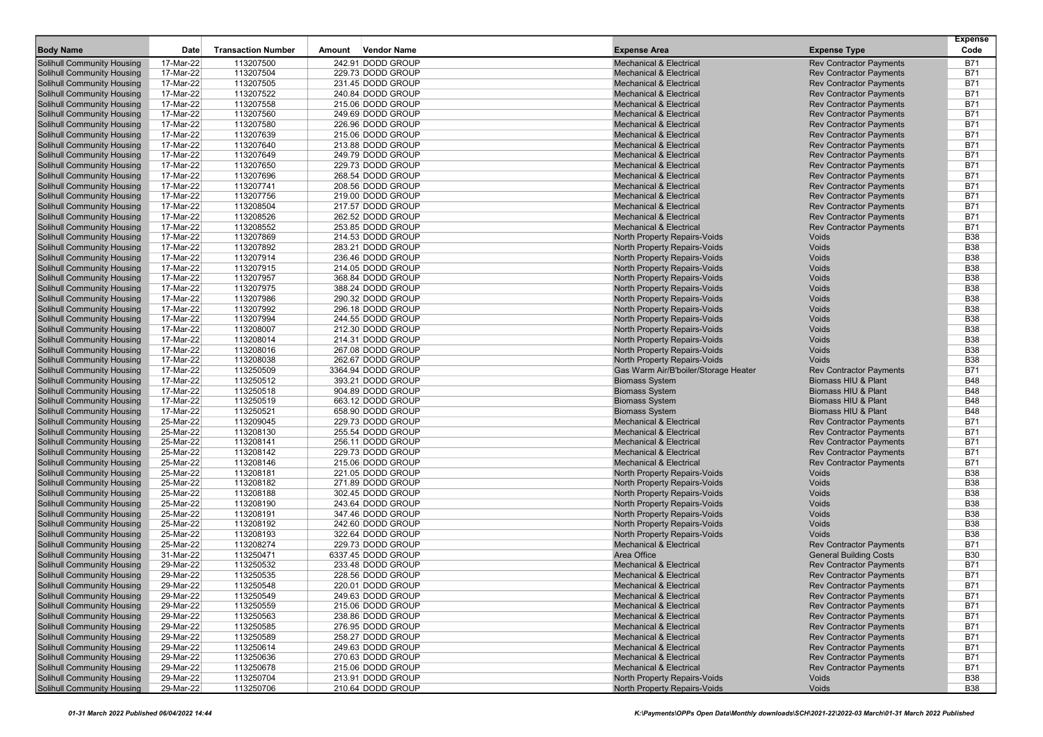| Body Name | Date | Transaction Number | Amount | Vendor Name | Expense Area | Expense Type | Expense Code |
|---|---|---|---|---|---|---|---|
| Solihull Community Housing | 17-Mar-22 | 113207500 | 242.91 | DODD GROUP | Mechanical & Electrical | Rev Contractor Payments | B71 |
| Solihull Community Housing | 17-Mar-22 | 113207504 | 229.73 | DODD GROUP | Mechanical & Electrical | Rev Contractor Payments | B71 |
| Solihull Community Housing | 17-Mar-22 | 113207505 | 231.45 | DODD GROUP | Mechanical & Electrical | Rev Contractor Payments | B71 |
| Solihull Community Housing | 17-Mar-22 | 113207522 | 240.84 | DODD GROUP | Mechanical & Electrical | Rev Contractor Payments | B71 |
| Solihull Community Housing | 17-Mar-22 | 113207558 | 215.06 | DODD GROUP | Mechanical & Electrical | Rev Contractor Payments | B71 |
| Solihull Community Housing | 17-Mar-22 | 113207560 | 249.69 | DODD GROUP | Mechanical & Electrical | Rev Contractor Payments | B71 |
| Solihull Community Housing | 17-Mar-22 | 113207580 | 226.96 | DODD GROUP | Mechanical & Electrical | Rev Contractor Payments | B71 |
| Solihull Community Housing | 17-Mar-22 | 113207639 | 215.06 | DODD GROUP | Mechanical & Electrical | Rev Contractor Payments | B71 |
| Solihull Community Housing | 17-Mar-22 | 113207640 | 213.88 | DODD GROUP | Mechanical & Electrical | Rev Contractor Payments | B71 |
| Solihull Community Housing | 17-Mar-22 | 113207649 | 249.79 | DODD GROUP | Mechanical & Electrical | Rev Contractor Payments | B71 |
| Solihull Community Housing | 17-Mar-22 | 113207650 | 229.73 | DODD GROUP | Mechanical & Electrical | Rev Contractor Payments | B71 |
| Solihull Community Housing | 17-Mar-22 | 113207696 | 268.54 | DODD GROUP | Mechanical & Electrical | Rev Contractor Payments | B71 |
| Solihull Community Housing | 17-Mar-22 | 113207741 | 208.56 | DODD GROUP | Mechanical & Electrical | Rev Contractor Payments | B71 |
| Solihull Community Housing | 17-Mar-22 | 113207756 | 219.00 | DODD GROUP | Mechanical & Electrical | Rev Contractor Payments | B71 |
| Solihull Community Housing | 17-Mar-22 | 113208504 | 217.57 | DODD GROUP | Mechanical & Electrical | Rev Contractor Payments | B71 |
| Solihull Community Housing | 17-Mar-22 | 113208526 | 262.52 | DODD GROUP | Mechanical & Electrical | Rev Contractor Payments | B71 |
| Solihull Community Housing | 17-Mar-22 | 113208552 | 253.85 | DODD GROUP | Mechanical & Electrical | Rev Contractor Payments | B71 |
| Solihull Community Housing | 17-Mar-22 | 113207869 | 214.53 | DODD GROUP | North Property Repairs-Voids | Voids | B38 |
| Solihull Community Housing | 17-Mar-22 | 113207892 | 283.21 | DODD GROUP | North Property Repairs-Voids | Voids | B38 |
| Solihull Community Housing | 17-Mar-22 | 113207914 | 236.46 | DODD GROUP | North Property Repairs-Voids | Voids | B38 |
| Solihull Community Housing | 17-Mar-22 | 113207915 | 214.05 | DODD GROUP | North Property Repairs-Voids | Voids | B38 |
| Solihull Community Housing | 17-Mar-22 | 113207957 | 368.84 | DODD GROUP | North Property Repairs-Voids | Voids | B38 |
| Solihull Community Housing | 17-Mar-22 | 113207975 | 388.24 | DODD GROUP | North Property Repairs-Voids | Voids | B38 |
| Solihull Community Housing | 17-Mar-22 | 113207986 | 290.32 | DODD GROUP | North Property Repairs-Voids | Voids | B38 |
| Solihull Community Housing | 17-Mar-22 | 113207992 | 296.18 | DODD GROUP | North Property Repairs-Voids | Voids | B38 |
| Solihull Community Housing | 17-Mar-22 | 113207994 | 244.55 | DODD GROUP | North Property Repairs-Voids | Voids | B38 |
| Solihull Community Housing | 17-Mar-22 | 113208007 | 212.30 | DODD GROUP | North Property Repairs-Voids | Voids | B38 |
| Solihull Community Housing | 17-Mar-22 | 113208014 | 214.31 | DODD GROUP | North Property Repairs-Voids | Voids | B38 |
| Solihull Community Housing | 17-Mar-22 | 113208016 | 267.08 | DODD GROUP | North Property Repairs-Voids | Voids | B38 |
| Solihull Community Housing | 17-Mar-22 | 113208038 | 262.67 | DODD GROUP | North Property Repairs-Voids | Voids | B38 |
| Solihull Community Housing | 17-Mar-22 | 113250509 | 3364.94 | DODD GROUP | Gas Warm Air/B'boiler/Storage Heater | Rev Contractor Payments | B71 |
| Solihull Community Housing | 17-Mar-22 | 113250512 | 393.21 | DODD GROUP | Biomass System | Biomass HIU & Plant | B48 |
| Solihull Community Housing | 17-Mar-22 | 113250518 | 904.89 | DODD GROUP | Biomass System | Biomass HIU & Plant | B48 |
| Solihull Community Housing | 17-Mar-22 | 113250519 | 663.12 | DODD GROUP | Biomass System | Biomass HIU & Plant | B48 |
| Solihull Community Housing | 17-Mar-22 | 113250521 | 658.90 | DODD GROUP | Biomass System | Biomass HIU & Plant | B48 |
| Solihull Community Housing | 25-Mar-22 | 113209045 | 229.73 | DODD GROUP | Mechanical & Electrical | Rev Contractor Payments | B71 |
| Solihull Community Housing | 25-Mar-22 | 113208130 | 255.54 | DODD GROUP | Mechanical & Electrical | Rev Contractor Payments | B71 |
| Solihull Community Housing | 25-Mar-22 | 113208141 | 256.11 | DODD GROUP | Mechanical & Electrical | Rev Contractor Payments | B71 |
| Solihull Community Housing | 25-Mar-22 | 113208142 | 229.73 | DODD GROUP | Mechanical & Electrical | Rev Contractor Payments | B71 |
| Solihull Community Housing | 25-Mar-22 | 113208146 | 215.06 | DODD GROUP | Mechanical & Electrical | Rev Contractor Payments | B71 |
| Solihull Community Housing | 25-Mar-22 | 113208181 | 221.05 | DODD GROUP | North Property Repairs-Voids | Voids | B38 |
| Solihull Community Housing | 25-Mar-22 | 113208182 | 271.89 | DODD GROUP | North Property Repairs-Voids | Voids | B38 |
| Solihull Community Housing | 25-Mar-22 | 113208188 | 302.45 | DODD GROUP | North Property Repairs-Voids | Voids | B38 |
| Solihull Community Housing | 25-Mar-22 | 113208190 | 243.64 | DODD GROUP | North Property Repairs-Voids | Voids | B38 |
| Solihull Community Housing | 25-Mar-22 | 113208191 | 347.46 | DODD GROUP | North Property Repairs-Voids | Voids | B38 |
| Solihull Community Housing | 25-Mar-22 | 113208192 | 242.60 | DODD GROUP | North Property Repairs-Voids | Voids | B38 |
| Solihull Community Housing | 25-Mar-22 | 113208193 | 322.64 | DODD GROUP | North Property Repairs-Voids | Voids | B38 |
| Solihull Community Housing | 25-Mar-22 | 113208274 | 229.73 | DODD GROUP | Mechanical & Electrical | Rev Contractor Payments | B71 |
| Solihull Community Housing | 31-Mar-22 | 113250471 | 6337.45 | DODD GROUP | Area Office | General Building Costs | B30 |
| Solihull Community Housing | 29-Mar-22 | 113250532 | 233.48 | DODD GROUP | Mechanical & Electrical | Rev Contractor Payments | B71 |
| Solihull Community Housing | 29-Mar-22 | 113250535 | 228.56 | DODD GROUP | Mechanical & Electrical | Rev Contractor Payments | B71 |
| Solihull Community Housing | 29-Mar-22 | 113250548 | 220.01 | DODD GROUP | Mechanical & Electrical | Rev Contractor Payments | B71 |
| Solihull Community Housing | 29-Mar-22 | 113250549 | 249.63 | DODD GROUP | Mechanical & Electrical | Rev Contractor Payments | B71 |
| Solihull Community Housing | 29-Mar-22 | 113250559 | 215.06 | DODD GROUP | Mechanical & Electrical | Rev Contractor Payments | B71 |
| Solihull Community Housing | 29-Mar-22 | 113250563 | 238.86 | DODD GROUP | Mechanical & Electrical | Rev Contractor Payments | B71 |
| Solihull Community Housing | 29-Mar-22 | 113250585 | 276.95 | DODD GROUP | Mechanical & Electrical | Rev Contractor Payments | B71 |
| Solihull Community Housing | 29-Mar-22 | 113250589 | 258.27 | DODD GROUP | Mechanical & Electrical | Rev Contractor Payments | B71 |
| Solihull Community Housing | 29-Mar-22 | 113250614 | 249.63 | DODD GROUP | Mechanical & Electrical | Rev Contractor Payments | B71 |
| Solihull Community Housing | 29-Mar-22 | 113250636 | 270.63 | DODD GROUP | Mechanical & Electrical | Rev Contractor Payments | B71 |
| Solihull Community Housing | 29-Mar-22 | 113250678 | 215.06 | DODD GROUP | Mechanical & Electrical | Rev Contractor Payments | B71 |
| Solihull Community Housing | 29-Mar-22 | 113250704 | 213.91 | DODD GROUP | North Property Repairs-Voids | Voids | B38 |
| Solihull Community Housing | 29-Mar-22 | 113250706 | 210.64 | DODD GROUP | North Property Repairs-Voids | Voids | B38 |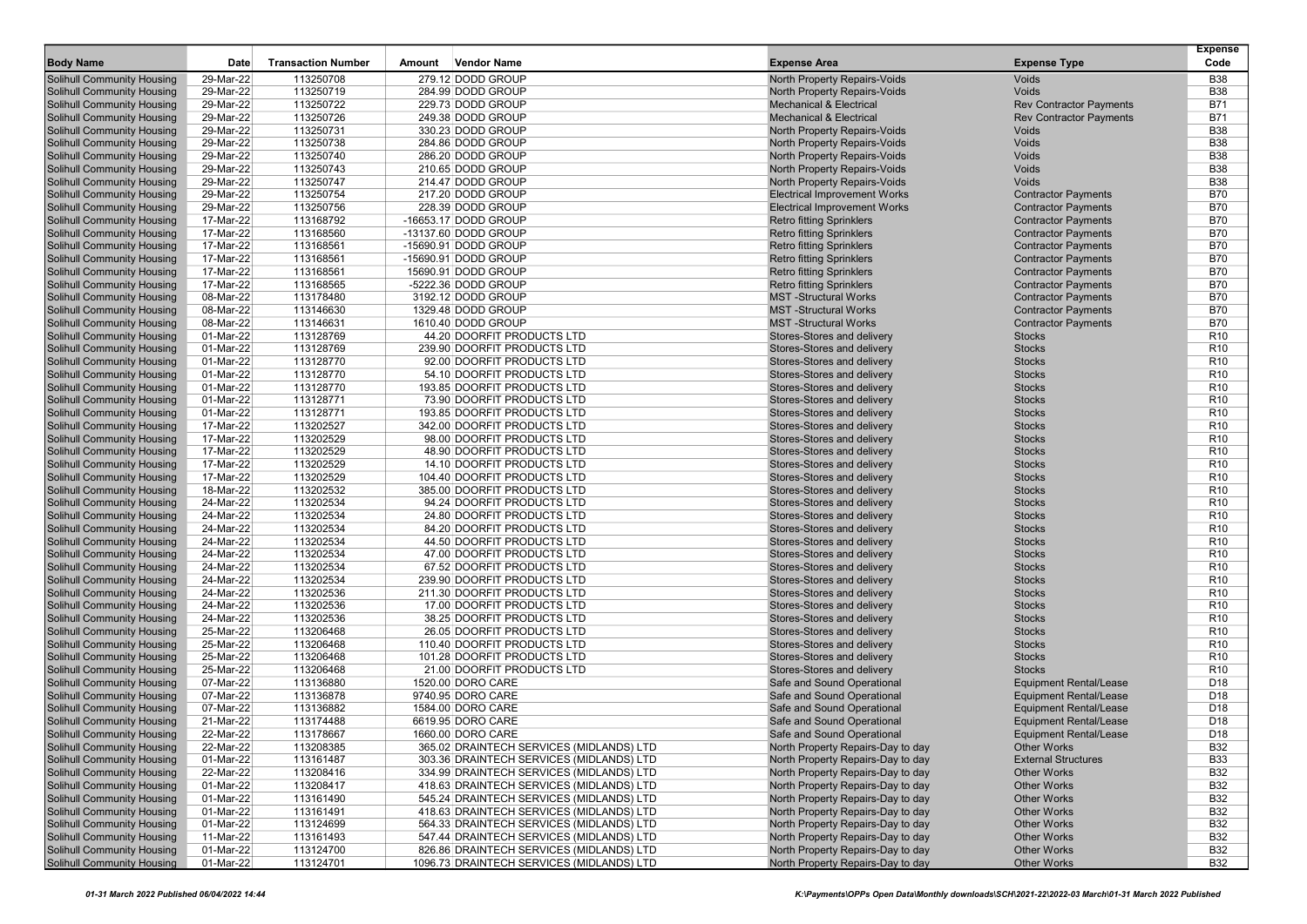| Body Name | Date | Transaction Number | Amount | Vendor Name | Expense Area | Expense Type | Expense Code |
|---|---|---|---|---|---|---|---|
| Solihull Community Housing | 29-Mar-22 | 113250708 | 279.12 | DODD GROUP | North Property Repairs-Voids | Voids | B38 |
| Solihull Community Housing | 29-Mar-22 | 113250719 | 284.99 | DODD GROUP | North Property Repairs-Voids | Voids | B38 |
| Solihull Community Housing | 29-Mar-22 | 113250722 | 229.73 | DODD GROUP | Mechanical & Electrical | Rev Contractor Payments | B71 |
| Solihull Community Housing | 29-Mar-22 | 113250726 | 249.38 | DODD GROUP | Mechanical & Electrical | Rev Contractor Payments | B71 |
| Solihull Community Housing | 29-Mar-22 | 113250731 | 330.23 | DODD GROUP | North Property Repairs-Voids | Voids | B38 |
| Solihull Community Housing | 29-Mar-22 | 113250738 | 284.86 | DODD GROUP | North Property Repairs-Voids | Voids | B38 |
| Solihull Community Housing | 29-Mar-22 | 113250740 | 286.20 | DODD GROUP | North Property Repairs-Voids | Voids | B38 |
| Solihull Community Housing | 29-Mar-22 | 113250743 | 210.65 | DODD GROUP | North Property Repairs-Voids | Voids | B38 |
| Solihull Community Housing | 29-Mar-22 | 113250747 | 214.47 | DODD GROUP | North Property Repairs-Voids | Voids | B38 |
| Solihull Community Housing | 29-Mar-22 | 113250754 | 217.20 | DODD GROUP | Electrical Improvement Works | Contractor Payments | B70 |
| Solihull Community Housing | 29-Mar-22 | 113250756 | 228.39 | DODD GROUP | Electrical Improvement Works | Contractor Payments | B70 |
| Solihull Community Housing | 17-Mar-22 | 113168792 | -16653.17 | DODD GROUP | Retro fitting Sprinklers | Contractor Payments | B70 |
| Solihull Community Housing | 17-Mar-22 | 113168560 | -13137.60 | DODD GROUP | Retro fitting Sprinklers | Contractor Payments | B70 |
| Solihull Community Housing | 17-Mar-22 | 113168561 | -15690.91 | DODD GROUP | Retro fitting Sprinklers | Contractor Payments | B70 |
| Solihull Community Housing | 17-Mar-22 | 113168561 | -15690.91 | DODD GROUP | Retro fitting Sprinklers | Contractor Payments | B70 |
| Solihull Community Housing | 17-Mar-22 | 113168561 | 15690.91 | DODD GROUP | Retro fitting Sprinklers | Contractor Payments | B70 |
| Solihull Community Housing | 17-Mar-22 | 113168565 | -5222.36 | DODD GROUP | Retro fitting Sprinklers | Contractor Payments | B70 |
| Solihull Community Housing | 08-Mar-22 | 113178480 | 3192.12 | DODD GROUP | MST -Structural Works | Contractor Payments | B70 |
| Solihull Community Housing | 08-Mar-22 | 113146630 | 1329.48 | DODD GROUP | MST -Structural Works | Contractor Payments | B70 |
| Solihull Community Housing | 08-Mar-22 | 113146631 | 1610.40 | DODD GROUP | MST -Structural Works | Contractor Payments | B70 |
| Solihull Community Housing | 01-Mar-22 | 113128769 | 44.20 | DOORFIT PRODUCTS LTD | Stores-Stores and delivery | Stocks | R10 |
| Solihull Community Housing | 01-Mar-22 | 113128769 | 239.90 | DOORFIT PRODUCTS LTD | Stores-Stores and delivery | Stocks | R10 |
| Solihull Community Housing | 01-Mar-22 | 113128770 | 92.00 | DOORFIT PRODUCTS LTD | Stores-Stores and delivery | Stocks | R10 |
| Solihull Community Housing | 01-Mar-22 | 113128770 | 54.10 | DOORFIT PRODUCTS LTD | Stores-Stores and delivery | Stocks | R10 |
| Solihull Community Housing | 01-Mar-22 | 113128770 | 193.85 | DOORFIT PRODUCTS LTD | Stores-Stores and delivery | Stocks | R10 |
| Solihull Community Housing | 01-Mar-22 | 113128771 | 73.90 | DOORFIT PRODUCTS LTD | Stores-Stores and delivery | Stocks | R10 |
| Solihull Community Housing | 01-Mar-22 | 113128771 | 193.85 | DOORFIT PRODUCTS LTD | Stores-Stores and delivery | Stocks | R10 |
| Solihull Community Housing | 17-Mar-22 | 113202527 | 342.00 | DOORFIT PRODUCTS LTD | Stores-Stores and delivery | Stocks | R10 |
| Solihull Community Housing | 17-Mar-22 | 113202529 | 98.00 | DOORFIT PRODUCTS LTD | Stores-Stores and delivery | Stocks | R10 |
| Solihull Community Housing | 17-Mar-22 | 113202529 | 48.90 | DOORFIT PRODUCTS LTD | Stores-Stores and delivery | Stocks | R10 |
| Solihull Community Housing | 17-Mar-22 | 113202529 | 14.10 | DOORFIT PRODUCTS LTD | Stores-Stores and delivery | Stocks | R10 |
| Solihull Community Housing | 17-Mar-22 | 113202529 | 104.40 | DOORFIT PRODUCTS LTD | Stores-Stores and delivery | Stocks | R10 |
| Solihull Community Housing | 18-Mar-22 | 113202532 | 385.00 | DOORFIT PRODUCTS LTD | Stores-Stores and delivery | Stocks | R10 |
| Solihull Community Housing | 24-Mar-22 | 113202534 | 94.24 | DOORFIT PRODUCTS LTD | Stores-Stores and delivery | Stocks | R10 |
| Solihull Community Housing | 24-Mar-22 | 113202534 | 24.80 | DOORFIT PRODUCTS LTD | Stores-Stores and delivery | Stocks | R10 |
| Solihull Community Housing | 24-Mar-22 | 113202534 | 84.20 | DOORFIT PRODUCTS LTD | Stores-Stores and delivery | Stocks | R10 |
| Solihull Community Housing | 24-Mar-22 | 113202534 | 44.50 | DOORFIT PRODUCTS LTD | Stores-Stores and delivery | Stocks | R10 |
| Solihull Community Housing | 24-Mar-22 | 113202534 | 47.00 | DOORFIT PRODUCTS LTD | Stores-Stores and delivery | Stocks | R10 |
| Solihull Community Housing | 24-Mar-22 | 113202534 | 67.52 | DOORFIT PRODUCTS LTD | Stores-Stores and delivery | Stocks | R10 |
| Solihull Community Housing | 24-Mar-22 | 113202534 | 239.90 | DOORFIT PRODUCTS LTD | Stores-Stores and delivery | Stocks | R10 |
| Solihull Community Housing | 24-Mar-22 | 113202536 | 211.30 | DOORFIT PRODUCTS LTD | Stores-Stores and delivery | Stocks | R10 |
| Solihull Community Housing | 24-Mar-22 | 113202536 | 17.00 | DOORFIT PRODUCTS LTD | Stores-Stores and delivery | Stocks | R10 |
| Solihull Community Housing | 24-Mar-22 | 113202536 | 38.25 | DOORFIT PRODUCTS LTD | Stores-Stores and delivery | Stocks | R10 |
| Solihull Community Housing | 25-Mar-22 | 113206468 | 26.05 | DOORFIT PRODUCTS LTD | Stores-Stores and delivery | Stocks | R10 |
| Solihull Community Housing | 25-Mar-22 | 113206468 | 110.40 | DOORFIT PRODUCTS LTD | Stores-Stores and delivery | Stocks | R10 |
| Solihull Community Housing | 25-Mar-22 | 113206468 | 101.28 | DOORFIT PRODUCTS LTD | Stores-Stores and delivery | Stocks | R10 |
| Solihull Community Housing | 25-Mar-22 | 113206468 | 21.00 | DOORFIT PRODUCTS LTD | Stores-Stores and delivery | Stocks | R10 |
| Solihull Community Housing | 07-Mar-22 | 113136880 | 1520.00 | DORO CARE | Safe and Sound Operational | Equipment Rental/Lease | D18 |
| Solihull Community Housing | 07-Mar-22 | 113136878 | 9740.95 | DORO CARE | Safe and Sound Operational | Equipment Rental/Lease | D18 |
| Solihull Community Housing | 07-Mar-22 | 113136882 | 1584.00 | DORO CARE | Safe and Sound Operational | Equipment Rental/Lease | D18 |
| Solihull Community Housing | 21-Mar-22 | 113174488 | 6619.95 | DORO CARE | Safe and Sound Operational | Equipment Rental/Lease | D18 |
| Solihull Community Housing | 22-Mar-22 | 113178667 | 1660.00 | DORO CARE | Safe and Sound Operational | Equipment Rental/Lease | D18 |
| Solihull Community Housing | 22-Mar-22 | 113208385 | 365.02 | DRAINTECH SERVICES (MIDLANDS) LTD | North Property Repairs-Day to day | Other Works | B32 |
| Solihull Community Housing | 01-Mar-22 | 113161487 | 303.36 | DRAINTECH SERVICES (MIDLANDS) LTD | North Property Repairs-Day to day | External Structures | B33 |
| Solihull Community Housing | 22-Mar-22 | 113208416 | 334.99 | DRAINTECH SERVICES (MIDLANDS) LTD | North Property Repairs-Day to day | Other Works | B32 |
| Solihull Community Housing | 01-Mar-22 | 113208417 | 418.63 | DRAINTECH SERVICES (MIDLANDS) LTD | North Property Repairs-Day to day | Other Works | B32 |
| Solihull Community Housing | 01-Mar-22 | 113161490 | 545.24 | DRAINTECH SERVICES (MIDLANDS) LTD | North Property Repairs-Day to day | Other Works | B32 |
| Solihull Community Housing | 01-Mar-22 | 113161491 | 418.63 | DRAINTECH SERVICES (MIDLANDS) LTD | North Property Repairs-Day to day | Other Works | B32 |
| Solihull Community Housing | 01-Mar-22 | 113124699 | 564.33 | DRAINTECH SERVICES (MIDLANDS) LTD | North Property Repairs-Day to day | Other Works | B32 |
| Solihull Community Housing | 11-Mar-22 | 113161493 | 547.44 | DRAINTECH SERVICES (MIDLANDS) LTD | North Property Repairs-Day to day | Other Works | B32 |
| Solihull Community Housing | 01-Mar-22 | 113124700 | 826.86 | DRAINTECH SERVICES (MIDLANDS) LTD | North Property Repairs-Day to day | Other Works | B32 |
| Solihull Community Housing | 01-Mar-22 | 113124701 | 1096.73 | DRAINTECH SERVICES (MIDLANDS) LTD | North Property Repairs-Day to day | Other Works | B32 |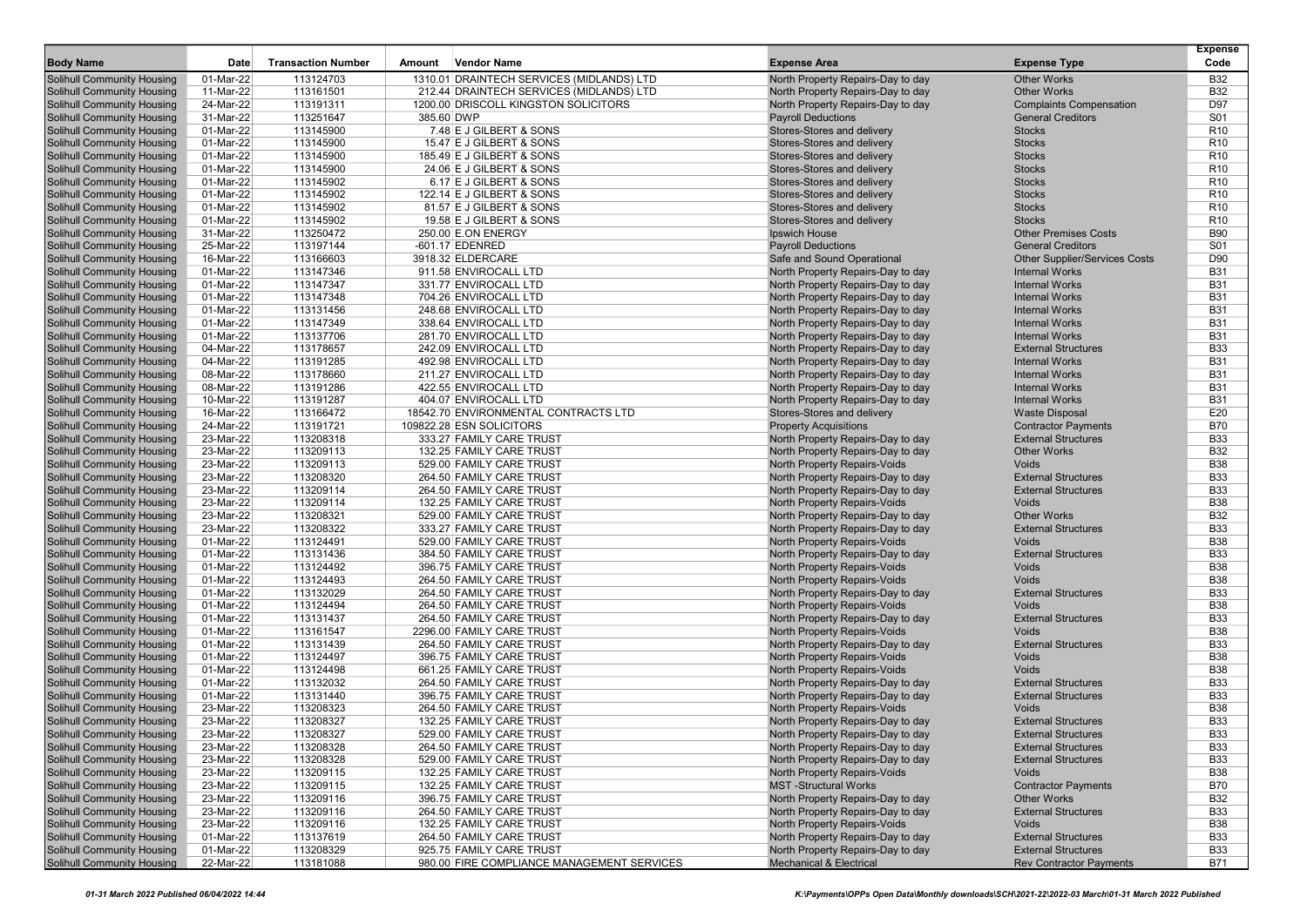| Body Name | Date | Transaction Number | Amount | Vendor Name | Expense Area | Expense Type | Expense Code |
|---|---|---|---|---|---|---|---|
| Solihull Community Housing | 01-Mar-22 | 113124703 | 1310.01 | DRAINTECH SERVICES (MIDLANDS) LTD | North Property Repairs-Day to day | Other Works | B32 |
| Solihull Community Housing | 11-Mar-22 | 113161501 | 212.44 | DRAINTECH SERVICES (MIDLANDS) LTD | North Property Repairs-Day to day | Other Works | B32 |
| Solihull Community Housing | 24-Mar-22 | 113191311 | 1200.00 | DRISCOLL KINGSTON SOLICITORS | North Property Repairs-Day to day | Complaints Compensation | D97 |
| Solihull Community Housing | 31-Mar-22 | 113251647 | 385.60 | DWP | Payroll Deductions | General Creditors | S01 |
| Solihull Community Housing | 01-Mar-22 | 113145900 | 7.48 | E J GILBERT & SONS | Stores-Stores and delivery | Stocks | R10 |
| Solihull Community Housing | 01-Mar-22 | 113145900 | 15.47 | E J GILBERT & SONS | Stores-Stores and delivery | Stocks | R10 |
| Solihull Community Housing | 01-Mar-22 | 113145900 | 185.49 | E J GILBERT & SONS | Stores-Stores and delivery | Stocks | R10 |
| Solihull Community Housing | 01-Mar-22 | 113145900 | 24.06 | E J GILBERT & SONS | Stores-Stores and delivery | Stocks | R10 |
| Solihull Community Housing | 01-Mar-22 | 113145902 | 6.17 | E J GILBERT & SONS | Stores-Stores and delivery | Stocks | R10 |
| Solihull Community Housing | 01-Mar-22 | 113145902 | 122.14 | E J GILBERT & SONS | Stores-Stores and delivery | Stocks | R10 |
| Solihull Community Housing | 01-Mar-22 | 113145902 | 81.57 | E J GILBERT & SONS | Stores-Stores and delivery | Stocks | R10 |
| Solihull Community Housing | 01-Mar-22 | 113145902 | 19.58 | E J GILBERT & SONS | Stores-Stores and delivery | Stocks | R10 |
| Solihull Community Housing | 31-Mar-22 | 113250472 | 250.00 | E.ON ENERGY | Ipswich House | Other Premises Costs | B90 |
| Solihull Community Housing | 25-Mar-22 | 113197144 | -601.17 | EDENRED | Payroll Deductions | General Creditors | S01 |
| Solihull Community Housing | 16-Mar-22 | 113166603 | 3918.32 | ELDERCARE | Safe and Sound Operational | Other Supplier/Services Costs | D90 |
| Solihull Community Housing | 01-Mar-22 | 113147346 | 911.58 | ENVIROCALL LTD | North Property Repairs-Day to day | Internal Works | B31 |
| Solihull Community Housing | 01-Mar-22 | 113147347 | 331.77 | ENVIROCALL LTD | North Property Repairs-Day to day | Internal Works | B31 |
| Solihull Community Housing | 01-Mar-22 | 113147348 | 704.26 | ENVIROCALL LTD | North Property Repairs-Day to day | Internal Works | B31 |
| Solihull Community Housing | 01-Mar-22 | 113131456 | 248.68 | ENVIROCALL LTD | North Property Repairs-Day to day | Internal Works | B31 |
| Solihull Community Housing | 01-Mar-22 | 113147349 | 338.64 | ENVIROCALL LTD | North Property Repairs-Day to day | Internal Works | B31 |
| Solihull Community Housing | 01-Mar-22 | 113137706 | 281.70 | ENVIROCALL LTD | North Property Repairs-Day to day | Internal Works | B31 |
| Solihull Community Housing | 04-Mar-22 | 113178657 | 242.09 | ENVIROCALL LTD | North Property Repairs-Day to day | External Structures | B33 |
| Solihull Community Housing | 04-Mar-22 | 113191285 | 492.98 | ENVIROCALL LTD | North Property Repairs-Day to day | Internal Works | B31 |
| Solihull Community Housing | 08-Mar-22 | 113178660 | 211.27 | ENVIROCALL LTD | North Property Repairs-Day to day | Internal Works | B31 |
| Solihull Community Housing | 08-Mar-22 | 113191286 | 422.55 | ENVIROCALL LTD | North Property Repairs-Day to day | Internal Works | B31 |
| Solihull Community Housing | 10-Mar-22 | 113191287 | 404.07 | ENVIROCALL LTD | North Property Repairs-Day to day | Internal Works | B31 |
| Solihull Community Housing | 16-Mar-22 | 113166472 | 18542.70 | ENVIRONMENTAL CONTRACTS LTD | Stores-Stores and delivery | Waste Disposal | E20 |
| Solihull Community Housing | 24-Mar-22 | 113191721 | 109822.28 | ESN SOLICITORS | Property Acquisitions | Contractor Payments | B70 |
| Solihull Community Housing | 23-Mar-22 | 113208318 | 333.27 | FAMILY CARE TRUST | North Property Repairs-Day to day | External Structures | B33 |
| Solihull Community Housing | 23-Mar-22 | 113209113 | 132.25 | FAMILY CARE TRUST | North Property Repairs-Day to day | Other Works | B32 |
| Solihull Community Housing | 23-Mar-22 | 113209113 | 529.00 | FAMILY CARE TRUST | North Property Repairs-Voids | Voids | B38 |
| Solihull Community Housing | 23-Mar-22 | 113208320 | 264.50 | FAMILY CARE TRUST | North Property Repairs-Day to day | External Structures | B33 |
| Solihull Community Housing | 23-Mar-22 | 113209114 | 264.50 | FAMILY CARE TRUST | North Property Repairs-Day to day | External Structures | B33 |
| Solihull Community Housing | 23-Mar-22 | 113209114 | 132.25 | FAMILY CARE TRUST | North Property Repairs-Voids | Voids | B38 |
| Solihull Community Housing | 23-Mar-22 | 113208321 | 529.00 | FAMILY CARE TRUST | North Property Repairs-Day to day | Other Works | B32 |
| Solihull Community Housing | 23-Mar-22 | 113208322 | 333.27 | FAMILY CARE TRUST | North Property Repairs-Day to day | External Structures | B33 |
| Solihull Community Housing | 01-Mar-22 | 113124491 | 529.00 | FAMILY CARE TRUST | North Property Repairs-Voids | Voids | B38 |
| Solihull Community Housing | 01-Mar-22 | 113131436 | 384.50 | FAMILY CARE TRUST | North Property Repairs-Day to day | External Structures | B33 |
| Solihull Community Housing | 01-Mar-22 | 113124492 | 396.75 | FAMILY CARE TRUST | North Property Repairs-Voids | Voids | B38 |
| Solihull Community Housing | 01-Mar-22 | 113124493 | 264.50 | FAMILY CARE TRUST | North Property Repairs-Voids | Voids | B38 |
| Solihull Community Housing | 01-Mar-22 | 113132029 | 264.50 | FAMILY CARE TRUST | North Property Repairs-Day to day | External Structures | B33 |
| Solihull Community Housing | 01-Mar-22 | 113124494 | 264.50 | FAMILY CARE TRUST | North Property Repairs-Voids | Voids | B38 |
| Solihull Community Housing | 01-Mar-22 | 113131437 | 264.50 | FAMILY CARE TRUST | North Property Repairs-Day to day | External Structures | B33 |
| Solihull Community Housing | 01-Mar-22 | 113161547 | 2296.00 | FAMILY CARE TRUST | North Property Repairs-Voids | Voids | B38 |
| Solihull Community Housing | 01-Mar-22 | 113131439 | 264.50 | FAMILY CARE TRUST | North Property Repairs-Day to day | External Structures | B33 |
| Solihull Community Housing | 01-Mar-22 | 113124497 | 396.75 | FAMILY CARE TRUST | North Property Repairs-Voids | Voids | B38 |
| Solihull Community Housing | 01-Mar-22 | 113124498 | 661.25 | FAMILY CARE TRUST | North Property Repairs-Voids | Voids | B38 |
| Solihull Community Housing | 01-Mar-22 | 113132032 | 264.50 | FAMILY CARE TRUST | North Property Repairs-Day to day | External Structures | B33 |
| Solihull Community Housing | 01-Mar-22 | 113131440 | 396.75 | FAMILY CARE TRUST | North Property Repairs-Day to day | External Structures | B33 |
| Solihull Community Housing | 23-Mar-22 | 113208323 | 264.50 | FAMILY CARE TRUST | North Property Repairs-Voids | Voids | B38 |
| Solihull Community Housing | 23-Mar-22 | 113208327 | 132.25 | FAMILY CARE TRUST | North Property Repairs-Day to day | External Structures | B33 |
| Solihull Community Housing | 23-Mar-22 | 113208327 | 529.00 | FAMILY CARE TRUST | North Property Repairs-Day to day | External Structures | B33 |
| Solihull Community Housing | 23-Mar-22 | 113208328 | 264.50 | FAMILY CARE TRUST | North Property Repairs-Day to day | External Structures | B33 |
| Solihull Community Housing | 23-Mar-22 | 113208328 | 529.00 | FAMILY CARE TRUST | North Property Repairs-Day to day | External Structures | B33 |
| Solihull Community Housing | 23-Mar-22 | 113209115 | 132.25 | FAMILY CARE TRUST | North Property Repairs-Voids | Voids | B38 |
| Solihull Community Housing | 23-Mar-22 | 113209115 | 132.25 | FAMILY CARE TRUST | MST -Structural Works | Contractor Payments | B70 |
| Solihull Community Housing | 23-Mar-22 | 113209116 | 396.75 | FAMILY CARE TRUST | North Property Repairs-Day to day | Other Works | B32 |
| Solihull Community Housing | 23-Mar-22 | 113209116 | 264.50 | FAMILY CARE TRUST | North Property Repairs-Day to day | External Structures | B33 |
| Solihull Community Housing | 23-Mar-22 | 113209116 | 132.25 | FAMILY CARE TRUST | North Property Repairs-Voids | Voids | B38 |
| Solihull Community Housing | 01-Mar-22 | 113137619 | 264.50 | FAMILY CARE TRUST | North Property Repairs-Day to day | External Structures | B33 |
| Solihull Community Housing | 01-Mar-22 | 113208329 | 925.75 | FAMILY CARE TRUST | North Property Repairs-Day to day | External Structures | B33 |
| Solihull Community Housing | 22-Mar-22 | 113181088 | 980.00 | FIRE COMPLIANCE MANAGEMENT SERVICES | Mechanical & Electrical | Rev Contractor Payments | B71 |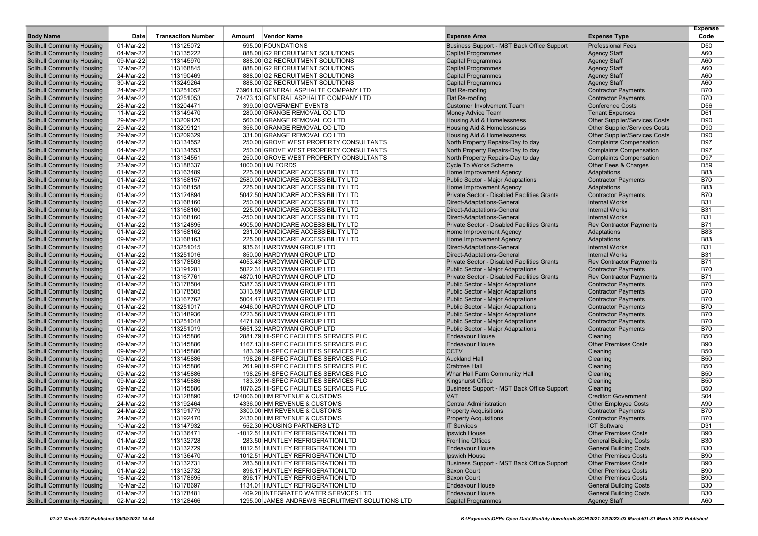| Body Name | Date | Transaction Number | Amount | Vendor Name | Expense Area | Expense Type | Expense Code |
|---|---|---|---|---|---|---|---|
| Solihull Community Housing | 01-Mar-22 | 113125072 | 595.00 | FOUNDATIONS | Business Support - MST Back Office Support | Professional Fees | D50 |
| Solihull Community Housing | 04-Mar-22 | 113135222 | 888.00 | G2 RECRUITMENT SOLUTIONS | Capital Programmes | Agency Staff | A60 |
| Solihull Community Housing | 09-Mar-22 | 113145970 | 888.00 | G2 RECRUITMENT SOLUTIONS | Capital Programmes | Agency Staff | A60 |
| Solihull Community Housing | 17-Mar-22 | 113168845 | 888.00 | G2 RECRUITMENT SOLUTIONS | Capital Programmes | Agency Staff | A60 |
| Solihull Community Housing | 24-Mar-22 | 113190469 | 888.00 | G2 RECRUITMENT SOLUTIONS | Capital Programmes | Agency Staff | A60 |
| Solihull Community Housing | 30-Mar-22 | 113249264 | 888.00 | G2 RECRUITMENT SOLUTIONS | Capital Programmes | Agency Staff | A60 |
| Solihull Community Housing | 24-Mar-22 | 113251052 | 73961.83 | GENERAL ASPHALTE COMPANY LTD | Flat Re-roofing | Contractor Payments | B70 |
| Solihull Community Housing | 24-Mar-22 | 113251053 | 74473.13 | GENERAL ASPHALTE COMPANY LTD | Flat Re-roofing | Contractor Payments | B70 |
| Solihull Community Housing | 28-Mar-22 | 113204471 | 399.00 | GOVERMENT EVENTS | Customer Involvement Team | Conference Costs | D56 |
| Solihull Community Housing | 11-Mar-22 | 113149470 | 280.00 | GRANGE REMOVAL CO LTD | Money Advice Team | Tenant Expenses | D61 |
| Solihull Community Housing | 29-Mar-22 | 113209120 | 560.00 | GRANGE REMOVAL CO LTD | Housing Aid & Homelessness | Other Supplier/Services Costs | D90 |
| Solihull Community Housing | 29-Mar-22 | 113209121 | 356.00 | GRANGE REMOVAL CO LTD | Housing Aid & Homelessness | Other Supplier/Services Costs | D90 |
| Solihull Community Housing | 29-Mar-22 | 113209329 | 331.00 | GRANGE REMOVAL CO LTD | Housing Aid & Homelessness | Other Supplier/Services Costs | D90 |
| Solihull Community Housing | 04-Mar-22 | 113134552 | 250.00 | GROVE WEST PROPERTY CONSULTANTS | North Property Repairs-Day to day | Complaints Compensation | D97 |
| Solihull Community Housing | 04-Mar-22 | 113134553 | 250.00 | GROVE WEST PROPERTY CONSULTANTS | North Property Repairs-Day to day | Complaints Compensation | D97 |
| Solihull Community Housing | 04-Mar-22 | 113134551 | 250.00 | GROVE WEST PROPERTY CONSULTANTS | North Property Repairs-Day to day | Complaints Compensation | D97 |
| Solihull Community Housing | 23-Mar-22 | 113188337 | 1000.00 | HALFORDS | Cycle To Works Scheme | Other Fees & Charges | D59 |
| Solihull Community Housing | 01-Mar-22 | 113163489 | 225.00 | HANDICARE ACCESSIBILITY LTD | Home Improvement Agency | Adaptations | B83 |
| Solihull Community Housing | 01-Mar-22 | 113168157 | 2580.00 | HANDICARE ACCESSIBILITY LTD | Public Sector - Major Adaptations | Contractor Payments | B70 |
| Solihull Community Housing | 01-Mar-22 | 113168158 | 225.00 | HANDICARE ACCESSIBILITY LTD | Home Improvement Agency | Adaptations | B83 |
| Solihull Community Housing | 01-Mar-22 | 113124894 | 5042.50 | HANDICARE ACCESSIBILITY LTD | Private Sector - Disabled Facilities Grants | Contractor Payments | B70 |
| Solihull Community Housing | 01-Mar-22 | 113168160 | 250.00 | HANDICARE ACCESSIBILITY LTD | Direct-Adaptations-General | Internal Works | B31 |
| Solihull Community Housing | 01-Mar-22 | 113168160 | 225.00 | HANDICARE ACCESSIBILITY LTD | Direct-Adaptations-General | Internal Works | B31 |
| Solihull Community Housing | 01-Mar-22 | 113168160 | -250.00 | HANDICARE ACCESSIBILITY LTD | Direct-Adaptations-General | Internal Works | B31 |
| Solihull Community Housing | 01-Mar-22 | 113124895 | 4905.00 | HANDICARE ACCESSIBILITY LTD | Private Sector - Disabled Facilities Grants | Rev Contractor Payments | B71 |
| Solihull Community Housing | 01-Mar-22 | 113168162 | 231.00 | HANDICARE ACCESSIBILITY LTD | Home Improvement Agency | Adaptations | B83 |
| Solihull Community Housing | 09-Mar-22 | 113168163 | 225.00 | HANDICARE ACCESSIBILITY LTD | Home Improvement Agency | Adaptations | B83 |
| Solihull Community Housing | 01-Mar-22 | 113251015 | 935.61 | HARDYMAN GROUP LTD | Direct-Adaptations-General | Internal Works | B31 |
| Solihull Community Housing | 01-Mar-22 | 113251016 | 850.00 | HARDYMAN GROUP LTD | Direct-Adaptations-General | Internal Works | B31 |
| Solihull Community Housing | 01-Mar-22 | 113178503 | 4053.43 | HARDYMAN GROUP LTD | Private Sector - Disabled Facilities Grants | Rev Contractor Payments | B71 |
| Solihull Community Housing | 01-Mar-22 | 113191281 | 5022.31 | HARDYMAN GROUP LTD | Public Sector - Major Adaptations | Contractor Payments | B70 |
| Solihull Community Housing | 01-Mar-22 | 113167761 | 4870.10 | HARDYMAN GROUP LTD | Private Sector - Disabled Facilities Grants | Rev Contractor Payments | B71 |
| Solihull Community Housing | 01-Mar-22 | 113178504 | 5387.35 | HARDYMAN GROUP LTD | Public Sector - Major Adaptations | Contractor Payments | B70 |
| Solihull Community Housing | 01-Mar-22 | 113178505 | 3313.89 | HARDYMAN GROUP LTD | Public Sector - Major Adaptations | Contractor Payments | B70 |
| Solihull Community Housing | 01-Mar-22 | 113167762 | 5004.47 | HARDYMAN GROUP LTD | Public Sector - Major Adaptations | Contractor Payments | B70 |
| Solihull Community Housing | 01-Mar-22 | 113251017 | 4946.00 | HARDYMAN GROUP LTD | Public Sector - Major Adaptations | Contractor Payments | B70 |
| Solihull Community Housing | 01-Mar-22 | 113148936 | 4223.56 | HARDYMAN GROUP LTD | Public Sector - Major Adaptations | Contractor Payments | B70 |
| Solihull Community Housing | 01-Mar-22 | 113251018 | 4471.68 | HARDYMAN GROUP LTD | Public Sector - Major Adaptations | Contractor Payments | B70 |
| Solihull Community Housing | 01-Mar-22 | 113251019 | 5651.32 | HARDYMAN GROUP LTD | Public Sector - Major Adaptations | Contractor Payments | B70 |
| Solihull Community Housing | 09-Mar-22 | 113145886 | 2881.79 | HI-SPEC FACILITIES SERVICES PLC | Endeavour House | Cleaning | B50 |
| Solihull Community Housing | 09-Mar-22 | 113145886 | 1167.13 | HI-SPEC FACILITIES SERVICES PLC | Endeavour House | Other Premises Costs | B90 |
| Solihull Community Housing | 09-Mar-22 | 113145886 | 183.39 | HI-SPEC FACILITIES SERVICES PLC | CCTV | Cleaning | B50 |
| Solihull Community Housing | 09-Mar-22 | 113145886 | 198.26 | HI-SPEC FACILITIES SERVICES PLC | Auckland Hall | Cleaning | B50 |
| Solihull Community Housing | 09-Mar-22 | 113145886 | 261.98 | HI-SPEC FACILITIES SERVICES PLC | Crabtree Hall | Cleaning | B50 |
| Solihull Community Housing | 09-Mar-22 | 113145886 | 198.25 | HI-SPEC FACILITIES SERVICES PLC | Whar Hall Farm Community Hall | Cleaning | B50 |
| Solihull Community Housing | 09-Mar-22 | 113145886 | 183.39 | HI-SPEC FACILITIES SERVICES PLC | Kingshurst Office | Cleaning | B50 |
| Solihull Community Housing | 09-Mar-22 | 113145886 | 1076.25 | HI-SPEC FACILITIES SERVICES PLC | Business Support - MST Back Office Support | Cleaning | B50 |
| Solihull Community Housing | 02-Mar-22 | 113128890 | 124006.00 | HM REVENUE & CUSTOMS | VAT | Creditor: Government | S04 |
| Solihull Community Housing | 24-Mar-22 | 113192464 | 4336.00 | HM REVENUE & CUSTOMS | Central Administration | Other Employee Costs | A90 |
| Solihull Community Housing | 24-Mar-22 | 113191779 | 3300.00 | HM REVENUE & CUSTOMS | Property Acquisitions | Contractor Payments | B70 |
| Solihull Community Housing | 24-Mar-22 | 113192470 | 2430.00 | HM REVENUE & CUSTOMS | Property Acquisitions | Contractor Payments | B70 |
| Solihull Community Housing | 10-Mar-22 | 113147932 | 552.30 | HOUSING PARTNERS LTD | IT Services | ICT Software | D31 |
| Solihull Community Housing | 07-Mar-22 | 113136471 | -1012.51 | HUNTLEY REFRIGERATION LTD | Ipswich House | Other Premises Costs | B90 |
| Solihull Community Housing | 01-Mar-22 | 113132728 | 283.50 | HUNTLEY REFRIGERATION LTD | Frontline Offices | General Building Costs | B30 |
| Solihull Community Housing | 01-Mar-22 | 113132729 | 1012.51 | HUNTLEY REFRIGERATION LTD | Endeavour House | General Building Costs | B30 |
| Solihull Community Housing | 07-Mar-22 | 113136470 | 1012.51 | HUNTLEY REFRIGERATION LTD | Ipswich House | Other Premises Costs | B90 |
| Solihull Community Housing | 01-Mar-22 | 113132731 | 283.50 | HUNTLEY REFRIGERATION LTD | Business Support - MST Back Office Support | Other Premises Costs | B90 |
| Solihull Community Housing | 01-Mar-22 | 113132732 | 896.17 | HUNTLEY REFRIGERATION LTD | Saxon Court | Other Premises Costs | B90 |
| Solihull Community Housing | 16-Mar-22 | 113178695 | 896.17 | HUNTLEY REFRIGERATION LTD | Saxon Court | Other Premises Costs | B90 |
| Solihull Community Housing | 16-Mar-22 | 113178697 | 1134.01 | HUNTLEY REFRIGERATION LTD | Endeavour House | General Building Costs | B30 |
| Solihull Community Housing | 01-Mar-22 | 113178481 | 409.20 | INTEGRATED WATER SERVICES LTD | Endeavour House | General Building Costs | B30 |
| Solihull Community Housing | 02-Mar-22 | 113128466 | 1295.00 | JAMES ANDREWS RECRUITMENT SOLUTIONS LTD | Capital Programmes | Agency Staff | A60 |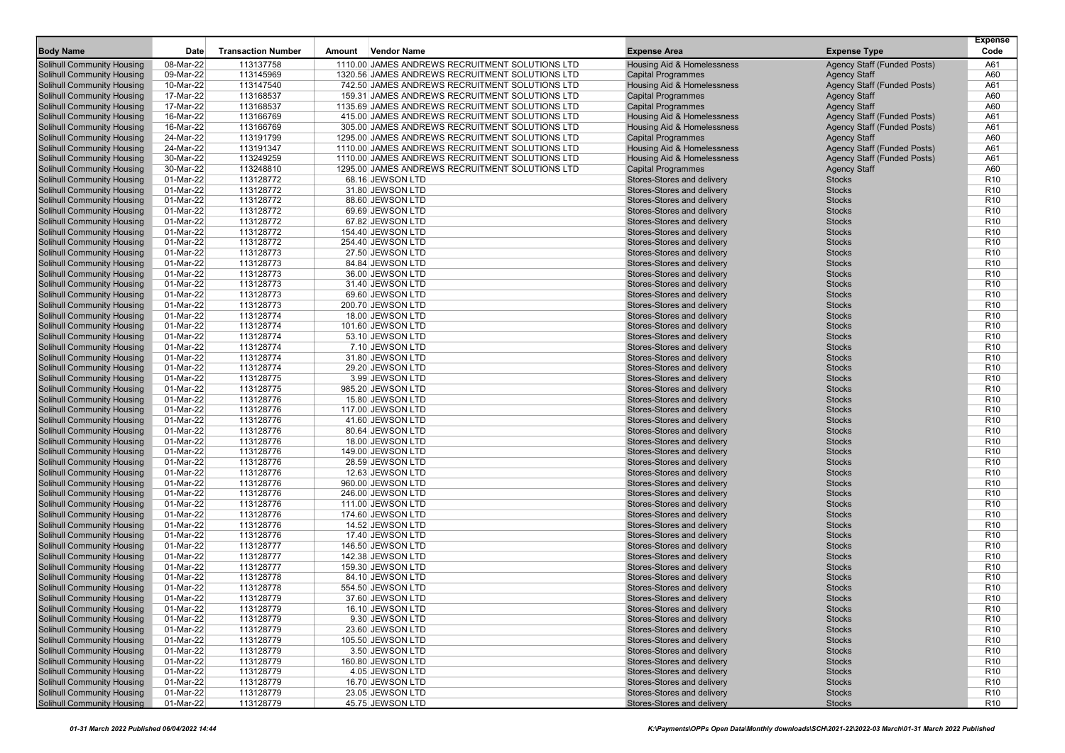| Body Name | Date | Transaction Number | Amount | Vendor Name | Expense Area | Expense Type | Expense Code |
|---|---|---|---|---|---|---|---|
| Solihull Community Housing | 08-Mar-22 | 113137758 | 1110.00 | JAMES ANDREWS RECRUITMENT SOLUTIONS LTD | Housing Aid & Homelessness | Agency Staff (Funded Posts) | A61 |
| Solihull Community Housing | 09-Mar-22 | 113145969 | 1320.56 | JAMES ANDREWS RECRUITMENT SOLUTIONS LTD | Capital Programmes | Agency Staff | A60 |
| Solihull Community Housing | 10-Mar-22 | 113147540 | 742.50 | JAMES ANDREWS RECRUITMENT SOLUTIONS LTD | Housing Aid & Homelessness | Agency Staff (Funded Posts) | A61 |
| Solihull Community Housing | 17-Mar-22 | 113168537 | 159.31 | JAMES ANDREWS RECRUITMENT SOLUTIONS LTD | Capital Programmes | Agency Staff | A60 |
| Solihull Community Housing | 17-Mar-22 | 113168537 | 1135.69 | JAMES ANDREWS RECRUITMENT SOLUTIONS LTD | Capital Programmes | Agency Staff | A60 |
| Solihull Community Housing | 16-Mar-22 | 113166769 | 415.00 | JAMES ANDREWS RECRUITMENT SOLUTIONS LTD | Housing Aid & Homelessness | Agency Staff (Funded Posts) | A61 |
| Solihull Community Housing | 16-Mar-22 | 113166769 | 305.00 | JAMES ANDREWS RECRUITMENT SOLUTIONS LTD | Housing Aid & Homelessness | Agency Staff (Funded Posts) | A61 |
| Solihull Community Housing | 24-Mar-22 | 113191799 | 1295.00 | JAMES ANDREWS RECRUITMENT SOLUTIONS LTD | Capital Programmes | Agency Staff | A60 |
| Solihull Community Housing | 24-Mar-22 | 113191347 | 1110.00 | JAMES ANDREWS RECRUITMENT SOLUTIONS LTD | Housing Aid & Homelessness | Agency Staff (Funded Posts) | A61 |
| Solihull Community Housing | 30-Mar-22 | 113249259 | 1110.00 | JAMES ANDREWS RECRUITMENT SOLUTIONS LTD | Housing Aid & Homelessness | Agency Staff (Funded Posts) | A61 |
| Solihull Community Housing | 30-Mar-22 | 113248810 | 1295.00 | JAMES ANDREWS RECRUITMENT SOLUTIONS LTD | Capital Programmes | Agency Staff | A60 |
| Solihull Community Housing | 01-Mar-22 | 113128772 | 68.16 | JEWSON LTD | Stores-Stores and delivery | Stocks | R10 |
| Solihull Community Housing | 01-Mar-22 | 113128772 | 31.80 | JEWSON LTD | Stores-Stores and delivery | Stocks | R10 |
| Solihull Community Housing | 01-Mar-22 | 113128772 | 88.60 | JEWSON LTD | Stores-Stores and delivery | Stocks | R10 |
| Solihull Community Housing | 01-Mar-22 | 113128772 | 69.69 | JEWSON LTD | Stores-Stores and delivery | Stocks | R10 |
| Solihull Community Housing | 01-Mar-22 | 113128772 | 67.82 | JEWSON LTD | Stores-Stores and delivery | Stocks | R10 |
| Solihull Community Housing | 01-Mar-22 | 113128772 | 154.40 | JEWSON LTD | Stores-Stores and delivery | Stocks | R10 |
| Solihull Community Housing | 01-Mar-22 | 113128772 | 254.40 | JEWSON LTD | Stores-Stores and delivery | Stocks | R10 |
| Solihull Community Housing | 01-Mar-22 | 113128773 | 27.50 | JEWSON LTD | Stores-Stores and delivery | Stocks | R10 |
| Solihull Community Housing | 01-Mar-22 | 113128773 | 84.84 | JEWSON LTD | Stores-Stores and delivery | Stocks | R10 |
| Solihull Community Housing | 01-Mar-22 | 113128773 | 36.00 | JEWSON LTD | Stores-Stores and delivery | Stocks | R10 |
| Solihull Community Housing | 01-Mar-22 | 113128773 | 31.40 | JEWSON LTD | Stores-Stores and delivery | Stocks | R10 |
| Solihull Community Housing | 01-Mar-22 | 113128773 | 69.60 | JEWSON LTD | Stores-Stores and delivery | Stocks | R10 |
| Solihull Community Housing | 01-Mar-22 | 113128773 | 200.70 | JEWSON LTD | Stores-Stores and delivery | Stocks | R10 |
| Solihull Community Housing | 01-Mar-22 | 113128774 | 18.00 | JEWSON LTD | Stores-Stores and delivery | Stocks | R10 |
| Solihull Community Housing | 01-Mar-22 | 113128774 | 101.60 | JEWSON LTD | Stores-Stores and delivery | Stocks | R10 |
| Solihull Community Housing | 01-Mar-22 | 113128774 | 53.10 | JEWSON LTD | Stores-Stores and delivery | Stocks | R10 |
| Solihull Community Housing | 01-Mar-22 | 113128774 | 7.10 | JEWSON LTD | Stores-Stores and delivery | Stocks | R10 |
| Solihull Community Housing | 01-Mar-22 | 113128774 | 31.80 | JEWSON LTD | Stores-Stores and delivery | Stocks | R10 |
| Solihull Community Housing | 01-Mar-22 | 113128774 | 29.20 | JEWSON LTD | Stores-Stores and delivery | Stocks | R10 |
| Solihull Community Housing | 01-Mar-22 | 113128775 | 3.99 | JEWSON LTD | Stores-Stores and delivery | Stocks | R10 |
| Solihull Community Housing | 01-Mar-22 | 113128775 | 985.20 | JEWSON LTD | Stores-Stores and delivery | Stocks | R10 |
| Solihull Community Housing | 01-Mar-22 | 113128776 | 15.80 | JEWSON LTD | Stores-Stores and delivery | Stocks | R10 |
| Solihull Community Housing | 01-Mar-22 | 113128776 | 117.00 | JEWSON LTD | Stores-Stores and delivery | Stocks | R10 |
| Solihull Community Housing | 01-Mar-22 | 113128776 | 41.60 | JEWSON LTD | Stores-Stores and delivery | Stocks | R10 |
| Solihull Community Housing | 01-Mar-22 | 113128776 | 80.64 | JEWSON LTD | Stores-Stores and delivery | Stocks | R10 |
| Solihull Community Housing | 01-Mar-22 | 113128776 | 18.00 | JEWSON LTD | Stores-Stores and delivery | Stocks | R10 |
| Solihull Community Housing | 01-Mar-22 | 113128776 | 149.00 | JEWSON LTD | Stores-Stores and delivery | Stocks | R10 |
| Solihull Community Housing | 01-Mar-22 | 113128776 | 28.59 | JEWSON LTD | Stores-Stores and delivery | Stocks | R10 |
| Solihull Community Housing | 01-Mar-22 | 113128776 | 12.63 | JEWSON LTD | Stores-Stores and delivery | Stocks | R10 |
| Solihull Community Housing | 01-Mar-22 | 113128776 | 960.00 | JEWSON LTD | Stores-Stores and delivery | Stocks | R10 |
| Solihull Community Housing | 01-Mar-22 | 113128776 | 246.00 | JEWSON LTD | Stores-Stores and delivery | Stocks | R10 |
| Solihull Community Housing | 01-Mar-22 | 113128776 | 111.00 | JEWSON LTD | Stores-Stores and delivery | Stocks | R10 |
| Solihull Community Housing | 01-Mar-22 | 113128776 | 174.60 | JEWSON LTD | Stores-Stores and delivery | Stocks | R10 |
| Solihull Community Housing | 01-Mar-22 | 113128776 | 14.52 | JEWSON LTD | Stores-Stores and delivery | Stocks | R10 |
| Solihull Community Housing | 01-Mar-22 | 113128776 | 17.40 | JEWSON LTD | Stores-Stores and delivery | Stocks | R10 |
| Solihull Community Housing | 01-Mar-22 | 113128777 | 146.50 | JEWSON LTD | Stores-Stores and delivery | Stocks | R10 |
| Solihull Community Housing | 01-Mar-22 | 113128777 | 142.38 | JEWSON LTD | Stores-Stores and delivery | Stocks | R10 |
| Solihull Community Housing | 01-Mar-22 | 113128777 | 159.30 | JEWSON LTD | Stores-Stores and delivery | Stocks | R10 |
| Solihull Community Housing | 01-Mar-22 | 113128778 | 84.10 | JEWSON LTD | Stores-Stores and delivery | Stocks | R10 |
| Solihull Community Housing | 01-Mar-22 | 113128778 | 554.50 | JEWSON LTD | Stores-Stores and delivery | Stocks | R10 |
| Solihull Community Housing | 01-Mar-22 | 113128779 | 37.60 | JEWSON LTD | Stores-Stores and delivery | Stocks | R10 |
| Solihull Community Housing | 01-Mar-22 | 113128779 | 16.10 | JEWSON LTD | Stores-Stores and delivery | Stocks | R10 |
| Solihull Community Housing | 01-Mar-22 | 113128779 | 9.30 | JEWSON LTD | Stores-Stores and delivery | Stocks | R10 |
| Solihull Community Housing | 01-Mar-22 | 113128779 | 23.60 | JEWSON LTD | Stores-Stores and delivery | Stocks | R10 |
| Solihull Community Housing | 01-Mar-22 | 113128779 | 105.50 | JEWSON LTD | Stores-Stores and delivery | Stocks | R10 |
| Solihull Community Housing | 01-Mar-22 | 113128779 | 3.50 | JEWSON LTD | Stores-Stores and delivery | Stocks | R10 |
| Solihull Community Housing | 01-Mar-22 | 113128779 | 160.80 | JEWSON LTD | Stores-Stores and delivery | Stocks | R10 |
| Solihull Community Housing | 01-Mar-22 | 113128779 | 4.05 | JEWSON LTD | Stores-Stores and delivery | Stocks | R10 |
| Solihull Community Housing | 01-Mar-22 | 113128779 | 16.70 | JEWSON LTD | Stores-Stores and delivery | Stocks | R10 |
| Solihull Community Housing | 01-Mar-22 | 113128779 | 23.05 | JEWSON LTD | Stores-Stores and delivery | Stocks | R10 |
| Solihull Community Housing | 01-Mar-22 | 113128779 | 45.75 | JEWSON LTD | Stores-Stores and delivery | Stocks | R10 |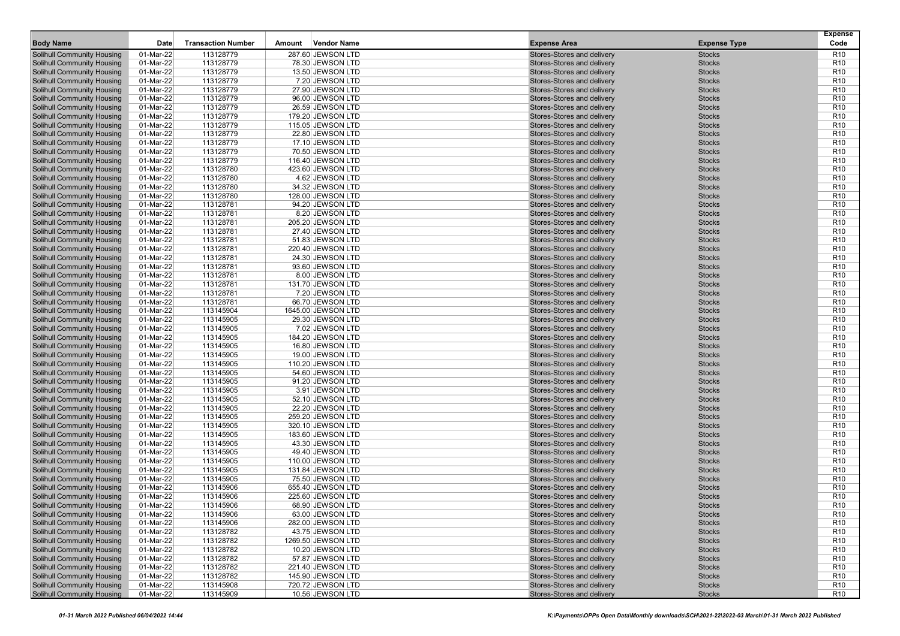| Body Name | Date | Transaction Number | Amount | Vendor Name | Expense Area | Expense Type | Expense Code |
|---|---|---|---|---|---|---|---|
| Solihull Community Housing | 01-Mar-22 | 113128779 | 287.60 | JEWSON LTD | Stores-Stores and delivery | Stocks | R10 |
| Solihull Community Housing | 01-Mar-22 | 113128779 | 78.30 | JEWSON LTD | Stores-Stores and delivery | Stocks | R10 |
| Solihull Community Housing | 01-Mar-22 | 113128779 | 13.50 | JEWSON LTD | Stores-Stores and delivery | Stocks | R10 |
| Solihull Community Housing | 01-Mar-22 | 113128779 | 7.20 | JEWSON LTD | Stores-Stores and delivery | Stocks | R10 |
| Solihull Community Housing | 01-Mar-22 | 113128779 | 27.90 | JEWSON LTD | Stores-Stores and delivery | Stocks | R10 |
| Solihull Community Housing | 01-Mar-22 | 113128779 | 96.00 | JEWSON LTD | Stores-Stores and delivery | Stocks | R10 |
| Solihull Community Housing | 01-Mar-22 | 113128779 | 26.59 | JEWSON LTD | Stores-Stores and delivery | Stocks | R10 |
| Solihull Community Housing | 01-Mar-22 | 113128779 | 179.20 | JEWSON LTD | Stores-Stores and delivery | Stocks | R10 |
| Solihull Community Housing | 01-Mar-22 | 113128779 | 115.05 | JEWSON LTD | Stores-Stores and delivery | Stocks | R10 |
| Solihull Community Housing | 01-Mar-22 | 113128779 | 22.80 | JEWSON LTD | Stores-Stores and delivery | Stocks | R10 |
| Solihull Community Housing | 01-Mar-22 | 113128779 | 17.10 | JEWSON LTD | Stores-Stores and delivery | Stocks | R10 |
| Solihull Community Housing | 01-Mar-22 | 113128779 | 70.50 | JEWSON LTD | Stores-Stores and delivery | Stocks | R10 |
| Solihull Community Housing | 01-Mar-22 | 113128779 | 116.40 | JEWSON LTD | Stores-Stores and delivery | Stocks | R10 |
| Solihull Community Housing | 01-Mar-22 | 113128780 | 423.60 | JEWSON LTD | Stores-Stores and delivery | Stocks | R10 |
| Solihull Community Housing | 01-Mar-22 | 113128780 | 4.62 | JEWSON LTD | Stores-Stores and delivery | Stocks | R10 |
| Solihull Community Housing | 01-Mar-22 | 113128780 | 34.32 | JEWSON LTD | Stores-Stores and delivery | Stocks | R10 |
| Solihull Community Housing | 01-Mar-22 | 113128780 | 128.00 | JEWSON LTD | Stores-Stores and delivery | Stocks | R10 |
| Solihull Community Housing | 01-Mar-22 | 113128781 | 94.20 | JEWSON LTD | Stores-Stores and delivery | Stocks | R10 |
| Solihull Community Housing | 01-Mar-22 | 113128781 | 8.20 | JEWSON LTD | Stores-Stores and delivery | Stocks | R10 |
| Solihull Community Housing | 01-Mar-22 | 113128781 | 205.20 | JEWSON LTD | Stores-Stores and delivery | Stocks | R10 |
| Solihull Community Housing | 01-Mar-22 | 113128781 | 27.40 | JEWSON LTD | Stores-Stores and delivery | Stocks | R10 |
| Solihull Community Housing | 01-Mar-22 | 113128781 | 51.83 | JEWSON LTD | Stores-Stores and delivery | Stocks | R10 |
| Solihull Community Housing | 01-Mar-22 | 113128781 | 220.40 | JEWSON LTD | Stores-Stores and delivery | Stocks | R10 |
| Solihull Community Housing | 01-Mar-22 | 113128781 | 24.30 | JEWSON LTD | Stores-Stores and delivery | Stocks | R10 |
| Solihull Community Housing | 01-Mar-22 | 113128781 | 93.60 | JEWSON LTD | Stores-Stores and delivery | Stocks | R10 |
| Solihull Community Housing | 01-Mar-22 | 113128781 | 8.00 | JEWSON LTD | Stores-Stores and delivery | Stocks | R10 |
| Solihull Community Housing | 01-Mar-22 | 113128781 | 131.70 | JEWSON LTD | Stores-Stores and delivery | Stocks | R10 |
| Solihull Community Housing | 01-Mar-22 | 113128781 | 7.20 | JEWSON LTD | Stores-Stores and delivery | Stocks | R10 |
| Solihull Community Housing | 01-Mar-22 | 113128781 | 66.70 | JEWSON LTD | Stores-Stores and delivery | Stocks | R10 |
| Solihull Community Housing | 01-Mar-22 | 113145904 | 1645.00 | JEWSON LTD | Stores-Stores and delivery | Stocks | R10 |
| Solihull Community Housing | 01-Mar-22 | 113145905 | 29.30 | JEWSON LTD | Stores-Stores and delivery | Stocks | R10 |
| Solihull Community Housing | 01-Mar-22 | 113145905 | 7.02 | JEWSON LTD | Stores-Stores and delivery | Stocks | R10 |
| Solihull Community Housing | 01-Mar-22 | 113145905 | 184.20 | JEWSON LTD | Stores-Stores and delivery | Stocks | R10 |
| Solihull Community Housing | 01-Mar-22 | 113145905 | 16.80 | JEWSON LTD | Stores-Stores and delivery | Stocks | R10 |
| Solihull Community Housing | 01-Mar-22 | 113145905 | 19.00 | JEWSON LTD | Stores-Stores and delivery | Stocks | R10 |
| Solihull Community Housing | 01-Mar-22 | 113145905 | 110.20 | JEWSON LTD | Stores-Stores and delivery | Stocks | R10 |
| Solihull Community Housing | 01-Mar-22 | 113145905 | 54.60 | JEWSON LTD | Stores-Stores and delivery | Stocks | R10 |
| Solihull Community Housing | 01-Mar-22 | 113145905 | 91.20 | JEWSON LTD | Stores-Stores and delivery | Stocks | R10 |
| Solihull Community Housing | 01-Mar-22 | 113145905 | 3.91 | JEWSON LTD | Stores-Stores and delivery | Stocks | R10 |
| Solihull Community Housing | 01-Mar-22 | 113145905 | 52.10 | JEWSON LTD | Stores-Stores and delivery | Stocks | R10 |
| Solihull Community Housing | 01-Mar-22 | 113145905 | 22.20 | JEWSON LTD | Stores-Stores and delivery | Stocks | R10 |
| Solihull Community Housing | 01-Mar-22 | 113145905 | 259.20 | JEWSON LTD | Stores-Stores and delivery | Stocks | R10 |
| Solihull Community Housing | 01-Mar-22 | 113145905 | 320.10 | JEWSON LTD | Stores-Stores and delivery | Stocks | R10 |
| Solihull Community Housing | 01-Mar-22 | 113145905 | 183.60 | JEWSON LTD | Stores-Stores and delivery | Stocks | R10 |
| Solihull Community Housing | 01-Mar-22 | 113145905 | 43.30 | JEWSON LTD | Stores-Stores and delivery | Stocks | R10 |
| Solihull Community Housing | 01-Mar-22 | 113145905 | 49.40 | JEWSON LTD | Stores-Stores and delivery | Stocks | R10 |
| Solihull Community Housing | 01-Mar-22 | 113145905 | 110.00 | JEWSON LTD | Stores-Stores and delivery | Stocks | R10 |
| Solihull Community Housing | 01-Mar-22 | 113145905 | 131.84 | JEWSON LTD | Stores-Stores and delivery | Stocks | R10 |
| Solihull Community Housing | 01-Mar-22 | 113145905 | 75.50 | JEWSON LTD | Stores-Stores and delivery | Stocks | R10 |
| Solihull Community Housing | 01-Mar-22 | 113145906 | 655.40 | JEWSON LTD | Stores-Stores and delivery | Stocks | R10 |
| Solihull Community Housing | 01-Mar-22 | 113145906 | 225.60 | JEWSON LTD | Stores-Stores and delivery | Stocks | R10 |
| Solihull Community Housing | 01-Mar-22 | 113145906 | 68.90 | JEWSON LTD | Stores-Stores and delivery | Stocks | R10 |
| Solihull Community Housing | 01-Mar-22 | 113145906 | 63.00 | JEWSON LTD | Stores-Stores and delivery | Stocks | R10 |
| Solihull Community Housing | 01-Mar-22 | 113145906 | 282.00 | JEWSON LTD | Stores-Stores and delivery | Stocks | R10 |
| Solihull Community Housing | 01-Mar-22 | 113128782 | 43.75 | JEWSON LTD | Stores-Stores and delivery | Stocks | R10 |
| Solihull Community Housing | 01-Mar-22 | 113128782 | 1269.50 | JEWSON LTD | Stores-Stores and delivery | Stocks | R10 |
| Solihull Community Housing | 01-Mar-22 | 113128782 | 10.20 | JEWSON LTD | Stores-Stores and delivery | Stocks | R10 |
| Solihull Community Housing | 01-Mar-22 | 113128782 | 57.87 | JEWSON LTD | Stores-Stores and delivery | Stocks | R10 |
| Solihull Community Housing | 01-Mar-22 | 113128782 | 221.40 | JEWSON LTD | Stores-Stores and delivery | Stocks | R10 |
| Solihull Community Housing | 01-Mar-22 | 113128782 | 145.90 | JEWSON LTD | Stores-Stores and delivery | Stocks | R10 |
| Solihull Community Housing | 01-Mar-22 | 113145908 | 720.72 | JEWSON LTD | Stores-Stores and delivery | Stocks | R10 |
| Solihull Community Housing | 01-Mar-22 | 113145909 | 10.56 | JEWSON LTD | Stores-Stores and delivery | Stocks | R10 |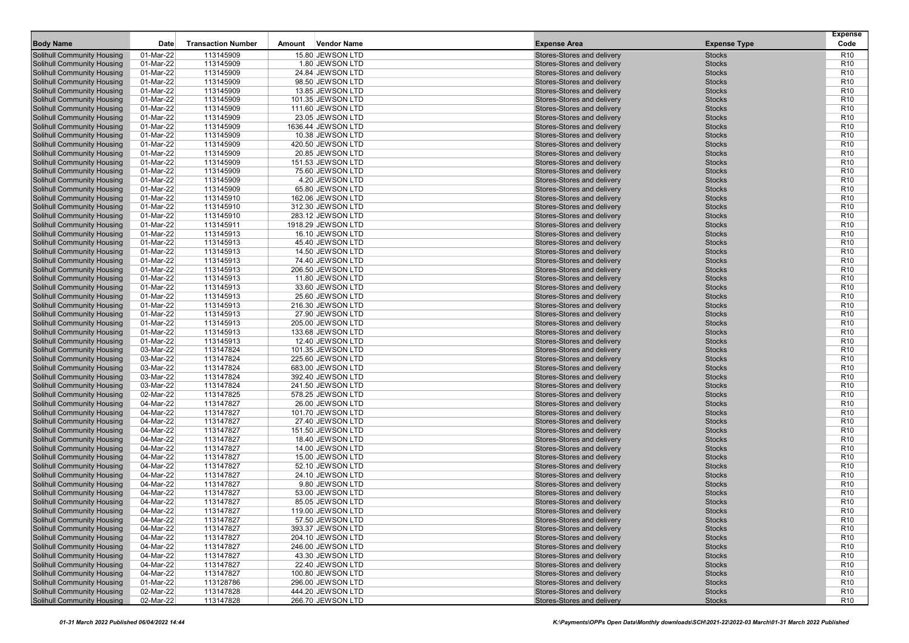| Body Name | Date | Transaction Number | Amount | Vendor Name | Expense Area | Expense Type | Expense Code |
|---|---|---|---|---|---|---|---|
| Solihull Community Housing | 01-Mar-22 | 113145909 | 15.80 | JEWSON LTD | Stores-Stores and delivery | Stocks | R10 |
| Solihull Community Housing | 01-Mar-22 | 113145909 | 1.80 | JEWSON LTD | Stores-Stores and delivery | Stocks | R10 |
| Solihull Community Housing | 01-Mar-22 | 113145909 | 24.84 | JEWSON LTD | Stores-Stores and delivery | Stocks | R10 |
| Solihull Community Housing | 01-Mar-22 | 113145909 | 98.50 | JEWSON LTD | Stores-Stores and delivery | Stocks | R10 |
| Solihull Community Housing | 01-Mar-22 | 113145909 | 13.85 | JEWSON LTD | Stores-Stores and delivery | Stocks | R10 |
| Solihull Community Housing | 01-Mar-22 | 113145909 | 101.35 | JEWSON LTD | Stores-Stores and delivery | Stocks | R10 |
| Solihull Community Housing | 01-Mar-22 | 113145909 | 111.60 | JEWSON LTD | Stores-Stores and delivery | Stocks | R10 |
| Solihull Community Housing | 01-Mar-22 | 113145909 | 23.05 | JEWSON LTD | Stores-Stores and delivery | Stocks | R10 |
| Solihull Community Housing | 01-Mar-22 | 113145909 | 1636.44 | JEWSON LTD | Stores-Stores and delivery | Stocks | R10 |
| Solihull Community Housing | 01-Mar-22 | 113145909 | 10.38 | JEWSON LTD | Stores-Stores and delivery | Stocks | R10 |
| Solihull Community Housing | 01-Mar-22 | 113145909 | 420.50 | JEWSON LTD | Stores-Stores and delivery | Stocks | R10 |
| Solihull Community Housing | 01-Mar-22 | 113145909 | 20.85 | JEWSON LTD | Stores-Stores and delivery | Stocks | R10 |
| Solihull Community Housing | 01-Mar-22 | 113145909 | 151.53 | JEWSON LTD | Stores-Stores and delivery | Stocks | R10 |
| Solihull Community Housing | 01-Mar-22 | 113145909 | 75.60 | JEWSON LTD | Stores-Stores and delivery | Stocks | R10 |
| Solihull Community Housing | 01-Mar-22 | 113145909 | 4.20 | JEWSON LTD | Stores-Stores and delivery | Stocks | R10 |
| Solihull Community Housing | 01-Mar-22 | 113145909 | 65.80 | JEWSON LTD | Stores-Stores and delivery | Stocks | R10 |
| Solihull Community Housing | 01-Mar-22 | 113145910 | 162.06 | JEWSON LTD | Stores-Stores and delivery | Stocks | R10 |
| Solihull Community Housing | 01-Mar-22 | 113145910 | 312.30 | JEWSON LTD | Stores-Stores and delivery | Stocks | R10 |
| Solihull Community Housing | 01-Mar-22 | 113145910 | 283.12 | JEWSON LTD | Stores-Stores and delivery | Stocks | R10 |
| Solihull Community Housing | 01-Mar-22 | 113145911 | 1918.29 | JEWSON LTD | Stores-Stores and delivery | Stocks | R10 |
| Solihull Community Housing | 01-Mar-22 | 113145913 | 16.10 | JEWSON LTD | Stores-Stores and delivery | Stocks | R10 |
| Solihull Community Housing | 01-Mar-22 | 113145913 | 45.40 | JEWSON LTD | Stores-Stores and delivery | Stocks | R10 |
| Solihull Community Housing | 01-Mar-22 | 113145913 | 14.50 | JEWSON LTD | Stores-Stores and delivery | Stocks | R10 |
| Solihull Community Housing | 01-Mar-22 | 113145913 | 74.40 | JEWSON LTD | Stores-Stores and delivery | Stocks | R10 |
| Solihull Community Housing | 01-Mar-22 | 113145913 | 206.50 | JEWSON LTD | Stores-Stores and delivery | Stocks | R10 |
| Solihull Community Housing | 01-Mar-22 | 113145913 | 11.80 | JEWSON LTD | Stores-Stores and delivery | Stocks | R10 |
| Solihull Community Housing | 01-Mar-22 | 113145913 | 33.60 | JEWSON LTD | Stores-Stores and delivery | Stocks | R10 |
| Solihull Community Housing | 01-Mar-22 | 113145913 | 25.60 | JEWSON LTD | Stores-Stores and delivery | Stocks | R10 |
| Solihull Community Housing | 01-Mar-22 | 113145913 | 216.30 | JEWSON LTD | Stores-Stores and delivery | Stocks | R10 |
| Solihull Community Housing | 01-Mar-22 | 113145913 | 27.90 | JEWSON LTD | Stores-Stores and delivery | Stocks | R10 |
| Solihull Community Housing | 01-Mar-22 | 113145913 | 205.00 | JEWSON LTD | Stores-Stores and delivery | Stocks | R10 |
| Solihull Community Housing | 01-Mar-22 | 113145913 | 133.68 | JEWSON LTD | Stores-Stores and delivery | Stocks | R10 |
| Solihull Community Housing | 01-Mar-22 | 113145913 | 12.40 | JEWSON LTD | Stores-Stores and delivery | Stocks | R10 |
| Solihull Community Housing | 03-Mar-22 | 113147824 | 101.35 | JEWSON LTD | Stores-Stores and delivery | Stocks | R10 |
| Solihull Community Housing | 03-Mar-22 | 113147824 | 225.60 | JEWSON LTD | Stores-Stores and delivery | Stocks | R10 |
| Solihull Community Housing | 03-Mar-22 | 113147824 | 683.00 | JEWSON LTD | Stores-Stores and delivery | Stocks | R10 |
| Solihull Community Housing | 03-Mar-22 | 113147824 | 392.40 | JEWSON LTD | Stores-Stores and delivery | Stocks | R10 |
| Solihull Community Housing | 03-Mar-22 | 113147824 | 241.50 | JEWSON LTD | Stores-Stores and delivery | Stocks | R10 |
| Solihull Community Housing | 02-Mar-22 | 113147825 | 578.25 | JEWSON LTD | Stores-Stores and delivery | Stocks | R10 |
| Solihull Community Housing | 04-Mar-22 | 113147827 | 26.00 | JEWSON LTD | Stores-Stores and delivery | Stocks | R10 |
| Solihull Community Housing | 04-Mar-22 | 113147827 | 101.70 | JEWSON LTD | Stores-Stores and delivery | Stocks | R10 |
| Solihull Community Housing | 04-Mar-22 | 113147827 | 27.40 | JEWSON LTD | Stores-Stores and delivery | Stocks | R10 |
| Solihull Community Housing | 04-Mar-22 | 113147827 | 151.50 | JEWSON LTD | Stores-Stores and delivery | Stocks | R10 |
| Solihull Community Housing | 04-Mar-22 | 113147827 | 18.40 | JEWSON LTD | Stores-Stores and delivery | Stocks | R10 |
| Solihull Community Housing | 04-Mar-22 | 113147827 | 14.00 | JEWSON LTD | Stores-Stores and delivery | Stocks | R10 |
| Solihull Community Housing | 04-Mar-22 | 113147827 | 15.00 | JEWSON LTD | Stores-Stores and delivery | Stocks | R10 |
| Solihull Community Housing | 04-Mar-22 | 113147827 | 52.10 | JEWSON LTD | Stores-Stores and delivery | Stocks | R10 |
| Solihull Community Housing | 04-Mar-22 | 113147827 | 24.10 | JEWSON LTD | Stores-Stores and delivery | Stocks | R10 |
| Solihull Community Housing | 04-Mar-22 | 113147827 | 9.80 | JEWSON LTD | Stores-Stores and delivery | Stocks | R10 |
| Solihull Community Housing | 04-Mar-22 | 113147827 | 53.00 | JEWSON LTD | Stores-Stores and delivery | Stocks | R10 |
| Solihull Community Housing | 04-Mar-22 | 113147827 | 85.05 | JEWSON LTD | Stores-Stores and delivery | Stocks | R10 |
| Solihull Community Housing | 04-Mar-22 | 113147827 | 119.00 | JEWSON LTD | Stores-Stores and delivery | Stocks | R10 |
| Solihull Community Housing | 04-Mar-22 | 113147827 | 57.50 | JEWSON LTD | Stores-Stores and delivery | Stocks | R10 |
| Solihull Community Housing | 04-Mar-22 | 113147827 | 393.37 | JEWSON LTD | Stores-Stores and delivery | Stocks | R10 |
| Solihull Community Housing | 04-Mar-22 | 113147827 | 204.10 | JEWSON LTD | Stores-Stores and delivery | Stocks | R10 |
| Solihull Community Housing | 04-Mar-22 | 113147827 | 246.00 | JEWSON LTD | Stores-Stores and delivery | Stocks | R10 |
| Solihull Community Housing | 04-Mar-22 | 113147827 | 43.30 | JEWSON LTD | Stores-Stores and delivery | Stocks | R10 |
| Solihull Community Housing | 04-Mar-22 | 113147827 | 22.40 | JEWSON LTD | Stores-Stores and delivery | Stocks | R10 |
| Solihull Community Housing | 04-Mar-22 | 113147827 | 100.80 | JEWSON LTD | Stores-Stores and delivery | Stocks | R10 |
| Solihull Community Housing | 01-Mar-22 | 113128786 | 296.00 | JEWSON LTD | Stores-Stores and delivery | Stocks | R10 |
| Solihull Community Housing | 02-Mar-22 | 113147828 | 444.20 | JEWSON LTD | Stores-Stores and delivery | Stocks | R10 |
| Solihull Community Housing | 02-Mar-22 | 113147828 | 266.70 | JEWSON LTD | Stores-Stores and delivery | Stocks | R10 |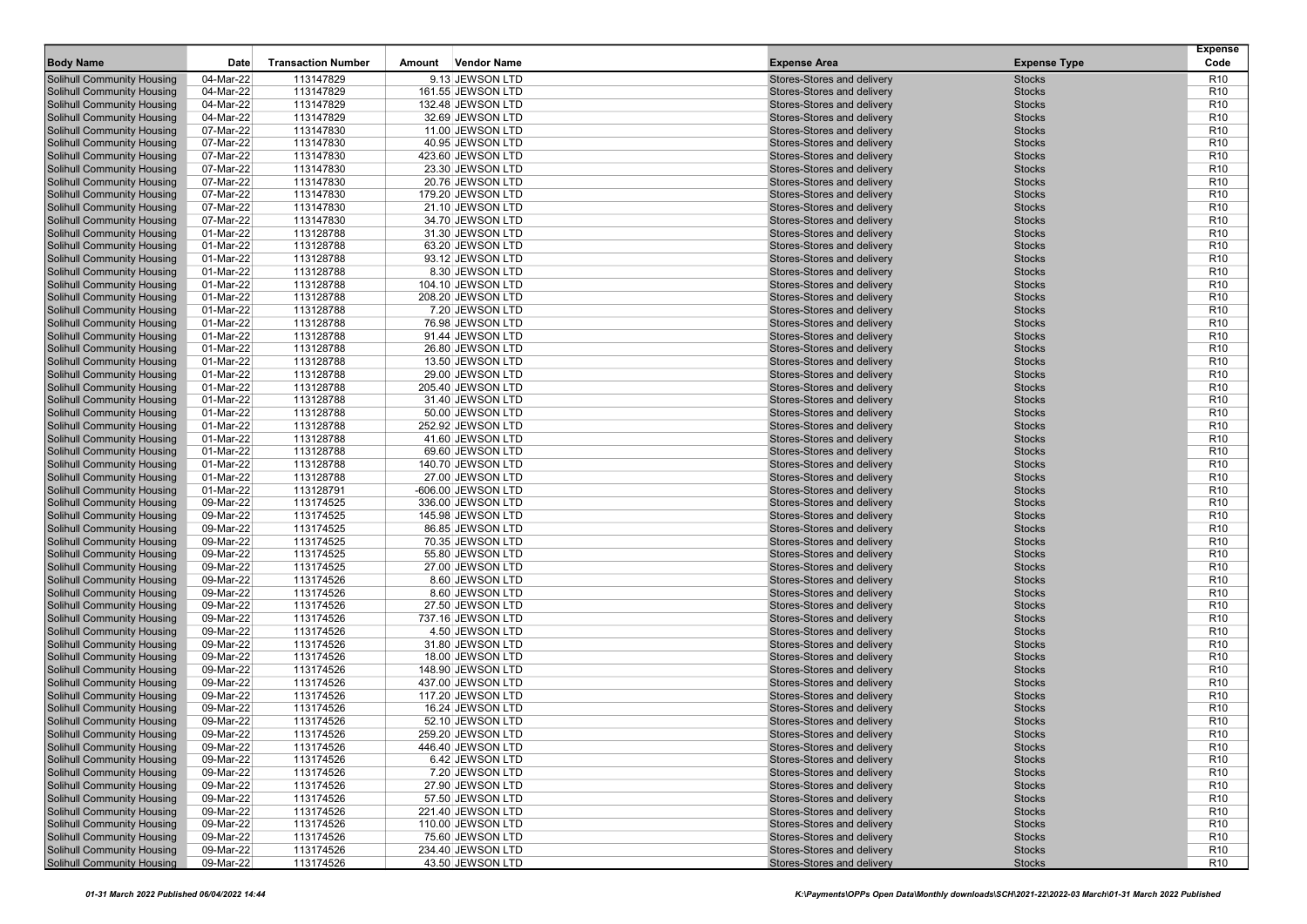| Body Name | Date | Transaction Number | Amount | Vendor Name | Expense Area | Expense Type | Expense Code |
|---|---|---|---|---|---|---|---|
| Solihull Community Housing | 04-Mar-22 | 113147829 | 9.13 | JEWSON LTD | Stores-Stores and delivery | Stocks | R10 |
| Solihull Community Housing | 04-Mar-22 | 113147829 | 161.55 | JEWSON LTD | Stores-Stores and delivery | Stocks | R10 |
| Solihull Community Housing | 04-Mar-22 | 113147829 | 132.48 | JEWSON LTD | Stores-Stores and delivery | Stocks | R10 |
| Solihull Community Housing | 04-Mar-22 | 113147829 | 32.69 | JEWSON LTD | Stores-Stores and delivery | Stocks | R10 |
| Solihull Community Housing | 07-Mar-22 | 113147830 | 11.00 | JEWSON LTD | Stores-Stores and delivery | Stocks | R10 |
| Solihull Community Housing | 07-Mar-22 | 113147830 | 40.95 | JEWSON LTD | Stores-Stores and delivery | Stocks | R10 |
| Solihull Community Housing | 07-Mar-22 | 113147830 | 423.60 | JEWSON LTD | Stores-Stores and delivery | Stocks | R10 |
| Solihull Community Housing | 07-Mar-22 | 113147830 | 23.30 | JEWSON LTD | Stores-Stores and delivery | Stocks | R10 |
| Solihull Community Housing | 07-Mar-22 | 113147830 | 20.76 | JEWSON LTD | Stores-Stores and delivery | Stocks | R10 |
| Solihull Community Housing | 07-Mar-22 | 113147830 | 179.20 | JEWSON LTD | Stores-Stores and delivery | Stocks | R10 |
| Solihull Community Housing | 07-Mar-22 | 113147830 | 21.10 | JEWSON LTD | Stores-Stores and delivery | Stocks | R10 |
| Solihull Community Housing | 07-Mar-22 | 113147830 | 34.70 | JEWSON LTD | Stores-Stores and delivery | Stocks | R10 |
| Solihull Community Housing | 01-Mar-22 | 113128788 | 31.30 | JEWSON LTD | Stores-Stores and delivery | Stocks | R10 |
| Solihull Community Housing | 01-Mar-22 | 113128788 | 63.20 | JEWSON LTD | Stores-Stores and delivery | Stocks | R10 |
| Solihull Community Housing | 01-Mar-22 | 113128788 | 93.12 | JEWSON LTD | Stores-Stores and delivery | Stocks | R10 |
| Solihull Community Housing | 01-Mar-22 | 113128788 | 8.30 | JEWSON LTD | Stores-Stores and delivery | Stocks | R10 |
| Solihull Community Housing | 01-Mar-22 | 113128788 | 104.10 | JEWSON LTD | Stores-Stores and delivery | Stocks | R10 |
| Solihull Community Housing | 01-Mar-22 | 113128788 | 208.20 | JEWSON LTD | Stores-Stores and delivery | Stocks | R10 |
| Solihull Community Housing | 01-Mar-22 | 113128788 | 7.20 | JEWSON LTD | Stores-Stores and delivery | Stocks | R10 |
| Solihull Community Housing | 01-Mar-22 | 113128788 | 76.98 | JEWSON LTD | Stores-Stores and delivery | Stocks | R10 |
| Solihull Community Housing | 01-Mar-22 | 113128788 | 91.44 | JEWSON LTD | Stores-Stores and delivery | Stocks | R10 |
| Solihull Community Housing | 01-Mar-22 | 113128788 | 26.80 | JEWSON LTD | Stores-Stores and delivery | Stocks | R10 |
| Solihull Community Housing | 01-Mar-22 | 113128788 | 13.50 | JEWSON LTD | Stores-Stores and delivery | Stocks | R10 |
| Solihull Community Housing | 01-Mar-22 | 113128788 | 29.00 | JEWSON LTD | Stores-Stores and delivery | Stocks | R10 |
| Solihull Community Housing | 01-Mar-22 | 113128788 | 205.40 | JEWSON LTD | Stores-Stores and delivery | Stocks | R10 |
| Solihull Community Housing | 01-Mar-22 | 113128788 | 31.40 | JEWSON LTD | Stores-Stores and delivery | Stocks | R10 |
| Solihull Community Housing | 01-Mar-22 | 113128788 | 50.00 | JEWSON LTD | Stores-Stores and delivery | Stocks | R10 |
| Solihull Community Housing | 01-Mar-22 | 113128788 | 252.92 | JEWSON LTD | Stores-Stores and delivery | Stocks | R10 |
| Solihull Community Housing | 01-Mar-22 | 113128788 | 41.60 | JEWSON LTD | Stores-Stores and delivery | Stocks | R10 |
| Solihull Community Housing | 01-Mar-22 | 113128788 | 69.60 | JEWSON LTD | Stores-Stores and delivery | Stocks | R10 |
| Solihull Community Housing | 01-Mar-22 | 113128788 | 140.70 | JEWSON LTD | Stores-Stores and delivery | Stocks | R10 |
| Solihull Community Housing | 01-Mar-22 | 113128788 | 27.00 | JEWSON LTD | Stores-Stores and delivery | Stocks | R10 |
| Solihull Community Housing | 01-Mar-22 | 113128791 | -606.00 | JEWSON LTD | Stores-Stores and delivery | Stocks | R10 |
| Solihull Community Housing | 09-Mar-22 | 113174525 | 336.00 | JEWSON LTD | Stores-Stores and delivery | Stocks | R10 |
| Solihull Community Housing | 09-Mar-22 | 113174525 | 145.98 | JEWSON LTD | Stores-Stores and delivery | Stocks | R10 |
| Solihull Community Housing | 09-Mar-22 | 113174525 | 86.85 | JEWSON LTD | Stores-Stores and delivery | Stocks | R10 |
| Solihull Community Housing | 09-Mar-22 | 113174525 | 70.35 | JEWSON LTD | Stores-Stores and delivery | Stocks | R10 |
| Solihull Community Housing | 09-Mar-22 | 113174525 | 55.80 | JEWSON LTD | Stores-Stores and delivery | Stocks | R10 |
| Solihull Community Housing | 09-Mar-22 | 113174525 | 27.00 | JEWSON LTD | Stores-Stores and delivery | Stocks | R10 |
| Solihull Community Housing | 09-Mar-22 | 113174526 | 8.60 | JEWSON LTD | Stores-Stores and delivery | Stocks | R10 |
| Solihull Community Housing | 09-Mar-22 | 113174526 | 8.60 | JEWSON LTD | Stores-Stores and delivery | Stocks | R10 |
| Solihull Community Housing | 09-Mar-22 | 113174526 | 27.50 | JEWSON LTD | Stores-Stores and delivery | Stocks | R10 |
| Solihull Community Housing | 09-Mar-22 | 113174526 | 737.16 | JEWSON LTD | Stores-Stores and delivery | Stocks | R10 |
| Solihull Community Housing | 09-Mar-22 | 113174526 | 4.50 | JEWSON LTD | Stores-Stores and delivery | Stocks | R10 |
| Solihull Community Housing | 09-Mar-22 | 113174526 | 31.80 | JEWSON LTD | Stores-Stores and delivery | Stocks | R10 |
| Solihull Community Housing | 09-Mar-22 | 113174526 | 18.00 | JEWSON LTD | Stores-Stores and delivery | Stocks | R10 |
| Solihull Community Housing | 09-Mar-22 | 113174526 | 148.90 | JEWSON LTD | Stores-Stores and delivery | Stocks | R10 |
| Solihull Community Housing | 09-Mar-22 | 113174526 | 437.00 | JEWSON LTD | Stores-Stores and delivery | Stocks | R10 |
| Solihull Community Housing | 09-Mar-22 | 113174526 | 117.20 | JEWSON LTD | Stores-Stores and delivery | Stocks | R10 |
| Solihull Community Housing | 09-Mar-22 | 113174526 | 16.24 | JEWSON LTD | Stores-Stores and delivery | Stocks | R10 |
| Solihull Community Housing | 09-Mar-22 | 113174526 | 52.10 | JEWSON LTD | Stores-Stores and delivery | Stocks | R10 |
| Solihull Community Housing | 09-Mar-22 | 113174526 | 259.20 | JEWSON LTD | Stores-Stores and delivery | Stocks | R10 |
| Solihull Community Housing | 09-Mar-22 | 113174526 | 446.40 | JEWSON LTD | Stores-Stores and delivery | Stocks | R10 |
| Solihull Community Housing | 09-Mar-22 | 113174526 | 6.42 | JEWSON LTD | Stores-Stores and delivery | Stocks | R10 |
| Solihull Community Housing | 09-Mar-22 | 113174526 | 7.20 | JEWSON LTD | Stores-Stores and delivery | Stocks | R10 |
| Solihull Community Housing | 09-Mar-22 | 113174526 | 27.90 | JEWSON LTD | Stores-Stores and delivery | Stocks | R10 |
| Solihull Community Housing | 09-Mar-22 | 113174526 | 57.50 | JEWSON LTD | Stores-Stores and delivery | Stocks | R10 |
| Solihull Community Housing | 09-Mar-22 | 113174526 | 221.40 | JEWSON LTD | Stores-Stores and delivery | Stocks | R10 |
| Solihull Community Housing | 09-Mar-22 | 113174526 | 110.00 | JEWSON LTD | Stores-Stores and delivery | Stocks | R10 |
| Solihull Community Housing | 09-Mar-22 | 113174526 | 75.60 | JEWSON LTD | Stores-Stores and delivery | Stocks | R10 |
| Solihull Community Housing | 09-Mar-22 | 113174526 | 234.40 | JEWSON LTD | Stores-Stores and delivery | Stocks | R10 |
| Solihull Community Housing | 09-Mar-22 | 113174526 | 43.50 | JEWSON LTD | Stores-Stores and delivery | Stocks | R10 |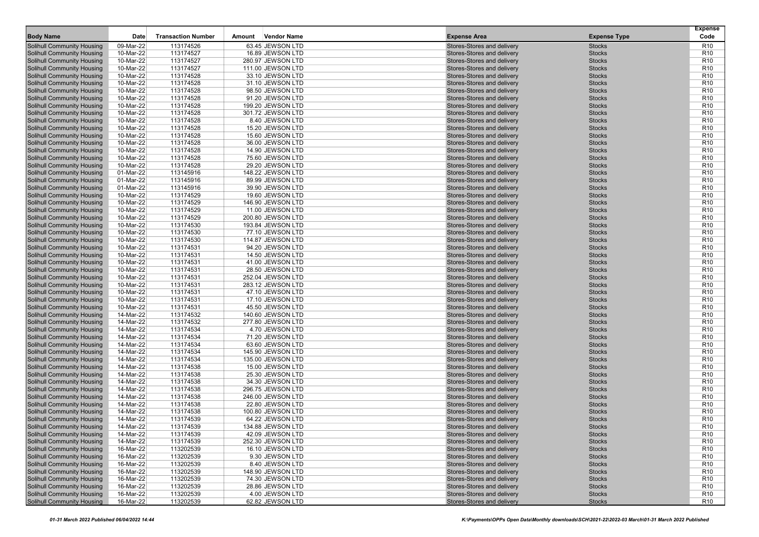| Body Name | Date | Transaction Number | Amount | Vendor Name | Expense Area | Expense Type | Expense Code |
|---|---|---|---|---|---|---|---|
| Solihull Community Housing | 09-Mar-22 | 113174526 | 63.45 | JEWSON LTD | Stores-Stores and delivery | Stocks | R10 |
| Solihull Community Housing | 10-Mar-22 | 113174527 | 16.89 | JEWSON LTD | Stores-Stores and delivery | Stocks | R10 |
| Solihull Community Housing | 10-Mar-22 | 113174527 | 280.97 | JEWSON LTD | Stores-Stores and delivery | Stocks | R10 |
| Solihull Community Housing | 10-Mar-22 | 113174527 | 111.00 | JEWSON LTD | Stores-Stores and delivery | Stocks | R10 |
| Solihull Community Housing | 10-Mar-22 | 113174528 | 33.10 | JEWSON LTD | Stores-Stores and delivery | Stocks | R10 |
| Solihull Community Housing | 10-Mar-22 | 113174528 | 31.10 | JEWSON LTD | Stores-Stores and delivery | Stocks | R10 |
| Solihull Community Housing | 10-Mar-22 | 113174528 | 98.50 | JEWSON LTD | Stores-Stores and delivery | Stocks | R10 |
| Solihull Community Housing | 10-Mar-22 | 113174528 | 91.20 | JEWSON LTD | Stores-Stores and delivery | Stocks | R10 |
| Solihull Community Housing | 10-Mar-22 | 113174528 | 199.20 | JEWSON LTD | Stores-Stores and delivery | Stocks | R10 |
| Solihull Community Housing | 10-Mar-22 | 113174528 | 301.72 | JEWSON LTD | Stores-Stores and delivery | Stocks | R10 |
| Solihull Community Housing | 10-Mar-22 | 113174528 | 8.40 | JEWSON LTD | Stores-Stores and delivery | Stocks | R10 |
| Solihull Community Housing | 10-Mar-22 | 113174528 | 15.20 | JEWSON LTD | Stores-Stores and delivery | Stocks | R10 |
| Solihull Community Housing | 10-Mar-22 | 113174528 | 15.60 | JEWSON LTD | Stores-Stores and delivery | Stocks | R10 |
| Solihull Community Housing | 10-Mar-22 | 113174528 | 36.00 | JEWSON LTD | Stores-Stores and delivery | Stocks | R10 |
| Solihull Community Housing | 10-Mar-22 | 113174528 | 14.90 | JEWSON LTD | Stores-Stores and delivery | Stocks | R10 |
| Solihull Community Housing | 10-Mar-22 | 113174528 | 75.60 | JEWSON LTD | Stores-Stores and delivery | Stocks | R10 |
| Solihull Community Housing | 10-Mar-22 | 113174528 | 29.20 | JEWSON LTD | Stores-Stores and delivery | Stocks | R10 |
| Solihull Community Housing | 01-Mar-22 | 113145916 | 148.22 | JEWSON LTD | Stores-Stores and delivery | Stocks | R10 |
| Solihull Community Housing | 01-Mar-22 | 113145916 | 89.99 | JEWSON LTD | Stores-Stores and delivery | Stocks | R10 |
| Solihull Community Housing | 01-Mar-22 | 113145916 | 39.90 | JEWSON LTD | Stores-Stores and delivery | Stocks | R10 |
| Solihull Community Housing | 10-Mar-22 | 113174529 | 19.60 | JEWSON LTD | Stores-Stores and delivery | Stocks | R10 |
| Solihull Community Housing | 10-Mar-22 | 113174529 | 146.90 | JEWSON LTD | Stores-Stores and delivery | Stocks | R10 |
| Solihull Community Housing | 10-Mar-22 | 113174529 | 11.00 | JEWSON LTD | Stores-Stores and delivery | Stocks | R10 |
| Solihull Community Housing | 10-Mar-22 | 113174529 | 200.80 | JEWSON LTD | Stores-Stores and delivery | Stocks | R10 |
| Solihull Community Housing | 10-Mar-22 | 113174530 | 193.84 | JEWSON LTD | Stores-Stores and delivery | Stocks | R10 |
| Solihull Community Housing | 10-Mar-22 | 113174530 | 77.10 | JEWSON LTD | Stores-Stores and delivery | Stocks | R10 |
| Solihull Community Housing | 10-Mar-22 | 113174530 | 114.87 | JEWSON LTD | Stores-Stores and delivery | Stocks | R10 |
| Solihull Community Housing | 10-Mar-22 | 113174531 | 94.20 | JEWSON LTD | Stores-Stores and delivery | Stocks | R10 |
| Solihull Community Housing | 10-Mar-22 | 113174531 | 14.50 | JEWSON LTD | Stores-Stores and delivery | Stocks | R10 |
| Solihull Community Housing | 10-Mar-22 | 113174531 | 41.00 | JEWSON LTD | Stores-Stores and delivery | Stocks | R10 |
| Solihull Community Housing | 10-Mar-22 | 113174531 | 28.50 | JEWSON LTD | Stores-Stores and delivery | Stocks | R10 |
| Solihull Community Housing | 10-Mar-22 | 113174531 | 252.04 | JEWSON LTD | Stores-Stores and delivery | Stocks | R10 |
| Solihull Community Housing | 10-Mar-22 | 113174531 | 283.12 | JEWSON LTD | Stores-Stores and delivery | Stocks | R10 |
| Solihull Community Housing | 10-Mar-22 | 113174531 | 47.10 | JEWSON LTD | Stores-Stores and delivery | Stocks | R10 |
| Solihull Community Housing | 10-Mar-22 | 113174531 | 17.10 | JEWSON LTD | Stores-Stores and delivery | Stocks | R10 |
| Solihull Community Housing | 10-Mar-22 | 113174531 | 45.50 | JEWSON LTD | Stores-Stores and delivery | Stocks | R10 |
| Solihull Community Housing | 14-Mar-22 | 113174532 | 140.60 | JEWSON LTD | Stores-Stores and delivery | Stocks | R10 |
| Solihull Community Housing | 14-Mar-22 | 113174532 | 277.80 | JEWSON LTD | Stores-Stores and delivery | Stocks | R10 |
| Solihull Community Housing | 14-Mar-22 | 113174534 | 4.70 | JEWSON LTD | Stores-Stores and delivery | Stocks | R10 |
| Solihull Community Housing | 14-Mar-22 | 113174534 | 71.20 | JEWSON LTD | Stores-Stores and delivery | Stocks | R10 |
| Solihull Community Housing | 14-Mar-22 | 113174534 | 63.60 | JEWSON LTD | Stores-Stores and delivery | Stocks | R10 |
| Solihull Community Housing | 14-Mar-22 | 113174534 | 145.90 | JEWSON LTD | Stores-Stores and delivery | Stocks | R10 |
| Solihull Community Housing | 14-Mar-22 | 113174534 | 135.00 | JEWSON LTD | Stores-Stores and delivery | Stocks | R10 |
| Solihull Community Housing | 14-Mar-22 | 113174538 | 15.00 | JEWSON LTD | Stores-Stores and delivery | Stocks | R10 |
| Solihull Community Housing | 14-Mar-22 | 113174538 | 25.30 | JEWSON LTD | Stores-Stores and delivery | Stocks | R10 |
| Solihull Community Housing | 14-Mar-22 | 113174538 | 34.30 | JEWSON LTD | Stores-Stores and delivery | Stocks | R10 |
| Solihull Community Housing | 14-Mar-22 | 113174538 | 296.75 | JEWSON LTD | Stores-Stores and delivery | Stocks | R10 |
| Solihull Community Housing | 14-Mar-22 | 113174538 | 246.00 | JEWSON LTD | Stores-Stores and delivery | Stocks | R10 |
| Solihull Community Housing | 14-Mar-22 | 113174538 | 22.80 | JEWSON LTD | Stores-Stores and delivery | Stocks | R10 |
| Solihull Community Housing | 14-Mar-22 | 113174538 | 100.80 | JEWSON LTD | Stores-Stores and delivery | Stocks | R10 |
| Solihull Community Housing | 14-Mar-22 | 113174539 | 64.22 | JEWSON LTD | Stores-Stores and delivery | Stocks | R10 |
| Solihull Community Housing | 14-Mar-22 | 113174539 | 134.88 | JEWSON LTD | Stores-Stores and delivery | Stocks | R10 |
| Solihull Community Housing | 14-Mar-22 | 113174539 | 42.09 | JEWSON LTD | Stores-Stores and delivery | Stocks | R10 |
| Solihull Community Housing | 14-Mar-22 | 113174539 | 252.30 | JEWSON LTD | Stores-Stores and delivery | Stocks | R10 |
| Solihull Community Housing | 16-Mar-22 | 113202539 | 16.10 | JEWSON LTD | Stores-Stores and delivery | Stocks | R10 |
| Solihull Community Housing | 16-Mar-22 | 113202539 | 9.30 | JEWSON LTD | Stores-Stores and delivery | Stocks | R10 |
| Solihull Community Housing | 16-Mar-22 | 113202539 | 8.40 | JEWSON LTD | Stores-Stores and delivery | Stocks | R10 |
| Solihull Community Housing | 16-Mar-22 | 113202539 | 148.90 | JEWSON LTD | Stores-Stores and delivery | Stocks | R10 |
| Solihull Community Housing | 16-Mar-22 | 113202539 | 74.30 | JEWSON LTD | Stores-Stores and delivery | Stocks | R10 |
| Solihull Community Housing | 16-Mar-22 | 113202539 | 28.86 | JEWSON LTD | Stores-Stores and delivery | Stocks | R10 |
| Solihull Community Housing | 16-Mar-22 | 113202539 | 4.00 | JEWSON LTD | Stores-Stores and delivery | Stocks | R10 |
| Solihull Community Housing | 16-Mar-22 | 113202539 | 62.82 | JEWSON LTD | Stores-Stores and delivery | Stocks | R10 |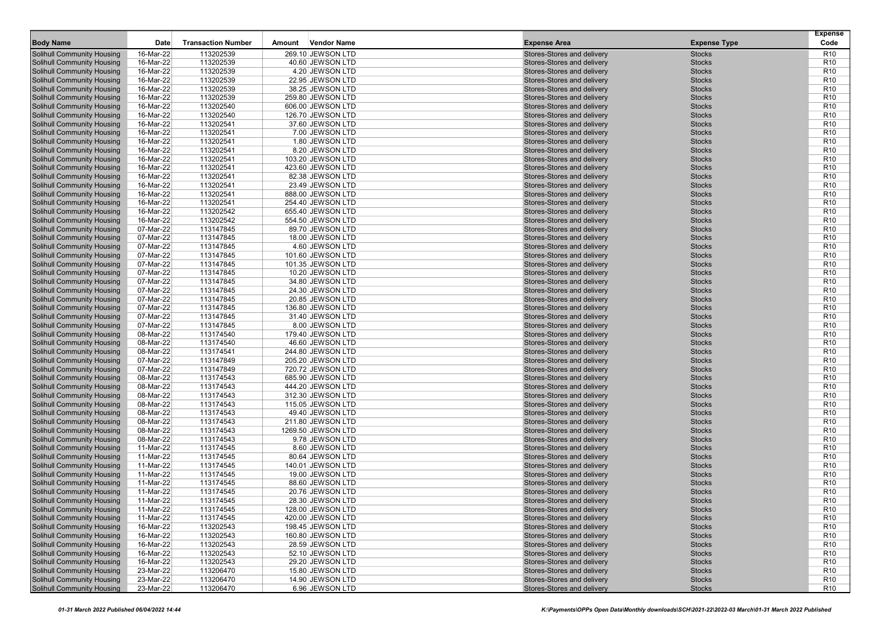| Body Name | Date | Transaction Number | Amount | Vendor Name | Expense Area | Expense Type | Expense Code |
|---|---|---|---|---|---|---|---|
| Solihull Community Housing | 16-Mar-22 | 113202539 | 269.10 | JEWSON LTD | Stores-Stores and delivery | Stocks | R10 |
| Solihull Community Housing | 16-Mar-22 | 113202539 | 40.60 | JEWSON LTD | Stores-Stores and delivery | Stocks | R10 |
| Solihull Community Housing | 16-Mar-22 | 113202539 | 4.20 | JEWSON LTD | Stores-Stores and delivery | Stocks | R10 |
| Solihull Community Housing | 16-Mar-22 | 113202539 | 22.95 | JEWSON LTD | Stores-Stores and delivery | Stocks | R10 |
| Solihull Community Housing | 16-Mar-22 | 113202539 | 38.25 | JEWSON LTD | Stores-Stores and delivery | Stocks | R10 |
| Solihull Community Housing | 16-Mar-22 | 113202539 | 259.80 | JEWSON LTD | Stores-Stores and delivery | Stocks | R10 |
| Solihull Community Housing | 16-Mar-22 | 113202540 | 606.00 | JEWSON LTD | Stores-Stores and delivery | Stocks | R10 |
| Solihull Community Housing | 16-Mar-22 | 113202540 | 126.70 | JEWSON LTD | Stores-Stores and delivery | Stocks | R10 |
| Solihull Community Housing | 16-Mar-22 | 113202541 | 37.60 | JEWSON LTD | Stores-Stores and delivery | Stocks | R10 |
| Solihull Community Housing | 16-Mar-22 | 113202541 | 7.00 | JEWSON LTD | Stores-Stores and delivery | Stocks | R10 |
| Solihull Community Housing | 16-Mar-22 | 113202541 | 1.80 | JEWSON LTD | Stores-Stores and delivery | Stocks | R10 |
| Solihull Community Housing | 16-Mar-22 | 113202541 | 8.20 | JEWSON LTD | Stores-Stores and delivery | Stocks | R10 |
| Solihull Community Housing | 16-Mar-22 | 113202541 | 103.20 | JEWSON LTD | Stores-Stores and delivery | Stocks | R10 |
| Solihull Community Housing | 16-Mar-22 | 113202541 | 423.60 | JEWSON LTD | Stores-Stores and delivery | Stocks | R10 |
| Solihull Community Housing | 16-Mar-22 | 113202541 | 82.38 | JEWSON LTD | Stores-Stores and delivery | Stocks | R10 |
| Solihull Community Housing | 16-Mar-22 | 113202541 | 23.49 | JEWSON LTD | Stores-Stores and delivery | Stocks | R10 |
| Solihull Community Housing | 16-Mar-22 | 113202541 | 888.00 | JEWSON LTD | Stores-Stores and delivery | Stocks | R10 |
| Solihull Community Housing | 16-Mar-22 | 113202541 | 254.40 | JEWSON LTD | Stores-Stores and delivery | Stocks | R10 |
| Solihull Community Housing | 16-Mar-22 | 113202542 | 655.40 | JEWSON LTD | Stores-Stores and delivery | Stocks | R10 |
| Solihull Community Housing | 16-Mar-22 | 113202542 | 554.50 | JEWSON LTD | Stores-Stores and delivery | Stocks | R10 |
| Solihull Community Housing | 07-Mar-22 | 113147845 | 89.70 | JEWSON LTD | Stores-Stores and delivery | Stocks | R10 |
| Solihull Community Housing | 07-Mar-22 | 113147845 | 18.00 | JEWSON LTD | Stores-Stores and delivery | Stocks | R10 |
| Solihull Community Housing | 07-Mar-22 | 113147845 | 4.60 | JEWSON LTD | Stores-Stores and delivery | Stocks | R10 |
| Solihull Community Housing | 07-Mar-22 | 113147845 | 101.60 | JEWSON LTD | Stores-Stores and delivery | Stocks | R10 |
| Solihull Community Housing | 07-Mar-22 | 113147845 | 101.35 | JEWSON LTD | Stores-Stores and delivery | Stocks | R10 |
| Solihull Community Housing | 07-Mar-22 | 113147845 | 10.20 | JEWSON LTD | Stores-Stores and delivery | Stocks | R10 |
| Solihull Community Housing | 07-Mar-22 | 113147845 | 34.80 | JEWSON LTD | Stores-Stores and delivery | Stocks | R10 |
| Solihull Community Housing | 07-Mar-22 | 113147845 | 24.30 | JEWSON LTD | Stores-Stores and delivery | Stocks | R10 |
| Solihull Community Housing | 07-Mar-22 | 113147845 | 20.85 | JEWSON LTD | Stores-Stores and delivery | Stocks | R10 |
| Solihull Community Housing | 07-Mar-22 | 113147845 | 136.80 | JEWSON LTD | Stores-Stores and delivery | Stocks | R10 |
| Solihull Community Housing | 07-Mar-22 | 113147845 | 31.40 | JEWSON LTD | Stores-Stores and delivery | Stocks | R10 |
| Solihull Community Housing | 07-Mar-22 | 113147845 | 8.00 | JEWSON LTD | Stores-Stores and delivery | Stocks | R10 |
| Solihull Community Housing | 08-Mar-22 | 113174540 | 179.40 | JEWSON LTD | Stores-Stores and delivery | Stocks | R10 |
| Solihull Community Housing | 08-Mar-22 | 113174540 | 46.60 | JEWSON LTD | Stores-Stores and delivery | Stocks | R10 |
| Solihull Community Housing | 08-Mar-22 | 113174541 | 244.80 | JEWSON LTD | Stores-Stores and delivery | Stocks | R10 |
| Solihull Community Housing | 07-Mar-22 | 113147849 | 205.20 | JEWSON LTD | Stores-Stores and delivery | Stocks | R10 |
| Solihull Community Housing | 07-Mar-22 | 113147849 | 720.72 | JEWSON LTD | Stores-Stores and delivery | Stocks | R10 |
| Solihull Community Housing | 08-Mar-22 | 113174543 | 685.90 | JEWSON LTD | Stores-Stores and delivery | Stocks | R10 |
| Solihull Community Housing | 08-Mar-22 | 113174543 | 444.20 | JEWSON LTD | Stores-Stores and delivery | Stocks | R10 |
| Solihull Community Housing | 08-Mar-22 | 113174543 | 312.30 | JEWSON LTD | Stores-Stores and delivery | Stocks | R10 |
| Solihull Community Housing | 08-Mar-22 | 113174543 | 115.05 | JEWSON LTD | Stores-Stores and delivery | Stocks | R10 |
| Solihull Community Housing | 08-Mar-22 | 113174543 | 49.40 | JEWSON LTD | Stores-Stores and delivery | Stocks | R10 |
| Solihull Community Housing | 08-Mar-22 | 113174543 | 211.80 | JEWSON LTD | Stores-Stores and delivery | Stocks | R10 |
| Solihull Community Housing | 08-Mar-22 | 113174543 | 1269.50 | JEWSON LTD | Stores-Stores and delivery | Stocks | R10 |
| Solihull Community Housing | 08-Mar-22 | 113174543 | 9.78 | JEWSON LTD | Stores-Stores and delivery | Stocks | R10 |
| Solihull Community Housing | 11-Mar-22 | 113174545 | 8.60 | JEWSON LTD | Stores-Stores and delivery | Stocks | R10 |
| Solihull Community Housing | 11-Mar-22 | 113174545 | 80.64 | JEWSON LTD | Stores-Stores and delivery | Stocks | R10 |
| Solihull Community Housing | 11-Mar-22 | 113174545 | 140.01 | JEWSON LTD | Stores-Stores and delivery | Stocks | R10 |
| Solihull Community Housing | 11-Mar-22 | 113174545 | 19.00 | JEWSON LTD | Stores-Stores and delivery | Stocks | R10 |
| Solihull Community Housing | 11-Mar-22 | 113174545 | 88.60 | JEWSON LTD | Stores-Stores and delivery | Stocks | R10 |
| Solihull Community Housing | 11-Mar-22 | 113174545 | 20.76 | JEWSON LTD | Stores-Stores and delivery | Stocks | R10 |
| Solihull Community Housing | 11-Mar-22 | 113174545 | 28.30 | JEWSON LTD | Stores-Stores and delivery | Stocks | R10 |
| Solihull Community Housing | 11-Mar-22 | 113174545 | 128.00 | JEWSON LTD | Stores-Stores and delivery | Stocks | R10 |
| Solihull Community Housing | 11-Mar-22 | 113174545 | 420.00 | JEWSON LTD | Stores-Stores and delivery | Stocks | R10 |
| Solihull Community Housing | 16-Mar-22 | 113202543 | 198.45 | JEWSON LTD | Stores-Stores and delivery | Stocks | R10 |
| Solihull Community Housing | 16-Mar-22 | 113202543 | 160.80 | JEWSON LTD | Stores-Stores and delivery | Stocks | R10 |
| Solihull Community Housing | 16-Mar-22 | 113202543 | 28.59 | JEWSON LTD | Stores-Stores and delivery | Stocks | R10 |
| Solihull Community Housing | 16-Mar-22 | 113202543 | 52.10 | JEWSON LTD | Stores-Stores and delivery | Stocks | R10 |
| Solihull Community Housing | 16-Mar-22 | 113202543 | 29.20 | JEWSON LTD | Stores-Stores and delivery | Stocks | R10 |
| Solihull Community Housing | 23-Mar-22 | 113206470 | 15.80 | JEWSON LTD | Stores-Stores and delivery | Stocks | R10 |
| Solihull Community Housing | 23-Mar-22 | 113206470 | 14.90 | JEWSON LTD | Stores-Stores and delivery | Stocks | R10 |
| Solihull Community Housing | 23-Mar-22 | 113206470 | 6.96 | JEWSON LTD | Stores-Stores and delivery | Stocks | R10 |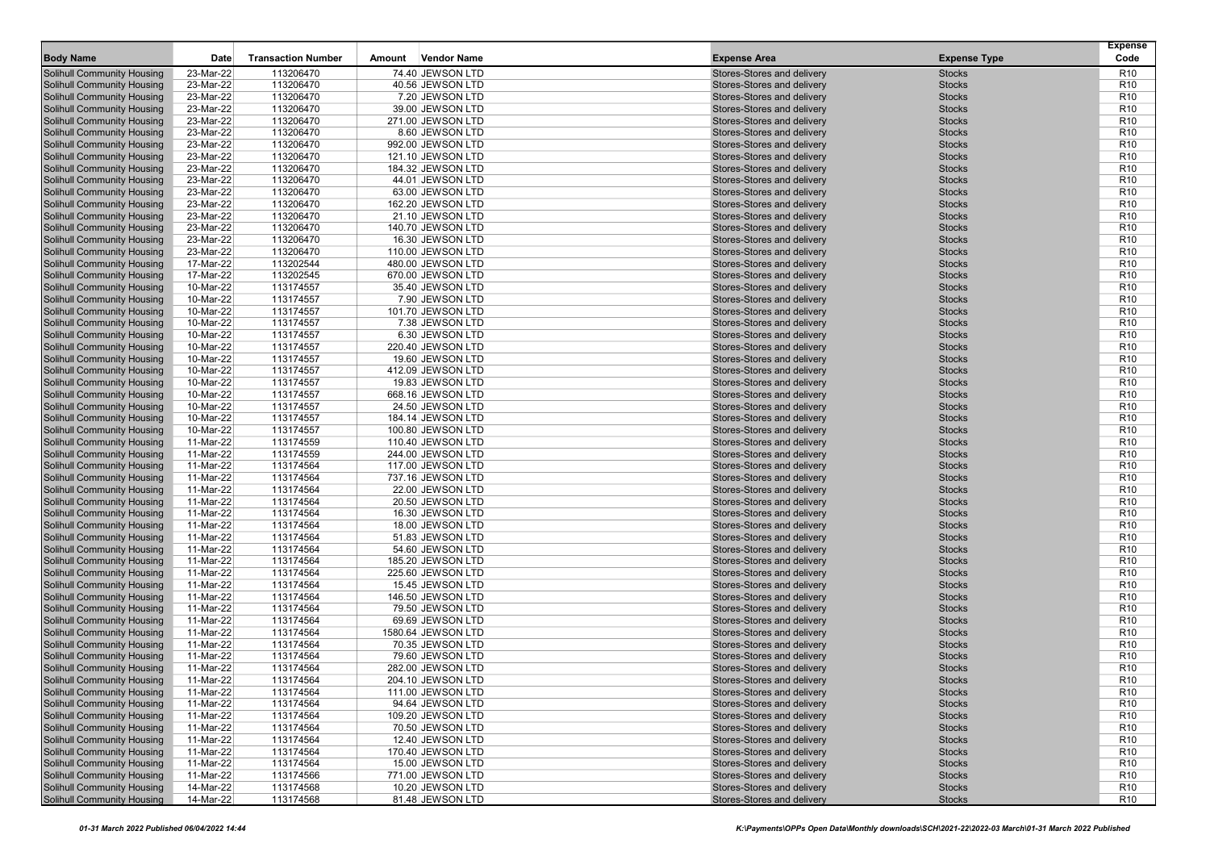| Body Name | Date | Transaction Number | Amount | Vendor Name | Expense Area | Expense Type | Expense Code |
|---|---|---|---|---|---|---|---|
| Solihull Community Housing | 23-Mar-22 | 113206470 | 74.40 | JEWSON LTD | Stores-Stores and delivery | Stocks | R10 |
| Solihull Community Housing | 23-Mar-22 | 113206470 | 40.56 | JEWSON LTD | Stores-Stores and delivery | Stocks | R10 |
| Solihull Community Housing | 23-Mar-22 | 113206470 | 7.20 | JEWSON LTD | Stores-Stores and delivery | Stocks | R10 |
| Solihull Community Housing | 23-Mar-22 | 113206470 | 39.00 | JEWSON LTD | Stores-Stores and delivery | Stocks | R10 |
| Solihull Community Housing | 23-Mar-22 | 113206470 | 271.00 | JEWSON LTD | Stores-Stores and delivery | Stocks | R10 |
| Solihull Community Housing | 23-Mar-22 | 113206470 | 8.60 | JEWSON LTD | Stores-Stores and delivery | Stocks | R10 |
| Solihull Community Housing | 23-Mar-22 | 113206470 | 992.00 | JEWSON LTD | Stores-Stores and delivery | Stocks | R10 |
| Solihull Community Housing | 23-Mar-22 | 113206470 | 121.10 | JEWSON LTD | Stores-Stores and delivery | Stocks | R10 |
| Solihull Community Housing | 23-Mar-22 | 113206470 | 184.32 | JEWSON LTD | Stores-Stores and delivery | Stocks | R10 |
| Solihull Community Housing | 23-Mar-22 | 113206470 | 44.01 | JEWSON LTD | Stores-Stores and delivery | Stocks | R10 |
| Solihull Community Housing | 23-Mar-22 | 113206470 | 63.00 | JEWSON LTD | Stores-Stores and delivery | Stocks | R10 |
| Solihull Community Housing | 23-Mar-22 | 113206470 | 162.20 | JEWSON LTD | Stores-Stores and delivery | Stocks | R10 |
| Solihull Community Housing | 23-Mar-22 | 113206470 | 21.10 | JEWSON LTD | Stores-Stores and delivery | Stocks | R10 |
| Solihull Community Housing | 23-Mar-22 | 113206470 | 140.70 | JEWSON LTD | Stores-Stores and delivery | Stocks | R10 |
| Solihull Community Housing | 23-Mar-22 | 113206470 | 16.30 | JEWSON LTD | Stores-Stores and delivery | Stocks | R10 |
| Solihull Community Housing | 23-Mar-22 | 113206470 | 110.00 | JEWSON LTD | Stores-Stores and delivery | Stocks | R10 |
| Solihull Community Housing | 17-Mar-22 | 113202544 | 480.00 | JEWSON LTD | Stores-Stores and delivery | Stocks | R10 |
| Solihull Community Housing | 17-Mar-22 | 113202545 | 670.00 | JEWSON LTD | Stores-Stores and delivery | Stocks | R10 |
| Solihull Community Housing | 10-Mar-22 | 113174557 | 35.40 | JEWSON LTD | Stores-Stores and delivery | Stocks | R10 |
| Solihull Community Housing | 10-Mar-22 | 113174557 | 7.90 | JEWSON LTD | Stores-Stores and delivery | Stocks | R10 |
| Solihull Community Housing | 10-Mar-22 | 113174557 | 101.70 | JEWSON LTD | Stores-Stores and delivery | Stocks | R10 |
| Solihull Community Housing | 10-Mar-22 | 113174557 | 7.38 | JEWSON LTD | Stores-Stores and delivery | Stocks | R10 |
| Solihull Community Housing | 10-Mar-22 | 113174557 | 6.30 | JEWSON LTD | Stores-Stores and delivery | Stocks | R10 |
| Solihull Community Housing | 10-Mar-22 | 113174557 | 220.40 | JEWSON LTD | Stores-Stores and delivery | Stocks | R10 |
| Solihull Community Housing | 10-Mar-22 | 113174557 | 19.60 | JEWSON LTD | Stores-Stores and delivery | Stocks | R10 |
| Solihull Community Housing | 10-Mar-22 | 113174557 | 412.09 | JEWSON LTD | Stores-Stores and delivery | Stocks | R10 |
| Solihull Community Housing | 10-Mar-22 | 113174557 | 19.83 | JEWSON LTD | Stores-Stores and delivery | Stocks | R10 |
| Solihull Community Housing | 10-Mar-22 | 113174557 | 668.16 | JEWSON LTD | Stores-Stores and delivery | Stocks | R10 |
| Solihull Community Housing | 10-Mar-22 | 113174557 | 24.50 | JEWSON LTD | Stores-Stores and delivery | Stocks | R10 |
| Solihull Community Housing | 10-Mar-22 | 113174557 | 184.14 | JEWSON LTD | Stores-Stores and delivery | Stocks | R10 |
| Solihull Community Housing | 10-Mar-22 | 113174557 | 100.80 | JEWSON LTD | Stores-Stores and delivery | Stocks | R10 |
| Solihull Community Housing | 11-Mar-22 | 113174559 | 110.40 | JEWSON LTD | Stores-Stores and delivery | Stocks | R10 |
| Solihull Community Housing | 11-Mar-22 | 113174559 | 244.00 | JEWSON LTD | Stores-Stores and delivery | Stocks | R10 |
| Solihull Community Housing | 11-Mar-22 | 113174564 | 117.00 | JEWSON LTD | Stores-Stores and delivery | Stocks | R10 |
| Solihull Community Housing | 11-Mar-22 | 113174564 | 737.16 | JEWSON LTD | Stores-Stores and delivery | Stocks | R10 |
| Solihull Community Housing | 11-Mar-22 | 113174564 | 22.00 | JEWSON LTD | Stores-Stores and delivery | Stocks | R10 |
| Solihull Community Housing | 11-Mar-22 | 113174564 | 20.50 | JEWSON LTD | Stores-Stores and delivery | Stocks | R10 |
| Solihull Community Housing | 11-Mar-22 | 113174564 | 16.30 | JEWSON LTD | Stores-Stores and delivery | Stocks | R10 |
| Solihull Community Housing | 11-Mar-22 | 113174564 | 18.00 | JEWSON LTD | Stores-Stores and delivery | Stocks | R10 |
| Solihull Community Housing | 11-Mar-22 | 113174564 | 51.83 | JEWSON LTD | Stores-Stores and delivery | Stocks | R10 |
| Solihull Community Housing | 11-Mar-22 | 113174564 | 54.60 | JEWSON LTD | Stores-Stores and delivery | Stocks | R10 |
| Solihull Community Housing | 11-Mar-22 | 113174564 | 185.20 | JEWSON LTD | Stores-Stores and delivery | Stocks | R10 |
| Solihull Community Housing | 11-Mar-22 | 113174564 | 225.60 | JEWSON LTD | Stores-Stores and delivery | Stocks | R10 |
| Solihull Community Housing | 11-Mar-22 | 113174564 | 15.45 | JEWSON LTD | Stores-Stores and delivery | Stocks | R10 |
| Solihull Community Housing | 11-Mar-22 | 113174564 | 146.50 | JEWSON LTD | Stores-Stores and delivery | Stocks | R10 |
| Solihull Community Housing | 11-Mar-22 | 113174564 | 79.50 | JEWSON LTD | Stores-Stores and delivery | Stocks | R10 |
| Solihull Community Housing | 11-Mar-22 | 113174564 | 69.69 | JEWSON LTD | Stores-Stores and delivery | Stocks | R10 |
| Solihull Community Housing | 11-Mar-22 | 113174564 | 1580.64 | JEWSON LTD | Stores-Stores and delivery | Stocks | R10 |
| Solihull Community Housing | 11-Mar-22 | 113174564 | 70.35 | JEWSON LTD | Stores-Stores and delivery | Stocks | R10 |
| Solihull Community Housing | 11-Mar-22 | 113174564 | 79.60 | JEWSON LTD | Stores-Stores and delivery | Stocks | R10 |
| Solihull Community Housing | 11-Mar-22 | 113174564 | 282.00 | JEWSON LTD | Stores-Stores and delivery | Stocks | R10 |
| Solihull Community Housing | 11-Mar-22 | 113174564 | 204.10 | JEWSON LTD | Stores-Stores and delivery | Stocks | R10 |
| Solihull Community Housing | 11-Mar-22 | 113174564 | 111.00 | JEWSON LTD | Stores-Stores and delivery | Stocks | R10 |
| Solihull Community Housing | 11-Mar-22 | 113174564 | 94.64 | JEWSON LTD | Stores-Stores and delivery | Stocks | R10 |
| Solihull Community Housing | 11-Mar-22 | 113174564 | 109.20 | JEWSON LTD | Stores-Stores and delivery | Stocks | R10 |
| Solihull Community Housing | 11-Mar-22 | 113174564 | 70.50 | JEWSON LTD | Stores-Stores and delivery | Stocks | R10 |
| Solihull Community Housing | 11-Mar-22 | 113174564 | 12.40 | JEWSON LTD | Stores-Stores and delivery | Stocks | R10 |
| Solihull Community Housing | 11-Mar-22 | 113174564 | 170.40 | JEWSON LTD | Stores-Stores and delivery | Stocks | R10 |
| Solihull Community Housing | 11-Mar-22 | 113174564 | 15.00 | JEWSON LTD | Stores-Stores and delivery | Stocks | R10 |
| Solihull Community Housing | 11-Mar-22 | 113174566 | 771.00 | JEWSON LTD | Stores-Stores and delivery | Stocks | R10 |
| Solihull Community Housing | 14-Mar-22 | 113174568 | 10.20 | JEWSON LTD | Stores-Stores and delivery | Stocks | R10 |
| Solihull Community Housing | 14-Mar-22 | 113174568 | 81.48 | JEWSON LTD | Stores-Stores and delivery | Stocks | R10 |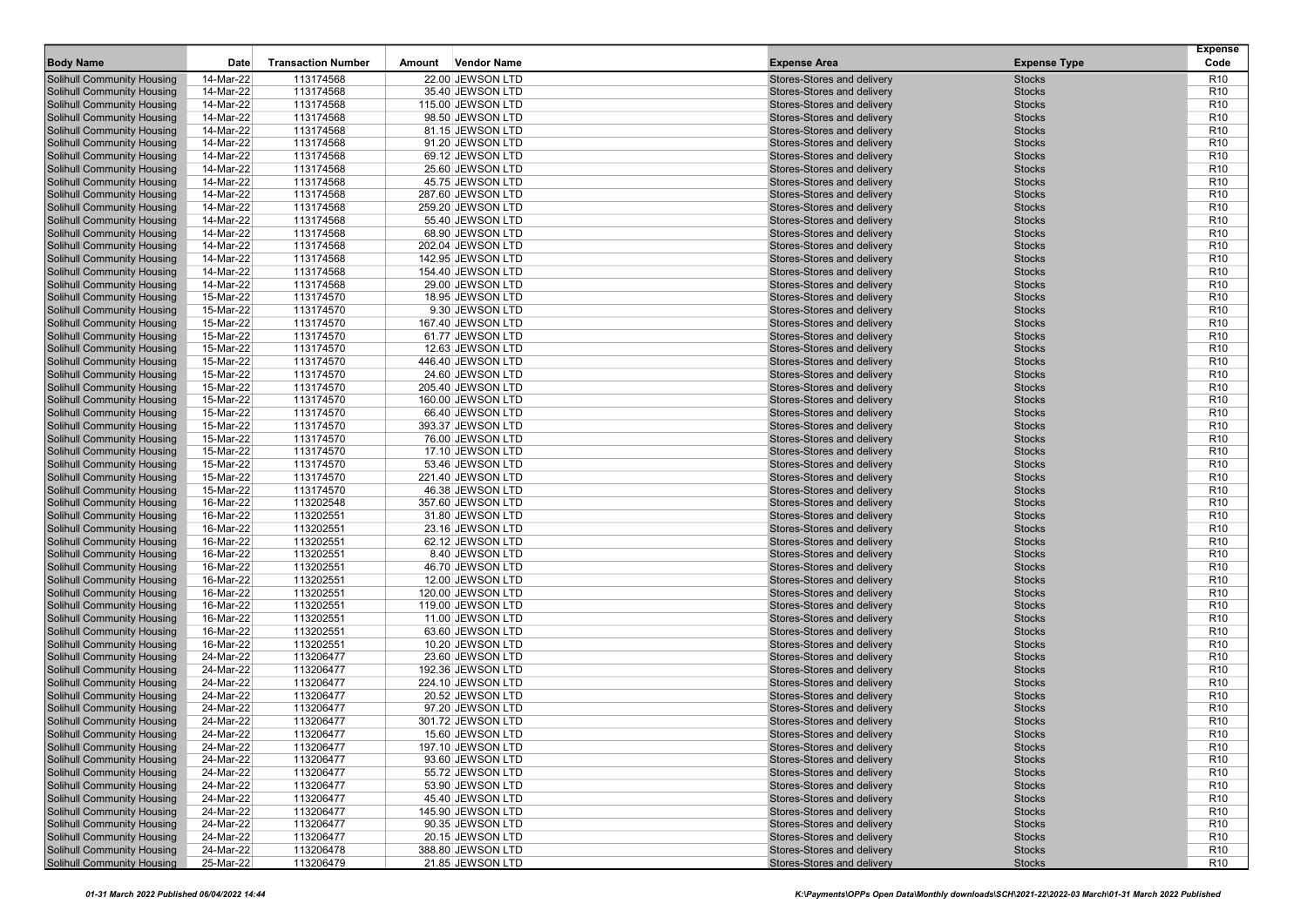| Body Name | Date | Transaction Number | Amount | Vendor Name | Expense Area | Expense Type | Expense Code |
|---|---|---|---|---|---|---|---|
| Solihull Community Housing | 14-Mar-22 | 113174568 | 22.00 | JEWSON LTD | Stores-Stores and delivery | Stocks | R10 |
| Solihull Community Housing | 14-Mar-22 | 113174568 | 35.40 | JEWSON LTD | Stores-Stores and delivery | Stocks | R10 |
| Solihull Community Housing | 14-Mar-22 | 113174568 | 115.00 | JEWSON LTD | Stores-Stores and delivery | Stocks | R10 |
| Solihull Community Housing | 14-Mar-22 | 113174568 | 98.50 | JEWSON LTD | Stores-Stores and delivery | Stocks | R10 |
| Solihull Community Housing | 14-Mar-22 | 113174568 | 81.15 | JEWSON LTD | Stores-Stores and delivery | Stocks | R10 |
| Solihull Community Housing | 14-Mar-22 | 113174568 | 91.20 | JEWSON LTD | Stores-Stores and delivery | Stocks | R10 |
| Solihull Community Housing | 14-Mar-22 | 113174568 | 69.12 | JEWSON LTD | Stores-Stores and delivery | Stocks | R10 |
| Solihull Community Housing | 14-Mar-22 | 113174568 | 25.60 | JEWSON LTD | Stores-Stores and delivery | Stocks | R10 |
| Solihull Community Housing | 14-Mar-22 | 113174568 | 45.75 | JEWSON LTD | Stores-Stores and delivery | Stocks | R10 |
| Solihull Community Housing | 14-Mar-22 | 113174568 | 287.60 | JEWSON LTD | Stores-Stores and delivery | Stocks | R10 |
| Solihull Community Housing | 14-Mar-22 | 113174568 | 259.20 | JEWSON LTD | Stores-Stores and delivery | Stocks | R10 |
| Solihull Community Housing | 14-Mar-22 | 113174568 | 55.40 | JEWSON LTD | Stores-Stores and delivery | Stocks | R10 |
| Solihull Community Housing | 14-Mar-22 | 113174568 | 68.90 | JEWSON LTD | Stores-Stores and delivery | Stocks | R10 |
| Solihull Community Housing | 14-Mar-22 | 113174568 | 202.04 | JEWSON LTD | Stores-Stores and delivery | Stocks | R10 |
| Solihull Community Housing | 14-Mar-22 | 113174568 | 142.95 | JEWSON LTD | Stores-Stores and delivery | Stocks | R10 |
| Solihull Community Housing | 14-Mar-22 | 113174568 | 154.40 | JEWSON LTD | Stores-Stores and delivery | Stocks | R10 |
| Solihull Community Housing | 14-Mar-22 | 113174568 | 29.00 | JEWSON LTD | Stores-Stores and delivery | Stocks | R10 |
| Solihull Community Housing | 15-Mar-22 | 113174570 | 18.95 | JEWSON LTD | Stores-Stores and delivery | Stocks | R10 |
| Solihull Community Housing | 15-Mar-22 | 113174570 | 9.30 | JEWSON LTD | Stores-Stores and delivery | Stocks | R10 |
| Solihull Community Housing | 15-Mar-22 | 113174570 | 167.40 | JEWSON LTD | Stores-Stores and delivery | Stocks | R10 |
| Solihull Community Housing | 15-Mar-22 | 113174570 | 61.77 | JEWSON LTD | Stores-Stores and delivery | Stocks | R10 |
| Solihull Community Housing | 15-Mar-22 | 113174570 | 12.63 | JEWSON LTD | Stores-Stores and delivery | Stocks | R10 |
| Solihull Community Housing | 15-Mar-22 | 113174570 | 446.40 | JEWSON LTD | Stores-Stores and delivery | Stocks | R10 |
| Solihull Community Housing | 15-Mar-22 | 113174570 | 24.60 | JEWSON LTD | Stores-Stores and delivery | Stocks | R10 |
| Solihull Community Housing | 15-Mar-22 | 113174570 | 205.40 | JEWSON LTD | Stores-Stores and delivery | Stocks | R10 |
| Solihull Community Housing | 15-Mar-22 | 113174570 | 160.00 | JEWSON LTD | Stores-Stores and delivery | Stocks | R10 |
| Solihull Community Housing | 15-Mar-22 | 113174570 | 66.40 | JEWSON LTD | Stores-Stores and delivery | Stocks | R10 |
| Solihull Community Housing | 15-Mar-22 | 113174570 | 393.37 | JEWSON LTD | Stores-Stores and delivery | Stocks | R10 |
| Solihull Community Housing | 15-Mar-22 | 113174570 | 76.00 | JEWSON LTD | Stores-Stores and delivery | Stocks | R10 |
| Solihull Community Housing | 15-Mar-22 | 113174570 | 17.10 | JEWSON LTD | Stores-Stores and delivery | Stocks | R10 |
| Solihull Community Housing | 15-Mar-22 | 113174570 | 53.46 | JEWSON LTD | Stores-Stores and delivery | Stocks | R10 |
| Solihull Community Housing | 15-Mar-22 | 113174570 | 221.40 | JEWSON LTD | Stores-Stores and delivery | Stocks | R10 |
| Solihull Community Housing | 15-Mar-22 | 113174570 | 46.38 | JEWSON LTD | Stores-Stores and delivery | Stocks | R10 |
| Solihull Community Housing | 16-Mar-22 | 113202548 | 357.60 | JEWSON LTD | Stores-Stores and delivery | Stocks | R10 |
| Solihull Community Housing | 16-Mar-22 | 113202551 | 31.80 | JEWSON LTD | Stores-Stores and delivery | Stocks | R10 |
| Solihull Community Housing | 16-Mar-22 | 113202551 | 23.16 | JEWSON LTD | Stores-Stores and delivery | Stocks | R10 |
| Solihull Community Housing | 16-Mar-22 | 113202551 | 62.12 | JEWSON LTD | Stores-Stores and delivery | Stocks | R10 |
| Solihull Community Housing | 16-Mar-22 | 113202551 | 8.40 | JEWSON LTD | Stores-Stores and delivery | Stocks | R10 |
| Solihull Community Housing | 16-Mar-22 | 113202551 | 46.70 | JEWSON LTD | Stores-Stores and delivery | Stocks | R10 |
| Solihull Community Housing | 16-Mar-22 | 113202551 | 12.00 | JEWSON LTD | Stores-Stores and delivery | Stocks | R10 |
| Solihull Community Housing | 16-Mar-22 | 113202551 | 120.00 | JEWSON LTD | Stores-Stores and delivery | Stocks | R10 |
| Solihull Community Housing | 16-Mar-22 | 113202551 | 119.00 | JEWSON LTD | Stores-Stores and delivery | Stocks | R10 |
| Solihull Community Housing | 16-Mar-22 | 113202551 | 11.00 | JEWSON LTD | Stores-Stores and delivery | Stocks | R10 |
| Solihull Community Housing | 16-Mar-22 | 113202551 | 63.60 | JEWSON LTD | Stores-Stores and delivery | Stocks | R10 |
| Solihull Community Housing | 16-Mar-22 | 113202551 | 10.20 | JEWSON LTD | Stores-Stores and delivery | Stocks | R10 |
| Solihull Community Housing | 24-Mar-22 | 113206477 | 23.60 | JEWSON LTD | Stores-Stores and delivery | Stocks | R10 |
| Solihull Community Housing | 24-Mar-22 | 113206477 | 192.36 | JEWSON LTD | Stores-Stores and delivery | Stocks | R10 |
| Solihull Community Housing | 24-Mar-22 | 113206477 | 224.10 | JEWSON LTD | Stores-Stores and delivery | Stocks | R10 |
| Solihull Community Housing | 24-Mar-22 | 113206477 | 20.52 | JEWSON LTD | Stores-Stores and delivery | Stocks | R10 |
| Solihull Community Housing | 24-Mar-22 | 113206477 | 97.20 | JEWSON LTD | Stores-Stores and delivery | Stocks | R10 |
| Solihull Community Housing | 24-Mar-22 | 113206477 | 301.72 | JEWSON LTD | Stores-Stores and delivery | Stocks | R10 |
| Solihull Community Housing | 24-Mar-22 | 113206477 | 15.60 | JEWSON LTD | Stores-Stores and delivery | Stocks | R10 |
| Solihull Community Housing | 24-Mar-22 | 113206477 | 197.10 | JEWSON LTD | Stores-Stores and delivery | Stocks | R10 |
| Solihull Community Housing | 24-Mar-22 | 113206477 | 93.60 | JEWSON LTD | Stores-Stores and delivery | Stocks | R10 |
| Solihull Community Housing | 24-Mar-22 | 113206477 | 55.72 | JEWSON LTD | Stores-Stores and delivery | Stocks | R10 |
| Solihull Community Housing | 24-Mar-22 | 113206477 | 53.90 | JEWSON LTD | Stores-Stores and delivery | Stocks | R10 |
| Solihull Community Housing | 24-Mar-22 | 113206477 | 45.40 | JEWSON LTD | Stores-Stores and delivery | Stocks | R10 |
| Solihull Community Housing | 24-Mar-22 | 113206477 | 145.90 | JEWSON LTD | Stores-Stores and delivery | Stocks | R10 |
| Solihull Community Housing | 24-Mar-22 | 113206477 | 90.35 | JEWSON LTD | Stores-Stores and delivery | Stocks | R10 |
| Solihull Community Housing | 24-Mar-22 | 113206477 | 20.15 | JEWSON LTD | Stores-Stores and delivery | Stocks | R10 |
| Solihull Community Housing | 24-Mar-22 | 113206478 | 388.80 | JEWSON LTD | Stores-Stores and delivery | Stocks | R10 |
| Solihull Community Housing | 25-Mar-22 | 113206479 | 21.85 | JEWSON LTD | Stores-Stores and delivery | Stocks | R10 |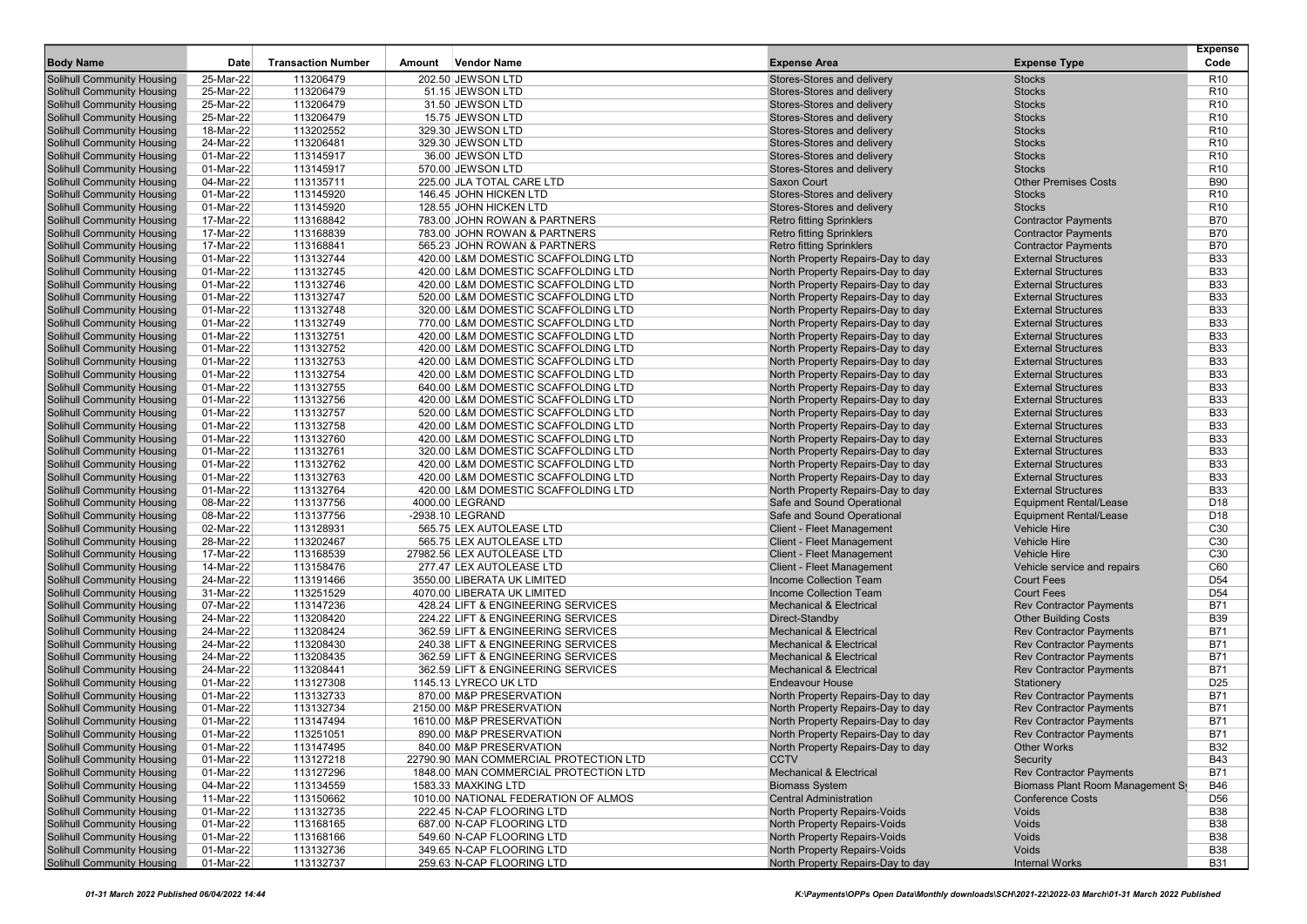| Body Name | Date | Transaction Number | Amount | Vendor Name | Expense Area | Expense Type | Expense Code |
|---|---|---|---|---|---|---|---|
| Solihull Community Housing | 25-Mar-22 | 113206479 | 202.50 | JEWSON LTD | Stores-Stores and delivery | Stocks | R10 |
| Solihull Community Housing | 25-Mar-22 | 113206479 | 51.15 | JEWSON LTD | Stores-Stores and delivery | Stocks | R10 |
| Solihull Community Housing | 25-Mar-22 | 113206479 | 31.50 | JEWSON LTD | Stores-Stores and delivery | Stocks | R10 |
| Solihull Community Housing | 25-Mar-22 | 113206479 | 15.75 | JEWSON LTD | Stores-Stores and delivery | Stocks | R10 |
| Solihull Community Housing | 18-Mar-22 | 113202552 | 329.30 | JEWSON LTD | Stores-Stores and delivery | Stocks | R10 |
| Solihull Community Housing | 24-Mar-22 | 113206481 | 329.30 | JEWSON LTD | Stores-Stores and delivery | Stocks | R10 |
| Solihull Community Housing | 01-Mar-22 | 113145917 | 36.00 | JEWSON LTD | Stores-Stores and delivery | Stocks | R10 |
| Solihull Community Housing | 01-Mar-22 | 113145917 | 570.00 | JEWSON LTD | Stores-Stores and delivery | Stocks | R10 |
| Solihull Community Housing | 04-Mar-22 | 113135711 | 225.00 | JLA TOTAL CARE LTD | Saxon Court | Other Premises Costs | B90 |
| Solihull Community Housing | 01-Mar-22 | 113145920 | 146.45 | JOHN HICKEN LTD | Stores-Stores and delivery | Stocks | R10 |
| Solihull Community Housing | 01-Mar-22 | 113145920 | 128.55 | JOHN HICKEN LTD | Stores-Stores and delivery | Stocks | R10 |
| Solihull Community Housing | 17-Mar-22 | 113168842 | 783.00 | JOHN ROWAN & PARTNERS | Retro fitting Sprinklers | Contractor Payments | B70 |
| Solihull Community Housing | 17-Mar-22 | 113168839 | 783.00 | JOHN ROWAN & PARTNERS | Retro fitting Sprinklers | Contractor Payments | B70 |
| Solihull Community Housing | 17-Mar-22 | 113168841 | 565.23 | JOHN ROWAN & PARTNERS | Retro fitting Sprinklers | Contractor Payments | B70 |
| Solihull Community Housing | 01-Mar-22 | 113132744 | 420.00 | L&M DOMESTIC SCAFFOLDING LTD | North Property Repairs-Day to day | External Structures | B33 |
| Solihull Community Housing | 01-Mar-22 | 113132745 | 420.00 | L&M DOMESTIC SCAFFOLDING LTD | North Property Repairs-Day to day | External Structures | B33 |
| Solihull Community Housing | 01-Mar-22 | 113132746 | 420.00 | L&M DOMESTIC SCAFFOLDING LTD | North Property Repairs-Day to day | External Structures | B33 |
| Solihull Community Housing | 01-Mar-22 | 113132747 | 520.00 | L&M DOMESTIC SCAFFOLDING LTD | North Property Repairs-Day to day | External Structures | B33 |
| Solihull Community Housing | 01-Mar-22 | 113132748 | 320.00 | L&M DOMESTIC SCAFFOLDING LTD | North Property Repairs-Day to day | External Structures | B33 |
| Solihull Community Housing | 01-Mar-22 | 113132749 | 770.00 | L&M DOMESTIC SCAFFOLDING LTD | North Property Repairs-Day to day | External Structures | B33 |
| Solihull Community Housing | 01-Mar-22 | 113132751 | 420.00 | L&M DOMESTIC SCAFFOLDING LTD | North Property Repairs-Day to day | External Structures | B33 |
| Solihull Community Housing | 01-Mar-22 | 113132752 | 420.00 | L&M DOMESTIC SCAFFOLDING LTD | North Property Repairs-Day to day | External Structures | B33 |
| Solihull Community Housing | 01-Mar-22 | 113132753 | 420.00 | L&M DOMESTIC SCAFFOLDING LTD | North Property Repairs-Day to day | External Structures | B33 |
| Solihull Community Housing | 01-Mar-22 | 113132754 | 420.00 | L&M DOMESTIC SCAFFOLDING LTD | North Property Repairs-Day to day | External Structures | B33 |
| Solihull Community Housing | 01-Mar-22 | 113132755 | 640.00 | L&M DOMESTIC SCAFFOLDING LTD | North Property Repairs-Day to day | External Structures | B33 |
| Solihull Community Housing | 01-Mar-22 | 113132756 | 420.00 | L&M DOMESTIC SCAFFOLDING LTD | North Property Repairs-Day to day | External Structures | B33 |
| Solihull Community Housing | 01-Mar-22 | 113132757 | 520.00 | L&M DOMESTIC SCAFFOLDING LTD | North Property Repairs-Day to day | External Structures | B33 |
| Solihull Community Housing | 01-Mar-22 | 113132758 | 420.00 | L&M DOMESTIC SCAFFOLDING LTD | North Property Repairs-Day to day | External Structures | B33 |
| Solihull Community Housing | 01-Mar-22 | 113132760 | 420.00 | L&M DOMESTIC SCAFFOLDING LTD | North Property Repairs-Day to day | External Structures | B33 |
| Solihull Community Housing | 01-Mar-22 | 113132761 | 320.00 | L&M DOMESTIC SCAFFOLDING LTD | North Property Repairs-Day to day | External Structures | B33 |
| Solihull Community Housing | 01-Mar-22 | 113132762 | 420.00 | L&M DOMESTIC SCAFFOLDING LTD | North Property Repairs-Day to day | External Structures | B33 |
| Solihull Community Housing | 01-Mar-22 | 113132763 | 420.00 | L&M DOMESTIC SCAFFOLDING LTD | North Property Repairs-Day to day | External Structures | B33 |
| Solihull Community Housing | 01-Mar-22 | 113132764 | 420.00 | L&M DOMESTIC SCAFFOLDING LTD | North Property Repairs-Day to day | External Structures | B33 |
| Solihull Community Housing | 08-Mar-22 | 113137756 | 4000.00 | LEGRAND | Safe and Sound Operational | Equipment Rental/Lease | D18 |
| Solihull Community Housing | 08-Mar-22 | 113137756 | -2938.10 | LEGRAND | Safe and Sound Operational | Equipment Rental/Lease | D18 |
| Solihull Community Housing | 02-Mar-22 | 113128931 | 565.75 | LEX AUTOLEASE LTD | Client - Fleet Management | Vehicle Hire | C30 |
| Solihull Community Housing | 28-Mar-22 | 113202467 | 565.75 | LEX AUTOLEASE LTD | Client - Fleet Management | Vehicle Hire | C30 |
| Solihull Community Housing | 17-Mar-22 | 113168539 | 27982.56 | LEX AUTOLEASE LTD | Client - Fleet Management | Vehicle Hire | C30 |
| Solihull Community Housing | 14-Mar-22 | 113158476 | 277.47 | LEX AUTOLEASE LTD | Client - Fleet Management | Vehicle service and repairs | C60 |
| Solihull Community Housing | 24-Mar-22 | 113191466 | 3550.00 | LIBERATA UK LIMITED | Income Collection Team | Court Fees | D54 |
| Solihull Community Housing | 31-Mar-22 | 113251529 | 4070.00 | LIBERATA UK LIMITED | Income Collection Team | Court Fees | D54 |
| Solihull Community Housing | 07-Mar-22 | 113147236 | 428.24 | LIFT & ENGINEERING SERVICES | Mechanical & Electrical | Rev Contractor Payments | B71 |
| Solihull Community Housing | 24-Mar-22 | 113208420 | 224.22 | LIFT & ENGINEERING SERVICES | Direct-Standby | Other Building Costs | B39 |
| Solihull Community Housing | 24-Mar-22 | 113208424 | 362.59 | LIFT & ENGINEERING SERVICES | Mechanical & Electrical | Rev Contractor Payments | B71 |
| Solihull Community Housing | 24-Mar-22 | 113208430 | 240.38 | LIFT & ENGINEERING SERVICES | Mechanical & Electrical | Rev Contractor Payments | B71 |
| Solihull Community Housing | 24-Mar-22 | 113208435 | 362.59 | LIFT & ENGINEERING SERVICES | Mechanical & Electrical | Rev Contractor Payments | B71 |
| Solihull Community Housing | 24-Mar-22 | 113208441 | 362.59 | LIFT & ENGINEERING SERVICES | Mechanical & Electrical | Rev Contractor Payments | B71 |
| Solihull Community Housing | 01-Mar-22 | 113127308 | 1145.13 | LYRECO UK LTD | Endeavour House | Stationery | D25 |
| Solihull Community Housing | 01-Mar-22 | 113132733 | 870.00 | M&P PRESERVATION | North Property Repairs-Day to day | Rev Contractor Payments | B71 |
| Solihull Community Housing | 01-Mar-22 | 113132734 | 2150.00 | M&P PRESERVATION | North Property Repairs-Day to day | Rev Contractor Payments | B71 |
| Solihull Community Housing | 01-Mar-22 | 113147494 | 1610.00 | M&P PRESERVATION | North Property Repairs-Day to day | Rev Contractor Payments | B71 |
| Solihull Community Housing | 01-Mar-22 | 113251051 | 890.00 | M&P PRESERVATION | North Property Repairs-Day to day | Rev Contractor Payments | B71 |
| Solihull Community Housing | 01-Mar-22 | 113147495 | 840.00 | M&P PRESERVATION | North Property Repairs-Day to day | Other Works | B32 |
| Solihull Community Housing | 01-Mar-22 | 113127218 | 22790.90 | MAN COMMERCIAL PROTECTION LTD | CCTV | Security | B43 |
| Solihull Community Housing | 01-Mar-22 | 113127296 | 1848.00 | MAN COMMERCIAL PROTECTION LTD | Mechanical & Electrical | Rev Contractor Payments | B71 |
| Solihull Community Housing | 04-Mar-22 | 113134559 | 1583.33 | MAXKING LTD | Biomass System | Biomass Plant Room Management Sy | B46 |
| Solihull Community Housing | 11-Mar-22 | 113150662 | 1010.00 | NATIONAL FEDERATION OF ALMOS | Central Administration | Conference Costs | D56 |
| Solihull Community Housing | 01-Mar-22 | 113132735 | 222.45 | N-CAP FLOORING LTD | North Property Repairs-Voids | Voids | B38 |
| Solihull Community Housing | 01-Mar-22 | 113168165 | 687.00 | N-CAP FLOORING LTD | North Property Repairs-Voids | Voids | B38 |
| Solihull Community Housing | 01-Mar-22 | 113168166 | 549.60 | N-CAP FLOORING LTD | North Property Repairs-Voids | Voids | B38 |
| Solihull Community Housing | 01-Mar-22 | 113132736 | 349.65 | N-CAP FLOORING LTD | North Property Repairs-Voids | Voids | B38 |
| Solihull Community Housing | 01-Mar-22 | 113132737 | 259.63 | N-CAP FLOORING LTD | North Property Repairs-Day to day | Internal Works | B31 |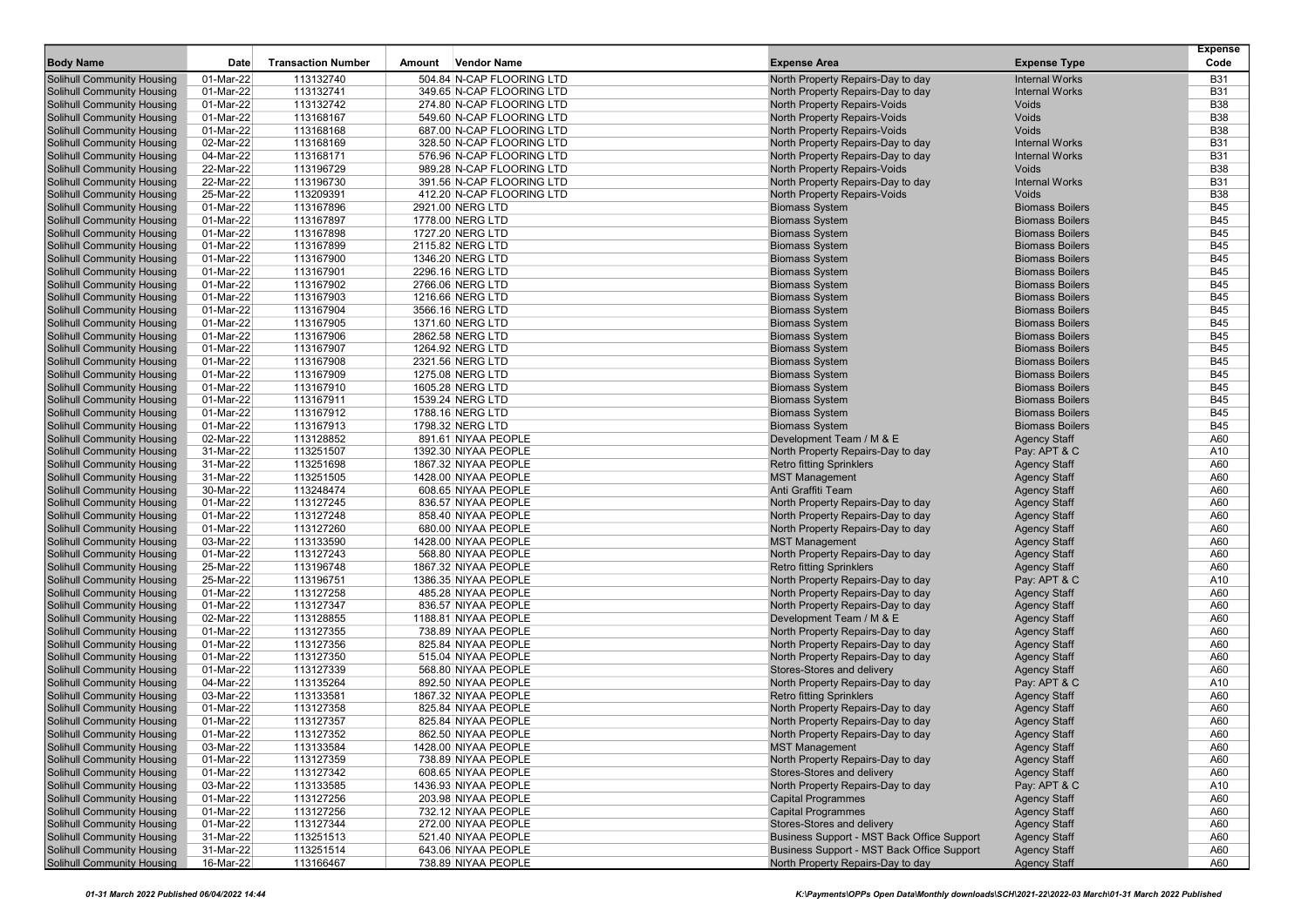| Body Name | Date | Transaction Number | Amount | Vendor Name | Expense Area | Expense Type | Expense Code |
|---|---|---|---|---|---|---|---|
| Solihull Community Housing | 01-Mar-22 | 113132740 | 504.84 | N-CAP FLOORING LTD | North Property Repairs-Day to day | Internal Works | B31 |
| Solihull Community Housing | 01-Mar-22 | 113132741 | 349.65 | N-CAP FLOORING LTD | North Property Repairs-Day to day | Internal Works | B31 |
| Solihull Community Housing | 01-Mar-22 | 113132742 | 274.80 | N-CAP FLOORING LTD | North Property Repairs-Voids | Voids | B38 |
| Solihull Community Housing | 01-Mar-22 | 113168167 | 549.60 | N-CAP FLOORING LTD | North Property Repairs-Voids | Voids | B38 |
| Solihull Community Housing | 01-Mar-22 | 113168168 | 687.00 | N-CAP FLOORING LTD | North Property Repairs-Voids | Voids | B38 |
| Solihull Community Housing | 02-Mar-22 | 113168169 | 328.50 | N-CAP FLOORING LTD | North Property Repairs-Day to day | Internal Works | B31 |
| Solihull Community Housing | 04-Mar-22 | 113168171 | 576.96 | N-CAP FLOORING LTD | North Property Repairs-Day to day | Internal Works | B31 |
| Solihull Community Housing | 22-Mar-22 | 113196729 | 989.28 | N-CAP FLOORING LTD | North Property Repairs-Voids | Voids | B38 |
| Solihull Community Housing | 22-Mar-22 | 113196730 | 391.56 | N-CAP FLOORING LTD | North Property Repairs-Day to day | Internal Works | B31 |
| Solihull Community Housing | 25-Mar-22 | 113209391 | 412.20 | N-CAP FLOORING LTD | North Property Repairs-Voids | Voids | B38 |
| Solihull Community Housing | 01-Mar-22 | 113167896 | 2921.00 | NERG LTD | Biomass System | Biomass Boilers | B45 |
| Solihull Community Housing | 01-Mar-22 | 113167897 | 1778.00 | NERG LTD | Biomass System | Biomass Boilers | B45 |
| Solihull Community Housing | 01-Mar-22 | 113167898 | 1727.20 | NERG LTD | Biomass System | Biomass Boilers | B45 |
| Solihull Community Housing | 01-Mar-22 | 113167899 | 2115.82 | NERG LTD | Biomass System | Biomass Boilers | B45 |
| Solihull Community Housing | 01-Mar-22 | 113167900 | 1346.20 | NERG LTD | Biomass System | Biomass Boilers | B45 |
| Solihull Community Housing | 01-Mar-22 | 113167901 | 2296.16 | NERG LTD | Biomass System | Biomass Boilers | B45 |
| Solihull Community Housing | 01-Mar-22 | 113167902 | 2766.06 | NERG LTD | Biomass System | Biomass Boilers | B45 |
| Solihull Community Housing | 01-Mar-22 | 113167903 | 1216.66 | NERG LTD | Biomass System | Biomass Boilers | B45 |
| Solihull Community Housing | 01-Mar-22 | 113167904 | 3566.16 | NERG LTD | Biomass System | Biomass Boilers | B45 |
| Solihull Community Housing | 01-Mar-22 | 113167905 | 1371.60 | NERG LTD | Biomass System | Biomass Boilers | B45 |
| Solihull Community Housing | 01-Mar-22 | 113167906 | 2862.58 | NERG LTD | Biomass System | Biomass Boilers | B45 |
| Solihull Community Housing | 01-Mar-22 | 113167907 | 1264.92 | NERG LTD | Biomass System | Biomass Boilers | B45 |
| Solihull Community Housing | 01-Mar-22 | 113167908 | 2321.56 | NERG LTD | Biomass System | Biomass Boilers | B45 |
| Solihull Community Housing | 01-Mar-22 | 113167909 | 1275.08 | NERG LTD | Biomass System | Biomass Boilers | B45 |
| Solihull Community Housing | 01-Mar-22 | 113167910 | 1605.28 | NERG LTD | Biomass System | Biomass Boilers | B45 |
| Solihull Community Housing | 01-Mar-22 | 113167911 | 1539.24 | NERG LTD | Biomass System | Biomass Boilers | B45 |
| Solihull Community Housing | 01-Mar-22 | 113167912 | 1788.16 | NERG LTD | Biomass System | Biomass Boilers | B45 |
| Solihull Community Housing | 01-Mar-22 | 113167913 | 1798.32 | NERG LTD | Biomass System | Biomass Boilers | B45 |
| Solihull Community Housing | 02-Mar-22 | 113128852 | 891.61 | NIYAA PEOPLE | Development Team / M & E | Agency Staff | A60 |
| Solihull Community Housing | 31-Mar-22 | 113251507 | 1392.30 | NIYAA PEOPLE | North Property Repairs-Day to day | Pay: APT & C | A10 |
| Solihull Community Housing | 31-Mar-22 | 113251698 | 1867.32 | NIYAA PEOPLE | Retro fitting Sprinklers | Agency Staff | A60 |
| Solihull Community Housing | 31-Mar-22 | 113251505 | 1428.00 | NIYAA PEOPLE | MST Management | Agency Staff | A60 |
| Solihull Community Housing | 30-Mar-22 | 113248474 | 608.65 | NIYAA PEOPLE | Anti Graffiti Team | Agency Staff | A60 |
| Solihull Community Housing | 01-Mar-22 | 113127245 | 836.57 | NIYAA PEOPLE | North Property Repairs-Day to day | Agency Staff | A60 |
| Solihull Community Housing | 01-Mar-22 | 113127248 | 858.40 | NIYAA PEOPLE | North Property Repairs-Day to day | Agency Staff | A60 |
| Solihull Community Housing | 01-Mar-22 | 113127260 | 680.00 | NIYAA PEOPLE | North Property Repairs-Day to day | Agency Staff | A60 |
| Solihull Community Housing | 03-Mar-22 | 113133590 | 1428.00 | NIYAA PEOPLE | MST Management | Agency Staff | A60 |
| Solihull Community Housing | 01-Mar-22 | 113127243 | 568.80 | NIYAA PEOPLE | North Property Repairs-Day to day | Agency Staff | A60 |
| Solihull Community Housing | 25-Mar-22 | 113196748 | 1867.32 | NIYAA PEOPLE | Retro fitting Sprinklers | Agency Staff | A60 |
| Solihull Community Housing | 25-Mar-22 | 113196751 | 1386.35 | NIYAA PEOPLE | North Property Repairs-Day to day | Pay: APT & C | A10 |
| Solihull Community Housing | 01-Mar-22 | 113127258 | 485.28 | NIYAA PEOPLE | North Property Repairs-Day to day | Agency Staff | A60 |
| Solihull Community Housing | 01-Mar-22 | 113127347 | 836.57 | NIYAA PEOPLE | North Property Repairs-Day to day | Agency Staff | A60 |
| Solihull Community Housing | 02-Mar-22 | 113128855 | 1188.81 | NIYAA PEOPLE | Development Team / M & E | Agency Staff | A60 |
| Solihull Community Housing | 01-Mar-22 | 113127355 | 738.89 | NIYAA PEOPLE | North Property Repairs-Day to day | Agency Staff | A60 |
| Solihull Community Housing | 01-Mar-22 | 113127356 | 825.84 | NIYAA PEOPLE | North Property Repairs-Day to day | Agency Staff | A60 |
| Solihull Community Housing | 01-Mar-22 | 113127350 | 515.04 | NIYAA PEOPLE | North Property Repairs-Day to day | Agency Staff | A60 |
| Solihull Community Housing | 01-Mar-22 | 113127339 | 568.80 | NIYAA PEOPLE | Stores-Stores and delivery | Agency Staff | A60 |
| Solihull Community Housing | 04-Mar-22 | 113135264 | 892.50 | NIYAA PEOPLE | North Property Repairs-Day to day | Pay: APT & C | A10 |
| Solihull Community Housing | 03-Mar-22 | 113133581 | 1867.32 | NIYAA PEOPLE | Retro fitting Sprinklers | Agency Staff | A60 |
| Solihull Community Housing | 01-Mar-22 | 113127358 | 825.84 | NIYAA PEOPLE | North Property Repairs-Day to day | Agency Staff | A60 |
| Solihull Community Housing | 01-Mar-22 | 113127357 | 825.84 | NIYAA PEOPLE | North Property Repairs-Day to day | Agency Staff | A60 |
| Solihull Community Housing | 01-Mar-22 | 113127352 | 862.50 | NIYAA PEOPLE | North Property Repairs-Day to day | Agency Staff | A60 |
| Solihull Community Housing | 03-Mar-22 | 113133584 | 1428.00 | NIYAA PEOPLE | MST Management | Agency Staff | A60 |
| Solihull Community Housing | 01-Mar-22 | 113127359 | 738.89 | NIYAA PEOPLE | North Property Repairs-Day to day | Agency Staff | A60 |
| Solihull Community Housing | 01-Mar-22 | 113127342 | 608.65 | NIYAA PEOPLE | Stores-Stores and delivery | Agency Staff | A60 |
| Solihull Community Housing | 03-Mar-22 | 113133585 | 1436.93 | NIYAA PEOPLE | North Property Repairs-Day to day | Pay: APT & C | A10 |
| Solihull Community Housing | 01-Mar-22 | 113127256 | 203.98 | NIYAA PEOPLE | Capital Programmes | Agency Staff | A60 |
| Solihull Community Housing | 01-Mar-22 | 113127256 | 732.12 | NIYAA PEOPLE | Capital Programmes | Agency Staff | A60 |
| Solihull Community Housing | 01-Mar-22 | 113127344 | 272.00 | NIYAA PEOPLE | Stores-Stores and delivery | Agency Staff | A60 |
| Solihull Community Housing | 31-Mar-22 | 113251513 | 521.40 | NIYAA PEOPLE | Business Support - MST Back Office Support | Agency Staff | A60 |
| Solihull Community Housing | 31-Mar-22 | 113251514 | 643.06 | NIYAA PEOPLE | Business Support - MST Back Office Support | Agency Staff | A60 |
| Solihull Community Housing | 16-Mar-22 | 113166467 | 738.89 | NIYAA PEOPLE | North Property Repairs-Day to day | Agency Staff | A60 |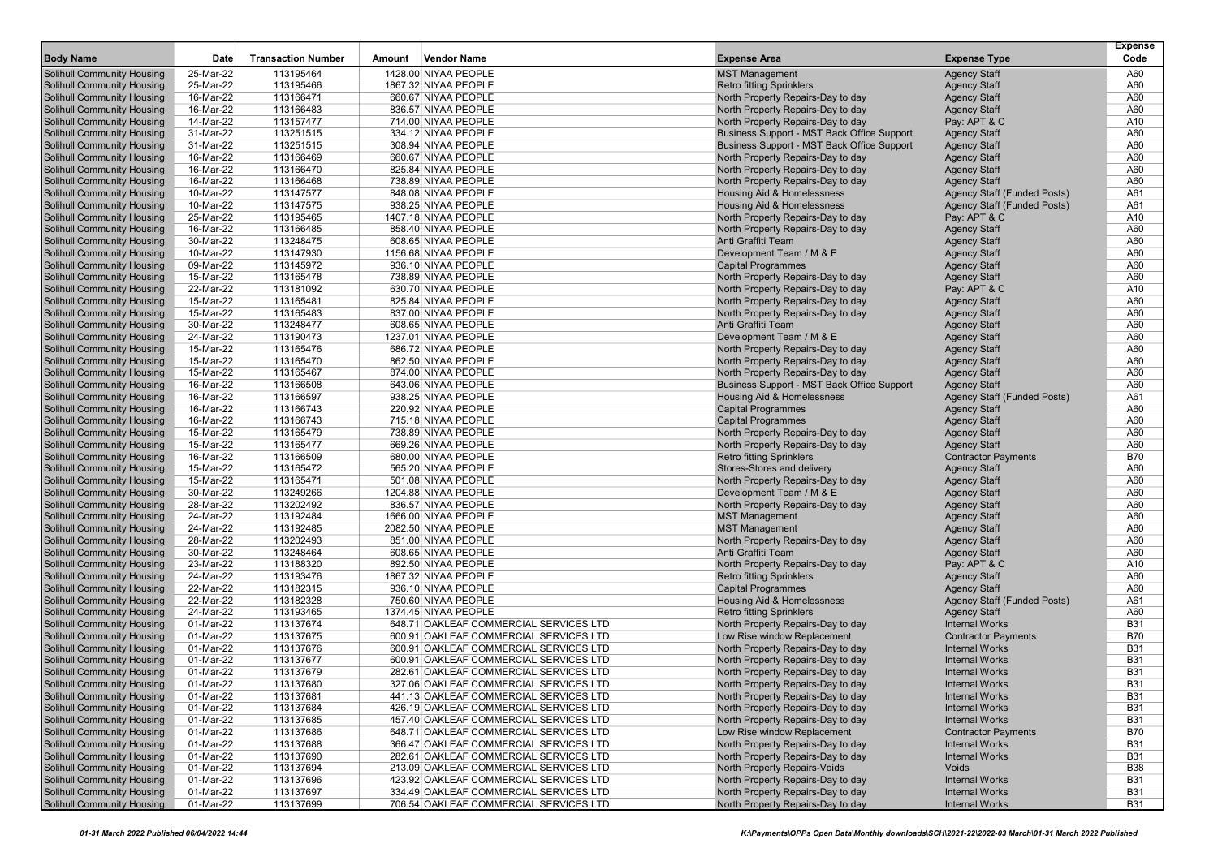| Body Name | Date | Transaction Number | Amount | Vendor Name | Expense Area | Expense Type | Expense Code |
|---|---|---|---|---|---|---|---|
| Solihull Community Housing | 25-Mar-22 | 113195464 | 1428.00 | NIYAA PEOPLE | MST Management | Agency Staff | A60 |
| Solihull Community Housing | 25-Mar-22 | 113195466 | 1867.32 | NIYAA PEOPLE | Retro fitting Sprinklers | Agency Staff | A60 |
| Solihull Community Housing | 16-Mar-22 | 113166471 | 660.67 | NIYAA PEOPLE | North Property Repairs-Day to day | Agency Staff | A60 |
| Solihull Community Housing | 16-Mar-22 | 113166483 | 836.57 | NIYAA PEOPLE | North Property Repairs-Day to day | Agency Staff | A60 |
| Solihull Community Housing | 14-Mar-22 | 113157477 | 714.00 | NIYAA PEOPLE | North Property Repairs-Day to day | Pay: APT & C | A10 |
| Solihull Community Housing | 31-Mar-22 | 113251515 | 334.12 | NIYAA PEOPLE | Business Support - MST Back Office Support | Agency Staff | A60 |
| Solihull Community Housing | 31-Mar-22 | 113251515 | 308.94 | NIYAA PEOPLE | Business Support - MST Back Office Support | Agency Staff | A60 |
| Solihull Community Housing | 16-Mar-22 | 113166469 | 660.67 | NIYAA PEOPLE | North Property Repairs-Day to day | Agency Staff | A60 |
| Solihull Community Housing | 16-Mar-22 | 113166470 | 825.84 | NIYAA PEOPLE | North Property Repairs-Day to day | Agency Staff | A60 |
| Solihull Community Housing | 16-Mar-22 | 113166468 | 738.89 | NIYAA PEOPLE | North Property Repairs-Day to day | Agency Staff | A60 |
| Solihull Community Housing | 10-Mar-22 | 113147577 | 848.08 | NIYAA PEOPLE | Housing Aid & Homelessness | Agency Staff (Funded Posts) | A61 |
| Solihull Community Housing | 10-Mar-22 | 113147575 | 938.25 | NIYAA PEOPLE | Housing Aid & Homelessness | Agency Staff (Funded Posts) | A61 |
| Solihull Community Housing | 25-Mar-22 | 113195465 | 1407.18 | NIYAA PEOPLE | North Property Repairs-Day to day | Pay: APT & C | A10 |
| Solihull Community Housing | 16-Mar-22 | 113166485 | 858.40 | NIYAA PEOPLE | North Property Repairs-Day to day | Agency Staff | A60 |
| Solihull Community Housing | 30-Mar-22 | 113248475 | 608.65 | NIYAA PEOPLE | Anti Graffiti Team | Agency Staff | A60 |
| Solihull Community Housing | 10-Mar-22 | 113147930 | 1156.68 | NIYAA PEOPLE | Development Team / M & E | Agency Staff | A60 |
| Solihull Community Housing | 09-Mar-22 | 113145972 | 936.10 | NIYAA PEOPLE | Capital Programmes | Agency Staff | A60 |
| Solihull Community Housing | 15-Mar-22 | 113165478 | 738.89 | NIYAA PEOPLE | North Property Repairs-Day to day | Agency Staff | A60 |
| Solihull Community Housing | 22-Mar-22 | 113181092 | 630.70 | NIYAA PEOPLE | North Property Repairs-Day to day | Pay: APT & C | A10 |
| Solihull Community Housing | 15-Mar-22 | 113165481 | 825.84 | NIYAA PEOPLE | North Property Repairs-Day to day | Agency Staff | A60 |
| Solihull Community Housing | 15-Mar-22 | 113165483 | 837.00 | NIYAA PEOPLE | North Property Repairs-Day to day | Agency Staff | A60 |
| Solihull Community Housing | 30-Mar-22 | 113248477 | 608.65 | NIYAA PEOPLE | Anti Graffiti Team | Agency Staff | A60 |
| Solihull Community Housing | 24-Mar-22 | 113190473 | 1237.01 | NIYAA PEOPLE | Development Team / M & E | Agency Staff | A60 |
| Solihull Community Housing | 15-Mar-22 | 113165476 | 686.72 | NIYAA PEOPLE | North Property Repairs-Day to day | Agency Staff | A60 |
| Solihull Community Housing | 15-Mar-22 | 113165470 | 862.50 | NIYAA PEOPLE | North Property Repairs-Day to day | Agency Staff | A60 |
| Solihull Community Housing | 15-Mar-22 | 113165467 | 874.00 | NIYAA PEOPLE | North Property Repairs-Day to day | Agency Staff | A60 |
| Solihull Community Housing | 16-Mar-22 | 113166508 | 643.06 | NIYAA PEOPLE | Business Support - MST Back Office Support | Agency Staff | A60 |
| Solihull Community Housing | 16-Mar-22 | 113166597 | 938.25 | NIYAA PEOPLE | Housing Aid & Homelessness | Agency Staff (Funded Posts) | A61 |
| Solihull Community Housing | 16-Mar-22 | 113166743 | 220.92 | NIYAA PEOPLE | Capital Programmes | Agency Staff | A60 |
| Solihull Community Housing | 16-Mar-22 | 113166743 | 715.18 | NIYAA PEOPLE | Capital Programmes | Agency Staff | A60 |
| Solihull Community Housing | 15-Mar-22 | 113165479 | 738.89 | NIYAA PEOPLE | North Property Repairs-Day to day | Agency Staff | A60 |
| Solihull Community Housing | 15-Mar-22 | 113165477 | 669.26 | NIYAA PEOPLE | North Property Repairs-Day to day | Agency Staff | A60 |
| Solihull Community Housing | 16-Mar-22 | 113166509 | 680.00 | NIYAA PEOPLE | Retro fitting Sprinklers | Contractor Payments | B70 |
| Solihull Community Housing | 15-Mar-22 | 113165472 | 565.20 | NIYAA PEOPLE | Stores-Stores and delivery | Agency Staff | A60 |
| Solihull Community Housing | 15-Mar-22 | 113165471 | 501.08 | NIYAA PEOPLE | North Property Repairs-Day to day | Agency Staff | A60 |
| Solihull Community Housing | 30-Mar-22 | 113249266 | 1204.88 | NIYAA PEOPLE | Development Team / M & E | Agency Staff | A60 |
| Solihull Community Housing | 28-Mar-22 | 113202492 | 836.57 | NIYAA PEOPLE | North Property Repairs-Day to day | Agency Staff | A60 |
| Solihull Community Housing | 24-Mar-22 | 113192484 | 1666.00 | NIYAA PEOPLE | MST Management | Agency Staff | A60 |
| Solihull Community Housing | 24-Mar-22 | 113192485 | 2082.50 | NIYAA PEOPLE | MST Management | Agency Staff | A60 |
| Solihull Community Housing | 28-Mar-22 | 113202493 | 851.00 | NIYAA PEOPLE | North Property Repairs-Day to day | Agency Staff | A60 |
| Solihull Community Housing | 30-Mar-22 | 113248464 | 608.65 | NIYAA PEOPLE | Anti Graffiti Team | Agency Staff | A60 |
| Solihull Community Housing | 23-Mar-22 | 113188320 | 892.50 | NIYAA PEOPLE | North Property Repairs-Day to day | Pay: APT & C | A10 |
| Solihull Community Housing | 24-Mar-22 | 113193476 | 1867.32 | NIYAA PEOPLE | Retro fitting Sprinklers | Agency Staff | A60 |
| Solihull Community Housing | 22-Mar-22 | 113182315 | 936.10 | NIYAA PEOPLE | Capital Programmes | Agency Staff | A60 |
| Solihull Community Housing | 22-Mar-22 | 113182328 | 750.60 | NIYAA PEOPLE | Housing Aid & Homelessness | Agency Staff (Funded Posts) | A61 |
| Solihull Community Housing | 24-Mar-22 | 113193465 | 1374.45 | NIYAA PEOPLE | Retro fitting Sprinklers | Agency Staff | A60 |
| Solihull Community Housing | 01-Mar-22 | 113137674 | 648.71 | OAKLEAF COMMERCIAL SERVICES LTD | North Property Repairs-Day to day | Internal Works | B31 |
| Solihull Community Housing | 01-Mar-22 | 113137675 | 600.91 | OAKLEAF COMMERCIAL SERVICES LTD | Low Rise window Replacement | Contractor Payments | B70 |
| Solihull Community Housing | 01-Mar-22 | 113137676 | 600.91 | OAKLEAF COMMERCIAL SERVICES LTD | North Property Repairs-Day to day | Internal Works | B31 |
| Solihull Community Housing | 01-Mar-22 | 113137677 | 600.91 | OAKLEAF COMMERCIAL SERVICES LTD | North Property Repairs-Day to day | Internal Works | B31 |
| Solihull Community Housing | 01-Mar-22 | 113137679 | 282.61 | OAKLEAF COMMERCIAL SERVICES LTD | North Property Repairs-Day to day | Internal Works | B31 |
| Solihull Community Housing | 01-Mar-22 | 113137680 | 327.06 | OAKLEAF COMMERCIAL SERVICES LTD | North Property Repairs-Day to day | Internal Works | B31 |
| Solihull Community Housing | 01-Mar-22 | 113137681 | 441.13 | OAKLEAF COMMERCIAL SERVICES LTD | North Property Repairs-Day to day | Internal Works | B31 |
| Solihull Community Housing | 01-Mar-22 | 113137684 | 426.19 | OAKLEAF COMMERCIAL SERVICES LTD | North Property Repairs-Day to day | Internal Works | B31 |
| Solihull Community Housing | 01-Mar-22 | 113137685 | 457.40 | OAKLEAF COMMERCIAL SERVICES LTD | North Property Repairs-Day to day | Internal Works | B31 |
| Solihull Community Housing | 01-Mar-22 | 113137686 | 648.71 | OAKLEAF COMMERCIAL SERVICES LTD | Low Rise window Replacement | Contractor Payments | B70 |
| Solihull Community Housing | 01-Mar-22 | 113137688 | 366.47 | OAKLEAF COMMERCIAL SERVICES LTD | North Property Repairs-Day to day | Internal Works | B31 |
| Solihull Community Housing | 01-Mar-22 | 113137690 | 282.61 | OAKLEAF COMMERCIAL SERVICES LTD | North Property Repairs-Day to day | Internal Works | B31 |
| Solihull Community Housing | 01-Mar-22 | 113137694 | 213.09 | OAKLEAF COMMERCIAL SERVICES LTD | North Property Repairs-Voids | Voids | B38 |
| Solihull Community Housing | 01-Mar-22 | 113137696 | 423.92 | OAKLEAF COMMERCIAL SERVICES LTD | North Property Repairs-Day to day | Internal Works | B31 |
| Solihull Community Housing | 01-Mar-22 | 113137697 | 334.49 | OAKLEAF COMMERCIAL SERVICES LTD | North Property Repairs-Day to day | Internal Works | B31 |
| Solihull Community Housing | 01-Mar-22 | 113137699 | 706.54 | OAKLEAF COMMERCIAL SERVICES LTD | North Property Repairs-Day to day | Internal Works | B31 |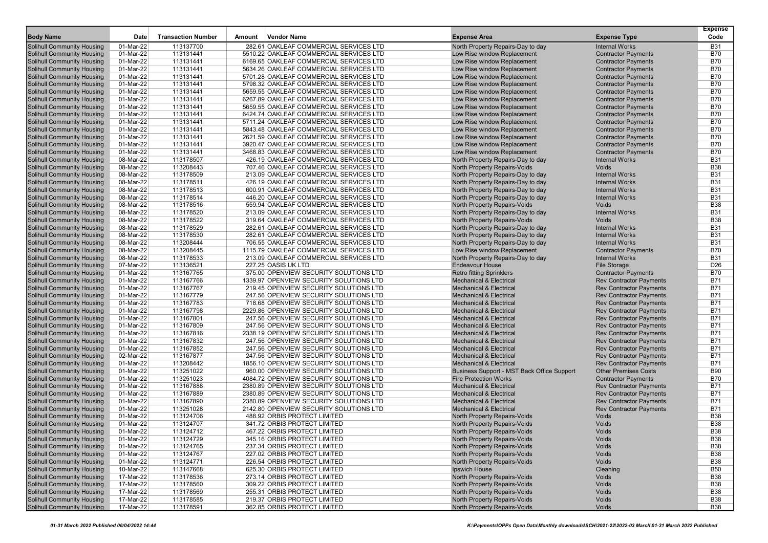| Body Name | Date | Transaction Number | Amount | Vendor Name | Expense Area | Expense Type | Expense Code |
|---|---|---|---|---|---|---|---|
| Solihull Community Housing | 01-Mar-22 | 113137700 | 282.61 | OAKLEAF COMMERCIAL SERVICES LTD | North Property Repairs-Day to day | Internal Works | B31 |
| Solihull Community Housing | 01-Mar-22 | 113131441 | 5510.22 | OAKLEAF COMMERCIAL SERVICES LTD | Low Rise window Replacement | Contractor Payments | B70 |
| Solihull Community Housing | 01-Mar-22 | 113131441 | 6169.65 | OAKLEAF COMMERCIAL SERVICES LTD | Low Rise window Replacement | Contractor Payments | B70 |
| Solihull Community Housing | 01-Mar-22 | 113131441 | 5634.26 | OAKLEAF COMMERCIAL SERVICES LTD | Low Rise window Replacement | Contractor Payments | B70 |
| Solihull Community Housing | 01-Mar-22 | 113131441 | 5701.28 | OAKLEAF COMMERCIAL SERVICES LTD | Low Rise window Replacement | Contractor Payments | B70 |
| Solihull Community Housing | 01-Mar-22 | 113131441 | 5798.32 | OAKLEAF COMMERCIAL SERVICES LTD | Low Rise window Replacement | Contractor Payments | B70 |
| Solihull Community Housing | 01-Mar-22 | 113131441 | 5659.55 | OAKLEAF COMMERCIAL SERVICES LTD | Low Rise window Replacement | Contractor Payments | B70 |
| Solihull Community Housing | 01-Mar-22 | 113131441 | 6267.89 | OAKLEAF COMMERCIAL SERVICES LTD | Low Rise window Replacement | Contractor Payments | B70 |
| Solihull Community Housing | 01-Mar-22 | 113131441 | 5659.55 | OAKLEAF COMMERCIAL SERVICES LTD | Low Rise window Replacement | Contractor Payments | B70 |
| Solihull Community Housing | 01-Mar-22 | 113131441 | 6424.74 | OAKLEAF COMMERCIAL SERVICES LTD | Low Rise window Replacement | Contractor Payments | B70 |
| Solihull Community Housing | 01-Mar-22 | 113131441 | 5711.24 | OAKLEAF COMMERCIAL SERVICES LTD | Low Rise window Replacement | Contractor Payments | B70 |
| Solihull Community Housing | 01-Mar-22 | 113131441 | 5843.48 | OAKLEAF COMMERCIAL SERVICES LTD | Low Rise window Replacement | Contractor Payments | B70 |
| Solihull Community Housing | 01-Mar-22 | 113131441 | 2621.59 | OAKLEAF COMMERCIAL SERVICES LTD | Low Rise window Replacement | Contractor Payments | B70 |
| Solihull Community Housing | 01-Mar-22 | 113131441 | 3920.47 | OAKLEAF COMMERCIAL SERVICES LTD | Low Rise window Replacement | Contractor Payments | B70 |
| Solihull Community Housing | 01-Mar-22 | 113131441 | 3468.83 | OAKLEAF COMMERCIAL SERVICES LTD | Low Rise window Replacement | Contractor Payments | B70 |
| Solihull Community Housing | 08-Mar-22 | 113178507 | 426.19 | OAKLEAF COMMERCIAL SERVICES LTD | North Property Repairs-Day to day | Internal Works | B31 |
| Solihull Community Housing | 08-Mar-22 | 113208443 | 707.46 | OAKLEAF COMMERCIAL SERVICES LTD | North Property Repairs-Voids | Voids | B38 |
| Solihull Community Housing | 08-Mar-22 | 113178509 | 213.09 | OAKLEAF COMMERCIAL SERVICES LTD | North Property Repairs-Day to day | Internal Works | B31 |
| Solihull Community Housing | 08-Mar-22 | 113178511 | 426.19 | OAKLEAF COMMERCIAL SERVICES LTD | North Property Repairs-Day to day | Internal Works | B31 |
| Solihull Community Housing | 08-Mar-22 | 113178513 | 600.91 | OAKLEAF COMMERCIAL SERVICES LTD | North Property Repairs-Day to day | Internal Works | B31 |
| Solihull Community Housing | 08-Mar-22 | 113178514 | 446.20 | OAKLEAF COMMERCIAL SERVICES LTD | North Property Repairs-Day to day | Internal Works | B31 |
| Solihull Community Housing | 08-Mar-22 | 113178516 | 559.94 | OAKLEAF COMMERCIAL SERVICES LTD | North Property Repairs-Voids | Voids | B38 |
| Solihull Community Housing | 08-Mar-22 | 113178520 | 213.09 | OAKLEAF COMMERCIAL SERVICES LTD | North Property Repairs-Day to day | Internal Works | B31 |
| Solihull Community Housing | 08-Mar-22 | 113178522 | 319.64 | OAKLEAF COMMERCIAL SERVICES LTD | North Property Repairs-Voids | Voids | B38 |
| Solihull Community Housing | 08-Mar-22 | 113178529 | 282.61 | OAKLEAF COMMERCIAL SERVICES LTD | North Property Repairs-Day to day | Internal Works | B31 |
| Solihull Community Housing | 08-Mar-22 | 113178530 | 282.61 | OAKLEAF COMMERCIAL SERVICES LTD | North Property Repairs-Day to day | Internal Works | B31 |
| Solihull Community Housing | 08-Mar-22 | 113208444 | 706.55 | OAKLEAF COMMERCIAL SERVICES LTD | North Property Repairs-Day to day | Internal Works | B31 |
| Solihull Community Housing | 08-Mar-22 | 113208445 | 1115.79 | OAKLEAF COMMERCIAL SERVICES LTD | Low Rise window Replacement | Contractor Payments | B70 |
| Solihull Community Housing | 08-Mar-22 | 113178533 | 213.09 | OAKLEAF COMMERCIAL SERVICES LTD | North Property Repairs-Day to day | Internal Works | B31 |
| Solihull Community Housing | 07-Mar-22 | 113136521 | 227.25 | OASIS UK LTD | Endeavour House | File Storage | D26 |
| Solihull Community Housing | 01-Mar-22 | 113167765 | 375.00 | OPENVIEW SECURITY SOLUTIONS LTD | Retro fitting Sprinklers | Contractor Payments | B70 |
| Solihull Community Housing | 01-Mar-22 | 113167766 | 1339.97 | OPENVIEW SECURITY SOLUTIONS LTD | Mechanical & Electrical | Rev Contractor Payments | B71 |
| Solihull Community Housing | 01-Mar-22 | 113167767 | 219.45 | OPENVIEW SECURITY SOLUTIONS LTD | Mechanical & Electrical | Rev Contractor Payments | B71 |
| Solihull Community Housing | 01-Mar-22 | 113167779 | 247.56 | OPENVIEW SECURITY SOLUTIONS LTD | Mechanical & Electrical | Rev Contractor Payments | B71 |
| Solihull Community Housing | 01-Mar-22 | 113167783 | 718.68 | OPENVIEW SECURITY SOLUTIONS LTD | Mechanical & Electrical | Rev Contractor Payments | B71 |
| Solihull Community Housing | 01-Mar-22 | 113167798 | 2229.86 | OPENVIEW SECURITY SOLUTIONS LTD | Mechanical & Electrical | Rev Contractor Payments | B71 |
| Solihull Community Housing | 01-Mar-22 | 113167801 | 247.56 | OPENVIEW SECURITY SOLUTIONS LTD | Mechanical & Electrical | Rev Contractor Payments | B71 |
| Solihull Community Housing | 01-Mar-22 | 113167809 | 247.56 | OPENVIEW SECURITY SOLUTIONS LTD | Mechanical & Electrical | Rev Contractor Payments | B71 |
| Solihull Community Housing | 01-Mar-22 | 113167816 | 2338.19 | OPENVIEW SECURITY SOLUTIONS LTD | Mechanical & Electrical | Rev Contractor Payments | B71 |
| Solihull Community Housing | 01-Mar-22 | 113167832 | 247.56 | OPENVIEW SECURITY SOLUTIONS LTD | Mechanical & Electrical | Rev Contractor Payments | B71 |
| Solihull Community Housing | 01-Mar-22 | 113167852 | 247.56 | OPENVIEW SECURITY SOLUTIONS LTD | Mechanical & Electrical | Rev Contractor Payments | B71 |
| Solihull Community Housing | 02-Mar-22 | 113167877 | 247.56 | OPENVIEW SECURITY SOLUTIONS LTD | Mechanical & Electrical | Rev Contractor Payments | B71 |
| Solihull Community Housing | 01-Mar-22 | 113208442 | 1856.10 | OPENVIEW SECURITY SOLUTIONS LTD | Mechanical & Electrical | Rev Contractor Payments | B71 |
| Solihull Community Housing | 01-Mar-22 | 113251022 | 960.00 | OPENVIEW SECURITY SOLUTIONS LTD | Business Support - MST Back Office Support | Other Premises Costs | B90 |
| Solihull Community Housing | 01-Mar-22 | 113251023 | 4084.72 | OPENVIEW SECURITY SOLUTIONS LTD | Fire Protection Works | Contractor Payments | B70 |
| Solihull Community Housing | 01-Mar-22 | 113167888 | 2380.89 | OPENVIEW SECURITY SOLUTIONS LTD | Mechanical & Electrical | Rev Contractor Payments | B71 |
| Solihull Community Housing | 01-Mar-22 | 113167889 | 2380.89 | OPENVIEW SECURITY SOLUTIONS LTD | Mechanical & Electrical | Rev Contractor Payments | B71 |
| Solihull Community Housing | 01-Mar-22 | 113167890 | 2380.89 | OPENVIEW SECURITY SOLUTIONS LTD | Mechanical & Electrical | Rev Contractor Payments | B71 |
| Solihull Community Housing | 01-Mar-22 | 113251028 | 2142.80 | OPENVIEW SECURITY SOLUTIONS LTD | Mechanical & Electrical | Rev Contractor Payments | B71 |
| Solihull Community Housing | 01-Mar-22 | 113124706 | 488.92 | ORBIS PROTECT LIMITED | North Property Repairs-Voids | Voids | B38 |
| Solihull Community Housing | 01-Mar-22 | 113124707 | 341.72 | ORBIS PROTECT LIMITED | North Property Repairs-Voids | Voids | B38 |
| Solihull Community Housing | 01-Mar-22 | 113124712 | 467.22 | ORBIS PROTECT LIMITED | North Property Repairs-Voids | Voids | B38 |
| Solihull Community Housing | 01-Mar-22 | 113124729 | 345.16 | ORBIS PROTECT LIMITED | North Property Repairs-Voids | Voids | B38 |
| Solihull Community Housing | 01-Mar-22 | 113124765 | 237.34 | ORBIS PROTECT LIMITED | North Property Repairs-Voids | Voids | B38 |
| Solihull Community Housing | 01-Mar-22 | 113124767 | 227.02 | ORBIS PROTECT LIMITED | North Property Repairs-Voids | Voids | B38 |
| Solihull Community Housing | 01-Mar-22 | 113124771 | 226.54 | ORBIS PROTECT LIMITED | North Property Repairs-Voids | Voids | B38 |
| Solihull Community Housing | 10-Mar-22 | 113147668 | 625.30 | ORBIS PROTECT LIMITED | Ipswich House | Cleaning | B50 |
| Solihull Community Housing | 17-Mar-22 | 113178536 | 273.14 | ORBIS PROTECT LIMITED | North Property Repairs-Voids | Voids | B38 |
| Solihull Community Housing | 17-Mar-22 | 113178560 | 309.22 | ORBIS PROTECT LIMITED | North Property Repairs-Voids | Voids | B38 |
| Solihull Community Housing | 17-Mar-22 | 113178569 | 255.31 | ORBIS PROTECT LIMITED | North Property Repairs-Voids | Voids | B38 |
| Solihull Community Housing | 17-Mar-22 | 113178585 | 219.37 | ORBIS PROTECT LIMITED | North Property Repairs-Voids | Voids | B38 |
| Solihull Community Housing | 17-Mar-22 | 113178591 | 362.85 | ORBIS PROTECT LIMITED | North Property Repairs-Voids | Voids | B38 |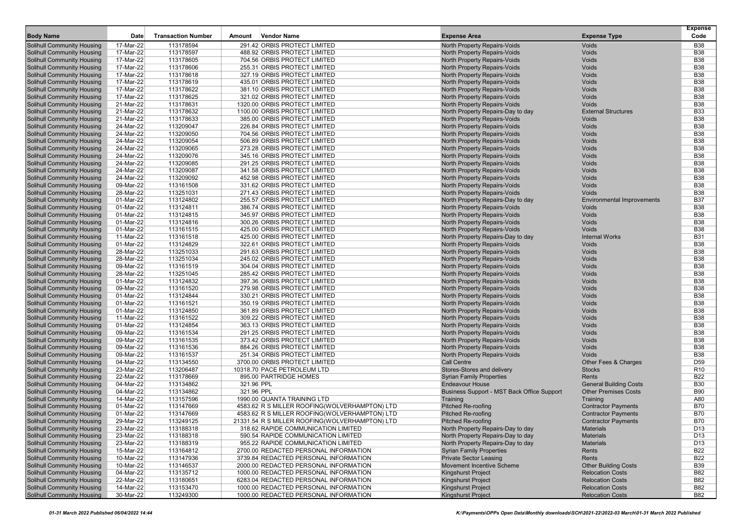| Body Name | Date | Transaction Number | Amount | Vendor Name | Expense Area | Expense Type | Expense Code |
|---|---|---|---|---|---|---|---|
| Solihull Community Housing | 17-Mar-22 | 113178594 | 291.42 | ORBIS PROTECT LIMITED | North Property Repairs-Voids | Voids | B38 |
| Solihull Community Housing | 17-Mar-22 | 113178597 | 488.92 | ORBIS PROTECT LIMITED | North Property Repairs-Voids | Voids | B38 |
| Solihull Community Housing | 17-Mar-22 | 113178605 | 704.56 | ORBIS PROTECT LIMITED | North Property Repairs-Voids | Voids | B38 |
| Solihull Community Housing | 17-Mar-22 | 113178606 | 255.31 | ORBIS PROTECT LIMITED | North Property Repairs-Voids | Voids | B38 |
| Solihull Community Housing | 17-Mar-22 | 113178618 | 327.19 | ORBIS PROTECT LIMITED | North Property Repairs-Voids | Voids | B38 |
| Solihull Community Housing | 17-Mar-22 | 113178619 | 435.01 | ORBIS PROTECT LIMITED | North Property Repairs-Voids | Voids | B38 |
| Solihull Community Housing | 17-Mar-22 | 113178622 | 381.10 | ORBIS PROTECT LIMITED | North Property Repairs-Voids | Voids | B38 |
| Solihull Community Housing | 17-Mar-22 | 113178625 | 321.02 | ORBIS PROTECT LIMITED | North Property Repairs-Voids | Voids | B38 |
| Solihull Community Housing | 21-Mar-22 | 113178631 | 1320.00 | ORBIS PROTECT LIMITED | North Property Repairs-Voids | Voids | B38 |
| Solihull Community Housing | 21-Mar-22 | 113178632 | 1100.00 | ORBIS PROTECT LIMITED | North Property Repairs-Day to day | External Structures | B33 |
| Solihull Community Housing | 21-Mar-22 | 113178633 | 385.00 | ORBIS PROTECT LIMITED | North Property Repairs-Voids | Voids | B38 |
| Solihull Community Housing | 24-Mar-22 | 113209047 | 226.84 | ORBIS PROTECT LIMITED | North Property Repairs-Voids | Voids | B38 |
| Solihull Community Housing | 24-Mar-22 | 113209050 | 704.56 | ORBIS PROTECT LIMITED | North Property Repairs-Voids | Voids | B38 |
| Solihull Community Housing | 24-Mar-22 | 113209054 | 506.89 | ORBIS PROTECT LIMITED | North Property Repairs-Voids | Voids | B38 |
| Solihull Community Housing | 24-Mar-22 | 113209065 | 273.28 | ORBIS PROTECT LIMITED | North Property Repairs-Voids | Voids | B38 |
| Solihull Community Housing | 24-Mar-22 | 113209076 | 345.16 | ORBIS PROTECT LIMITED | North Property Repairs-Voids | Voids | B38 |
| Solihull Community Housing | 24-Mar-22 | 113209085 | 291.25 | ORBIS PROTECT LIMITED | North Property Repairs-Voids | Voids | B38 |
| Solihull Community Housing | 24-Mar-22 | 113209087 | 341.58 | ORBIS PROTECT LIMITED | North Property Repairs-Voids | Voids | B38 |
| Solihull Community Housing | 24-Mar-22 | 113209092 | 452.98 | ORBIS PROTECT LIMITED | North Property Repairs-Voids | Voids | B38 |
| Solihull Community Housing | 09-Mar-22 | 113161508 | 331.62 | ORBIS PROTECT LIMITED | North Property Repairs-Voids | Voids | B38 |
| Solihull Community Housing | 28-Mar-22 | 113251031 | 271.43 | ORBIS PROTECT LIMITED | North Property Repairs-Voids | Voids | B38 |
| Solihull Community Housing | 01-Mar-22 | 113124802 | 255.57 | ORBIS PROTECT LIMITED | North Property Repairs-Day to day | Environmental Improvements | B37 |
| Solihull Community Housing | 01-Mar-22 | 113124811 | 386.74 | ORBIS PROTECT LIMITED | North Property Repairs-Voids | Voids | B38 |
| Solihull Community Housing | 01-Mar-22 | 113124815 | 345.97 | ORBIS PROTECT LIMITED | North Property Repairs-Voids | Voids | B38 |
| Solihull Community Housing | 01-Mar-22 | 113124816 | 300.26 | ORBIS PROTECT LIMITED | North Property Repairs-Voids | Voids | B38 |
| Solihull Community Housing | 01-Mar-22 | 113161515 | 425.00 | ORBIS PROTECT LIMITED | North Property Repairs-Voids | Voids | B38 |
| Solihull Community Housing | 11-Mar-22 | 113161518 | 425.00 | ORBIS PROTECT LIMITED | North Property Repairs-Day to day | Internal Works | B31 |
| Solihull Community Housing | 01-Mar-22 | 113124829 | 322.61 | ORBIS PROTECT LIMITED | North Property Repairs-Voids | Voids | B38 |
| Solihull Community Housing | 28-Mar-22 | 113251033 | 291.63 | ORBIS PROTECT LIMITED | North Property Repairs-Voids | Voids | B38 |
| Solihull Community Housing | 28-Mar-22 | 113251034 | 245.02 | ORBIS PROTECT LIMITED | North Property Repairs-Voids | Voids | B38 |
| Solihull Community Housing | 09-Mar-22 | 113161519 | 304.04 | ORBIS PROTECT LIMITED | North Property Repairs-Voids | Voids | B38 |
| Solihull Community Housing | 28-Mar-22 | 113251045 | 285.42 | ORBIS PROTECT LIMITED | North Property Repairs-Voids | Voids | B38 |
| Solihull Community Housing | 01-Mar-22 | 113124832 | 397.36 | ORBIS PROTECT LIMITED | North Property Repairs-Voids | Voids | B38 |
| Solihull Community Housing | 09-Mar-22 | 113161520 | 279.98 | ORBIS PROTECT LIMITED | North Property Repairs-Voids | Voids | B38 |
| Solihull Community Housing | 01-Mar-22 | 113124844 | 330.21 | ORBIS PROTECT LIMITED | North Property Repairs-Voids | Voids | B38 |
| Solihull Community Housing | 01-Mar-22 | 113161521 | 350.19 | ORBIS PROTECT LIMITED | North Property Repairs-Voids | Voids | B38 |
| Solihull Community Housing | 01-Mar-22 | 113124850 | 361.89 | ORBIS PROTECT LIMITED | North Property Repairs-Voids | Voids | B38 |
| Solihull Community Housing | 11-Mar-22 | 113161522 | 309.22 | ORBIS PROTECT LIMITED | North Property Repairs-Voids | Voids | B38 |
| Solihull Community Housing | 01-Mar-22 | 113124854 | 363.13 | ORBIS PROTECT LIMITED | North Property Repairs-Voids | Voids | B38 |
| Solihull Community Housing | 09-Mar-22 | 113161534 | 291.25 | ORBIS PROTECT LIMITED | North Property Repairs-Voids | Voids | B38 |
| Solihull Community Housing | 09-Mar-22 | 113161535 | 373.42 | ORBIS PROTECT LIMITED | North Property Repairs-Voids | Voids | B38 |
| Solihull Community Housing | 09-Mar-22 | 113161536 | 884.26 | ORBIS PROTECT LIMITED | North Property Repairs-Voids | Voids | B38 |
| Solihull Community Housing | 09-Mar-22 | 113161537 | 251.34 | ORBIS PROTECT LIMITED | North Property Repairs-Voids | Voids | B38 |
| Solihull Community Housing | 04-Mar-22 | 113134550 | 3700.00 | ORBIS PROTECT LIMITED | Call Centre | Other Fees & Charges | D59 |
| Solihull Community Housing | 23-Mar-22 | 113206487 | 10318.70 | PACE PETROLEUM LTD | Stores-Stores and delivery | Stocks | R10 |
| Solihull Community Housing | 22-Mar-22 | 113178669 | 895.00 | PARTRIDGE HOMES | Syrian Family Properties | Rents | B22 |
| Solihull Community Housing | 04-Mar-22 | 113134862 | 321.96 | PPL | Endeavour House | General Building Costs | B30 |
| Solihull Community Housing | 04-Mar-22 | 113134862 | 321.96 | PPL | Business Support - MST Back Office Support | Other Premises Costs | B90 |
| Solihull Community Housing | 14-Mar-22 | 113157596 | 1990.00 | QUANTA TRAINING LTD | Training | Training | A80 |
| Solihull Community Housing | 01-Mar-22 | 113147669 | 4583.62 | R S MILLER ROOFING(WOLVERHAMPTON) LTD | Pitched Re-roofing | Contractor Payments | B70 |
| Solihull Community Housing | 01-Mar-22 | 113147669 | 4583.62 | R S MILLER ROOFING(WOLVERHAMPTON) LTD | Pitched Re-roofing | Contractor Payments | B70 |
| Solihull Community Housing | 29-Mar-22 | 113249125 | 21331.54 | R S MILLER ROOFING(WOLVERHAMPTON) LTD | Pitched Re-roofing | Contractor Payments | B70 |
| Solihull Community Housing | 23-Mar-22 | 113188318 | 318.62 | RAPIDE COMMUNICATION LIMITED | North Property Repairs-Day to day | Materials | D13 |
| Solihull Community Housing | 23-Mar-22 | 113188318 | 590.54 | RAPIDE COMMUNICATION LIMITED | North Property Repairs-Day to day | Materials | D13 |
| Solihull Community Housing | 23-Mar-22 | 113188319 | 955.22 | RAPIDE COMMUNICATION LIMITED | North Property Repairs-Day to day | Materials | D13 |
| Solihull Community Housing | 15-Mar-22 | 113164812 | 2700.00 | REDACTED PERSONAL INFORMATION | Syrian Family Properties | Rents | B22 |
| Solihull Community Housing | 10-Mar-22 | 113147936 | 3739.84 | REDACTED PERSONAL INFORMATION | Private Sector Leasing | Rents | B22 |
| Solihull Community Housing | 10-Mar-22 | 113146537 | 2000.00 | REDACTED PERSONAL INFORMATION | Movement Incentive Scheme | Other Building Costs | B39 |
| Solihull Community Housing | 04-Mar-22 | 113135712 | 1000.00 | REDACTED PERSONAL INFORMATION | Kingshurst Project | Relocation Costs | B82 |
| Solihull Community Housing | 22-Mar-22 | 113180651 | 6283.04 | REDACTED PERSONAL INFORMATION | Kingshurst Project | Relocation Costs | B82 |
| Solihull Community Housing | 14-Mar-22 | 113153470 | 1000.00 | REDACTED PERSONAL INFORMATION | Kingshurst Project | Relocation Costs | B82 |
| Solihull Community Housing | 30-Mar-22 | 113249300 | 1000.00 | REDACTED PERSONAL INFORMATION | Kingshurst Project | Relocation Costs | B82 |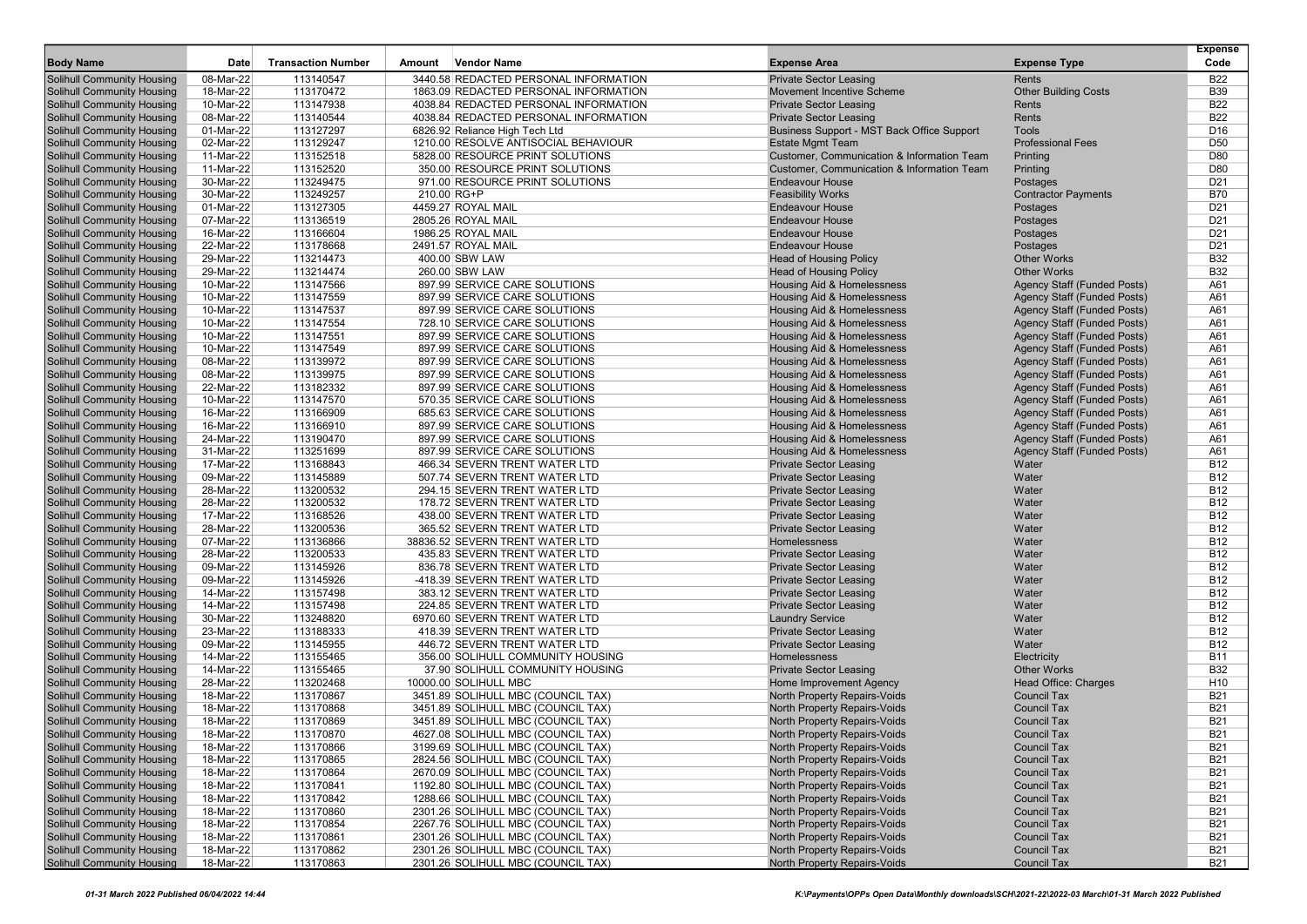| Body Name | Date | Transaction Number | Amount | Vendor Name | Expense Area | Expense Type | Expense Code |
|---|---|---|---|---|---|---|---|
| Solihull Community Housing | 08-Mar-22 | 113140547 | 3440.58 | REDACTED PERSONAL INFORMATION | Private Sector Leasing | Rents | B22 |
| Solihull Community Housing | 18-Mar-22 | 113170472 | 1863.09 | REDACTED PERSONAL INFORMATION | Movement Incentive Scheme | Other Building Costs | B39 |
| Solihull Community Housing | 10-Mar-22 | 113147938 | 4038.84 | REDACTED PERSONAL INFORMATION | Private Sector Leasing | Rents | B22 |
| Solihull Community Housing | 08-Mar-22 | 113140544 | 4038.84 | REDACTED PERSONAL INFORMATION | Private Sector Leasing | Rents | B22 |
| Solihull Community Housing | 01-Mar-22 | 113127297 | 6826.92 | Reliance High Tech Ltd | Business Support - MST Back Office Support | Tools | D16 |
| Solihull Community Housing | 02-Mar-22 | 113129247 | 1210.00 | RESOLVE ANTISOCIAL BEHAVIOUR | Estate Mgmt Team | Professional Fees | D50 |
| Solihull Community Housing | 11-Mar-22 | 113152518 | 5828.00 | RESOURCE PRINT SOLUTIONS | Customer, Communication & Information Team | Printing | D80 |
| Solihull Community Housing | 11-Mar-22 | 113152520 | 350.00 | RESOURCE PRINT SOLUTIONS | Customer, Communication & Information Team | Printing | D80 |
| Solihull Community Housing | 30-Mar-22 | 113249475 | 971.00 | RESOURCE PRINT SOLUTIONS | Endeavour House | Postages | D21 |
| Solihull Community Housing | 30-Mar-22 | 113249257 | 210.00 | RG+P | Feasibility Works | Contractor Payments | B70 |
| Solihull Community Housing | 01-Mar-22 | 113127305 | 4459.27 | ROYAL MAIL | Endeavour House | Postages | D21 |
| Solihull Community Housing | 07-Mar-22 | 113136519 | 2805.26 | ROYAL MAIL | Endeavour House | Postages | D21 |
| Solihull Community Housing | 16-Mar-22 | 113166604 | 1986.25 | ROYAL MAIL | Endeavour House | Postages | D21 |
| Solihull Community Housing | 22-Mar-22 | 113178668 | 2491.57 | ROYAL MAIL | Endeavour House | Postages | D21 |
| Solihull Community Housing | 29-Mar-22 | 113214473 | 400.00 | SBW LAW | Head of Housing Policy | Other Works | B32 |
| Solihull Community Housing | 29-Mar-22 | 113214474 | 260.00 | SBW LAW | Head of Housing Policy | Other Works | B32 |
| Solihull Community Housing | 10-Mar-22 | 113147566 | 897.99 | SERVICE CARE SOLUTIONS | Housing Aid & Homelessness | Agency Staff (Funded Posts) | A61 |
| Solihull Community Housing | 10-Mar-22 | 113147559 | 897.99 | SERVICE CARE SOLUTIONS | Housing Aid & Homelessness | Agency Staff (Funded Posts) | A61 |
| Solihull Community Housing | 10-Mar-22 | 113147537 | 897.99 | SERVICE CARE SOLUTIONS | Housing Aid & Homelessness | Agency Staff (Funded Posts) | A61 |
| Solihull Community Housing | 10-Mar-22 | 113147554 | 728.10 | SERVICE CARE SOLUTIONS | Housing Aid & Homelessness | Agency Staff (Funded Posts) | A61 |
| Solihull Community Housing | 10-Mar-22 | 113147551 | 897.99 | SERVICE CARE SOLUTIONS | Housing Aid & Homelessness | Agency Staff (Funded Posts) | A61 |
| Solihull Community Housing | 10-Mar-22 | 113147549 | 897.99 | SERVICE CARE SOLUTIONS | Housing Aid & Homelessness | Agency Staff (Funded Posts) | A61 |
| Solihull Community Housing | 08-Mar-22 | 113139972 | 897.99 | SERVICE CARE SOLUTIONS | Housing Aid & Homelessness | Agency Staff (Funded Posts) | A61 |
| Solihull Community Housing | 08-Mar-22 | 113139975 | 897.99 | SERVICE CARE SOLUTIONS | Housing Aid & Homelessness | Agency Staff (Funded Posts) | A61 |
| Solihull Community Housing | 22-Mar-22 | 113182332 | 897.99 | SERVICE CARE SOLUTIONS | Housing Aid & Homelessness | Agency Staff (Funded Posts) | A61 |
| Solihull Community Housing | 10-Mar-22 | 113147570 | 570.35 | SERVICE CARE SOLUTIONS | Housing Aid & Homelessness | Agency Staff (Funded Posts) | A61 |
| Solihull Community Housing | 16-Mar-22 | 113166909 | 685.63 | SERVICE CARE SOLUTIONS | Housing Aid & Homelessness | Agency Staff (Funded Posts) | A61 |
| Solihull Community Housing | 16-Mar-22 | 113166910 | 897.99 | SERVICE CARE SOLUTIONS | Housing Aid & Homelessness | Agency Staff (Funded Posts) | A61 |
| Solihull Community Housing | 24-Mar-22 | 113190470 | 897.99 | SERVICE CARE SOLUTIONS | Housing Aid & Homelessness | Agency Staff (Funded Posts) | A61 |
| Solihull Community Housing | 31-Mar-22 | 113251699 | 897.99 | SERVICE CARE SOLUTIONS | Housing Aid & Homelessness | Agency Staff (Funded Posts) | A61 |
| Solihull Community Housing | 17-Mar-22 | 113168843 | 466.34 | SEVERN TRENT WATER LTD | Private Sector Leasing | Water | B12 |
| Solihull Community Housing | 09-Mar-22 | 113145889 | 507.74 | SEVERN TRENT WATER LTD | Private Sector Leasing | Water | B12 |
| Solihull Community Housing | 28-Mar-22 | 113200532 | 294.15 | SEVERN TRENT WATER LTD | Private Sector Leasing | Water | B12 |
| Solihull Community Housing | 28-Mar-22 | 113200532 | 178.72 | SEVERN TRENT WATER LTD | Private Sector Leasing | Water | B12 |
| Solihull Community Housing | 17-Mar-22 | 113168526 | 438.00 | SEVERN TRENT WATER LTD | Private Sector Leasing | Water | B12 |
| Solihull Community Housing | 28-Mar-22 | 113200536 | 365.52 | SEVERN TRENT WATER LTD | Private Sector Leasing | Water | B12 |
| Solihull Community Housing | 07-Mar-22 | 113136866 | 38836.52 | SEVERN TRENT WATER LTD | Homelessness | Water | B12 |
| Solihull Community Housing | 28-Mar-22 | 113200533 | 435.83 | SEVERN TRENT WATER LTD | Private Sector Leasing | Water | B12 |
| Solihull Community Housing | 09-Mar-22 | 113145926 | 836.78 | SEVERN TRENT WATER LTD | Private Sector Leasing | Water | B12 |
| Solihull Community Housing | 09-Mar-22 | 113145926 | -418.39 | SEVERN TRENT WATER LTD | Private Sector Leasing | Water | B12 |
| Solihull Community Housing | 14-Mar-22 | 113157498 | 383.12 | SEVERN TRENT WATER LTD | Private Sector Leasing | Water | B12 |
| Solihull Community Housing | 14-Mar-22 | 113157498 | 224.85 | SEVERN TRENT WATER LTD | Private Sector Leasing | Water | B12 |
| Solihull Community Housing | 30-Mar-22 | 113248820 | 6970.60 | SEVERN TRENT WATER LTD | Laundry Service | Water | B12 |
| Solihull Community Housing | 23-Mar-22 | 113188333 | 418.39 | SEVERN TRENT WATER LTD | Private Sector Leasing | Water | B12 |
| Solihull Community Housing | 09-Mar-22 | 113145955 | 446.72 | SEVERN TRENT WATER LTD | Private Sector Leasing | Water | B12 |
| Solihull Community Housing | 14-Mar-22 | 113155465 | 356.00 | SOLIHULL COMMUNITY HOUSING | Homelessness | Electricity | B11 |
| Solihull Community Housing | 14-Mar-22 | 113155465 | 37.90 | SOLIHULL COMMUNITY HOUSING | Private Sector Leasing | Other Works | B32 |
| Solihull Community Housing | 28-Mar-22 | 113202468 | 10000.00 | SOLIHULL MBC | Home Improvement Agency | Head Office: Charges | H10 |
| Solihull Community Housing | 18-Mar-22 | 113170867 | 3451.89 | SOLIHULL MBC (COUNCIL TAX) | North Property Repairs-Voids | Council Tax | B21 |
| Solihull Community Housing | 18-Mar-22 | 113170868 | 3451.89 | SOLIHULL MBC (COUNCIL TAX) | North Property Repairs-Voids | Council Tax | B21 |
| Solihull Community Housing | 18-Mar-22 | 113170869 | 3451.89 | SOLIHULL MBC (COUNCIL TAX) | North Property Repairs-Voids | Council Tax | B21 |
| Solihull Community Housing | 18-Mar-22 | 113170870 | 4627.08 | SOLIHULL MBC (COUNCIL TAX) | North Property Repairs-Voids | Council Tax | B21 |
| Solihull Community Housing | 18-Mar-22 | 113170866 | 3199.69 | SOLIHULL MBC (COUNCIL TAX) | North Property Repairs-Voids | Council Tax | B21 |
| Solihull Community Housing | 18-Mar-22 | 113170865 | 2824.56 | SOLIHULL MBC (COUNCIL TAX) | North Property Repairs-Voids | Council Tax | B21 |
| Solihull Community Housing | 18-Mar-22 | 113170864 | 2670.09 | SOLIHULL MBC (COUNCIL TAX) | North Property Repairs-Voids | Council Tax | B21 |
| Solihull Community Housing | 18-Mar-22 | 113170841 | 1192.80 | SOLIHULL MBC (COUNCIL TAX) | North Property Repairs-Voids | Council Tax | B21 |
| Solihull Community Housing | 18-Mar-22 | 113170842 | 1288.66 | SOLIHULL MBC (COUNCIL TAX) | North Property Repairs-Voids | Council Tax | B21 |
| Solihull Community Housing | 18-Mar-22 | 113170860 | 2301.26 | SOLIHULL MBC (COUNCIL TAX) | North Property Repairs-Voids | Council Tax | B21 |
| Solihull Community Housing | 18-Mar-22 | 113170854 | 2267.76 | SOLIHULL MBC (COUNCIL TAX) | North Property Repairs-Voids | Council Tax | B21 |
| Solihull Community Housing | 18-Mar-22 | 113170861 | 2301.26 | SOLIHULL MBC (COUNCIL TAX) | North Property Repairs-Voids | Council Tax | B21 |
| Solihull Community Housing | 18-Mar-22 | 113170862 | 2301.26 | SOLIHULL MBC (COUNCIL TAX) | North Property Repairs-Voids | Council Tax | B21 |
| Solihull Community Housing | 18-Mar-22 | 113170863 | 2301.26 | SOLIHULL MBC (COUNCIL TAX) | North Property Repairs-Voids | Council Tax | B21 |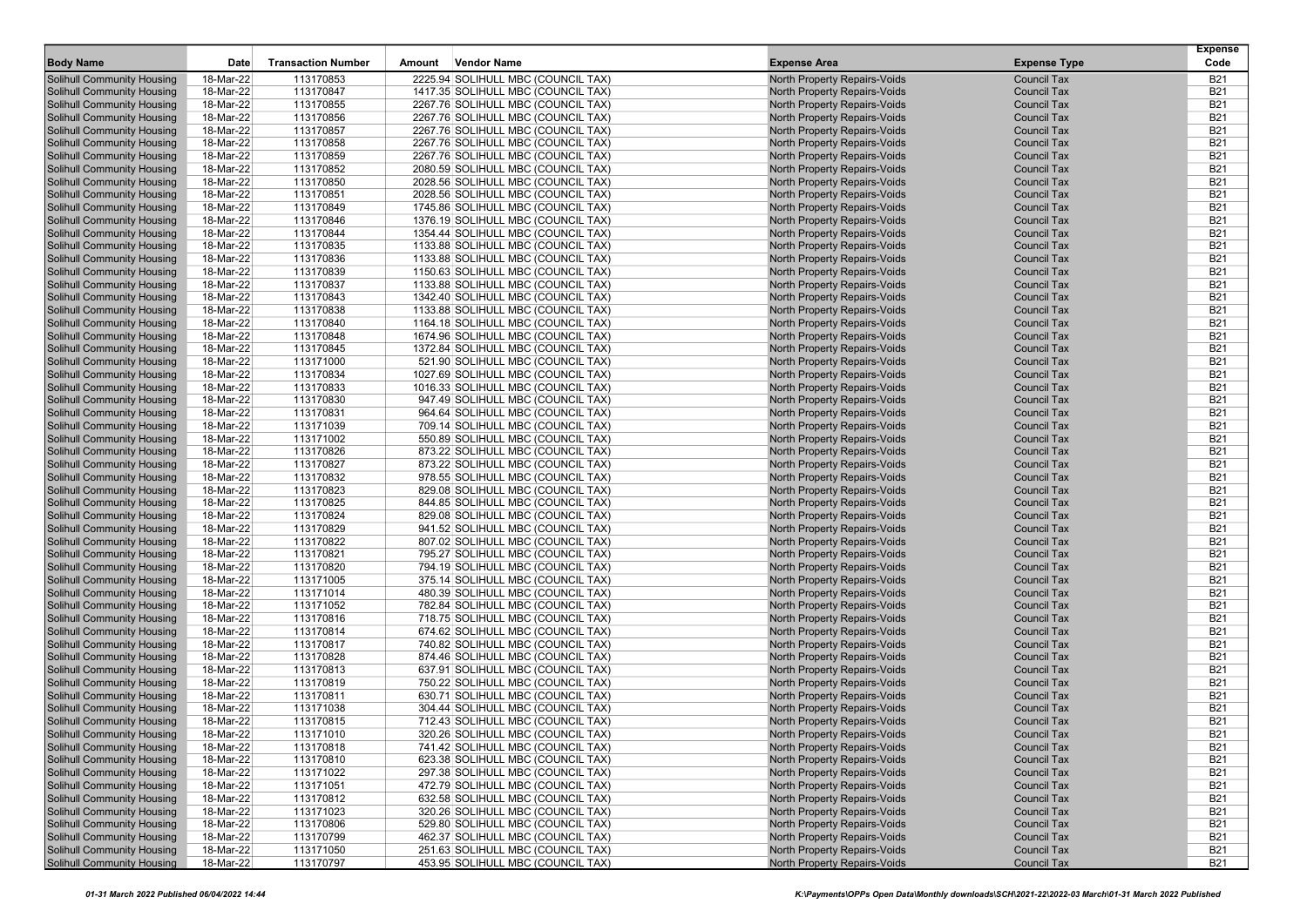| Body Name | Date | Transaction Number | Amount | Vendor Name | Expense Area | Expense Type | Expense Code |
|---|---|---|---|---|---|---|---|
| Solihull Community Housing | 18-Mar-22 | 113170853 | 2225.94 | SOLIHULL MBC (COUNCIL TAX) | North Property Repairs-Voids | Council Tax | B21 |
| Solihull Community Housing | 18-Mar-22 | 113170847 | 1417.35 | SOLIHULL MBC (COUNCIL TAX) | North Property Repairs-Voids | Council Tax | B21 |
| Solihull Community Housing | 18-Mar-22 | 113170855 | 2267.76 | SOLIHULL MBC (COUNCIL TAX) | North Property Repairs-Voids | Council Tax | B21 |
| Solihull Community Housing | 18-Mar-22 | 113170856 | 2267.76 | SOLIHULL MBC (COUNCIL TAX) | North Property Repairs-Voids | Council Tax | B21 |
| Solihull Community Housing | 18-Mar-22 | 113170857 | 2267.76 | SOLIHULL MBC (COUNCIL TAX) | North Property Repairs-Voids | Council Tax | B21 |
| Solihull Community Housing | 18-Mar-22 | 113170858 | 2267.76 | SOLIHULL MBC (COUNCIL TAX) | North Property Repairs-Voids | Council Tax | B21 |
| Solihull Community Housing | 18-Mar-22 | 113170859 | 2267.76 | SOLIHULL MBC (COUNCIL TAX) | North Property Repairs-Voids | Council Tax | B21 |
| Solihull Community Housing | 18-Mar-22 | 113170852 | 2080.59 | SOLIHULL MBC (COUNCIL TAX) | North Property Repairs-Voids | Council Tax | B21 |
| Solihull Community Housing | 18-Mar-22 | 113170850 | 2028.56 | SOLIHULL MBC (COUNCIL TAX) | North Property Repairs-Voids | Council Tax | B21 |
| Solihull Community Housing | 18-Mar-22 | 113170851 | 2028.56 | SOLIHULL MBC (COUNCIL TAX) | North Property Repairs-Voids | Council Tax | B21 |
| Solihull Community Housing | 18-Mar-22 | 113170849 | 1745.86 | SOLIHULL MBC (COUNCIL TAX) | North Property Repairs-Voids | Council Tax | B21 |
| Solihull Community Housing | 18-Mar-22 | 113170846 | 1376.19 | SOLIHULL MBC (COUNCIL TAX) | North Property Repairs-Voids | Council Tax | B21 |
| Solihull Community Housing | 18-Mar-22 | 113170844 | 1354.44 | SOLIHULL MBC (COUNCIL TAX) | North Property Repairs-Voids | Council Tax | B21 |
| Solihull Community Housing | 18-Mar-22 | 113170835 | 1133.88 | SOLIHULL MBC (COUNCIL TAX) | North Property Repairs-Voids | Council Tax | B21 |
| Solihull Community Housing | 18-Mar-22 | 113170836 | 1133.88 | SOLIHULL MBC (COUNCIL TAX) | North Property Repairs-Voids | Council Tax | B21 |
| Solihull Community Housing | 18-Mar-22 | 113170839 | 1150.63 | SOLIHULL MBC (COUNCIL TAX) | North Property Repairs-Voids | Council Tax | B21 |
| Solihull Community Housing | 18-Mar-22 | 113170837 | 1133.88 | SOLIHULL MBC (COUNCIL TAX) | North Property Repairs-Voids | Council Tax | B21 |
| Solihull Community Housing | 18-Mar-22 | 113170843 | 1342.40 | SOLIHULL MBC (COUNCIL TAX) | North Property Repairs-Voids | Council Tax | B21 |
| Solihull Community Housing | 18-Mar-22 | 113170838 | 1133.88 | SOLIHULL MBC (COUNCIL TAX) | North Property Repairs-Voids | Council Tax | B21 |
| Solihull Community Housing | 18-Mar-22 | 113170840 | 1164.18 | SOLIHULL MBC (COUNCIL TAX) | North Property Repairs-Voids | Council Tax | B21 |
| Solihull Community Housing | 18-Mar-22 | 113170848 | 1674.96 | SOLIHULL MBC (COUNCIL TAX) | North Property Repairs-Voids | Council Tax | B21 |
| Solihull Community Housing | 18-Mar-22 | 113170845 | 1372.84 | SOLIHULL MBC (COUNCIL TAX) | North Property Repairs-Voids | Council Tax | B21 |
| Solihull Community Housing | 18-Mar-22 | 113171000 | 521.90 | SOLIHULL MBC (COUNCIL TAX) | North Property Repairs-Voids | Council Tax | B21 |
| Solihull Community Housing | 18-Mar-22 | 113170834 | 1027.69 | SOLIHULL MBC (COUNCIL TAX) | North Property Repairs-Voids | Council Tax | B21 |
| Solihull Community Housing | 18-Mar-22 | 113170833 | 1016.33 | SOLIHULL MBC (COUNCIL TAX) | North Property Repairs-Voids | Council Tax | B21 |
| Solihull Community Housing | 18-Mar-22 | 113170830 | 947.49 | SOLIHULL MBC (COUNCIL TAX) | North Property Repairs-Voids | Council Tax | B21 |
| Solihull Community Housing | 18-Mar-22 | 113170831 | 964.64 | SOLIHULL MBC (COUNCIL TAX) | North Property Repairs-Voids | Council Tax | B21 |
| Solihull Community Housing | 18-Mar-22 | 113171039 | 709.14 | SOLIHULL MBC (COUNCIL TAX) | North Property Repairs-Voids | Council Tax | B21 |
| Solihull Community Housing | 18-Mar-22 | 113171002 | 550.89 | SOLIHULL MBC (COUNCIL TAX) | North Property Repairs-Voids | Council Tax | B21 |
| Solihull Community Housing | 18-Mar-22 | 113170826 | 873.22 | SOLIHULL MBC (COUNCIL TAX) | North Property Repairs-Voids | Council Tax | B21 |
| Solihull Community Housing | 18-Mar-22 | 113170827 | 873.22 | SOLIHULL MBC (COUNCIL TAX) | North Property Repairs-Voids | Council Tax | B21 |
| Solihull Community Housing | 18-Mar-22 | 113170832 | 978.55 | SOLIHULL MBC (COUNCIL TAX) | North Property Repairs-Voids | Council Tax | B21 |
| Solihull Community Housing | 18-Mar-22 | 113170823 | 829.08 | SOLIHULL MBC (COUNCIL TAX) | North Property Repairs-Voids | Council Tax | B21 |
| Solihull Community Housing | 18-Mar-22 | 113170825 | 844.85 | SOLIHULL MBC (COUNCIL TAX) | North Property Repairs-Voids | Council Tax | B21 |
| Solihull Community Housing | 18-Mar-22 | 113170824 | 829.08 | SOLIHULL MBC (COUNCIL TAX) | North Property Repairs-Voids | Council Tax | B21 |
| Solihull Community Housing | 18-Mar-22 | 113170829 | 941.52 | SOLIHULL MBC (COUNCIL TAX) | North Property Repairs-Voids | Council Tax | B21 |
| Solihull Community Housing | 18-Mar-22 | 113170822 | 807.02 | SOLIHULL MBC (COUNCIL TAX) | North Property Repairs-Voids | Council Tax | B21 |
| Solihull Community Housing | 18-Mar-22 | 113170821 | 795.27 | SOLIHULL MBC (COUNCIL TAX) | North Property Repairs-Voids | Council Tax | B21 |
| Solihull Community Housing | 18-Mar-22 | 113170820 | 794.19 | SOLIHULL MBC (COUNCIL TAX) | North Property Repairs-Voids | Council Tax | B21 |
| Solihull Community Housing | 18-Mar-22 | 113171005 | 375.14 | SOLIHULL MBC (COUNCIL TAX) | North Property Repairs-Voids | Council Tax | B21 |
| Solihull Community Housing | 18-Mar-22 | 113171014 | 480.39 | SOLIHULL MBC (COUNCIL TAX) | North Property Repairs-Voids | Council Tax | B21 |
| Solihull Community Housing | 18-Mar-22 | 113171052 | 782.84 | SOLIHULL MBC (COUNCIL TAX) | North Property Repairs-Voids | Council Tax | B21 |
| Solihull Community Housing | 18-Mar-22 | 113170816 | 718.75 | SOLIHULL MBC (COUNCIL TAX) | North Property Repairs-Voids | Council Tax | B21 |
| Solihull Community Housing | 18-Mar-22 | 113170814 | 674.62 | SOLIHULL MBC (COUNCIL TAX) | North Property Repairs-Voids | Council Tax | B21 |
| Solihull Community Housing | 18-Mar-22 | 113170817 | 740.82 | SOLIHULL MBC (COUNCIL TAX) | North Property Repairs-Voids | Council Tax | B21 |
| Solihull Community Housing | 18-Mar-22 | 113170828 | 874.46 | SOLIHULL MBC (COUNCIL TAX) | North Property Repairs-Voids | Council Tax | B21 |
| Solihull Community Housing | 18-Mar-22 | 113170813 | 637.91 | SOLIHULL MBC (COUNCIL TAX) | North Property Repairs-Voids | Council Tax | B21 |
| Solihull Community Housing | 18-Mar-22 | 113170819 | 750.22 | SOLIHULL MBC (COUNCIL TAX) | North Property Repairs-Voids | Council Tax | B21 |
| Solihull Community Housing | 18-Mar-22 | 113170811 | 630.71 | SOLIHULL MBC (COUNCIL TAX) | North Property Repairs-Voids | Council Tax | B21 |
| Solihull Community Housing | 18-Mar-22 | 113171038 | 304.44 | SOLIHULL MBC (COUNCIL TAX) | North Property Repairs-Voids | Council Tax | B21 |
| Solihull Community Housing | 18-Mar-22 | 113170815 | 712.43 | SOLIHULL MBC (COUNCIL TAX) | North Property Repairs-Voids | Council Tax | B21 |
| Solihull Community Housing | 18-Mar-22 | 113171010 | 320.26 | SOLIHULL MBC (COUNCIL TAX) | North Property Repairs-Voids | Council Tax | B21 |
| Solihull Community Housing | 18-Mar-22 | 113170818 | 741.42 | SOLIHULL MBC (COUNCIL TAX) | North Property Repairs-Voids | Council Tax | B21 |
| Solihull Community Housing | 18-Mar-22 | 113170810 | 623.38 | SOLIHULL MBC (COUNCIL TAX) | North Property Repairs-Voids | Council Tax | B21 |
| Solihull Community Housing | 18-Mar-22 | 113171022 | 297.38 | SOLIHULL MBC (COUNCIL TAX) | North Property Repairs-Voids | Council Tax | B21 |
| Solihull Community Housing | 18-Mar-22 | 113171051 | 472.79 | SOLIHULL MBC (COUNCIL TAX) | North Property Repairs-Voids | Council Tax | B21 |
| Solihull Community Housing | 18-Mar-22 | 113170812 | 632.58 | SOLIHULL MBC (COUNCIL TAX) | North Property Repairs-Voids | Council Tax | B21 |
| Solihull Community Housing | 18-Mar-22 | 113171023 | 320.26 | SOLIHULL MBC (COUNCIL TAX) | North Property Repairs-Voids | Council Tax | B21 |
| Solihull Community Housing | 18-Mar-22 | 113170806 | 529.80 | SOLIHULL MBC (COUNCIL TAX) | North Property Repairs-Voids | Council Tax | B21 |
| Solihull Community Housing | 18-Mar-22 | 113170799 | 462.37 | SOLIHULL MBC (COUNCIL TAX) | North Property Repairs-Voids | Council Tax | B21 |
| Solihull Community Housing | 18-Mar-22 | 113171050 | 251.63 | SOLIHULL MBC (COUNCIL TAX) | North Property Repairs-Voids | Council Tax | B21 |
| Solihull Community Housing | 18-Mar-22 | 113170797 | 453.95 | SOLIHULL MBC (COUNCIL TAX) | North Property Repairs-Voids | Council Tax | B21 |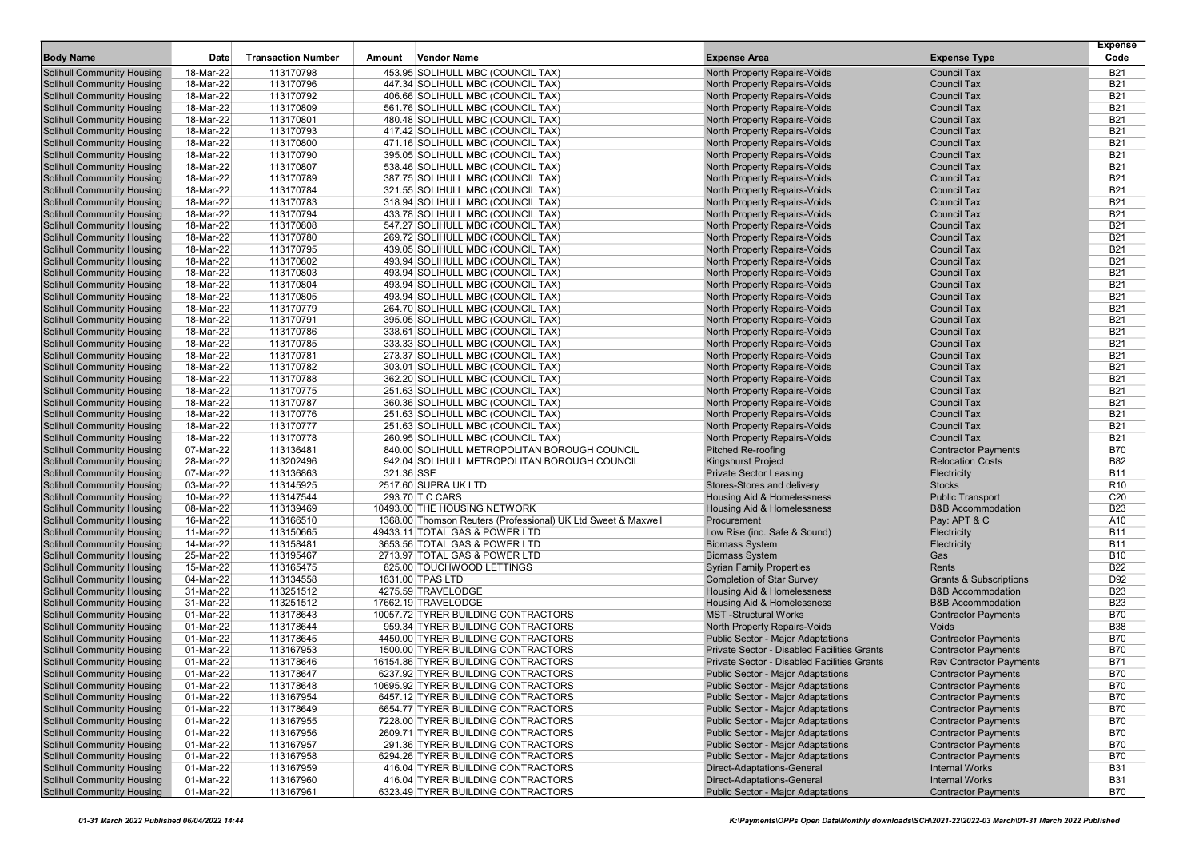| Body Name | Date | Transaction Number | Amount | Vendor Name | Expense Area | Expense Type | Expense Code |
|---|---|---|---|---|---|---|---|
| Solihull Community Housing | 18-Mar-22 | 113170798 | 453.95 | SOLIHULL MBC (COUNCIL TAX) | North Property Repairs-Voids | Council Tax | B21 |
| Solihull Community Housing | 18-Mar-22 | 113170796 | 447.34 | SOLIHULL MBC (COUNCIL TAX) | North Property Repairs-Voids | Council Tax | B21 |
| Solihull Community Housing | 18-Mar-22 | 113170792 | 406.66 | SOLIHULL MBC (COUNCIL TAX) | North Property Repairs-Voids | Council Tax | B21 |
| Solihull Community Housing | 18-Mar-22 | 113170809 | 561.76 | SOLIHULL MBC (COUNCIL TAX) | North Property Repairs-Voids | Council Tax | B21 |
| Solihull Community Housing | 18-Mar-22 | 113170801 | 480.48 | SOLIHULL MBC (COUNCIL TAX) | North Property Repairs-Voids | Council Tax | B21 |
| Solihull Community Housing | 18-Mar-22 | 113170793 | 417.42 | SOLIHULL MBC (COUNCIL TAX) | North Property Repairs-Voids | Council Tax | B21 |
| Solihull Community Housing | 18-Mar-22 | 113170800 | 471.16 | SOLIHULL MBC (COUNCIL TAX) | North Property Repairs-Voids | Council Tax | B21 |
| Solihull Community Housing | 18-Mar-22 | 113170790 | 395.05 | SOLIHULL MBC (COUNCIL TAX) | North Property Repairs-Voids | Council Tax | B21 |
| Solihull Community Housing | 18-Mar-22 | 113170807 | 538.46 | SOLIHULL MBC (COUNCIL TAX) | North Property Repairs-Voids | Council Tax | B21 |
| Solihull Community Housing | 18-Mar-22 | 113170789 | 387.75 | SOLIHULL MBC (COUNCIL TAX) | North Property Repairs-Voids | Council Tax | B21 |
| Solihull Community Housing | 18-Mar-22 | 113170784 | 321.55 | SOLIHULL MBC (COUNCIL TAX) | North Property Repairs-Voids | Council Tax | B21 |
| Solihull Community Housing | 18-Mar-22 | 113170783 | 318.94 | SOLIHULL MBC (COUNCIL TAX) | North Property Repairs-Voids | Council Tax | B21 |
| Solihull Community Housing | 18-Mar-22 | 113170794 | 433.78 | SOLIHULL MBC (COUNCIL TAX) | North Property Repairs-Voids | Council Tax | B21 |
| Solihull Community Housing | 18-Mar-22 | 113170808 | 547.27 | SOLIHULL MBC (COUNCIL TAX) | North Property Repairs-Voids | Council Tax | B21 |
| Solihull Community Housing | 18-Mar-22 | 113170780 | 269.72 | SOLIHULL MBC (COUNCIL TAX) | North Property Repairs-Voids | Council Tax | B21 |
| Solihull Community Housing | 18-Mar-22 | 113170795 | 439.05 | SOLIHULL MBC (COUNCIL TAX) | North Property Repairs-Voids | Council Tax | B21 |
| Solihull Community Housing | 18-Mar-22 | 113170802 | 493.94 | SOLIHULL MBC (COUNCIL TAX) | North Property Repairs-Voids | Council Tax | B21 |
| Solihull Community Housing | 18-Mar-22 | 113170803 | 493.94 | SOLIHULL MBC (COUNCIL TAX) | North Property Repairs-Voids | Council Tax | B21 |
| Solihull Community Housing | 18-Mar-22 | 113170804 | 493.94 | SOLIHULL MBC (COUNCIL TAX) | North Property Repairs-Voids | Council Tax | B21 |
| Solihull Community Housing | 18-Mar-22 | 113170805 | 493.94 | SOLIHULL MBC (COUNCIL TAX) | North Property Repairs-Voids | Council Tax | B21 |
| Solihull Community Housing | 18-Mar-22 | 113170779 | 264.70 | SOLIHULL MBC (COUNCIL TAX) | North Property Repairs-Voids | Council Tax | B21 |
| Solihull Community Housing | 18-Mar-22 | 113170791 | 395.05 | SOLIHULL MBC (COUNCIL TAX) | North Property Repairs-Voids | Council Tax | B21 |
| Solihull Community Housing | 18-Mar-22 | 113170786 | 338.61 | SOLIHULL MBC (COUNCIL TAX) | North Property Repairs-Voids | Council Tax | B21 |
| Solihull Community Housing | 18-Mar-22 | 113170785 | 333.33 | SOLIHULL MBC (COUNCIL TAX) | North Property Repairs-Voids | Council Tax | B21 |
| Solihull Community Housing | 18-Mar-22 | 113170781 | 273.37 | SOLIHULL MBC (COUNCIL TAX) | North Property Repairs-Voids | Council Tax | B21 |
| Solihull Community Housing | 18-Mar-22 | 113170782 | 303.01 | SOLIHULL MBC (COUNCIL TAX) | North Property Repairs-Voids | Council Tax | B21 |
| Solihull Community Housing | 18-Mar-22 | 113170788 | 362.20 | SOLIHULL MBC (COUNCIL TAX) | North Property Repairs-Voids | Council Tax | B21 |
| Solihull Community Housing | 18-Mar-22 | 113170775 | 251.63 | SOLIHULL MBC (COUNCIL TAX) | North Property Repairs-Voids | Council Tax | B21 |
| Solihull Community Housing | 18-Mar-22 | 113170787 | 360.36 | SOLIHULL MBC (COUNCIL TAX) | North Property Repairs-Voids | Council Tax | B21 |
| Solihull Community Housing | 18-Mar-22 | 113170776 | 251.63 | SOLIHULL MBC (COUNCIL TAX) | North Property Repairs-Voids | Council Tax | B21 |
| Solihull Community Housing | 18-Mar-22 | 113170777 | 251.63 | SOLIHULL MBC (COUNCIL TAX) | North Property Repairs-Voids | Council Tax | B21 |
| Solihull Community Housing | 18-Mar-22 | 113170778 | 260.95 | SOLIHULL MBC (COUNCIL TAX) | North Property Repairs-Voids | Council Tax | B21 |
| Solihull Community Housing | 07-Mar-22 | 113136481 | 840.00 | SOLIHULL METROPOLITAN BOROUGH COUNCIL | Pitched Re-roofing | Contractor Payments | B70 |
| Solihull Community Housing | 28-Mar-22 | 113202496 | 942.04 | SOLIHULL METROPOLITAN BOROUGH COUNCIL | Kingshurst Project | Relocation Costs | B82 |
| Solihull Community Housing | 07-Mar-22 | 113136863 | 321.36 | SSE | Private Sector Leasing | Electricity | B11 |
| Solihull Community Housing | 03-Mar-22 | 113145925 | 2517.60 | SUPRA UK LTD | Stores-Stores and delivery | Stocks | R10 |
| Solihull Community Housing | 10-Mar-22 | 113147544 | 293.70 | T C CARS | Housing Aid & Homelessness | Public Transport | C20 |
| Solihull Community Housing | 08-Mar-22 | 113139469 | 10493.00 | THE HOUSING NETWORK | Housing Aid & Homelessness | B&B Accommodation | B23 |
| Solihull Community Housing | 16-Mar-22 | 113166510 | 1368.00 | Thomson Reuters (Professional) UK Ltd Sweet & Maxwell | Procurement | Pay: APT & C | A10 |
| Solihull Community Housing | 11-Mar-22 | 113150665 | 49433.11 | TOTAL GAS & POWER LTD | Low Rise (inc. Safe & Sound) | Electricity | B11 |
| Solihull Community Housing | 14-Mar-22 | 113158481 | 3653.56 | TOTAL GAS & POWER LTD | Biomass System | Electricity | B11 |
| Solihull Community Housing | 25-Mar-22 | 113195467 | 2713.97 | TOTAL GAS & POWER LTD | Biomass System | Gas | B10 |
| Solihull Community Housing | 15-Mar-22 | 113165475 | 825.00 | TOUCHWOOD LETTINGS | Syrian Family Properties | Rents | B22 |
| Solihull Community Housing | 04-Mar-22 | 113134558 | 1831.00 | TPAS LTD | Completion of Star Survey | Grants & Subscriptions | D92 |
| Solihull Community Housing | 31-Mar-22 | 113251512 | 4275.59 | TRAVELODGE | Housing Aid & Homelessness | B&B Accommodation | B23 |
| Solihull Community Housing | 31-Mar-22 | 113251512 | 17662.19 | TRAVELODGE | Housing Aid & Homelessness | B&B Accommodation | B23 |
| Solihull Community Housing | 01-Mar-22 | 113178643 | 10057.72 | TYRER BUILDING CONTRACTORS | MST -Structural Works | Contractor Payments | B70 |
| Solihull Community Housing | 01-Mar-22 | 113178644 | 959.34 | TYRER BUILDING CONTRACTORS | North Property Repairs-Voids | Voids | B38 |
| Solihull Community Housing | 01-Mar-22 | 113178645 | 4450.00 | TYRER BUILDING CONTRACTORS | Public Sector - Major Adaptations | Contractor Payments | B70 |
| Solihull Community Housing | 01-Mar-22 | 113167953 | 1500.00 | TYRER BUILDING CONTRACTORS | Private Sector - Disabled Facilities Grants | Contractor Payments | B70 |
| Solihull Community Housing | 01-Mar-22 | 113178646 | 16154.86 | TYRER BUILDING CONTRACTORS | Private Sector - Disabled Facilities Grants | Rev Contractor Payments | B71 |
| Solihull Community Housing | 01-Mar-22 | 113178647 | 6237.92 | TYRER BUILDING CONTRACTORS | Public Sector - Major Adaptations | Contractor Payments | B70 |
| Solihull Community Housing | 01-Mar-22 | 113178648 | 10695.92 | TYRER BUILDING CONTRACTORS | Public Sector - Major Adaptations | Contractor Payments | B70 |
| Solihull Community Housing | 01-Mar-22 | 113167954 | 6457.12 | TYRER BUILDING CONTRACTORS | Public Sector - Major Adaptations | Contractor Payments | B70 |
| Solihull Community Housing | 01-Mar-22 | 113178649 | 6654.77 | TYRER BUILDING CONTRACTORS | Public Sector - Major Adaptations | Contractor Payments | B70 |
| Solihull Community Housing | 01-Mar-22 | 113167955 | 7228.00 | TYRER BUILDING CONTRACTORS | Public Sector - Major Adaptations | Contractor Payments | B70 |
| Solihull Community Housing | 01-Mar-22 | 113167956 | 2609.71 | TYRER BUILDING CONTRACTORS | Public Sector - Major Adaptations | Contractor Payments | B70 |
| Solihull Community Housing | 01-Mar-22 | 113167957 | 291.36 | TYRER BUILDING CONTRACTORS | Public Sector - Major Adaptations | Contractor Payments | B70 |
| Solihull Community Housing | 01-Mar-22 | 113167958 | 6294.26 | TYRER BUILDING CONTRACTORS | Public Sector - Major Adaptations | Contractor Payments | B70 |
| Solihull Community Housing | 01-Mar-22 | 113167959 | 416.04 | TYRER BUILDING CONTRACTORS | Direct-Adaptations-General | Internal Works | B31 |
| Solihull Community Housing | 01-Mar-22 | 113167960 | 416.04 | TYRER BUILDING CONTRACTORS | Direct-Adaptations-General | Internal Works | B31 |
| Solihull Community Housing | 01-Mar-22 | 113167961 | 6323.49 | TYRER BUILDING CONTRACTORS | Public Sector - Major Adaptations | Contractor Payments | B70 |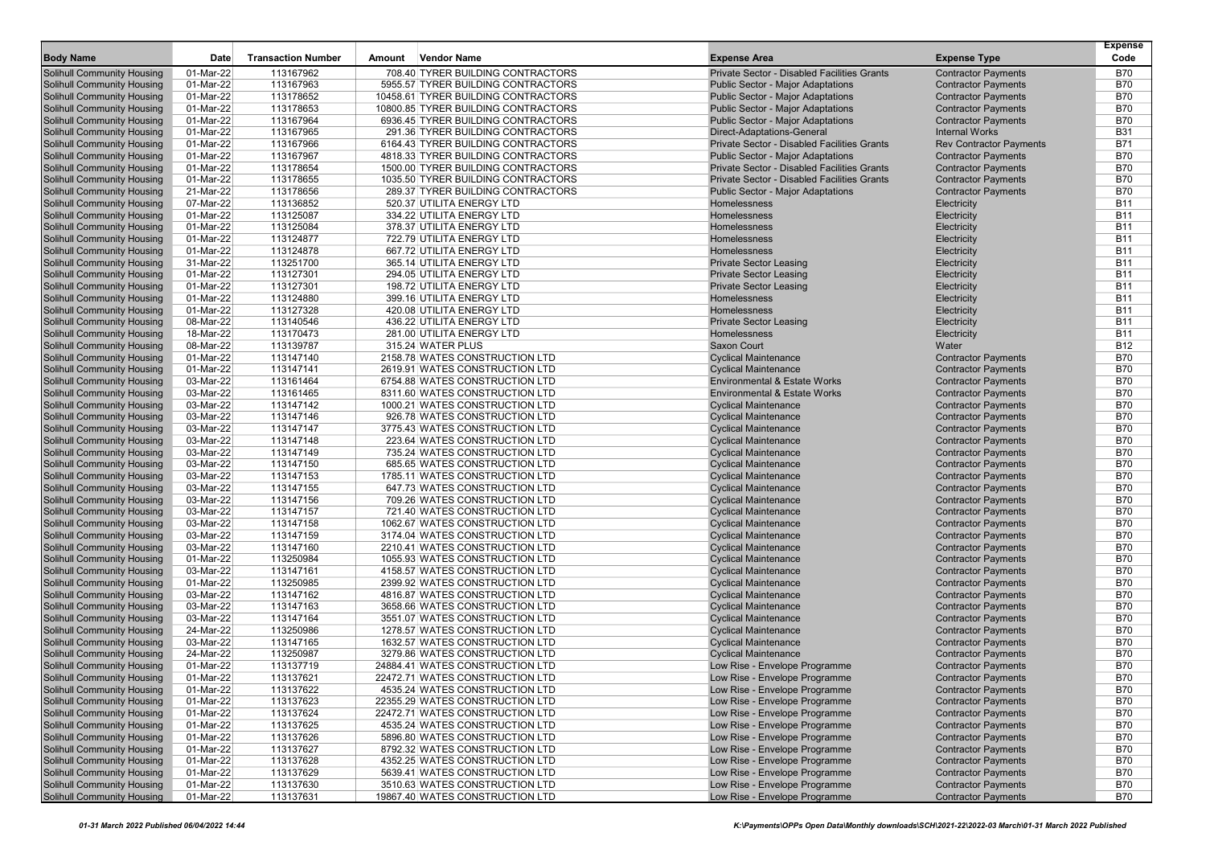| Body Name | Date | Transaction Number | Amount | Vendor Name | Expense Area | Expense Type | Expense Code |
|---|---|---|---|---|---|---|---|
| Solihull Community Housing | 01-Mar-22 | 113167962 | 708.40 | TYRER BUILDING CONTRACTORS | Private Sector - Disabled Facilities Grants | Contractor Payments | B70 |
| Solihull Community Housing | 01-Mar-22 | 113167963 | 5955.57 | TYRER BUILDING CONTRACTORS | Public Sector - Major Adaptations | Contractor Payments | B70 |
| Solihull Community Housing | 01-Mar-22 | 113178652 | 10458.61 | TYRER BUILDING CONTRACTORS | Public Sector - Major Adaptations | Contractor Payments | B70 |
| Solihull Community Housing | 01-Mar-22 | 113178653 | 10800.85 | TYRER BUILDING CONTRACTORS | Public Sector - Major Adaptations | Contractor Payments | B70 |
| Solihull Community Housing | 01-Mar-22 | 113167964 | 6936.45 | TYRER BUILDING CONTRACTORS | Public Sector - Major Adaptations | Contractor Payments | B70 |
| Solihull Community Housing | 01-Mar-22 | 113167965 | 291.36 | TYRER BUILDING CONTRACTORS | Direct-Adaptations-General | Internal Works | B31 |
| Solihull Community Housing | 01-Mar-22 | 113167966 | 6164.43 | TYRER BUILDING CONTRACTORS | Private Sector - Disabled Facilities Grants | Rev Contractor Payments | B71 |
| Solihull Community Housing | 01-Mar-22 | 113167967 | 4818.33 | TYRER BUILDING CONTRACTORS | Public Sector - Major Adaptations | Contractor Payments | B70 |
| Solihull Community Housing | 01-Mar-22 | 113178654 | 1500.00 | TYRER BUILDING CONTRACTORS | Private Sector - Disabled Facilities Grants | Contractor Payments | B70 |
| Solihull Community Housing | 01-Mar-22 | 113178655 | 1035.50 | TYRER BUILDING CONTRACTORS | Private Sector - Disabled Facilities Grants | Contractor Payments | B70 |
| Solihull Community Housing | 21-Mar-22 | 113178656 | 289.37 | TYRER BUILDING CONTRACTORS | Public Sector - Major Adaptations | Contractor Payments | B70 |
| Solihull Community Housing | 07-Mar-22 | 113136852 | 520.37 | UTILITA ENERGY LTD | Homelessness | Electricity | B11 |
| Solihull Community Housing | 01-Mar-22 | 113125087 | 334.22 | UTILITA ENERGY LTD | Homelessness | Electricity | B11 |
| Solihull Community Housing | 01-Mar-22 | 113125084 | 378.37 | UTILITA ENERGY LTD | Homelessness | Electricity | B11 |
| Solihull Community Housing | 01-Mar-22 | 113124877 | 722.79 | UTILITA ENERGY LTD | Homelessness | Electricity | B11 |
| Solihull Community Housing | 01-Mar-22 | 113124878 | 667.72 | UTILITA ENERGY LTD | Homelessness | Electricity | B11 |
| Solihull Community Housing | 31-Mar-22 | 113251700 | 365.14 | UTILITA ENERGY LTD | Private Sector Leasing | Electricity | B11 |
| Solihull Community Housing | 01-Mar-22 | 113127301 | 294.05 | UTILITA ENERGY LTD | Private Sector Leasing | Electricity | B11 |
| Solihull Community Housing | 01-Mar-22 | 113127301 | 198.72 | UTILITA ENERGY LTD | Private Sector Leasing | Electricity | B11 |
| Solihull Community Housing | 01-Mar-22 | 113124880 | 399.16 | UTILITA ENERGY LTD | Homelessness | Electricity | B11 |
| Solihull Community Housing | 01-Mar-22 | 113127328 | 420.08 | UTILITA ENERGY LTD | Homelessness | Electricity | B11 |
| Solihull Community Housing | 08-Mar-22 | 113140546 | 436.22 | UTILITA ENERGY LTD | Private Sector Leasing | Electricity | B11 |
| Solihull Community Housing | 18-Mar-22 | 113170473 | 281.00 | UTILITA ENERGY LTD | Homelessness | Electricity | B11 |
| Solihull Community Housing | 08-Mar-22 | 113139787 | 315.24 | WATER PLUS | Saxon Court | Water | B12 |
| Solihull Community Housing | 01-Mar-22 | 113147140 | 2158.78 | WATES CONSTRUCTION LTD | Cyclical Maintenance | Contractor Payments | B70 |
| Solihull Community Housing | 01-Mar-22 | 113147141 | 2619.91 | WATES CONSTRUCTION LTD | Cyclical Maintenance | Contractor Payments | B70 |
| Solihull Community Housing | 03-Mar-22 | 113161464 | 6754.88 | WATES CONSTRUCTION LTD | Environmental & Estate Works | Contractor Payments | B70 |
| Solihull Community Housing | 03-Mar-22 | 113161465 | 8311.60 | WATES CONSTRUCTION LTD | Environmental & Estate Works | Contractor Payments | B70 |
| Solihull Community Housing | 03-Mar-22 | 113147142 | 1000.21 | WATES CONSTRUCTION LTD | Cyclical Maintenance | Contractor Payments | B70 |
| Solihull Community Housing | 03-Mar-22 | 113147146 | 926.78 | WATES CONSTRUCTION LTD | Cyclical Maintenance | Contractor Payments | B70 |
| Solihull Community Housing | 03-Mar-22 | 113147147 | 3775.43 | WATES CONSTRUCTION LTD | Cyclical Maintenance | Contractor Payments | B70 |
| Solihull Community Housing | 03-Mar-22 | 113147148 | 223.64 | WATES CONSTRUCTION LTD | Cyclical Maintenance | Contractor Payments | B70 |
| Solihull Community Housing | 03-Mar-22 | 113147149 | 735.24 | WATES CONSTRUCTION LTD | Cyclical Maintenance | Contractor Payments | B70 |
| Solihull Community Housing | 03-Mar-22 | 113147150 | 685.65 | WATES CONSTRUCTION LTD | Cyclical Maintenance | Contractor Payments | B70 |
| Solihull Community Housing | 03-Mar-22 | 113147153 | 1785.11 | WATES CONSTRUCTION LTD | Cyclical Maintenance | Contractor Payments | B70 |
| Solihull Community Housing | 03-Mar-22 | 113147155 | 647.73 | WATES CONSTRUCTION LTD | Cyclical Maintenance | Contractor Payments | B70 |
| Solihull Community Housing | 03-Mar-22 | 113147156 | 709.26 | WATES CONSTRUCTION LTD | Cyclical Maintenance | Contractor Payments | B70 |
| Solihull Community Housing | 03-Mar-22 | 113147157 | 721.40 | WATES CONSTRUCTION LTD | Cyclical Maintenance | Contractor Payments | B70 |
| Solihull Community Housing | 03-Mar-22 | 113147158 | 1062.67 | WATES CONSTRUCTION LTD | Cyclical Maintenance | Contractor Payments | B70 |
| Solihull Community Housing | 03-Mar-22 | 113147159 | 3174.04 | WATES CONSTRUCTION LTD | Cyclical Maintenance | Contractor Payments | B70 |
| Solihull Community Housing | 03-Mar-22 | 113147160 | 2210.41 | WATES CONSTRUCTION LTD | Cyclical Maintenance | Contractor Payments | B70 |
| Solihull Community Housing | 01-Mar-22 | 113250984 | 1055.93 | WATES CONSTRUCTION LTD | Cyclical Maintenance | Contractor Payments | B70 |
| Solihull Community Housing | 03-Mar-22 | 113147161 | 4158.57 | WATES CONSTRUCTION LTD | Cyclical Maintenance | Contractor Payments | B70 |
| Solihull Community Housing | 01-Mar-22 | 113250985 | 2399.92 | WATES CONSTRUCTION LTD | Cyclical Maintenance | Contractor Payments | B70 |
| Solihull Community Housing | 03-Mar-22 | 113147162 | 4816.87 | WATES CONSTRUCTION LTD | Cyclical Maintenance | Contractor Payments | B70 |
| Solihull Community Housing | 03-Mar-22 | 113147163 | 3658.66 | WATES CONSTRUCTION LTD | Cyclical Maintenance | Contractor Payments | B70 |
| Solihull Community Housing | 03-Mar-22 | 113147164 | 3551.07 | WATES CONSTRUCTION LTD | Cyclical Maintenance | Contractor Payments | B70 |
| Solihull Community Housing | 24-Mar-22 | 113250986 | 1278.57 | WATES CONSTRUCTION LTD | Cyclical Maintenance | Contractor Payments | B70 |
| Solihull Community Housing | 03-Mar-22 | 113147165 | 1632.57 | WATES CONSTRUCTION LTD | Cyclical Maintenance | Contractor Payments | B70 |
| Solihull Community Housing | 24-Mar-22 | 113250987 | 3279.86 | WATES CONSTRUCTION LTD | Cyclical Maintenance | Contractor Payments | B70 |
| Solihull Community Housing | 01-Mar-22 | 113137719 | 24884.41 | WATES CONSTRUCTION LTD | Low Rise - Envelope Programme | Contractor Payments | B70 |
| Solihull Community Housing | 01-Mar-22 | 113137621 | 22472.71 | WATES CONSTRUCTION LTD | Low Rise - Envelope Programme | Contractor Payments | B70 |
| Solihull Community Housing | 01-Mar-22 | 113137622 | 4535.24 | WATES CONSTRUCTION LTD | Low Rise - Envelope Programme | Contractor Payments | B70 |
| Solihull Community Housing | 01-Mar-22 | 113137623 | 22355.29 | WATES CONSTRUCTION LTD | Low Rise - Envelope Programme | Contractor Payments | B70 |
| Solihull Community Housing | 01-Mar-22 | 113137624 | 22472.71 | WATES CONSTRUCTION LTD | Low Rise - Envelope Programme | Contractor Payments | B70 |
| Solihull Community Housing | 01-Mar-22 | 113137625 | 4535.24 | WATES CONSTRUCTION LTD | Low Rise - Envelope Programme | Contractor Payments | B70 |
| Solihull Community Housing | 01-Mar-22 | 113137626 | 5896.80 | WATES CONSTRUCTION LTD | Low Rise - Envelope Programme | Contractor Payments | B70 |
| Solihull Community Housing | 01-Mar-22 | 113137627 | 8792.32 | WATES CONSTRUCTION LTD | Low Rise - Envelope Programme | Contractor Payments | B70 |
| Solihull Community Housing | 01-Mar-22 | 113137628 | 4352.25 | WATES CONSTRUCTION LTD | Low Rise - Envelope Programme | Contractor Payments | B70 |
| Solihull Community Housing | 01-Mar-22 | 113137629 | 5639.41 | WATES CONSTRUCTION LTD | Low Rise - Envelope Programme | Contractor Payments | B70 |
| Solihull Community Housing | 01-Mar-22 | 113137630 | 3510.63 | WATES CONSTRUCTION LTD | Low Rise - Envelope Programme | Contractor Payments | B70 |
| Solihull Community Housing | 01-Mar-22 | 113137631 | 19867.40 | WATES CONSTRUCTION LTD | Low Rise - Envelope Programme | Contractor Payments | B70 |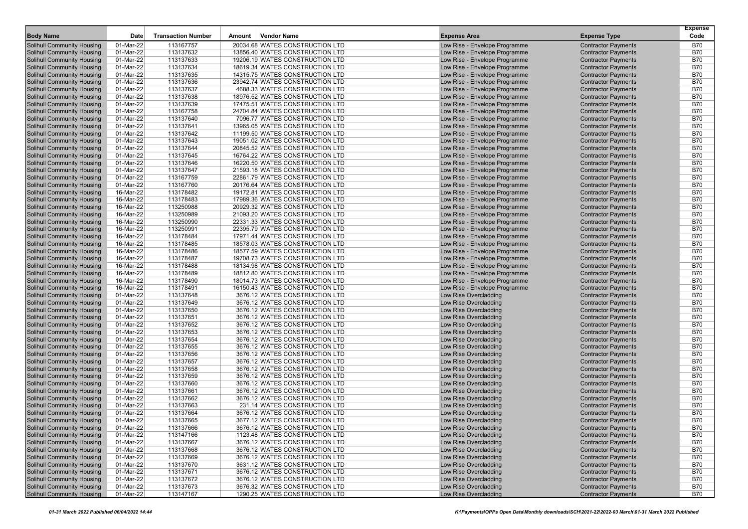| Body Name | Date | Transaction Number | Amount | Vendor Name | Expense Area | Expense Type | Expense Code |
|---|---|---|---|---|---|---|---|
| Solihull Community Housing | 01-Mar-22 | 113167757 | 20034.68 | WATES CONSTRUCTION LTD | Low Rise - Envelope Programme | Contractor Payments | B70 |
| Solihull Community Housing | 01-Mar-22 | 113137632 | 13856.40 | WATES CONSTRUCTION LTD | Low Rise - Envelope Programme | Contractor Payments | B70 |
| Solihull Community Housing | 01-Mar-22 | 113137633 | 19206.19 | WATES CONSTRUCTION LTD | Low Rise - Envelope Programme | Contractor Payments | B70 |
| Solihull Community Housing | 01-Mar-22 | 113137634 | 18619.34 | WATES CONSTRUCTION LTD | Low Rise - Envelope Programme | Contractor Payments | B70 |
| Solihull Community Housing | 01-Mar-22 | 113137635 | 14315.75 | WATES CONSTRUCTION LTD | Low Rise - Envelope Programme | Contractor Payments | B70 |
| Solihull Community Housing | 01-Mar-22 | 113137636 | 23942.74 | WATES CONSTRUCTION LTD | Low Rise - Envelope Programme | Contractor Payments | B70 |
| Solihull Community Housing | 01-Mar-22 | 113137637 | 4688.33 | WATES CONSTRUCTION LTD | Low Rise - Envelope Programme | Contractor Payments | B70 |
| Solihull Community Housing | 01-Mar-22 | 113137638 | 18976.52 | WATES CONSTRUCTION LTD | Low Rise - Envelope Programme | Contractor Payments | B70 |
| Solihull Community Housing | 01-Mar-22 | 113137639 | 17475.51 | WATES CONSTRUCTION LTD | Low Rise - Envelope Programme | Contractor Payments | B70 |
| Solihull Community Housing | 01-Mar-22 | 113167758 | 24704.84 | WATES CONSTRUCTION LTD | Low Rise - Envelope Programme | Contractor Payments | B70 |
| Solihull Community Housing | 01-Mar-22 | 113137640 | 7096.77 | WATES CONSTRUCTION LTD | Low Rise - Envelope Programme | Contractor Payments | B70 |
| Solihull Community Housing | 01-Mar-22 | 113137641 | 13965.05 | WATES CONSTRUCTION LTD | Low Rise - Envelope Programme | Contractor Payments | B70 |
| Solihull Community Housing | 01-Mar-22 | 113137642 | 11199.50 | WATES CONSTRUCTION LTD | Low Rise - Envelope Programme | Contractor Payments | B70 |
| Solihull Community Housing | 01-Mar-22 | 113137643 | 19051.02 | WATES CONSTRUCTION LTD | Low Rise - Envelope Programme | Contractor Payments | B70 |
| Solihull Community Housing | 01-Mar-22 | 113137644 | 20845.52 | WATES CONSTRUCTION LTD | Low Rise - Envelope Programme | Contractor Payments | B70 |
| Solihull Community Housing | 01-Mar-22 | 113137645 | 16764.22 | WATES CONSTRUCTION LTD | Low Rise - Envelope Programme | Contractor Payments | B70 |
| Solihull Community Housing | 01-Mar-22 | 113137646 | 16220.50 | WATES CONSTRUCTION LTD | Low Rise - Envelope Programme | Contractor Payments | B70 |
| Solihull Community Housing | 01-Mar-22 | 113137647 | 21593.18 | WATES CONSTRUCTION LTD | Low Rise - Envelope Programme | Contractor Payments | B70 |
| Solihull Community Housing | 01-Mar-22 | 113167759 | 22861.79 | WATES CONSTRUCTION LTD | Low Rise - Envelope Programme | Contractor Payments | B70 |
| Solihull Community Housing | 01-Mar-22 | 113167760 | 20176.64 | WATES CONSTRUCTION LTD | Low Rise - Envelope Programme | Contractor Payments | B70 |
| Solihull Community Housing | 16-Mar-22 | 113178482 | 19172.81 | WATES CONSTRUCTION LTD | Low Rise - Envelope Programme | Contractor Payments | B70 |
| Solihull Community Housing | 16-Mar-22 | 113178483 | 17989.36 | WATES CONSTRUCTION LTD | Low Rise - Envelope Programme | Contractor Payments | B70 |
| Solihull Community Housing | 16-Mar-22 | 113250988 | 20929.32 | WATES CONSTRUCTION LTD | Low Rise - Envelope Programme | Contractor Payments | B70 |
| Solihull Community Housing | 16-Mar-22 | 113250989 | 21093.20 | WATES CONSTRUCTION LTD | Low Rise - Envelope Programme | Contractor Payments | B70 |
| Solihull Community Housing | 16-Mar-22 | 113250990 | 22331.33 | WATES CONSTRUCTION LTD | Low Rise - Envelope Programme | Contractor Payments | B70 |
| Solihull Community Housing | 16-Mar-22 | 113250991 | 22395.79 | WATES CONSTRUCTION LTD | Low Rise - Envelope Programme | Contractor Payments | B70 |
| Solihull Community Housing | 16-Mar-22 | 113178484 | 17971.44 | WATES CONSTRUCTION LTD | Low Rise - Envelope Programme | Contractor Payments | B70 |
| Solihull Community Housing | 16-Mar-22 | 113178485 | 18578.03 | WATES CONSTRUCTION LTD | Low Rise - Envelope Programme | Contractor Payments | B70 |
| Solihull Community Housing | 16-Mar-22 | 113178486 | 18577.59 | WATES CONSTRUCTION LTD | Low Rise - Envelope Programme | Contractor Payments | B70 |
| Solihull Community Housing | 16-Mar-22 | 113178487 | 19708.73 | WATES CONSTRUCTION LTD | Low Rise - Envelope Programme | Contractor Payments | B70 |
| Solihull Community Housing | 16-Mar-22 | 113178488 | 18134.98 | WATES CONSTRUCTION LTD | Low Rise - Envelope Programme | Contractor Payments | B70 |
| Solihull Community Housing | 16-Mar-22 | 113178489 | 18812.80 | WATES CONSTRUCTION LTD | Low Rise - Envelope Programme | Contractor Payments | B70 |
| Solihull Community Housing | 16-Mar-22 | 113178490 | 18014.73 | WATES CONSTRUCTION LTD | Low Rise - Envelope Programme | Contractor Payments | B70 |
| Solihull Community Housing | 16-Mar-22 | 113178491 | 16150.43 | WATES CONSTRUCTION LTD | Low Rise - Envelope Programme | Contractor Payments | B70 |
| Solihull Community Housing | 01-Mar-22 | 113137648 | 3676.12 | WATES CONSTRUCTION LTD | Low Rise Overcladding | Contractor Payments | B70 |
| Solihull Community Housing | 01-Mar-22 | 113137649 | 3676.12 | WATES CONSTRUCTION LTD | Low Rise Overcladding | Contractor Payments | B70 |
| Solihull Community Housing | 01-Mar-22 | 113137650 | 3676.12 | WATES CONSTRUCTION LTD | Low Rise Overcladding | Contractor Payments | B70 |
| Solihull Community Housing | 01-Mar-22 | 113137651 | 3676.12 | WATES CONSTRUCTION LTD | Low Rise Overcladding | Contractor Payments | B70 |
| Solihull Community Housing | 01-Mar-22 | 113137652 | 3676.12 | WATES CONSTRUCTION LTD | Low Rise Overcladding | Contractor Payments | B70 |
| Solihull Community Housing | 01-Mar-22 | 113137653 | 3676.12 | WATES CONSTRUCTION LTD | Low Rise Overcladding | Contractor Payments | B70 |
| Solihull Community Housing | 01-Mar-22 | 113137654 | 3676.12 | WATES CONSTRUCTION LTD | Low Rise Overcladding | Contractor Payments | B70 |
| Solihull Community Housing | 01-Mar-22 | 113137655 | 3676.12 | WATES CONSTRUCTION LTD | Low Rise Overcladding | Contractor Payments | B70 |
| Solihull Community Housing | 01-Mar-22 | 113137656 | 3676.12 | WATES CONSTRUCTION LTD | Low Rise Overcladding | Contractor Payments | B70 |
| Solihull Community Housing | 01-Mar-22 | 113137657 | 3676.12 | WATES CONSTRUCTION LTD | Low Rise Overcladding | Contractor Payments | B70 |
| Solihull Community Housing | 01-Mar-22 | 113137658 | 3676.12 | WATES CONSTRUCTION LTD | Low Rise Overcladding | Contractor Payments | B70 |
| Solihull Community Housing | 01-Mar-22 | 113137659 | 3676.12 | WATES CONSTRUCTION LTD | Low Rise Overcladding | Contractor Payments | B70 |
| Solihull Community Housing | 01-Mar-22 | 113137660 | 3676.12 | WATES CONSTRUCTION LTD | Low Rise Overcladding | Contractor Payments | B70 |
| Solihull Community Housing | 01-Mar-22 | 113137661 | 3676.12 | WATES CONSTRUCTION LTD | Low Rise Overcladding | Contractor Payments | B70 |
| Solihull Community Housing | 01-Mar-22 | 113137662 | 3676.12 | WATES CONSTRUCTION LTD | Low Rise Overcladding | Contractor Payments | B70 |
| Solihull Community Housing | 01-Mar-22 | 113137663 | 231.14 | WATES CONSTRUCTION LTD | Low Rise Overcladding | Contractor Payments | B70 |
| Solihull Community Housing | 01-Mar-22 | 113137664 | 3676.12 | WATES CONSTRUCTION LTD | Low Rise Overcladding | Contractor Payments | B70 |
| Solihull Community Housing | 01-Mar-22 | 113137665 | 3677.12 | WATES CONSTRUCTION LTD | Low Rise Overcladding | Contractor Payments | B70 |
| Solihull Community Housing | 01-Mar-22 | 113137666 | 3676.12 | WATES CONSTRUCTION LTD | Low Rise Overcladding | Contractor Payments | B70 |
| Solihull Community Housing | 01-Mar-22 | 113147166 | 1123.48 | WATES CONSTRUCTION LTD | Low Rise Overcladding | Contractor Payments | B70 |
| Solihull Community Housing | 01-Mar-22 | 113137667 | 3676.12 | WATES CONSTRUCTION LTD | Low Rise Overcladding | Contractor Payments | B70 |
| Solihull Community Housing | 01-Mar-22 | 113137668 | 3676.12 | WATES CONSTRUCTION LTD | Low Rise Overcladding | Contractor Payments | B70 |
| Solihull Community Housing | 01-Mar-22 | 113137669 | 3676.12 | WATES CONSTRUCTION LTD | Low Rise Overcladding | Contractor Payments | B70 |
| Solihull Community Housing | 01-Mar-22 | 113137670 | 3631.12 | WATES CONSTRUCTION LTD | Low Rise Overcladding | Contractor Payments | B70 |
| Solihull Community Housing | 01-Mar-22 | 113137671 | 3676.12 | WATES CONSTRUCTION LTD | Low Rise Overcladding | Contractor Payments | B70 |
| Solihull Community Housing | 01-Mar-22 | 113137672 | 3676.12 | WATES CONSTRUCTION LTD | Low Rise Overcladding | Contractor Payments | B70 |
| Solihull Community Housing | 01-Mar-22 | 113137673 | 3676.32 | WATES CONSTRUCTION LTD | Low Rise Overcladding | Contractor Payments | B70 |
| Solihull Community Housing | 01-Mar-22 | 113147167 | 1290.25 | WATES CONSTRUCTION LTD | Low Rise Overcladding | Contractor Payments | B70 |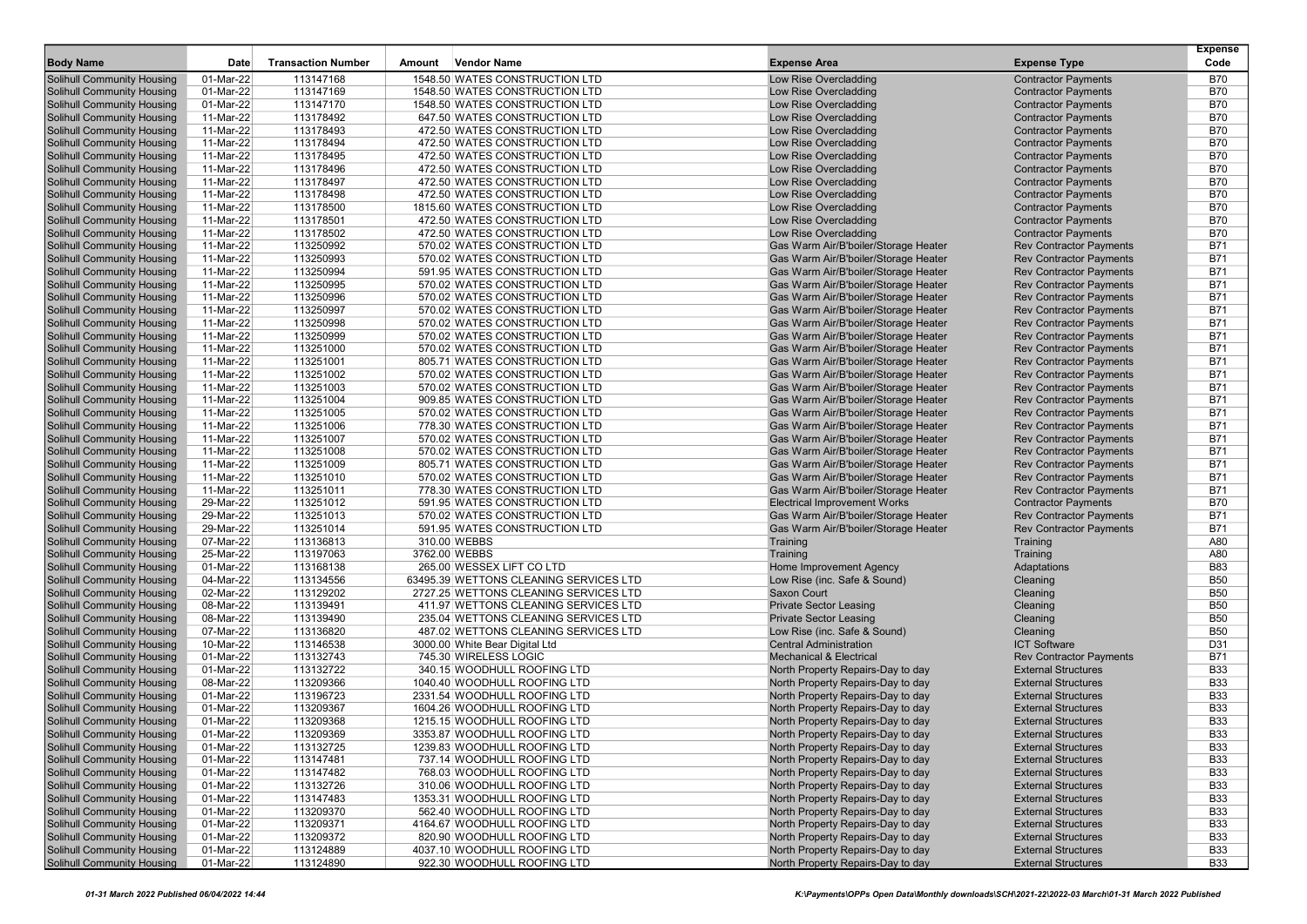| Body Name | Date | Transaction Number | Amount | Vendor Name | Expense Area | Expense Type | Expense Code |
|---|---|---|---|---|---|---|---|
| Solihull Community Housing | 01-Mar-22 | 113147168 | 1548.50 | WATES CONSTRUCTION LTD | Low Rise Overcladding | Contractor Payments | B70 |
| Solihull Community Housing | 01-Mar-22 | 113147169 | 1548.50 | WATES CONSTRUCTION LTD | Low Rise Overcladding | Contractor Payments | B70 |
| Solihull Community Housing | 01-Mar-22 | 113147170 | 1548.50 | WATES CONSTRUCTION LTD | Low Rise Overcladding | Contractor Payments | B70 |
| Solihull Community Housing | 11-Mar-22 | 113178492 | 647.50 | WATES CONSTRUCTION LTD | Low Rise Overcladding | Contractor Payments | B70 |
| Solihull Community Housing | 11-Mar-22 | 113178493 | 472.50 | WATES CONSTRUCTION LTD | Low Rise Overcladding | Contractor Payments | B70 |
| Solihull Community Housing | 11-Mar-22 | 113178494 | 472.50 | WATES CONSTRUCTION LTD | Low Rise Overcladding | Contractor Payments | B70 |
| Solihull Community Housing | 11-Mar-22 | 113178495 | 472.50 | WATES CONSTRUCTION LTD | Low Rise Overcladding | Contractor Payments | B70 |
| Solihull Community Housing | 11-Mar-22 | 113178496 | 472.50 | WATES CONSTRUCTION LTD | Low Rise Overcladding | Contractor Payments | B70 |
| Solihull Community Housing | 11-Mar-22 | 113178497 | 472.50 | WATES CONSTRUCTION LTD | Low Rise Overcladding | Contractor Payments | B70 |
| Solihull Community Housing | 11-Mar-22 | 113178498 | 472.50 | WATES CONSTRUCTION LTD | Low Rise Overcladding | Contractor Payments | B70 |
| Solihull Community Housing | 11-Mar-22 | 113178500 | 1815.60 | WATES CONSTRUCTION LTD | Low Rise Overcladding | Contractor Payments | B70 |
| Solihull Community Housing | 11-Mar-22 | 113178501 | 472.50 | WATES CONSTRUCTION LTD | Low Rise Overcladding | Contractor Payments | B70 |
| Solihull Community Housing | 11-Mar-22 | 113178502 | 472.50 | WATES CONSTRUCTION LTD | Low Rise Overcladding | Contractor Payments | B70 |
| Solihull Community Housing | 11-Mar-22 | 113250992 | 570.02 | WATES CONSTRUCTION LTD | Gas Warm Air/B'boiler/Storage Heater | Rev Contractor Payments | B71 |
| Solihull Community Housing | 11-Mar-22 | 113250993 | 570.02 | WATES CONSTRUCTION LTD | Gas Warm Air/B'boiler/Storage Heater | Rev Contractor Payments | B71 |
| Solihull Community Housing | 11-Mar-22 | 113250994 | 591.95 | WATES CONSTRUCTION LTD | Gas Warm Air/B'boiler/Storage Heater | Rev Contractor Payments | B71 |
| Solihull Community Housing | 11-Mar-22 | 113250995 | 570.02 | WATES CONSTRUCTION LTD | Gas Warm Air/B'boiler/Storage Heater | Rev Contractor Payments | B71 |
| Solihull Community Housing | 11-Mar-22 | 113250996 | 570.02 | WATES CONSTRUCTION LTD | Gas Warm Air/B'boiler/Storage Heater | Rev Contractor Payments | B71 |
| Solihull Community Housing | 11-Mar-22 | 113250997 | 570.02 | WATES CONSTRUCTION LTD | Gas Warm Air/B'boiler/Storage Heater | Rev Contractor Payments | B71 |
| Solihull Community Housing | 11-Mar-22 | 113250998 | 570.02 | WATES CONSTRUCTION LTD | Gas Warm Air/B'boiler/Storage Heater | Rev Contractor Payments | B71 |
| Solihull Community Housing | 11-Mar-22 | 113250999 | 570.02 | WATES CONSTRUCTION LTD | Gas Warm Air/B'boiler/Storage Heater | Rev Contractor Payments | B71 |
| Solihull Community Housing | 11-Mar-22 | 113251000 | 570.02 | WATES CONSTRUCTION LTD | Gas Warm Air/B'boiler/Storage Heater | Rev Contractor Payments | B71 |
| Solihull Community Housing | 11-Mar-22 | 113251001 | 805.71 | WATES CONSTRUCTION LTD | Gas Warm Air/B'boiler/Storage Heater | Rev Contractor Payments | B71 |
| Solihull Community Housing | 11-Mar-22 | 113251002 | 570.02 | WATES CONSTRUCTION LTD | Gas Warm Air/B'boiler/Storage Heater | Rev Contractor Payments | B71 |
| Solihull Community Housing | 11-Mar-22 | 113251003 | 570.02 | WATES CONSTRUCTION LTD | Gas Warm Air/B'boiler/Storage Heater | Rev Contractor Payments | B71 |
| Solihull Community Housing | 11-Mar-22 | 113251004 | 909.85 | WATES CONSTRUCTION LTD | Gas Warm Air/B'boiler/Storage Heater | Rev Contractor Payments | B71 |
| Solihull Community Housing | 11-Mar-22 | 113251005 | 570.02 | WATES CONSTRUCTION LTD | Gas Warm Air/B'boiler/Storage Heater | Rev Contractor Payments | B71 |
| Solihull Community Housing | 11-Mar-22 | 113251006 | 778.30 | WATES CONSTRUCTION LTD | Gas Warm Air/B'boiler/Storage Heater | Rev Contractor Payments | B71 |
| Solihull Community Housing | 11-Mar-22 | 113251007 | 570.02 | WATES CONSTRUCTION LTD | Gas Warm Air/B'boiler/Storage Heater | Rev Contractor Payments | B71 |
| Solihull Community Housing | 11-Mar-22 | 113251008 | 570.02 | WATES CONSTRUCTION LTD | Gas Warm Air/B'boiler/Storage Heater | Rev Contractor Payments | B71 |
| Solihull Community Housing | 11-Mar-22 | 113251009 | 805.71 | WATES CONSTRUCTION LTD | Gas Warm Air/B'boiler/Storage Heater | Rev Contractor Payments | B71 |
| Solihull Community Housing | 11-Mar-22 | 113251010 | 570.02 | WATES CONSTRUCTION LTD | Gas Warm Air/B'boiler/Storage Heater | Rev Contractor Payments | B71 |
| Solihull Community Housing | 11-Mar-22 | 113251011 | 778.30 | WATES CONSTRUCTION LTD | Gas Warm Air/B'boiler/Storage Heater | Rev Contractor Payments | B71 |
| Solihull Community Housing | 29-Mar-22 | 113251012 | 591.95 | WATES CONSTRUCTION LTD | Electrical Improvement Works | Contractor Payments | B70 |
| Solihull Community Housing | 29-Mar-22 | 113251013 | 570.02 | WATES CONSTRUCTION LTD | Gas Warm Air/B'boiler/Storage Heater | Rev Contractor Payments | B71 |
| Solihull Community Housing | 29-Mar-22 | 113251014 | 591.95 | WATES CONSTRUCTION LTD | Gas Warm Air/B'boiler/Storage Heater | Rev Contractor Payments | B71 |
| Solihull Community Housing | 07-Mar-22 | 113136813 | 310.00 | WEBBS | Training | Training | A80 |
| Solihull Community Housing | 25-Mar-22 | 113197063 | 3762.00 | WEBBS | Training | Training | A80 |
| Solihull Community Housing | 01-Mar-22 | 113168138 | 265.00 | WESSEX LIFT CO LTD | Home Improvement Agency | Adaptations | B83 |
| Solihull Community Housing | 04-Mar-22 | 113134556 | 63495.39 | WETTONS CLEANING SERVICES LTD | Low Rise (inc. Safe & Sound) | Cleaning | B50 |
| Solihull Community Housing | 02-Mar-22 | 113129202 | 2727.25 | WETTONS CLEANING SERVICES LTD | Saxon Court | Cleaning | B50 |
| Solihull Community Housing | 08-Mar-22 | 113139491 | 411.97 | WETTONS CLEANING SERVICES LTD | Private Sector Leasing | Cleaning | B50 |
| Solihull Community Housing | 08-Mar-22 | 113139490 | 235.04 | WETTONS CLEANING SERVICES LTD | Private Sector Leasing | Cleaning | B50 |
| Solihull Community Housing | 07-Mar-22 | 113136820 | 487.02 | WETTONS CLEANING SERVICES LTD | Low Rise (inc. Safe & Sound) | Cleaning | B50 |
| Solihull Community Housing | 10-Mar-22 | 113146538 | 3000.00 | White Bear Digital Ltd | Central Administration | ICT Software | D31 |
| Solihull Community Housing | 01-Mar-22 | 113132743 | 745.30 | WIRELESS LOGIC | Mechanical & Electrical | Rev Contractor Payments | B71 |
| Solihull Community Housing | 01-Mar-22 | 113132722 | 340.15 | WOODHULL ROOFING LTD | North Property Repairs-Day to day | External Structures | B33 |
| Solihull Community Housing | 08-Mar-22 | 113209366 | 1040.40 | WOODHULL ROOFING LTD | North Property Repairs-Day to day | External Structures | B33 |
| Solihull Community Housing | 01-Mar-22 | 113196723 | 2331.54 | WOODHULL ROOFING LTD | North Property Repairs-Day to day | External Structures | B33 |
| Solihull Community Housing | 01-Mar-22 | 113209367 | 1604.26 | WOODHULL ROOFING LTD | North Property Repairs-Day to day | External Structures | B33 |
| Solihull Community Housing | 01-Mar-22 | 113209368 | 1215.15 | WOODHULL ROOFING LTD | North Property Repairs-Day to day | External Structures | B33 |
| Solihull Community Housing | 01-Mar-22 | 113209369 | 3353.87 | WOODHULL ROOFING LTD | North Property Repairs-Day to day | External Structures | B33 |
| Solihull Community Housing | 01-Mar-22 | 113132725 | 1239.83 | WOODHULL ROOFING LTD | North Property Repairs-Day to day | External Structures | B33 |
| Solihull Community Housing | 01-Mar-22 | 113147481 | 737.14 | WOODHULL ROOFING LTD | North Property Repairs-Day to day | External Structures | B33 |
| Solihull Community Housing | 01-Mar-22 | 113147482 | 768.03 | WOODHULL ROOFING LTD | North Property Repairs-Day to day | External Structures | B33 |
| Solihull Community Housing | 01-Mar-22 | 113132726 | 310.06 | WOODHULL ROOFING LTD | North Property Repairs-Day to day | External Structures | B33 |
| Solihull Community Housing | 01-Mar-22 | 113147483 | 1353.31 | WOODHULL ROOFING LTD | North Property Repairs-Day to day | External Structures | B33 |
| Solihull Community Housing | 01-Mar-22 | 113209370 | 562.40 | WOODHULL ROOFING LTD | North Property Repairs-Day to day | External Structures | B33 |
| Solihull Community Housing | 01-Mar-22 | 113209371 | 4164.67 | WOODHULL ROOFING LTD | North Property Repairs-Day to day | External Structures | B33 |
| Solihull Community Housing | 01-Mar-22 | 113209372 | 820.90 | WOODHULL ROOFING LTD | North Property Repairs-Day to day | External Structures | B33 |
| Solihull Community Housing | 01-Mar-22 | 113124889 | 4037.10 | WOODHULL ROOFING LTD | North Property Repairs-Day to day | External Structures | B33 |
| Solihull Community Housing | 01-Mar-22 | 113124890 | 922.30 | WOODHULL ROOFING LTD | North Property Repairs-Day to day | External Structures | B33 |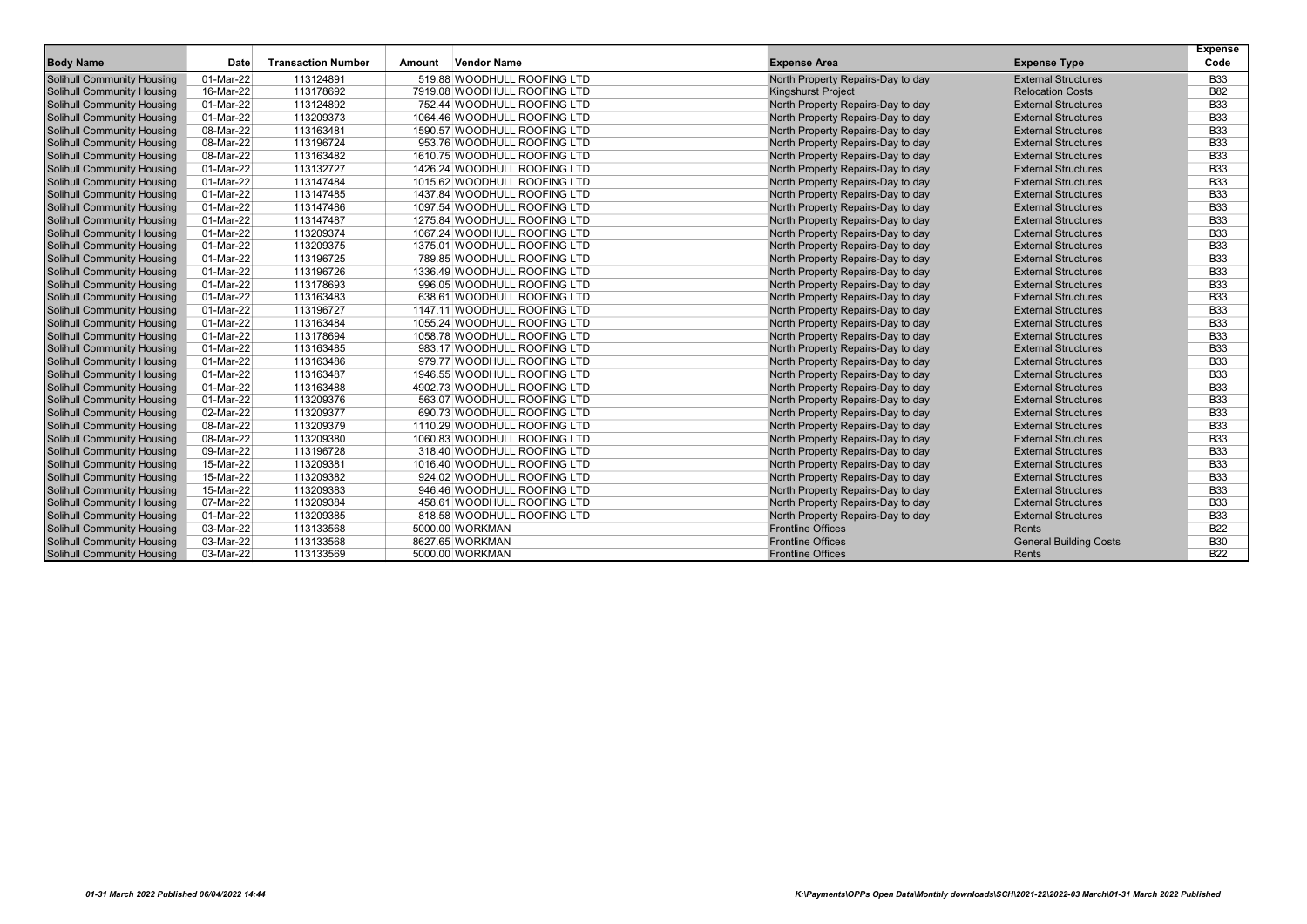| Body Name | Date | Transaction Number | Amount | Vendor Name | Expense Area | Expense Type | Expense Code |
|---|---|---|---|---|---|---|---|
| Solihull Community Housing | 01-Mar-22 | 113124891 | 519.88 | WOODHULL ROOFING LTD | North Property Repairs-Day to day | External Structures | B33 |
| Solihull Community Housing | 16-Mar-22 | 113178692 | 7919.08 | WOODHULL ROOFING LTD | Kingshurst Project | Relocation Costs | B82 |
| Solihull Community Housing | 01-Mar-22 | 113124892 | 752.44 | WOODHULL ROOFING LTD | North Property Repairs-Day to day | External Structures | B33 |
| Solihull Community Housing | 01-Mar-22 | 113209373 | 1064.46 | WOODHULL ROOFING LTD | North Property Repairs-Day to day | External Structures | B33 |
| Solihull Community Housing | 08-Mar-22 | 113163481 | 1590.57 | WOODHULL ROOFING LTD | North Property Repairs-Day to day | External Structures | B33 |
| Solihull Community Housing | 08-Mar-22 | 113196724 | 953.76 | WOODHULL ROOFING LTD | North Property Repairs-Day to day | External Structures | B33 |
| Solihull Community Housing | 08-Mar-22 | 113163482 | 1610.75 | WOODHULL ROOFING LTD | North Property Repairs-Day to day | External Structures | B33 |
| Solihull Community Housing | 01-Mar-22 | 113132727 | 1426.24 | WOODHULL ROOFING LTD | North Property Repairs-Day to day | External Structures | B33 |
| Solihull Community Housing | 01-Mar-22 | 113147484 | 1015.62 | WOODHULL ROOFING LTD | North Property Repairs-Day to day | External Structures | B33 |
| Solihull Community Housing | 01-Mar-22 | 113147485 | 1437.84 | WOODHULL ROOFING LTD | North Property Repairs-Day to day | External Structures | B33 |
| Solihull Community Housing | 01-Mar-22 | 113147486 | 1097.54 | WOODHULL ROOFING LTD | North Property Repairs-Day to day | External Structures | B33 |
| Solihull Community Housing | 01-Mar-22 | 113147487 | 1275.84 | WOODHULL ROOFING LTD | North Property Repairs-Day to day | External Structures | B33 |
| Solihull Community Housing | 01-Mar-22 | 113209374 | 1067.24 | WOODHULL ROOFING LTD | North Property Repairs-Day to day | External Structures | B33 |
| Solihull Community Housing | 01-Mar-22 | 113209375 | 1375.01 | WOODHULL ROOFING LTD | North Property Repairs-Day to day | External Structures | B33 |
| Solihull Community Housing | 01-Mar-22 | 113196725 | 789.85 | WOODHULL ROOFING LTD | North Property Repairs-Day to day | External Structures | B33 |
| Solihull Community Housing | 01-Mar-22 | 113196726 | 1336.49 | WOODHULL ROOFING LTD | North Property Repairs-Day to day | External Structures | B33 |
| Solihull Community Housing | 01-Mar-22 | 113178693 | 996.05 | WOODHULL ROOFING LTD | North Property Repairs-Day to day | External Structures | B33 |
| Solihull Community Housing | 01-Mar-22 | 113163483 | 638.61 | WOODHULL ROOFING LTD | North Property Repairs-Day to day | External Structures | B33 |
| Solihull Community Housing | 01-Mar-22 | 113196727 | 1147.11 | WOODHULL ROOFING LTD | North Property Repairs-Day to day | External Structures | B33 |
| Solihull Community Housing | 01-Mar-22 | 113163484 | 1055.24 | WOODHULL ROOFING LTD | North Property Repairs-Day to day | External Structures | B33 |
| Solihull Community Housing | 01-Mar-22 | 113178694 | 1058.78 | WOODHULL ROOFING LTD | North Property Repairs-Day to day | External Structures | B33 |
| Solihull Community Housing | 01-Mar-22 | 113163485 | 983.17 | WOODHULL ROOFING LTD | North Property Repairs-Day to day | External Structures | B33 |
| Solihull Community Housing | 01-Mar-22 | 113163486 | 979.77 | WOODHULL ROOFING LTD | North Property Repairs-Day to day | External Structures | B33 |
| Solihull Community Housing | 01-Mar-22 | 113163487 | 1946.55 | WOODHULL ROOFING LTD | North Property Repairs-Day to day | External Structures | B33 |
| Solihull Community Housing | 01-Mar-22 | 113163488 | 4902.73 | WOODHULL ROOFING LTD | North Property Repairs-Day to day | External Structures | B33 |
| Solihull Community Housing | 01-Mar-22 | 113209376 | 563.07 | WOODHULL ROOFING LTD | North Property Repairs-Day to day | External Structures | B33 |
| Solihull Community Housing | 02-Mar-22 | 113209377 | 690.73 | WOODHULL ROOFING LTD | North Property Repairs-Day to day | External Structures | B33 |
| Solihull Community Housing | 08-Mar-22 | 113209379 | 1110.29 | WOODHULL ROOFING LTD | North Property Repairs-Day to day | External Structures | B33 |
| Solihull Community Housing | 08-Mar-22 | 113209380 | 1060.83 | WOODHULL ROOFING LTD | North Property Repairs-Day to day | External Structures | B33 |
| Solihull Community Housing | 09-Mar-22 | 113196728 | 318.40 | WOODHULL ROOFING LTD | North Property Repairs-Day to day | External Structures | B33 |
| Solihull Community Housing | 15-Mar-22 | 113209381 | 1016.40 | WOODHULL ROOFING LTD | North Property Repairs-Day to day | External Structures | B33 |
| Solihull Community Housing | 15-Mar-22 | 113209382 | 924.02 | WOODHULL ROOFING LTD | North Property Repairs-Day to day | External Structures | B33 |
| Solihull Community Housing | 15-Mar-22 | 113209383 | 946.46 | WOODHULL ROOFING LTD | North Property Repairs-Day to day | External Structures | B33 |
| Solihull Community Housing | 07-Mar-22 | 113209384 | 458.61 | WOODHULL ROOFING LTD | North Property Repairs-Day to day | External Structures | B33 |
| Solihull Community Housing | 01-Mar-22 | 113209385 | 818.58 | WOODHULL ROOFING LTD | North Property Repairs-Day to day | External Structures | B33 |
| Solihull Community Housing | 03-Mar-22 | 113133568 | 5000.00 | WORKMAN | Frontline Offices | Rents | B22 |
| Solihull Community Housing | 03-Mar-22 | 113133568 | 8627.65 | WORKMAN | Frontline Offices | General Building Costs | B30 |
| Solihull Community Housing | 03-Mar-22 | 113133569 | 5000.00 | WORKMAN | Frontline Offices | Rents | B22 |